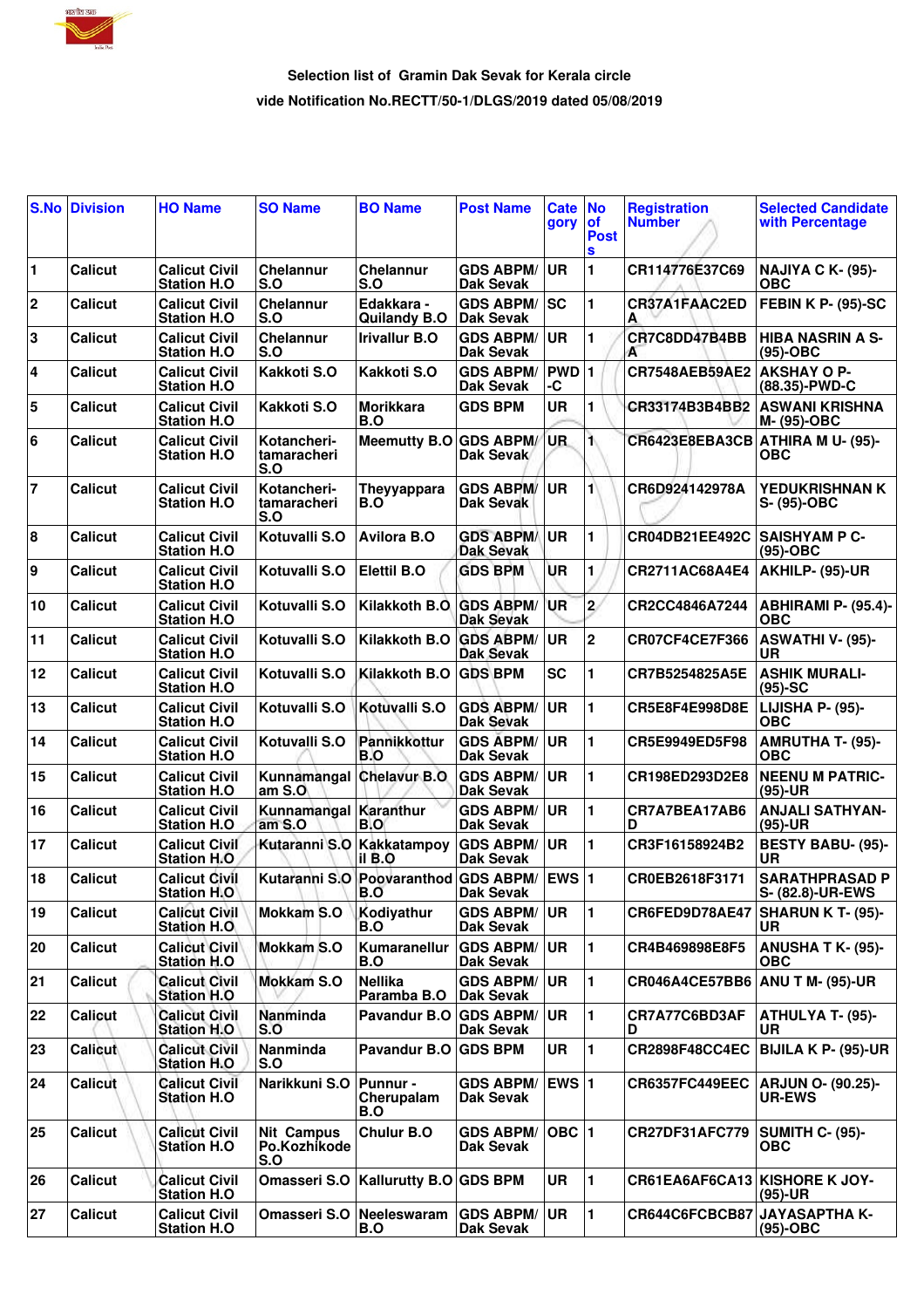Selection list of Gramin Dak Sevak for Kerala circle

vide Notification No.RECTT/50-1/DLGS/2019 dated 05/08/2019

| S.No | Division | HO Name | SO Name | BO Name | Post Name | Category | No of Posts | Registration Number | Selected Candidate with Percentage |
|---|---|---|---|---|---|---|---|---|---|
| 1 | Calicut | Calicut Civil Station H.O | Chelannur S.O | Chelannur S.O | GDS ABPM/ Dak Sevak | UR | 1 | CR114776E37C69 | NAJIYA C K- (95)-OBC |
| 2 | Calicut | Calicut Civil Station H.O | Chelannur S.O | Edakkara - Quilandy B.O | GDS ABPM/ Dak Sevak | SC | 1 | CR37A1FAAC2EDA | FEBIN K P- (95)-SC |
| 3 | Calicut | Calicut Civil Station H.O | Chelannur S.O | Irivallur B.O | GDS ABPM/ Dak Sevak | UR | 1 | CR7C8DD47B4BBA | HIBA NASRIN A S- (95)-OBC |
| 4 | Calicut | Calicut Civil Station H.O | Kakkoti S.O | Kakkoti S.O | GDS ABPM/ Dak Sevak | PWD-C | 1 | CR7548AEB59AE2 | AKSHAY O P- (88.35)-PWD-C |
| 5 | Calicut | Calicut Civil Station H.O | Kakkoti S.O | Morikkara B.O | GDS BPM | UR | 1 | CR33174B3B4BB2 | ASWANI KRISHNA M- (95)-OBC |
| 6 | Calicut | Calicut Civil Station H.O | Kotancheri-tamaracheri S.O | Meemutty B.O | GDS ABPM/ Dak Sevak | UR | 1 | CR6423E8EBA3CB | ATHIRA M U- (95)-OBC |
| 7 | Calicut | Calicut Civil Station H.O | Kotancheri-tamaracheri S.O | Theyyappara B.O | GDS ABPM/ Dak Sevak | UR | 1 | CR6D924142978A | YEDUKRISHNAN K S- (95)-OBC |
| 8 | Calicut | Calicut Civil Station H.O | Kotuvalli S.O | Avilora B.O | GDS ABPM/ Dak Sevak | UR | 1 | CR04DB21EE492C | SAISHYAM P C- (95)-OBC |
| 9 | Calicut | Calicut Civil Station H.O | Kotuvalli S.O | Elettil B.O | GDS BPM | UR | 1 | CR2711AC68A4E4 | AKHILP- (95)-UR |
| 10 | Calicut | Calicut Civil Station H.O | Kotuvalli S.O | Kilakkoth B.O | GDS ABPM/ Dak Sevak | UR | 2 | CR2CC4846A7244 | ABHIRAMI P- (95.4)-OBC |
| 11 | Calicut | Calicut Civil Station H.O | Kotuvalli S.O | Kilakkoth B.O | GDS ABPM/ Dak Sevak | UR | 2 | CR07CF4CE7F366 | ASWATHI V- (95)-UR |
| 12 | Calicut | Calicut Civil Station H.O | Kotuvalli S.O | Kilakkoth B.O | GDS BPM | SC | 1 | CR7B5254825A5E | ASHIK MURALI- (95)-SC |
| 13 | Calicut | Calicut Civil Station H.O | Kotuvalli S.O | Kotuvalli S.O | GDS ABPM/ Dak Sevak | UR | 1 | CR5E8F4E998D8E | LIJISHA P- (95)-OBC |
| 14 | Calicut | Calicut Civil Station H.O | Kotuvalli S.O | Pannikkottur B.O | GDS ABPM/ Dak Sevak | UR | 1 | CR5E9949ED5F98 | AMRUTHA T- (95)-OBC |
| 15 | Calicut | Calicut Civil Station H.O | Kunnamangalam S.O | Chelavur B.O | GDS ABPM/ Dak Sevak | UR | 1 | CR198ED293D2E8 | NEENU M PATRIC- (95)-UR |
| 16 | Calicut | Calicut Civil Station H.O | Kunnamangalam S.O | Karanthur B.O | GDS ABPM/ Dak Sevak | UR | 1 | CR7A7BEA17AB6D | ANJALI SATHYAN- (95)-UR |
| 17 | Calicut | Calicut Civil Station H.O | Kutaranni S.O | Kakkatampoyil B.O | GDS ABPM/ Dak Sevak | UR | 1 | CR3F16158924B2 | BESTY BABU- (95)-UR |
| 18 | Calicut | Calicut Civil Station H.O | Kutaranni S.O | Poovaranthod B.O | GDS ABPM/ Dak Sevak | EWS | 1 | CR0EB2618F3171 | SARATHPRASAD P S- (82.8)-UR-EWS |
| 19 | Calicut | Calicut Civil Station H.O | Mokkam S.O | Kodiyathur B.O | GDS ABPM/ Dak Sevak | UR | 1 | CR6FED9D78AE47 | SHARUN K T- (95)-UR |
| 20 | Calicut | Calicut Civil Station H.O | Mokkam S.O | Kumaranellur B.O | GDS ABPM/ Dak Sevak | UR | 1 | CR4B469898E8F5 | ANUSHA T K- (95)-OBC |
| 21 | Calicut | Calicut Civil Station H.O | Mokkam S.O | Nellika Paramba B.O | GDS ABPM/ Dak Sevak | UR | 1 | CR046A4CE57BB6 | ANU T M- (95)-UR |
| 22 | Calicut | Calicut Civil Station H.O | Nanminda S.O | Pavandur B.O | GDS ABPM/ Dak Sevak | UR | 1 | CR7A77C6BD3AFD | ATHULYA T- (95)-UR |
| 23 | Calicut | Calicut Civil Station H.O | Nanminda S.O | Pavandur B.O | GDS BPM | UR | 1 | CR2898F48CC4EC | BIJILA K P- (95)-UR |
| 24 | Calicut | Calicut Civil Station H.O | Narikkuni S.O | Punnur - Cherupalam B.O | GDS ABPM/ Dak Sevak | EWS | 1 | CR6357FC449EEC | ARJUN O- (90.25)-UR-EWS |
| 25 | Calicut | Calicut Civil Station H.O | Nit Campus Po.Kozhikode S.O | Chulur B.O | GDS ABPM/ Dak Sevak | OBC | 1 | CR27DF31AFC779 | SUMITH C- (95)-OBC |
| 26 | Calicut | Calicut Civil Station H.O | Omasseri S.O | Kallurutty B.O | GDS BPM | UR | 1 | CR61EA6AF6CA13 | KISHORE K JOY- (95)-UR |
| 27 | Calicut | Calicut Civil Station H.O | Omasseri S.O | Neeleswaram B.O | GDS ABPM/ Dak Sevak | UR | 1 | CR644C6FCBCB87 | JAYASAPTHA K- (95)-OBC |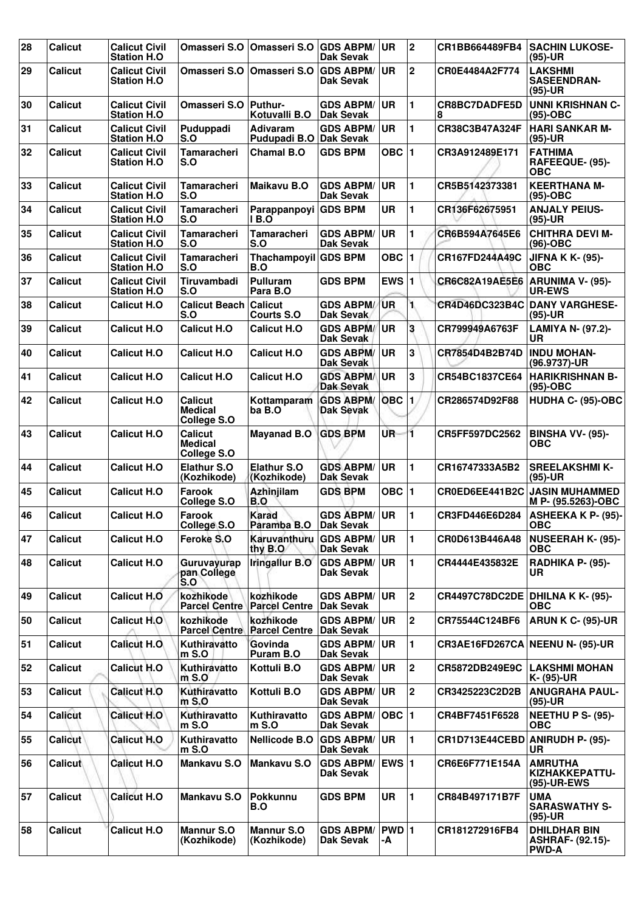| 28 | Calicut | Calicut Civil Station H.O | Omasseri S.O | Omasseri S.O | GDS ABPM/ Dak Sevak | UR | 2 | CR1BB664489FB4 | SACHIN LUKOSE- (95)-UR |
|---|---|---|---|---|---|---|---|---|---|
| 29 | Calicut | Calicut Civil Station H.O | Omasseri S.O | Omasseri S.O | GDS ABPM/ Dak Sevak | UR | 2 | CR0E4484A2F774 | LAKSHMI SASEENDRAN- (95)-UR |
| 30 | Calicut | Calicut Civil Station H.O | Omasseri S.O | Puthur- Kotuvalli B.O | GDS ABPM/ Dak Sevak | UR | 1 | CR8BC7DADFE5D8 | UNNI KRISHNAN C- (95)-OBC |
| 31 | Calicut | Calicut Civil Station H.O | Puduppadi S.O | Adivaram Pudupadi B.O | GDS ABPM/ Dak Sevak | UR | 1 | CR38C3B47A324F | HARI SANKAR M- (95)-UR |
| 32 | Calicut | Calicut Civil Station H.O | Tamaracheri S.O | Chamal B.O | GDS BPM | OBC | 1 | CR3A912489E171 | FATHIMA RAFEEQUE- (95)-OBC |
| 33 | Calicut | Calicut Civil Station H.O | Tamaracheri S.O | Maikavu B.O | GDS ABPM/ Dak Sevak | UR | 1 | CR5B5142373381 | KEERTHANA M- (95)-OBC |
| 34 | Calicut | Calicut Civil Station H.O | Tamaracheri S.O | Parappanpoyi l B.O | GDS BPM | UR | 1 | CR136F62675951 | ANJALY PEIUS- (95)-UR |
| 35 | Calicut | Calicut Civil Station H.O | Tamaracheri S.O | Tamaracheri S.O | GDS ABPM/ Dak Sevak | UR | 1 | CR6B594A7645E6 | CHITHRA DEVI M- (96)-OBC |
| 36 | Calicut | Calicut Civil Station H.O | Tamaracheri S.O | Thachampoyil B.O | GDS BPM | OBC | 1 | CR167FD244A49C | JIFNA K K- (95)-OBC |
| 37 | Calicut | Calicut Civil Station H.O | Tiruvambadi S.O | Pulluram Para B.O | GDS BPM | EWS | 1 | CR6C82A19AE5E6 | ARUNIMA V- (95)-UR-EWS |
| 38 | Calicut | Calicut H.O | Calicut Beach S.O | Calicut Courts S.O | GDS ABPM/ Dak Sevak | UR | 1 | CR4D46DC323B4C | DANY VARGHESE- (95)-UR |
| 39 | Calicut | Calicut H.O | Calicut H.O | Calicut H.O | GDS ABPM/ Dak Sevak | UR | 3 | CR799949A6763F | LAMIYA N- (97.2)-UR |
| 40 | Calicut | Calicut H.O | Calicut H.O | Calicut H.O | GDS ABPM/ Dak Sevak | UR | 3 | CR7854D4B2B74D | INDU MOHAN- (96.9737)-UR |
| 41 | Calicut | Calicut H.O | Calicut H.O | Calicut H.O | GDS ABPM/ Dak Sevak | UR | 3 | CR54BC1837CE64 | HARIKRISHNAN B- (95)-OBC |
| 42 | Calicut | Calicut H.O | Calicut Medical College S.O | Kottamparamba B.O | GDS ABPM/ Dak Sevak | OBC | 1 | CR286574D92F88 | HUDHA C- (95)-OBC |
| 43 | Calicut | Calicut H.O | Calicut Medical College S.O | Mayanad B.O | GDS BPM | UR | 1 | CR5FF597DC2562 | BINSHA VV- (95)-OBC |
| 44 | Calicut | Calicut H.O | Elathur S.O (Kozhikode) | Elathur S.O (Kozhikode) | GDS ABPM/ Dak Sevak | UR | 1 | CR16747333A5B2 | SREELAKSHMI K- (95)-UR |
| 45 | Calicut | Calicut H.O | Farook College S.O | Azhinjilam B.O | GDS BPM | OBC | 1 | CR0ED6EE441B2C | JASIN MUHAMMED M P- (95.5263)-OBC |
| 46 | Calicut | Calicut H.O | Farook College S.O | Karad Paramba B.O | GDS ABPM/ Dak Sevak | UR | 1 | CR3FD446E6D284 | ASHEEKA K P- (95)-OBC |
| 47 | Calicut | Calicut H.O | Feroke S.O | Karuvanthuruthy B.O | GDS ABPM/ Dak Sevak | UR | 1 | CR0D613B446A48 | NUSEERAH K- (95)-OBC |
| 48 | Calicut | Calicut H.O | Guruvayurappan College S.O | Iringallur B.O | GDS ABPM/ Dak Sevak | UR | 1 | CR4444E435832E | RADHIKA P- (95)-UR |
| 49 | Calicut | Calicut H.O | kozhikode Parcel Centre | kozhikode Parcel Centre | GDS ABPM/ Dak Sevak | UR | 2 | CR4497C78DC2DE | DHILNA K K- (95)-OBC |
| 50 | Calicut | Calicut H.O | kozhikode Parcel Centre | kozhikode Parcel Centre | GDS ABPM/ Dak Sevak | UR | 2 | CR75544C124BF6 | ARUN K C- (95)-UR |
| 51 | Calicut | Calicut H.O | Kuthiravattom S.O | Govinda Puram B.O | GDS ABPM/ Dak Sevak | UR | 1 | CR3AE16FD267CA | NEENU N- (95)-UR |
| 52 | Calicut | Calicut H.O | Kuthiravattom S.O | Kottuli B.O | GDS ABPM/ Dak Sevak | UR | 2 | CR5872DB249E9C | LAKSHMI MOHAN K- (95)-UR |
| 53 | Calicut | Calicut H.O | Kuthiravattom S.O | Kottuli B.O | GDS ABPM/ Dak Sevak | UR | 2 | CR3425223C2D2B | ANUGRAHA PAUL- (95)-UR |
| 54 | Calicut | Calicut H.O | Kuthiravattom S.O | Kuthiravattom S.O | GDS ABPM/ Dak Sevak | OBC | 1 | CR4BF7451F6528 | NEETHU P S- (95)-OBC |
| 55 | Calicut | Calicut H.O | Kuthiravattom S.O | Nellicode B.O | GDS ABPM/ Dak Sevak | UR | 1 | CR1D713E44CEBD | ANIRUDH P- (95)-UR |
| 56 | Calicut | Calicut H.O | Mankavu S.O | Mankavu S.O | GDS ABPM/ Dak Sevak | EWS | 1 | CR6E6F771E154A | AMRUTHA KIZHAKKEPATTU- (95)-UR-EWS |
| 57 | Calicut | Calicut H.O | Mankavu S.O | Pokkunnu B.O | GDS BPM | UR | 1 | CR84B497171B7F | UMA SARASWATHY S- (95)-UR |
| 58 | Calicut | Calicut H.O | Mannur S.O (Kozhikode) | Mannur S.O (Kozhikode) | GDS ABPM/ Dak Sevak | PWD-A | 1 | CR181272916FB4 | DHILDHAR BIN ASHRAF- (92.15)-PWD-A |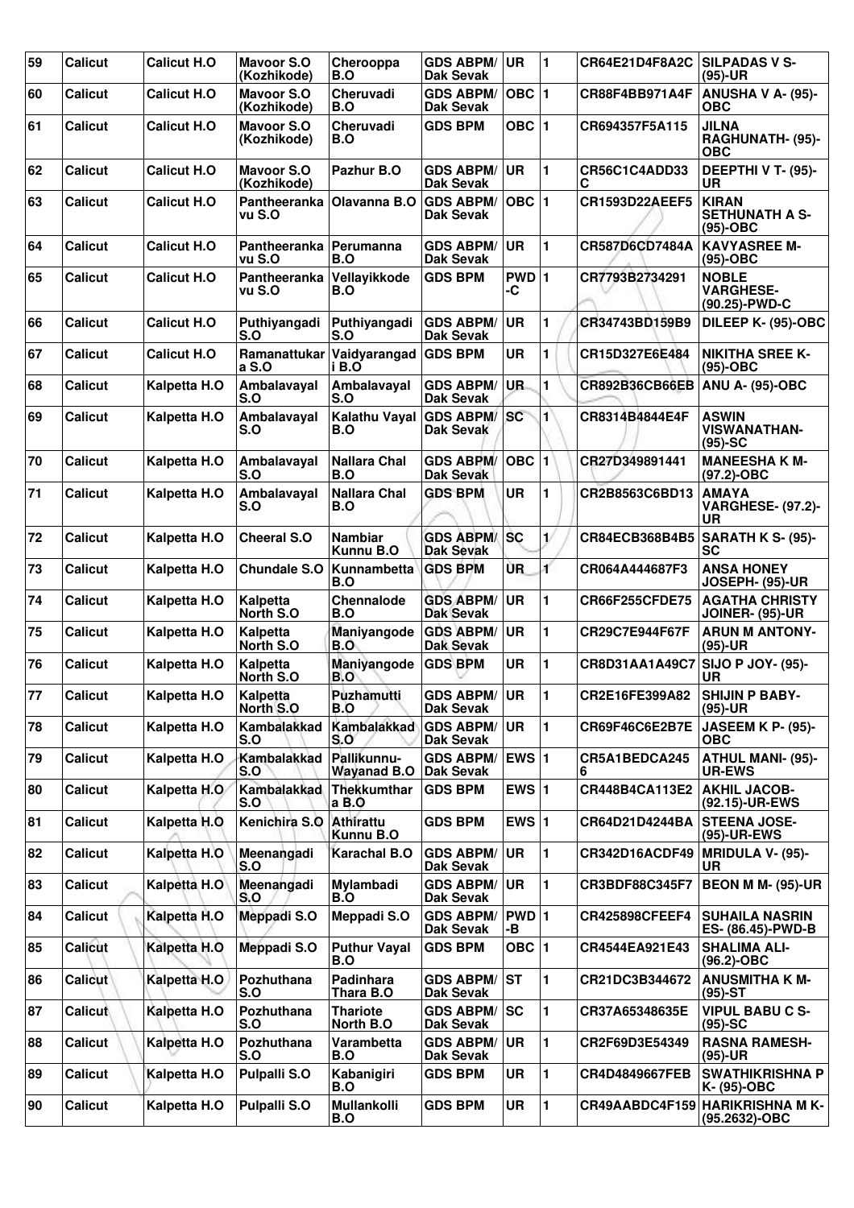| 59 | Calicut | Calicut H.O | Mavoor S.O (Kozhikode) | Cherooppa B.O | GDS ABPM/ Dak Sevak | UR | 1 | CR64E21D4F8A2C | SILPADAS V S- (95)-UR |
|---|---|---|---|---|---|---|---|---|---|
| 60 | Calicut | Calicut H.O | Mavoor S.O (Kozhikode) | Cheruvadi B.O | GDS ABPM/ Dak Sevak | OBC | 1 | CR88F4BB971A4F | ANUSHA V A- (95)-OBC |
| 61 | Calicut | Calicut H.O | Mavoor S.O (Kozhikode) | Cheruvadi B.O | GDS BPM | OBC | 1 | CR694357F5A115 | JILNA RAGHUNATH- (95)-OBC |
| 62 | Calicut | Calicut H.O | Mavoor S.O (Kozhikode) | Pazhur B.O | GDS ABPM/ Dak Sevak | UR | 1 | CR56C1C4ADD33C | DEEPTHI V T- (95)-UR |
| 63 | Calicut | Calicut H.O | Pantheerankavu S.O | Olavanna B.O | GDS ABPM/ Dak Sevak | OBC | 1 | CR1593D22AEEF5 | KIRAN SETHUNATH A S-(95)-OBC |
| 64 | Calicut | Calicut H.O | Pantheerankavu S.O | Perumanna B.O | GDS ABPM/ Dak Sevak | UR | 1 | CR587D6CD7484A | KAVYASREE M-(95)-OBC |
| 65 | Calicut | Calicut H.O | Pantheerankavu S.O | Vellayikkode B.O | GDS BPM | PWD-C | 1 | CR7793B2734291 | NOBLE VARGHESE-(90.25)-PWD-C |
| 66 | Calicut | Calicut H.O | Puthiyangadi S.O | Puthiyangadi S.O | GDS ABPM/ Dak Sevak | UR | 1 | CR34743BD159B9 | DILEEP K- (95)-OBC |
| 67 | Calicut | Calicut H.O | Ramanattukara S.O | Vaidyarangadi B.O | GDS BPM | UR | 1 | CR15D327E6E484 | NIKITHA SREE K-(95)-OBC |
| 68 | Calicut | Kalpetta H.O | Ambalavayal S.O | Ambalavayal S.O | GDS ABPM/ Dak Sevak | UR | 1 | CR892B36CB66EB | ANU A- (95)-OBC |
| 69 | Calicut | Kalpetta H.O | Ambalavayal S.O | Kalathu Vayal B.O | GDS ABPM/ Dak Sevak | SC | 1 | CR8314B4844E4F | ASWIN VISWANATHAN-(95)-SC |
| 70 | Calicut | Kalpetta H.O | Ambalavayal S.O | Nallara Chal B.O | GDS ABPM/ Dak Sevak | OBC | 1 | CR27D349891441 | MANEESHA K M-(97.2)-OBC |
| 71 | Calicut | Kalpetta H.O | Ambalavayal S.O | Nallara Chal B.O | GDS BPM | UR | 1 | CR2B8563C6BD13 | AMAYA VARGHESE- (97.2)-UR |
| 72 | Calicut | Kalpetta H.O | Cheeral S.O | Nambiar Kunnu B.O | GDS ABPM/ Dak Sevak | SC | 1 | CR84ECB368B4B5 | SARATH K S- (95)-SC |
| 73 | Calicut | Kalpetta H.O | Chundale S.O | Kunnambetta B.O | GDS BPM | UR | 1 | CR064A444687F3 | ANSA HONEY JOSEPH- (95)-UR |
| 74 | Calicut | Kalpetta H.O | Kalpetta North S.O | Chennalode B.O | GDS ABPM/ Dak Sevak | UR | 1 | CR66F255CFDE75 | AGATHA CHRISTY JOINER- (95)-UR |
| 75 | Calicut | Kalpetta H.O | Kalpetta North S.O | Maniyangode B.O | GDS ABPM/ Dak Sevak | UR | 1 | CR29C7E944F67F | ARUN M ANTONY-(95)-UR |
| 76 | Calicut | Kalpetta H.O | Kalpetta North S.O | Maniyangode B.O | GDS BPM | UR | 1 | CR8D31AA1A49C7 | SIJO P JOY- (95)-UR |
| 77 | Calicut | Kalpetta H.O | Kalpetta North S.O | Puzhamutti B.O | GDS ABPM/ Dak Sevak | UR | 1 | CR2E16FE399A82 | SHIJIN P BABY-(95)-UR |
| 78 | Calicut | Kalpetta H.O | Kambalakkad S.O | Kambalakkad S.O | GDS ABPM/ Dak Sevak | UR | 1 | CR69F46C6E2B7E | JASEEM K P- (95)-OBC |
| 79 | Calicut | Kalpetta H.O | Kambalakkad S.O | Pallikunnu-Wayanad B.O | GDS ABPM/ Dak Sevak | EWS | 1 | CR5A1BEDCA2456 | ATHUL MANI- (95)-UR-EWS |
| 80 | Calicut | Kalpetta H.O | Kambalakkad S.O | Thekkumthara B.O | GDS BPM | EWS | 1 | CR448B4CA113E2 | AKHIL JACOB-(92.15)-UR-EWS |
| 81 | Calicut | Kalpetta H.O | Kenichira S.O | Athirattu Kunnu B.O | GDS BPM | EWS | 1 | CR64D21D4244BA | STEENA JOSE-(95)-UR-EWS |
| 82 | Calicut | Kalpetta H.O | Meenangadi S.O | Karachal B.O | GDS ABPM/ Dak Sevak | UR | 1 | CR342D16ACDF49 | MRIDULA V- (95)-UR |
| 83 | Calicut | Kalpetta H.O | Meenangadi S.O | Mylambadi B.O | GDS ABPM/ Dak Sevak | UR | 1 | CR3BDF88C345F7 | BEON M M- (95)-UR |
| 84 | Calicut | Kalpetta H.O | Meppadi S.O | Meppadi S.O | GDS ABPM/ Dak Sevak | PWD-B | 1 | CR425898CFEEF4 | SUHAILA NASRIN ES- (86.45)-PWD-B |
| 85 | Calicut | Kalpetta H.O | Meppadi S.O | Puthur Vayal B.O | GDS BPM | OBC | 1 | CR4544EA921E43 | SHALIMA ALI-(96.2)-OBC |
| 86 | Calicut | Kalpetta H.O | Pozhuthana S.O | Padinhara Thara B.O | GDS ABPM/ Dak Sevak | ST | 1 | CR21DC3B344672 | ANUSMITHA K M-(95)-ST |
| 87 | Calicut | Kalpetta H.O | Pozhuthana S.O | Thariote North B.O | GDS ABPM/ Dak Sevak | SC | 1 | CR37A65348635E | VIPUL BABU C S-(95)-SC |
| 88 | Calicut | Kalpetta H.O | Pozhuthana S.O | Varambetta B.O | GDS ABPM/ Dak Sevak | UR | 1 | CR2F69D3E54349 | RASNA RAMESH-(95)-UR |
| 89 | Calicut | Kalpetta H.O | Pulpalli S.O | Kabanigiri B.O | GDS BPM | UR | 1 | CR4D4849667FEB | SWATHIKRISHNA P K- (95)-OBC |
| 90 | Calicut | Kalpetta H.O | Pulpalli S.O | Mullankolli B.O | GDS BPM | UR | 1 | CR49AABDC4F159 | HARIKRISHNA M K-(95.2632)-OBC |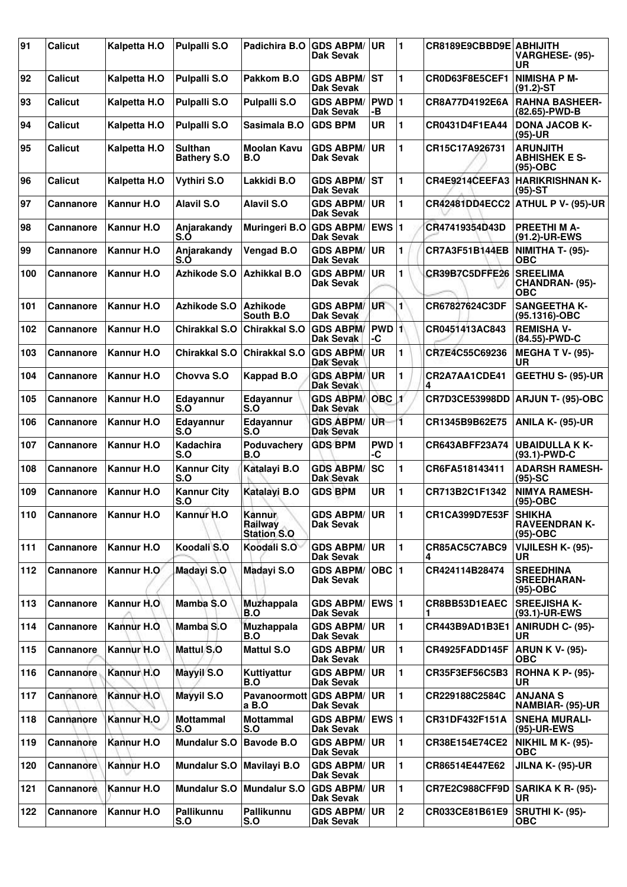| 91 | Calicut | Kalpetta H.O | Pulpalli S.O | Padichira B.O | GDS ABPM/ Dak Sevak | UR | 1 | CR8189E9CBBD9E | ABHIJITH VARGHESE- (95)-UR |
|---|---|---|---|---|---|---|---|---|---|
| 92 | Calicut | Kalpetta H.O | Pulpalli S.O | Pakkom B.O | GDS ABPM/ Dak Sevak | ST | 1 | CR0D63F8E5CEF1 | NIMISHA P M-(91.2)-ST |
| 93 | Calicut | Kalpetta H.O | Pulpalli S.O | Pulpalli S.O | GDS ABPM/ Dak Sevak | PWD -B | 1 | CR8A77D4192E6A | RAHNA BASHEER-(82.65)-PWD-B |
| 94 | Calicut | Kalpetta H.O | Pulpalli S.O | Sasimala B.O | GDS BPM | UR | 1 | CR0431D4F1EA44 | DONA JACOB K-(95)-UR |
| 95 | Calicut | Kalpetta H.O | Sulthan Bathery S.O | Moolan Kavu B.O | GDS ABPM/ Dak Sevak | UR | 1 | CR15C17A926731 | ARUNJITH ABHISHEK E S-(95)-OBC |
| 96 | Calicut | Kalpetta H.O | Vythiri S.O | Lakkidi B.O | GDS ABPM/ Dak Sevak | ST | 1 | CR4E9214CEEFA3 | HARIKRISHNAN K-(95)-ST |
| 97 | Cannanore | Kannur H.O | Alavil S.O | Alavil S.O | GDS ABPM/ Dak Sevak | UR | 1 | CR42481DD4ECC2 | ATHUL P V- (95)-UR |
| 98 | Cannanore | Kannur H.O | Anjarakandy S.O | Muringeri B.O | GDS ABPM/ Dak Sevak | EWS | 1 | CR47419354D43D | PREETHI M A-(91.2)-UR-EWS |
| 99 | Cannanore | Kannur H.O | Anjarakandy S.O | Vengad B.O | GDS ABPM/ Dak Sevak | UR | 1 | CR7A3F51B144EB | NIMITHA T- (95)-OBC |
| 100 | Cannanore | Kannur H.O | Azhikode S.O | Azhikkal B.O | GDS ABPM/ Dak Sevak | UR | 1 | CR39B7C5DFFE26 | SREELIMA CHANDRAN- (95)-OBC |
| 101 | Cannanore | Kannur H.O | Azhikode S.O | Azhikode South B.O | GDS ABPM/ Dak Sevak | UR | 1 | CR67827624C3DF | SANGEETHA K-(95.1316)-OBC |
| 102 | Cannanore | Kannur H.O | Chirakkal S.O | Chirakkal S.O | GDS ABPM/ Dak Sevak | PWD -C | 1 | CR0451413AC843 | REMISHA V-(84.55)-PWD-C |
| 103 | Cannanore | Kannur H.O | Chirakkal S.O | Chirakkal S.O | GDS ABPM/ Dak Sevak | UR | 1 | CR7E4C55C69236 | MEGHA T V- (95)-UR |
| 104 | Cannanore | Kannur H.O | Chovva S.O | Kappad B.O | GDS ABPM/ Dak Sevak | UR | 1 | CR2A7AA1CDE414 | GEETHU S- (95)-UR |
| 105 | Cannanore | Kannur H.O | Edayannur S.O | Edayannur S.O | GDS ABPM/ Dak Sevak | OBC | 1 | CR7D3CE53998DD | ARJUN T- (95)-OBC |
| 106 | Cannanore | Kannur H.O | Edayannur S.O | Edayannur S.O | GDS ABPM/ Dak Sevak | UR | 1 | CR1345B9B62E75 | ANILA K- (95)-UR |
| 107 | Cannanore | Kannur H.O | Kadachira S.O | Poduvachery B.O | GDS BPM | PWD -C | 1 | CR643ABFF23A74 | UBAIDULLA K K-(93.1)-PWD-C |
| 108 | Cannanore | Kannur H.O | Kannur City S.O | Katalayi B.O | GDS ABPM/ Dak Sevak | SC | 1 | CR6FA518143411 | ADARSH RAMESH-(95)-SC |
| 109 | Cannanore | Kannur H.O | Kannur City S.O | Katalayi B.O | GDS BPM | UR | 1 | CR713B2C1F1342 | NIMYA RAMESH-(95)-OBC |
| 110 | Cannanore | Kannur H.O | Kannur H.O | Kannur Railway Station S.O | GDS ABPM/ Dak Sevak | UR | 1 | CR1CA399D7E53F | SHIKHA RAVEENDRAN K-(95)-OBC |
| 111 | Cannanore | Kannur H.O | Koodali S.O | Koodali S.O | GDS ABPM/ Dak Sevak | UR | 1 | CR85AC5C7ABC94 | VIJILESH K- (95)-UR |
| 112 | Cannanore | Kannur H.O | Madayi S.O | Madayi S.O | GDS ABPM/ Dak Sevak | OBC | 1 | CR424114B28474 | SREEDHINA SREEDHARAN-(95)-OBC |
| 113 | Cannanore | Kannur H.O | Mamba S.O | Muzhappala B.O | GDS ABPM/ Dak Sevak | EWS | 1 | CR8BB53D1EAEC1 | SREEJISHA K-(93.1)-UR-EWS |
| 114 | Cannanore | Kannur H.O | Mamba S.O | Muzhappala B.O | GDS ABPM/ Dak Sevak | UR | 1 | CR443B9AD1B3E1 | ANIRUDH C- (95)-UR |
| 115 | Cannanore | Kannur H.O | Mattul S.O | Mattul S.O | GDS ABPM/ Dak Sevak | UR | 1 | CR4925FADD145F | ARUN K V- (95)-OBC |
| 116 | Cannanore | Kannur H.O | Mayyil S.O | Kuttiyattur B.O | GDS ABPM/ Dak Sevak | UR | 1 | CR35F3EF56C5B3 | ROHNA K P- (95)-UR |
| 117 | Cannanore | Kannur H.O | Mayyil S.O | Pavanoormotta B.O | GDS ABPM/ Dak Sevak | UR | 1 | CR229188C2584C | ANJANA S NAMBIAR- (95)-UR |
| 118 | Cannanore | Kannur H.O | Mottammal S.O | Mottammal S.O | GDS ABPM/ Dak Sevak | EWS | 1 | CR31DF432F151A | SNEHA MURALI-(95)-UR-EWS |
| 119 | Cannanore | Kannur H.O | Mundalur S.O | Bavode B.O | GDS ABPM/ Dak Sevak | UR | 1 | CR38E154E74CE2 | NIKHIL M K- (95)-OBC |
| 120 | Cannanore | Kannur H.O | Mundalur S.O | Mavilayi B.O | GDS ABPM/ Dak Sevak | UR | 1 | CR86514E447E62 | JILNA K- (95)-UR |
| 121 | Cannanore | Kannur H.O | Mundalur S.O | Mundalur S.O | GDS ABPM/ Dak Sevak | UR | 1 | CR7E2C988CFF9D | SARIKA K R- (95)-UR |
| 122 | Cannanore | Kannur H.O | Pallikunnu S.O | Pallikunnu S.O | GDS ABPM/ Dak Sevak | UR | 2 | CR033CE81B61E9 | SRUTHI K- (95)-OBC |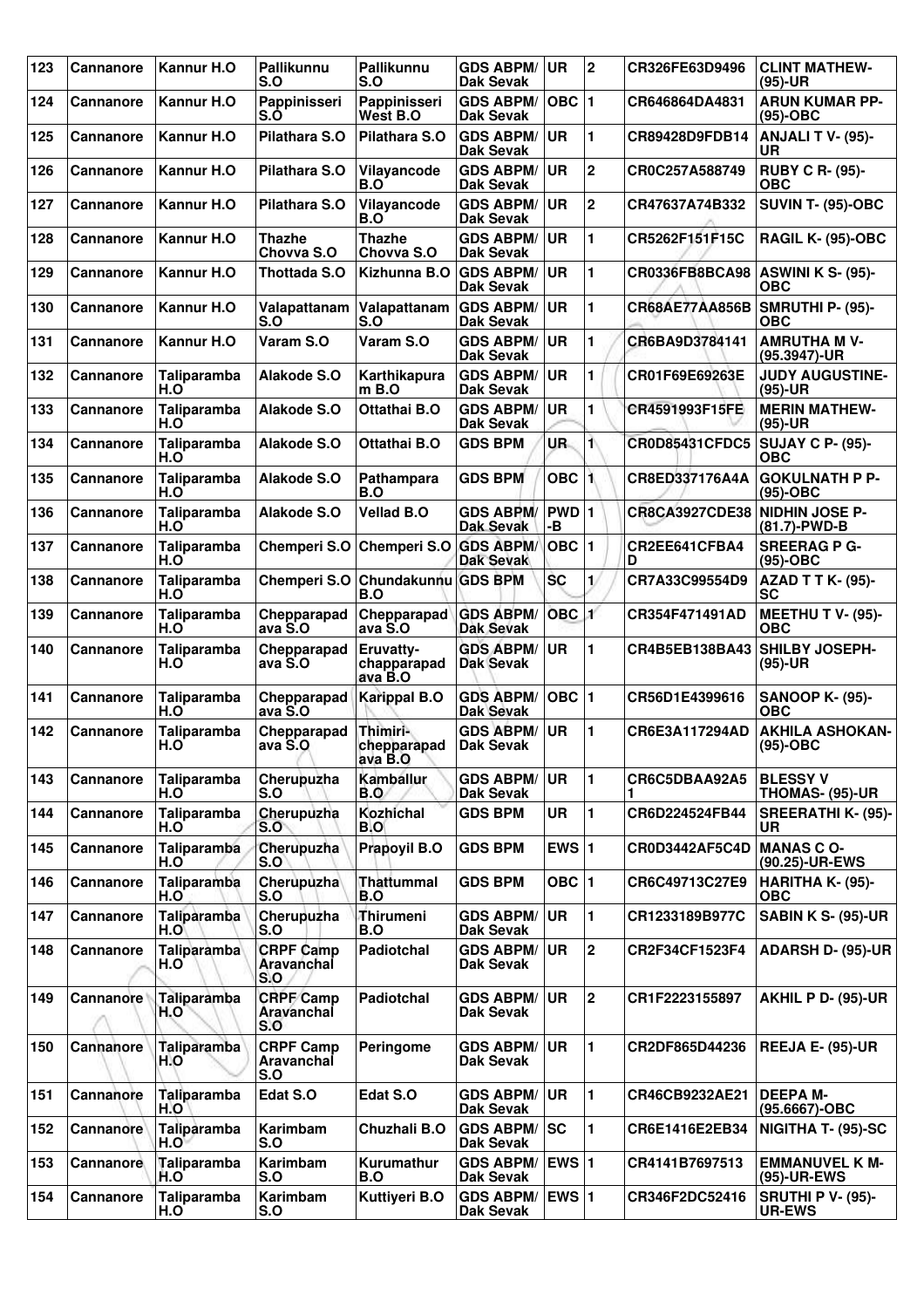| 123 | Cannanore | Kannur H.O | Pallikunnu S.O | Pallikunnu S.O | GDS ABPM/ Dak Sevak | UR | 2 | CR326FE63D9496 | CLINT MATHEW- (95)-UR |
|---|---|---|---|---|---|---|---|---|---|
| 124 | Cannanore | Kannur H.O | Pappinisseri S.O | Pappinisseri West B.O | GDS ABPM/ Dak Sevak | OBC | 1 | CR646864DA4831 | ARUN KUMAR PP- (95)-OBC |
| 125 | Cannanore | Kannur H.O | Pilathara S.O | Pilathara S.O | GDS ABPM/ Dak Sevak | UR | 1 | CR89428D9FDB14 | ANJALI T V- (95)- UR |
| 126 | Cannanore | Kannur H.O | Pilathara S.O | Vilayancode B.O | GDS ABPM/ Dak Sevak | UR | 2 | CR0C257A588749 | RUBY C R- (95)- OBC |
| 127 | Cannanore | Kannur H.O | Pilathara S.O | Vilayancode B.O | GDS ABPM/ Dak Sevak | UR | 2 | CR47637A74B332 | SUVIN T- (95)-OBC |
| 128 | Cannanore | Kannur H.O | Thazhe Chovva S.O | Thazhe Chovva S.O | GDS ABPM/ Dak Sevak | UR | 1 | CR5262F151F15C | RAGIL K- (95)-OBC |
| 129 | Cannanore | Kannur H.O | Thottada S.O | Kizhunna B.O | GDS ABPM/ Dak Sevak | UR | 1 | CR0336FB8BCA98 | ASWINI K S- (95)- OBC |
| 130 | Cannanore | Kannur H.O | Valapattanam S.O | Valapattanam S.O | GDS ABPM/ Dak Sevak | UR | 1 | CR68AE77AA856B | SMRUTHI P- (95)- OBC |
| 131 | Cannanore | Kannur H.O | Varam S.O | Varam S.O | GDS ABPM/ Dak Sevak | UR | 1 | CR6BA9D3784141 | AMRUTHA M V- (95.3947)-UR |
| 132 | Cannanore | Taliparamba H.O | Alakode S.O | Karthikapuram B.O | GDS ABPM/ Dak Sevak | UR | 1 | CR01F69E69263E | JUDY AUGUSTINE- (95)-UR |
| 133 | Cannanore | Taliparamba H.O | Alakode S.O | Ottathai B.O | GDS ABPM/ Dak Sevak | UR | 1 | CR4591993F15FE | MERIN MATHEW- (95)-UR |
| 134 | Cannanore | Taliparamba H.O | Alakode S.O | Ottathai B.O | GDS BPM | UR | 1 | CR0D85431CFDC5 | SUJAY C P- (95)- OBC |
| 135 | Cannanore | Taliparamba H.O | Alakode S.O | Pathampara B.O | GDS BPM | OBC | 1 | CR8ED337176A4A | GOKULNATH P P- (95)-OBC |
| 136 | Cannanore | Taliparamba H.O | Alakode S.O | Vellad B.O | GDS ABPM/ Dak Sevak | PWD -B | 1 | CR8CA3927CDE38 | NIDHIN JOSE P- (81.7)-PWD-B |
| 137 | Cannanore | Taliparamba H.O | Chemperi S.O | Chemperi S.O | GDS ABPM/ Dak Sevak | OBC | 1 | CR2EE641CFBA4D | SREERAG P G- (95)-OBC |
| 138 | Cannanore | Taliparamba H.O | Chemperi S.O | Chundakunnu B.O | GDS BPM | SC | 1 | CR7A33C99554D9 | AZAD T T K- (95)- SC |
| 139 | Cannanore | Taliparamba H.O | Chepparapadava S.O | Chepparapadava S.O | GDS ABPM/ Dak Sevak | OBC | 1 | CR354F471491AD | MEETHU T V- (95)- OBC |
| 140 | Cannanore | Taliparamba H.O | Chepparapadava S.O | Eruvatty-chapparapadava B.O | GDS ABPM/ Dak Sevak | UR | 1 | CR4B5EB138BA43 | SHILBY JOSEPH- (95)-UR |
| 141 | Cannanore | Taliparamba H.O | Chepparapadava S.O | Karippal B.O | GDS ABPM/ Dak Sevak | OBC | 1 | CR56D1E4399616 | SANOOP K- (95)- OBC |
| 142 | Cannanore | Taliparamba H.O | Chepparapadava S.O | Thimiri-chepparapadava B.O | GDS ABPM/ Dak Sevak | UR | 1 | CR6E3A117294AD | AKHILA ASHOKAN- (95)-OBC |
| 143 | Cannanore | Taliparamba H.O | Cherupuzha S.O | Kamballur B.O | GDS ABPM/ Dak Sevak | UR | 1 | CR6C5DBAA92A51 | BLESSY V THOMAS- (95)-UR |
| 144 | Cannanore | Taliparamba H.O | Cherupuzha S.O | Kozhichal B.O | GDS BPM | UR | 1 | CR6D224524FB44 | SREERATHI K- (95)- UR |
| 145 | Cannanore | Taliparamba H.O | Cherupuzha S.O | Prapoyil B.O | GDS BPM | EWS | 1 | CR0D3442AF5C4D | MANAS C O- (90.25)-UR-EWS |
| 146 | Cannanore | Taliparamba H.O | Cherupuzha S.O | Thattummal B.O | GDS BPM | OBC | 1 | CR6C49713C27E9 | HARITHA K- (95)- OBC |
| 147 | Cannanore | Taliparamba H.O | Cherupuzha S.O | Thirumeni B.O | GDS ABPM/ Dak Sevak | UR | 1 | CR1233189B977C | SABIN K S- (95)-UR |
| 148 | Cannanore | Taliparamba H.O | CRPF Camp Aravanchal S.O | Padiotchal | GDS ABPM/ Dak Sevak | UR | 2 | CR2F34CF1523F4 | ADARSH D- (95)-UR |
| 149 | Cannanore | Taliparamba H.O | CRPF Camp Aravanchal S.O | Padiotchal | GDS ABPM/ Dak Sevak | UR | 2 | CR1F2223155897 | AKHIL P D- (95)-UR |
| 150 | Cannanore | Taliparamba H.O | CRPF Camp Aravanchal S.O | Peringome | GDS ABPM/ Dak Sevak | UR | 1 | CR2DF865D44236 | REEJA E- (95)-UR |
| 151 | Cannanore | Taliparamba H.O | Edat S.O | Edat S.O | GDS ABPM/ Dak Sevak | UR | 1 | CR46CB9232AE21 | DEEPA M- (95.6667)-OBC |
| 152 | Cannanore | Taliparamba H.O | Karimbam S.O | Chuzhali B.O | GDS ABPM/ Dak Sevak | SC | 1 | CR6E1416E2EB34 | NIGITHA T- (95)-SC |
| 153 | Cannanore | Taliparamba H.O | Karimbam S.O | Kurumathur B.O | GDS ABPM/ Dak Sevak | EWS | 1 | CR4141B7697513 | EMMANUVEL K M- (95)-UR-EWS |
| 154 | Cannanore | Taliparamba H.O | Karimbam S.O | Kuttiyeri B.O | GDS ABPM/ Dak Sevak | EWS | 1 | CR346F2DC52416 | SRUTHI P V- (95)- UR-EWS |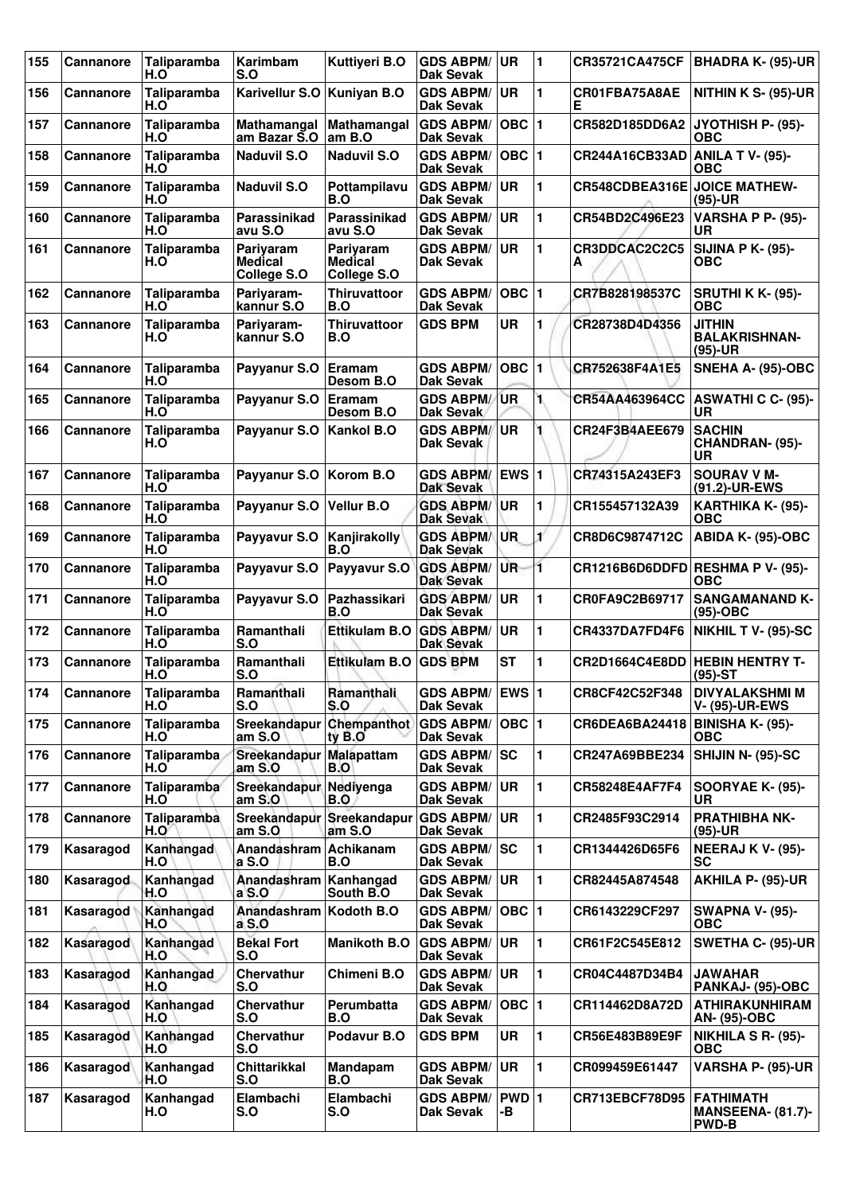| 155 | Cannanore | Taliparamba H.O | Karimbam S.O | Kuttiyeri B.O | GDS ABPM/ Dak Sevak | UR | 1 | CR35721CA475CF | BHADRA K- (95)-UR |
|---|---|---|---|---|---|---|---|---|---|
| 156 | Cannanore | Taliparamba H.O | Karivellur S.O | Kuniyan B.O | GDS ABPM/ Dak Sevak | UR | 1 | CR01FBA75A8AE E | NITHIN K S- (95)-UR |
| 157 | Cannanore | Taliparamba H.O | Mathamangal am Bazar S.O | Mathamangal am B.O | GDS ABPM/ Dak Sevak | OBC | 1 | CR582D185DD6A2 | JYOTHISH P- (95)-OBC |
| 158 | Cannanore | Taliparamba H.O | Naduvil S.O | Naduvil S.O | GDS ABPM/ Dak Sevak | OBC | 1 | CR244A16CB33AD | ANILA T V- (95)-OBC |
| 159 | Cannanore | Taliparamba H.O | Naduvil S.O | Pottampilavu B.O | GDS ABPM/ Dak Sevak | UR | 1 | CR548CDBEA316E | JOICE MATHEW- (95)-UR |
| 160 | Cannanore | Taliparamba H.O | Parassinikad avu S.O | Parassinikad avu S.O | GDS ABPM/ Dak Sevak | UR | 1 | CR54BD2C496E23 | VARSHA P P- (95)-UR |
| 161 | Cannanore | Taliparamba H.O | Pariyaram Medical College S.O | Pariyaram Medical College S.O | GDS ABPM/ Dak Sevak | UR | 1 | CR3DDCAC2C2C5 A | SIJINA P K- (95)-OBC |
| 162 | Cannanore | Taliparamba H.O | Pariyaram-kannur S.O | Thiruvattoor B.O | GDS ABPM/ Dak Sevak | OBC | 1 | CR7B828198537C | SRUTHI K K- (95)-OBC |
| 163 | Cannanore | Taliparamba H.O | Pariyaram-kannur S.O | Thiruvattoor B.O | GDS BPM | UR | 1 | CR28738D4D4356 | JITHIN BALAKRISHNAN-(95)-UR |
| 164 | Cannanore | Taliparamba H.O | Payyanur S.O | Eramam Desom B.O | GDS ABPM/ Dak Sevak | OBC | 1 | CR752638F4A1E5 | SNEHA A- (95)-OBC |
| 165 | Cannanore | Taliparamba H.O | Payyanur S.O | Eramam Desom B.O | GDS ABPM/ Dak Sevak | UR | 1 | CR54AA463964CC | ASWATHI C C- (95)-UR |
| 166 | Cannanore | Taliparamba H.O | Payyanur S.O | Kankol B.O | GDS ABPM/ Dak Sevak | UR | 1 | CR24F3B4AEE679 | SACHIN CHANDRAN- (95)-UR |
| 167 | Cannanore | Taliparamba H.O | Payyanur S.O | Korom B.O | GDS ABPM/ Dak Sevak | EWS | 1 | CR74315A243EF3 | SOURAV V M- (91.2)-UR-EWS |
| 168 | Cannanore | Taliparamba H.O | Payyanur S.O | Vellur B.O | GDS ABPM/ Dak Sevak | UR | 1 | CR155457132A39 | KARTHIKA K- (95)-OBC |
| 169 | Cannanore | Taliparamba H.O | Payyavur S.O | Kanjirakolly B.O | GDS ABPM/ Dak Sevak | UR | 1 | CR8D6C9874712C | ABIDA K- (95)-OBC |
| 170 | Cannanore | Taliparamba H.O | Payyavur S.O | Payyavur S.O | GDS ABPM/ Dak Sevak | UR | 1 | CR1216B6D6DDFD | RESHMA P V- (95)-OBC |
| 171 | Cannanore | Taliparamba H.O | Payyavur S.O | Pazhassikari B.O | GDS ABPM/ Dak Sevak | UR | 1 | CR0FA9C2B69717 | SANGAMANAND K-(95)-OBC |
| 172 | Cannanore | Taliparamba H.O | Ramanthali S.O | Ettikulam B.O | GDS ABPM/ Dak Sevak | UR | 1 | CR4337DA7FD4F6 | NIKHIL T V- (95)-SC |
| 173 | Cannanore | Taliparamba H.O | Ramanthali S.O | Ettikulam B.O | GDS BPM | ST | 1 | CR2D1664C4E8DD | HEBIN HENTRY T-(95)-ST |
| 174 | Cannanore | Taliparamba H.O | Ramanthali S.O | Ramanthali S.O | GDS ABPM/ Dak Sevak | EWS | 1 | CR8CF42C52F348 | DIVYALAKSHMI M V- (95)-UR-EWS |
| 175 | Cannanore | Taliparamba H.O | Sreekandapur am S.O | Chempanthot ty B.O | GDS ABPM/ Dak Sevak | OBC | 1 | CR6DEA6BA24418 | BINISHA K- (95)-OBC |
| 176 | Cannanore | Taliparamba H.O | Sreekandapur am S.O | Malapattam B.O | GDS ABPM/ Dak Sevak | SC | 1 | CR247A69BBE234 | SHIJIN N- (95)-SC |
| 177 | Cannanore | Taliparamba H.O | Sreekandapur am S.O | Nediyenga B.O | GDS ABPM/ Dak Sevak | UR | 1 | CR58248E4AF7F4 | SOORYAE K- (95)-UR |
| 178 | Cannanore | Taliparamba H.O | Sreekandapur am S.O | Sreekandapur am S.O | GDS ABPM/ Dak Sevak | UR | 1 | CR2485F93C2914 | PRATHIBHA NK-(95)-UR |
| 179 | Kasaragod | Kanhangad H.O | Anandashram a S.O | Achikanam B.O | GDS ABPM/ Dak Sevak | SC | 1 | CR1344426D65F6 | NEERAJ K V- (95)-SC |
| 180 | Kasaragod | Kanhangad H.O | Anandashram a S.O | Kanhangad South B.O | GDS ABPM/ Dak Sevak | UR | 1 | CR82445A874548 | AKHILA P- (95)-UR |
| 181 | Kasaragod | Kanhangad H.O | Anandashram a S.O | Kodoth B.O | GDS ABPM/ Dak Sevak | OBC | 1 | CR6143229CF297 | SWAPNA V- (95)-OBC |
| 182 | Kasaragod | Kanhangad H.O | Bekal Fort S.O | Manikoth B.O | GDS ABPM/ Dak Sevak | UR | 1 | CR61F2C545E812 | SWETHA C- (95)-UR |
| 183 | Kasaragod | Kanhangad H.O | Chervathur S.O | Chimeni B.O | GDS ABPM/ Dak Sevak | UR | 1 | CR04C4487D34B4 | JAWAHAR PANKAJ- (95)-OBC |
| 184 | Kasaragod | Kanhangad H.O | Chervathur S.O | Perumbatta B.O | GDS ABPM/ Dak Sevak | OBC | 1 | CR114462D8A72D | ATHIRAKUNHIRAM AN- (95)-OBC |
| 185 | Kasaragod | Kanhangad H.O | Chervathur S.O | Podavur B.O | GDS BPM | UR | 1 | CR56E483B89E9F | NIKHILA S R- (95)-OBC |
| 186 | Kasaragod | Kanhangad H.O | Chittarikkal S.O | Mandapam B.O | GDS ABPM/ Dak Sevak | UR | 1 | CR099459E61447 | VARSHA P- (95)-UR |
| 187 | Kasaragod | Kanhangad H.O | Elambachi S.O | Elambachi S.O | GDS ABPM/ Dak Sevak | PWD-B | 1 | CR713EBCF78D95 | FATHIMATH MANSEENA- (81.7)-PWD-B |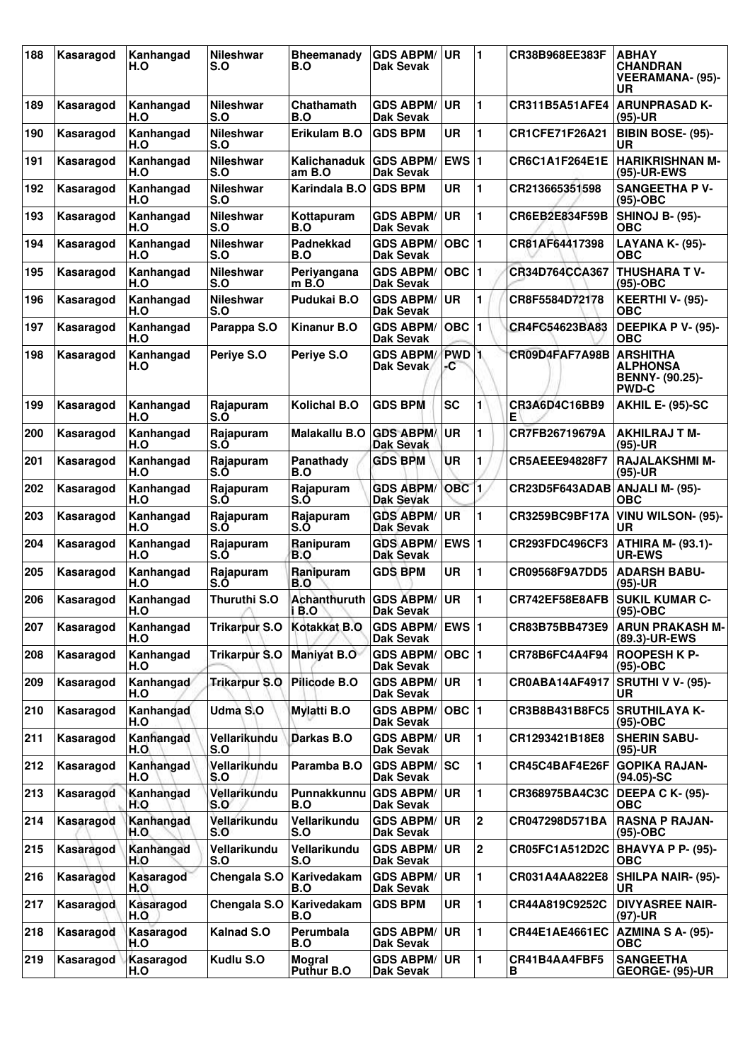| 188 | Kasaragod | Kanhangad H.O | Nileshwar S.O | Bheemanady B.O | GDS ABPM/ Dak Sevak | UR | 1 | CR38B968EE383F | ABHAY CHANDRAN VEERAMANA- (95)-UR |
|---|---|---|---|---|---|---|---|---|---|
| 189 | Kasaragod | Kanhangad H.O | Nileshwar S.O | Chathamath B.O | GDS ABPM/ Dak Sevak | UR | 1 | CR311B5A51AFE4 | ARUNPRASAD K- (95)-UR |
| 190 | Kasaragod | Kanhangad H.O | Nileshwar S.O | Erikulam B.O | GDS BPM | UR | 1 | CR1CFE71F26A21 | BIBIN BOSE- (95)-UR |
| 191 | Kasaragod | Kanhangad H.O | Nileshwar S.O | Kalichanadukam B.O | GDS ABPM/ Dak Sevak | EWS | 1 | CR6C1A1F264E1E | HARIKRISHNAN M- (95)-UR-EWS |
| 192 | Kasaragod | Kanhangad H.O | Nileshwar S.O | Karindala B.O | GDS BPM | UR | 1 | CR213665351598 | SANGEETHA P V- (95)-OBC |
| 193 | Kasaragod | Kanhangad H.O | Nileshwar S.O | Kottapuram B.O | GDS ABPM/ Dak Sevak | UR | 1 | CR6EB2E834F59B | SHINOJ B- (95)-OBC |
| 194 | Kasaragod | Kanhangad H.O | Nileshwar S.O | Padnekkad B.O | GDS ABPM/ Dak Sevak | OBC | 1 | CR81AF64417398 | LAYANA K- (95)-OBC |
| 195 | Kasaragod | Kanhangad H.O | Nileshwar S.O | Periyangana m B.O | GDS ABPM/ Dak Sevak | OBC | 1 | CR34D764CCA367 | THUSHARA T V- (95)-OBC |
| 196 | Kasaragod | Kanhangad H.O | Nileshwar S.O | Pudukai B.O | GDS ABPM/ Dak Sevak | UR | 1 | CR8F5584D72178 | KEERTHI V- (95)-OBC |
| 197 | Kasaragod | Kanhangad H.O | Parappa S.O | Kinanur B.O | GDS ABPM/ Dak Sevak | OBC | 1 | CR4FC54623BA83 | DEEPIKA P V- (95)-OBC |
| 198 | Kasaragod | Kanhangad H.O | Periye S.O | Periye S.O | GDS ABPM/ Dak Sevak | PWD-C | 1 | CR09D4FAF7A98B | ARSHITHA ALPHONSA BENNY- (90.25)-PWD-C |
| 199 | Kasaragod | Kanhangad H.O | Rajapuram S.O | Kolichal B.O | GDS BPM | SC | 1 | CR3A6D4C16BB9E | AKHIL E- (95)-SC |
| 200 | Kasaragod | Kanhangad H.O | Rajapuram S.O | Malakallu B.O | GDS ABPM/ Dak Sevak | UR | 1 | CR7FB26719679A | AKHILRAJ T M- (95)-UR |
| 201 | Kasaragod | Kanhangad H.O | Rajapuram S.O | Panathady B.O | GDS BPM | UR | 1 | CR5AEEE94828F7 | RAJALAKSHMI M- (95)-UR |
| 202 | Kasaragod | Kanhangad H.O | Rajapuram S.O | Rajapuram S.O | GDS ABPM/ Dak Sevak | OBC | 1 | CR23D5F643ADAB | ANJALI M- (95)-OBC |
| 203 | Kasaragod | Kanhangad H.O | Rajapuram S.O | Rajapuram S.O | GDS ABPM/ Dak Sevak | UR | 1 | CR3259BC9BF17A | VINU WILSON- (95)-UR |
| 204 | Kasaragod | Kanhangad H.O | Rajapuram S.O | Ranipuram B.O | GDS ABPM/ Dak Sevak | EWS | 1 | CR293FDC496CF3 | ATHIRA M- (93.1)-UR-EWS |
| 205 | Kasaragod | Kanhangad H.O | Rajapuram S.O | Ranipuram B.O | GDS BPM | UR | 1 | CR09568F9A7DD5 | ADARSH BABU- (95)-UR |
| 206 | Kasaragod | Kanhangad H.O | Thuruthi S.O | Achanthuruthi B.O | GDS ABPM/ Dak Sevak | UR | 1 | CR742EF58E8AFB | SUKIL KUMAR C- (95)-OBC |
| 207 | Kasaragod | Kanhangad H.O | Trikarpur S.O | Kotakkat B.O | GDS ABPM/ Dak Sevak | EWS | 1 | CR83B75BB473E9 | ARUN PRAKASH M- (89.3)-UR-EWS |
| 208 | Kasaragod | Kanhangad H.O | Trikarpur S.O | Maniyat B.O | GDS ABPM/ Dak Sevak | OBC | 1 | CR78B6FC4A4F94 | ROOPESH K P- (95)-OBC |
| 209 | Kasaragod | Kanhangad H.O | Trikarpur S.O | Pilicode B.O | GDS ABPM/ Dak Sevak | UR | 1 | CR0ABA14AF4917 | SRUTHI V V- (95)-UR |
| 210 | Kasaragod | Kanhangad H.O | Udma S.O | Mylatti B.O | GDS ABPM/ Dak Sevak | OBC | 1 | CR3B8B431B8FC5 | SRUTHILAYA K- (95)-OBC |
| 211 | Kasaragod | Kanhangad H.O | Vellarikundu S.O | Darkas B.O | GDS ABPM/ Dak Sevak | UR | 1 | CR1293421B18E8 | SHERIN SABU- (95)-UR |
| 212 | Kasaragod | Kanhangad H.O | Vellarikundu S.O | Paramba B.O | GDS ABPM/ Dak Sevak | SC | 1 | CR45C4BAF4E26F | GOPIKA RAJAN- (94.05)-SC |
| 213 | Kasaragod | Kanhangad H.O | Vellarikundu S.O | Punnakkunnu B.O | GDS ABPM/ Dak Sevak | UR | 1 | CR368975BA4C3C | DEEPA C K- (95)-OBC |
| 214 | Kasaragod | Kanhangad H.O | Vellarikundu S.O | Vellarikundu S.O | GDS ABPM/ Dak Sevak | UR | 2 | CR047298D571BA | RASNA P RAJAN- (95)-OBC |
| 215 | Kasaragod | Kanhangad H.O | Vellarikundu S.O | Vellarikundu S.O | GDS ABPM/ Dak Sevak | UR | 2 | CR05FC1A512D2C | BHAVYA P P- (95)-OBC |
| 216 | Kasaragod | Kasaragod H.O | Chengala S.O | Karivedakam B.O | GDS ABPM/ Dak Sevak | UR | 1 | CR031A4AA822E8 | SHILPA NAIR- (95)-UR |
| 217 | Kasaragod | Kasaragod H.O | Chengala S.O | Karivedakam B.O | GDS BPM | UR | 1 | CR44A819C9252C | DIVYASREE NAIR- (97)-UR |
| 218 | Kasaragod | Kasaragod H.O | Kalnad S.O | Perumbala B.O | GDS ABPM/ Dak Sevak | UR | 1 | CR44E1AE4661EC | AZMINA S A- (95)-OBC |
| 219 | Kasaragod | Kasaragod H.O | Kudlu S.O | Mogral Puthur B.O | GDS ABPM/ Dak Sevak | UR | 1 | CR41B4AA4FBF5B | SANGEETHA GEORGE- (95)-UR |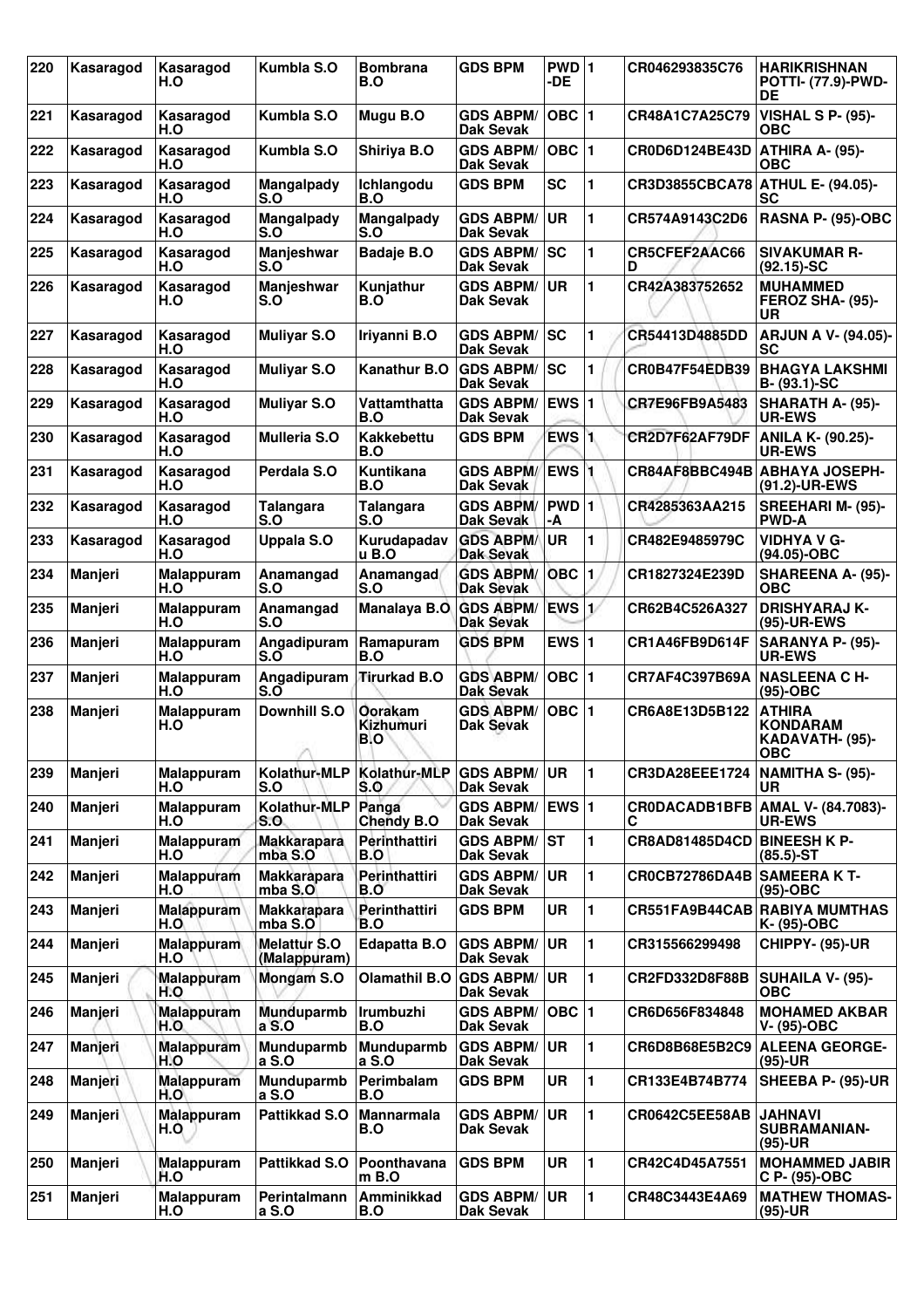| 220 | Kasaragod | Kasaragod H.O | Kumbla S.O | Bombrana B.O | GDS BPM | PWD-DE | 1 | CR046293835C76 | HARIKRISHNAN POTTI- (77.9)-PWD-DE |
|---|---|---|---|---|---|---|---|---|---|
| 221 | Kasaragod | Kasaragod H.O | Kumbla S.O | Mugu B.O | GDS ABPM/ Dak Sevak | OBC | 1 | CR48A1C7A25C79 | VISHAL S P- (95)-OBC |
| 222 | Kasaragod | Kasaragod H.O | Kumbla S.O | Shiriya B.O | GDS ABPM/ Dak Sevak | OBC | 1 | CR0D6D124BE43D | ATHIRA A- (95)-OBC |
| 223 | Kasaragod | Kasaragod H.O | Mangalpady S.O | Ichlangodu B.O | GDS BPM | SC | 1 | CR3D3855CBCA78 | ATHUL E- (94.05)-SC |
| 224 | Kasaragod | Kasaragod H.O | Mangalpady S.O | Mangalpady S.O | GDS ABPM/ Dak Sevak | UR | 1 | CR574A9143C2D6 | RASNA P- (95)-OBC |
| 225 | Kasaragod | Kasaragod H.O | Manjeshwar S.O | Badaje B.O | GDS ABPM/ Dak Sevak | SC | 1 | CR5CFEF2AAC66D | SIVAKUMAR R- (92.15)-SC |
| 226 | Kasaragod | Kasaragod H.O | Manjeshwar S.O | Kunjathur B.O | GDS ABPM/ Dak Sevak | UR | 1 | CR42A383752652 | MUHAMMED FEROZ SHA- (95)-UR |
| 227 | Kasaragod | Kasaragod H.O | Muliyar S.O | Iriyanni B.O | GDS ABPM/ Dak Sevak | SC | 1 | CR54413D4885DD | ARJUN A V- (94.05)-SC |
| 228 | Kasaragod | Kasaragod H.O | Muliyar S.O | Kanathur B.O | GDS ABPM/ Dak Sevak | SC | 1 | CR0B47F54EDB39 | BHAGYA LAKSHMI B- (93.1)-SC |
| 229 | Kasaragod | Kasaragod H.O | Muliyar S.O | Vattamthatta B.O | GDS ABPM/ Dak Sevak | EWS | 1 | CR7E96FB9A5483 | SHARATH A- (95)-UR-EWS |
| 230 | Kasaragod | Kasaragod H.O | Mulleria S.O | Kakkebettu B.O | GDS BPM | EWS | 1 | CR2D7F62AF79DF | ANILA K- (90.25)-UR-EWS |
| 231 | Kasaragod | Kasaragod H.O | Perdala S.O | Kuntikana B.O | GDS ABPM/ Dak Sevak | EWS | 1 | CR84AF8BBC494B | ABHAYA JOSEPH- (91.2)-UR-EWS |
| 232 | Kasaragod | Kasaragod H.O | Talangara S.O | Talangara S.O | GDS ABPM/ Dak Sevak | PWD-A | 1 | CR4285363AA215 | SREEHARI M- (95)-PWD-A |
| 233 | Kasaragod | Kasaragod H.O | Uppala S.O | Kurudapadavu B.O | GDS ABPM/ Dak Sevak | UR | 1 | CR482E9485979C | VIDHYA V G- (94.05)-OBC |
| 234 | Manjeri | Malappuram H.O | Anamangad S.O | Anamangad S.O | GDS ABPM/ Dak Sevak | OBC | 1 | CR1827324E239D | SHAREENA A- (95)-OBC |
| 235 | Manjeri | Malappuram H.O | Anamangad S.O | Manalaya B.O | GDS ABPM/ Dak Sevak | EWS | 1 | CR62B4C526A327 | DRISHYARAJ K- (95)-UR-EWS |
| 236 | Manjeri | Malappuram H.O | Angadipuram S.O | Ramapuram B.O | GDS BPM | EWS | 1 | CR1A46FB9D614F | SARANYA P- (95)-UR-EWS |
| 237 | Manjeri | Malappuram H.O | Angadipuram S.O | Tirurkad B.O | GDS ABPM/ Dak Sevak | OBC | 1 | CR7AF4C397B69A | NASLEENA C H- (95)-OBC |
| 238 | Manjeri | Malappuram H.O | Downhill S.O | Oorakam Kizhumuri B.O | GDS ABPM/ Dak Sevak | OBC | 1 | CR6A8E13D5B122 | ATHIRA KONDARAM KADAVATH- (95)-OBC |
| 239 | Manjeri | Malappuram H.O | Kolathur-MLP S.O | Kolathur-MLP S.O | GDS ABPM/ Dak Sevak | UR | 1 | CR3DA28EEE1724 | NAMITHA S- (95)-UR |
| 240 | Manjeri | Malappuram H.O | Kolathur-MLP S.O | Panga Chendy B.O | GDS ABPM/ Dak Sevak | EWS | 1 | CR0DACADB1BFBC | AMAL V- (84.7083)-UR-EWS |
| 241 | Manjeri | Malappuram H.O | Makkarapara mba S.O | Perinthattiri B.O | GDS ABPM/ Dak Sevak | ST | 1 | CR8AD81485D4CD | BINEESH K P- (85.5)-ST |
| 242 | Manjeri | Malappuram H.O | Makkarapara mba S.O | Perinthattiri B.O | GDS ABPM/ Dak Sevak | UR | 1 | CR0CB72786D4AB | SAMEERA K T- (95)-OBC |
| 243 | Manjeri | Malappuram H.O | Makkarapara mba S.O | Perinthattiri B.O | GDS BPM | UR | 1 | CR551FA9B44CAB | RABIYA MUMTHAS K- (95)-OBC |
| 244 | Manjeri | Malappuram H.O | Melattur S.O (Malappuram) | Edapatta B.O | GDS ABPM/ Dak Sevak | UR | 1 | CR315566299498 | CHIPPY- (95)-UR |
| 245 | Manjeri | Malappuram H.O | Mongam S.O | Olamathil B.O | GDS ABPM/ Dak Sevak | UR | 1 | CR2FD332D8F88B | SUHAILA V- (95)-OBC |
| 246 | Manjeri | Malappuram H.O | Munduparmba S.O | Irumbuzhi B.O | GDS ABPM/ Dak Sevak | OBC | 1 | CR6D656F834848 | MOHAMED AKBAR V- (95)-OBC |
| 247 | Manjeri | Malappuram H.O | Munduparmba S.O | Munduparmba S.O | GDS ABPM/ Dak Sevak | UR | 1 | CR6D8B68E5B2C9 | ALEENA GEORGE- (95)-UR |
| 248 | Manjeri | Malappuram H.O | Munduparmba S.O | Perimbalam B.O | GDS BPM | UR | 1 | CR133E4B74B774 | SHEEBA P- (95)-UR |
| 249 | Manjeri | Malappuram H.O | Pattikkad S.O | Mannarmala B.O | GDS ABPM/ Dak Sevak | UR | 1 | CR0642C5EE58AB | JAHNAVI SUBRAMANIAN- (95)-UR |
| 250 | Manjeri | Malappuram H.O | Pattikkad S.O | Poonthavanam B.O | GDS BPM | UR | 1 | CR42C4D45A7551 | MOHAMMED JABIR C P- (95)-OBC |
| 251 | Manjeri | Malappuram H.O | Perintalmanna S.O | Amminikkad B.O | GDS ABPM/ Dak Sevak | UR | 1 | CR48C3443E4A69 | MATHEW THOMAS- (95)-UR |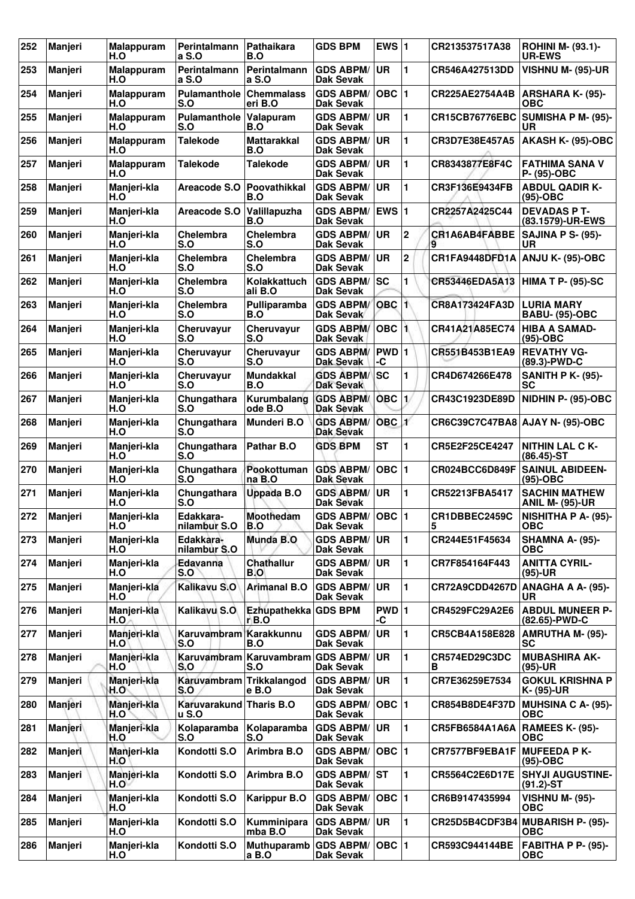| 252 | Manjeri | Malappuram H.O | Perintalmanna S.O | Pathaikara B.O | GDS BPM | EWS | 1 | CR213537517A38 | ROHINI M- (93.1)-UR-EWS |
|---|---|---|---|---|---|---|---|---|---|
| 253 | Manjeri | Malappuram H.O | Perintalmanna S.O | Perintalmanna S.O | GDS ABPM/ Dak Sevak | UR | 1 | CR546A427513DD | VISHNU M- (95)-UR |
| 254 | Manjeri | Malappuram H.O | Pulamanthole S.O | Chemmalasseri B.O | GDS ABPM/ Dak Sevak | OBC | 1 | CR225AE2754A4B | ARSHARA K- (95)-OBC |
| 255 | Manjeri | Malappuram H.O | Pulamanthole S.O | Valapuram B.O | GDS ABPM/ Dak Sevak | UR | 1 | CR15CB76776EBC | SUMISHA P M- (95)-UR |
| 256 | Manjeri | Malappuram H.O | Talekode | Mattarakkal B.O | GDS ABPM/ Dak Sevak | UR | 1 | CR3D7E38E457A5 | AKASH K- (95)-OBC |
| 257 | Manjeri | Malappuram H.O | Talekode | Talekode | GDS ABPM/ Dak Sevak | UR | 1 | CR8343877E8F4C | FATHIMA SANA V P- (95)-OBC |
| 258 | Manjeri | Manjeri-kla H.O | Areacode S.O | Poovathikkal B.O | GDS ABPM/ Dak Sevak | UR | 1 | CR3F136E9434FB | ABDUL QADIR K- (95)-OBC |
| 259 | Manjeri | Manjeri-kla H.O | Areacode S.O | Valillapuzha B.O | GDS ABPM/ Dak Sevak | EWS | 1 | CR2257A2425C44 | DEVADAS P T- (83.1579)-UR-EWS |
| 260 | Manjeri | Manjeri-kla H.O | Chelembra S.O | Chelembra S.O | GDS ABPM/ Dak Sevak | UR | 2 | CR1A6AB4FABBE9 | SAJINA P S- (95)-UR |
| 261 | Manjeri | Manjeri-kla H.O | Chelembra S.O | Chelembra S.O | GDS ABPM/ Dak Sevak | UR | 2 | CR1FA9448DFD1A | ANJU K- (95)-OBC |
| 262 | Manjeri | Manjeri-kla H.O | Chelembra S.O | Kolakkattuchali B.O | GDS ABPM/ Dak Sevak | SC | 1 | CR53446EDA5A13 | HIMA T P- (95)-SC |
| 263 | Manjeri | Manjeri-kla H.O | Chelembra S.O | Pulliparamba B.O | GDS ABPM/ Dak Sevak | OBC | 1 | CR8A173424FA3D | LURIA MARY BABU- (95)-OBC |
| 264 | Manjeri | Manjeri-kla H.O | Cheruvayur S.O | Cheruvayur S.O | GDS ABPM/ Dak Sevak | OBC | 1 | CR41A21A85EC74 | HIBA A SAMAD- (95)-OBC |
| 265 | Manjeri | Manjeri-kla H.O | Cheruvayur S.O | Cheruvayur S.O | GDS ABPM/ Dak Sevak | PWD-C | 1 | CR551B453B1EA9 | REVATHY VG- (89.3)-PWD-C |
| 266 | Manjeri | Manjeri-kla H.O | Cheruvayur S.O | Mundakkal B.O | GDS ABPM/ Dak Sevak | SC | 1 | CR4D674266E478 | SANITH P K- (95)-SC |
| 267 | Manjeri | Manjeri-kla H.O | Chungathara S.O | Kurumbalangode B.O | GDS ABPM/ Dak Sevak | OBC | 1 | CR43C1923DE89D | NIDHIN P- (95)-OBC |
| 268 | Manjeri | Manjeri-kla H.O | Chungathara S.O | Munderi B.O | GDS ABPM/ Dak Sevak | OBC | 1 | CR6C39C7C47BA8 | AJAY N- (95)-OBC |
| 269 | Manjeri | Manjeri-kla H.O | Chungathara S.O | Pathar B.O | GDS BPM | ST | 1 | CR5E2F25CE4247 | NITHIN LAL C K- (86.45)-ST |
| 270 | Manjeri | Manjeri-kla H.O | Chungathara S.O | Pookottumanna B.O | GDS ABPM/ Dak Sevak | OBC | 1 | CR024BCC6D849F | SAINUL ABIDEEN- (95)-OBC |
| 271 | Manjeri | Manjeri-kla H.O | Chungathara S.O | Uppada B.O | GDS ABPM/ Dak Sevak | UR | 1 | CR52213FBA5417 | SACHIN MATHEW ANIL M- (95)-UR |
| 272 | Manjeri | Manjeri-kla H.O | Edakkara-nilambur S.O | Moothedam B.O | GDS ABPM/ Dak Sevak | OBC | 1 | CR1DBBEC2459C5 | NISHITHA P A- (95)-OBC |
| 273 | Manjeri | Manjeri-kla H.O | Edakkara-nilambur S.O | Munda B.O | GDS ABPM/ Dak Sevak | UR | 1 | CR244E51F45634 | SHAMNA A- (95)-OBC |
| 274 | Manjeri | Manjeri-kla H.O | Edavanna S.O | Chathallur B.O | GDS ABPM/ Dak Sevak | UR | 1 | CR7F854164F443 | ANITTA CYRIL- (95)-UR |
| 275 | Manjeri | Manjeri-kla H.O | Kalikavu S.O | Arimanal B.O | GDS ABPM/ Dak Sevak | UR | 1 | CR72A9CDD4267D | ANAGHA A A- (95)-UR |
| 276 | Manjeri | Manjeri-kla H.O | Kalikavu S.O | Ezhupathekkar B.O | GDS BPM | PWD-C | 1 | CR4529FC29A2E6 | ABDUL MUNEER P- (82.65)-PWD-C |
| 277 | Manjeri | Manjeri-kla H.O | Karuvambram S.O | Karakkunnu B.O | GDS ABPM/ Dak Sevak | UR | 1 | CR5CB4A158E828 | AMRUTHA M- (95)-SC |
| 278 | Manjeri | Manjeri-kla H.O | Karuvambram S.O | Karuvambram S.O | GDS ABPM/ Dak Sevak | UR | 1 | CR574ED29C3DCB | MUBASHIRA AK- (95)-UR |
| 279 | Manjeri | Manjeri-kla H.O | Karuvambram S.O | Trikkalangode B.O | GDS ABPM/ Dak Sevak | UR | 1 | CR7E36259E7534 | GOKUL KRISHNA P K- (95)-UR |
| 280 | Manjeri | Manjeri-kla H.O | Karuvarakundu S.O | Tharis B.O | GDS ABPM/ Dak Sevak | OBC | 1 | CR854B8DE4F37D | MUHSINA C A- (95)-OBC |
| 281 | Manjeri | Manjeri-kla H.O | Kolaparamba S.O | Kolaparamba S.O | GDS ABPM/ Dak Sevak | UR | 1 | CR5FB6584A1A6A | RAMEES K- (95)-OBC |
| 282 | Manjeri | Manjeri-kla H.O | Kondotti S.O | Arimbra B.O | GDS ABPM/ Dak Sevak | OBC | 1 | CR7577BF9EBA1F | MUFEEDA P K- (95)-OBC |
| 283 | Manjeri | Manjeri-kla H.O | Kondotti S.O | Arimbra B.O | GDS ABPM/ Dak Sevak | ST | 1 | CR5564C2E6D17E | SHYJI AUGUSTINE- (91.2)-ST |
| 284 | Manjeri | Manjeri-kla H.O | Kondotti S.O | Karippur B.O | GDS ABPM/ Dak Sevak | OBC | 1 | CR6B9147435994 | VISHNU M- (95)-OBC |
| 285 | Manjeri | Manjeri-kla H.O | Kondotti S.O | Kumminiparamba B.O | GDS ABPM/ Dak Sevak | UR | 1 | CR25D5B4CDF3B4 | MUBARISH P- (95)-OBC |
| 286 | Manjeri | Manjeri-kla H.O | Kondotti S.O | Muthuparamba B.O | GDS ABPM/ Dak Sevak | OBC | 1 | CR593C944144BE | FABITHA P P- (95)-OBC |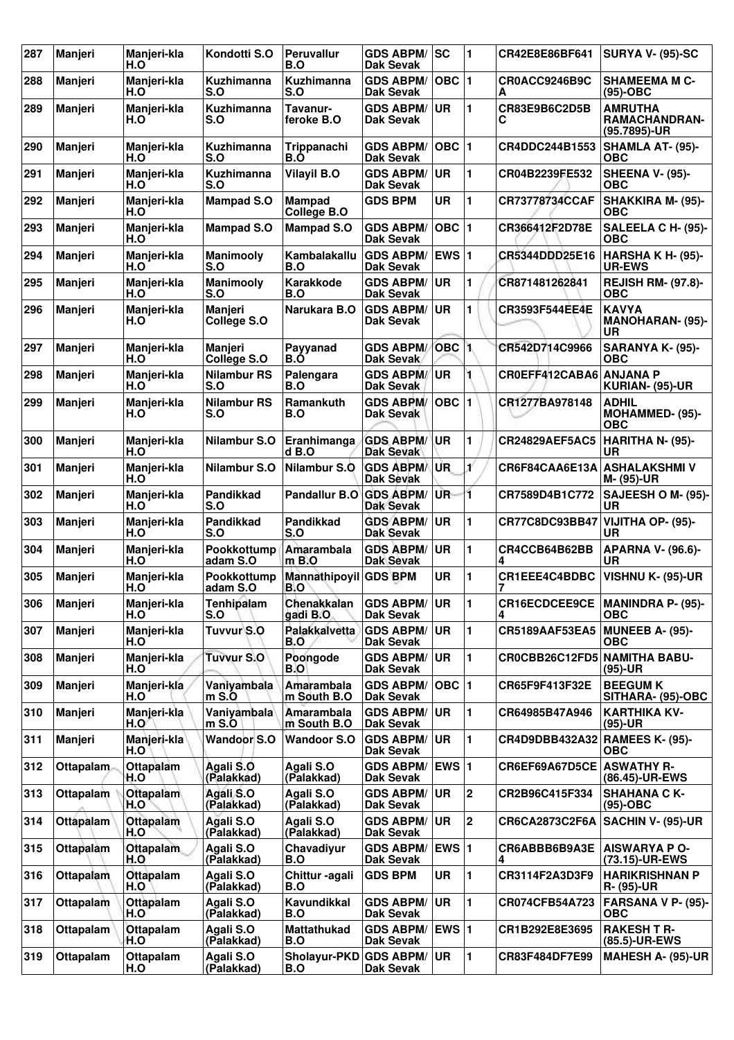| 287 | Manjeri | Manjeri-kla H.O | Kondotti S.O | Peruvallur B.O | GDS ABPM/ Dak Sevak | SC | 1 | CR42E8E86BF641 | SURYA V- (95)-SC |
|---|---|---|---|---|---|---|---|---|---|
| 288 | Manjeri | Manjeri-kla H.O | Kuzhimanna S.O | Kuzhimanna S.O | GDS ABPM/ Dak Sevak | OBC | 1 | CR0ACC9246B9C A | SHAMEEMA M C- (95)-OBC |
| 289 | Manjeri | Manjeri-kla H.O | Kuzhimanna S.O | Tavanur-feroke B.O | GDS ABPM/ Dak Sevak | UR | 1 | CR83E9B6C2D5B C | AMRUTHA RAMACHANDRAN- (95.7895)-UR |
| 290 | Manjeri | Manjeri-kla H.O | Kuzhimanna S.O | Trippanachi B.O | GDS ABPM/ Dak Sevak | OBC | 1 | CR4DDC244B1553 | SHAMLA AT- (95)-OBC |
| 291 | Manjeri | Manjeri-kla H.O | Kuzhimanna S.O | Vilayil B.O | GDS ABPM/ Dak Sevak | UR | 1 | CR04B2239FE532 | SHEENA V- (95)-OBC |
| 292 | Manjeri | Manjeri-kla H.O | Mampad S.O | Mampad College B.O | GDS BPM | UR | 1 | CR73778734CCAF | SHAKKIRA M- (95)-OBC |
| 293 | Manjeri | Manjeri-kla H.O | Mampad S.O | Mampad S.O | GDS ABPM/ Dak Sevak | OBC | 1 | CR366412F2D78E | SALEELA C H- (95)-OBC |
| 294 | Manjeri | Manjeri-kla H.O | Manimooly S.O | Kambalakallu B.O | GDS ABPM/ Dak Sevak | EWS | 1 | CR5344DDD25E16 | HARSHA K H- (95)-UR-EWS |
| 295 | Manjeri | Manjeri-kla H.O | Manimooly S.O | Karakkode B.O | GDS ABPM/ Dak Sevak | UR | 1 | CR871481262841 | REJISH RM- (97.8)-OBC |
| 296 | Manjeri | Manjeri-kla H.O | Manjeri College S.O | Narukara B.O | GDS ABPM/ Dak Sevak | UR | 1 | CR3593F544EE4E | KAVYA MANOHARAN- (95)-UR |
| 297 | Manjeri | Manjeri-kla H.O | Manjeri College S.O | Payyanad B.O | GDS ABPM/ Dak Sevak | OBC | 1 | CR542D714C9966 | SARANYA K- (95)-OBC |
| 298 | Manjeri | Manjeri-kla H.O | Nilambur RS S.O | Palengara B.O | GDS ABPM/ Dak Sevak | UR | 1 | CR0EFF412CABA6 | ANJANA P KURIAN- (95)-UR |
| 299 | Manjeri | Manjeri-kla H.O | Nilambur RS S.O | Ramankuth B.O | GDS ABPM/ Dak Sevak | OBC | 1 | CR1277BA978148 | ADHIL MOHAMMED- (95)-OBC |
| 300 | Manjeri | Manjeri-kla H.O | Nilambur S.O | Eranhimangad B.O | GDS ABPM/ Dak Sevak | UR | 1 | CR24829AEF5AC5 | HARITHA N- (95)-UR |
| 301 | Manjeri | Manjeri-kla H.O | Nilambur S.O | Nilambur S.O | GDS ABPM/ Dak Sevak | UR | 1 | CR6F84CAA6E13A | ASHALAKSHMI V M- (95)-UR |
| 302 | Manjeri | Manjeri-kla H.O | Pandikkad S.O | Pandallur B.O | GDS ABPM/ Dak Sevak | UR | 1 | CR7589D4B1C772 | SAJEESH O M- (95)-UR |
| 303 | Manjeri | Manjeri-kla H.O | Pandikkad S.O | Pandikkad S.O | GDS ABPM/ Dak Sevak | UR | 1 | CR77C8DC93BB47 | VIJITHA OP- (95)-UR |
| 304 | Manjeri | Manjeri-kla H.O | Pookkottumpadam S.O | Amarambalam B.O | GDS ABPM/ Dak Sevak | UR | 1 | CR4CCB64B62BB 4 | APARNA V- (96.6)-UR |
| 305 | Manjeri | Manjeri-kla H.O | Pookkottumpadam S.O | Mannathipoyil B.O | GDS BPM | UR | 1 | CR1EEE4C4BDBC 7 | VISHNU K- (95)-UR |
| 306 | Manjeri | Manjeri-kla H.O | Tenhipalam S.O | Chenakkalangadi B.O | GDS ABPM/ Dak Sevak | UR | 1 | CR16ECDCEE9CE 4 | MANINDRA P- (95)-OBC |
| 307 | Manjeri | Manjeri-kla H.O | Tuvvur S.O | Palakkalvetta B.O | GDS ABPM/ Dak Sevak | UR | 1 | CR5189AAF53EA5 | MUNEEB A- (95)-OBC |
| 308 | Manjeri | Manjeri-kla H.O | Tuvvur S.O | Poongode B.O | GDS ABPM/ Dak Sevak | UR | 1 | CR0CBB26C12FD5 | NAMITHA BABU- (95)-UR |
| 309 | Manjeri | Manjeri-kla H.O | Vaniyambalam S.O | Amarambalam South B.O | GDS ABPM/ Dak Sevak | OBC | 1 | CR65F9F413F32E | BEEGUM K SITHARA- (95)-OBC |
| 310 | Manjeri | Manjeri-kla H.O | Vaniyambalam S.O | Amarambalam South B.O | GDS ABPM/ Dak Sevak | UR | 1 | CR64985B47A946 | KARTHIKA KV- (95)-UR |
| 311 | Manjeri | Manjeri-kla H.O | Wandoor S.O | Wandoor S.O | GDS ABPM/ Dak Sevak | UR | 1 | CR4D9DBB432A32 | RAMEES K- (95)-OBC |
| 312 | Ottapalam | Ottapalam H.O | Agali S.O (Palakkad) | Agali S.O (Palakkad) | GDS ABPM/ Dak Sevak | EWS | 1 | CR6EF69A67D5CE | ASWATHY R- (86.45)-UR-EWS |
| 313 | Ottapalam | Ottapalam H.O | Agali S.O (Palakkad) | Agali S.O (Palakkad) | GDS ABPM/ Dak Sevak | UR | 2 | CR2B96C415F334 | SHAHANA C K- (95)-OBC |
| 314 | Ottapalam | Ottapalam H.O | Agali S.O (Palakkad) | Agali S.O (Palakkad) | GDS ABPM/ Dak Sevak | UR | 2 | CR6CA2873C2F6A | SACHIN V- (95)-UR |
| 315 | Ottapalam | Ottapalam H.O | Agali S.O (Palakkad) | Chavadiyur B.O | GDS ABPM/ Dak Sevak | EWS | 1 | CR6ABBB6B9A3E 4 | AISWARYA P O- (73.15)-UR-EWS |
| 316 | Ottapalam | Ottapalam H.O | Agali S.O (Palakkad) | Chittur -agali B.O | GDS BPM | UR | 1 | CR3114F2A3D3F9 | HARIKRISHNAN P R- (95)-UR |
| 317 | Ottapalam | Ottapalam H.O | Agali S.O (Palakkad) | Kavundikkal B.O | GDS ABPM/ Dak Sevak | UR | 1 | CR074CFB54A723 | FARSANA V P- (95)-OBC |
| 318 | Ottapalam | Ottapalam H.O | Agali S.O (Palakkad) | Mattathukad B.O | GDS ABPM/ Dak Sevak | EWS | 1 | CR1B292E8E3695 | RAKESH T R- (85.5)-UR-EWS |
| 319 | Ottapalam | Ottapalam H.O | Agali S.O (Palakkad) | Sholayur-PKD B.O | GDS ABPM/ Dak Sevak | UR | 1 | CR83F484DF7E99 | MAHESH A- (95)-UR |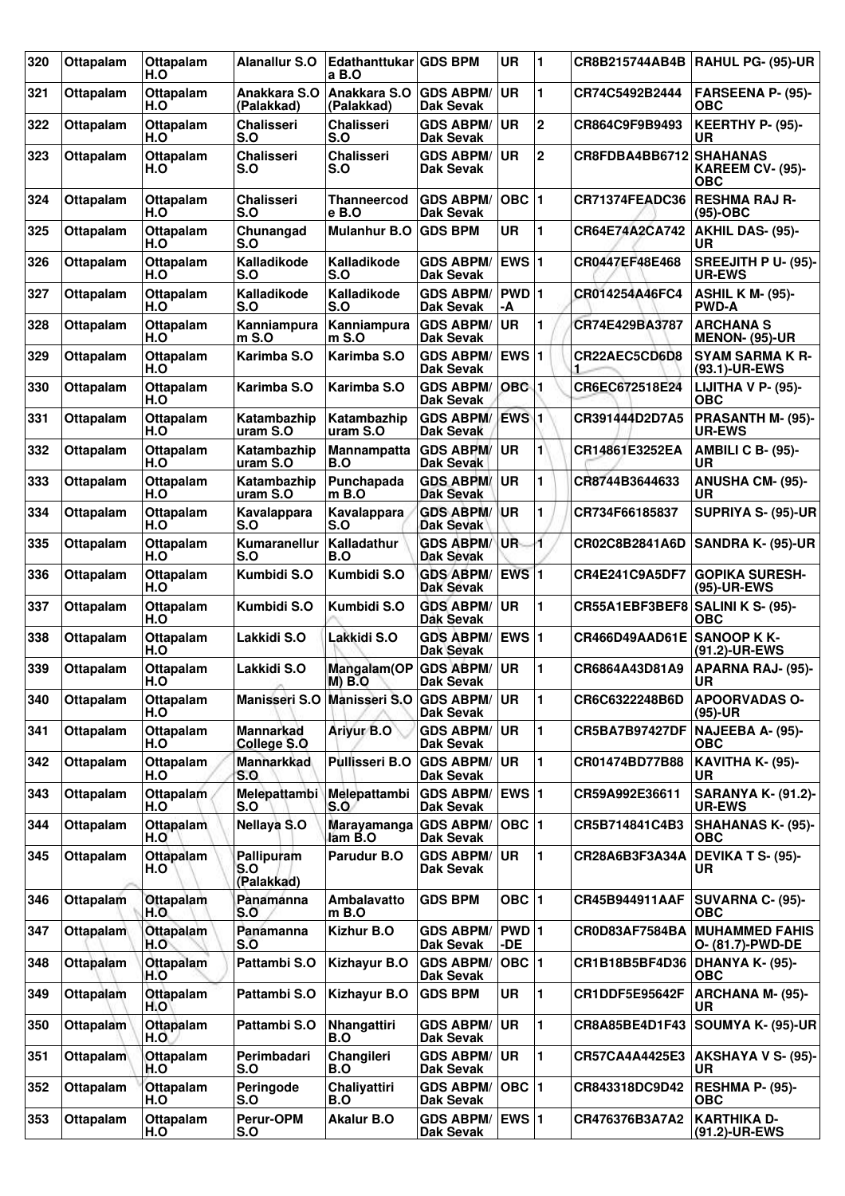| 320 | Ottapalam | Ottapalam H.O | Alanallur S.O | Edathanttukara B.O | GDS BPM | UR | 1 | CR8B215744AB4B | RAHUL PG- (95)-UR |
|---|---|---|---|---|---|---|---|---|---|
| 321 | Ottapalam | Ottapalam H.O | Anakkara S.O (Palakkad) | Anakkara S.O (Palakkad) | GDS ABPM/ Dak Sevak | UR | 1 | CR74C5492B2444 | FARSEENA P- (95)-OBC |
| 322 | Ottapalam | Ottapalam H.O | Chalisseri S.O | Chalisseri S.O | GDS ABPM/ Dak Sevak | UR | 2 | CR864C9F9B9493 | KEERTHY P- (95)-UR |
| 323 | Ottapalam | Ottapalam H.O | Chalisseri S.O | Chalisseri S.O | GDS ABPM/ Dak Sevak | UR | 2 | CR8FDBA4BB6712 | SHAHANAS KAREEM CV- (95)-OBC |
| 324 | Ottapalam | Ottapalam H.O | Chalisseri S.O | Thanneercode B.O | GDS ABPM/ Dak Sevak | OBC | 1 | CR71374FEADC36 | RESHMA RAJ R-(95)-OBC |
| 325 | Ottapalam | Ottapalam H.O | Chunangad S.O | Mulanhur B.O | GDS BPM | UR | 1 | CR64E74A2CA742 | AKHIL DAS- (95)-UR |
| 326 | Ottapalam | Ottapalam H.O | Kalladikode S.O | Kalladikode S.O | GDS ABPM/ Dak Sevak | EWS | 1 | CR0447EF48E468 | SREEJITH P U- (95)-UR-EWS |
| 327 | Ottapalam | Ottapalam H.O | Kalladikode S.O | Kalladikode S.O | GDS ABPM/ Dak Sevak | PWD-A | 1 | CR014254A46FC4 | ASHIL K M- (95)-PWD-A |
| 328 | Ottapalam | Ottapalam H.O | Kanniampuram S.O | Kanniampuram S.O | GDS ABPM/ Dak Sevak | UR | 1 | CR74E429BA3787 | ARCHANA S MENON- (95)-UR |
| 329 | Ottapalam | Ottapalam H.O | Karimba S.O | Karimba S.O | GDS ABPM/ Dak Sevak | EWS | 1 | CR22AEC5CD6D81 | SYAM SARMA K R-(93.1)-UR-EWS |
| 330 | Ottapalam | Ottapalam H.O | Karimba S.O | Karimba S.O | GDS ABPM/ Dak Sevak | OBC | 1 | CR6EC672518E24 | LIJITHA V P- (95)-OBC |
| 331 | Ottapalam | Ottapalam H.O | Katambazhipuram S.O | Katambazhipuram S.O | GDS ABPM/ Dak Sevak | EWS | 1 | CR391444D2D7A5 | PRASANTH M- (95)-UR-EWS |
| 332 | Ottapalam | Ottapalam H.O | Katambazhipuram S.O | Mannampatta B.O | GDS ABPM/ Dak Sevak | UR | 1 | CR14861E3252EA | AMBILI C B- (95)-UR |
| 333 | Ottapalam | Ottapalam H.O | Katambazhipuram S.O | Punchapadam B.O | GDS ABPM/ Dak Sevak | UR | 1 | CR8744B3644633 | ANUSHA CM- (95)-UR |
| 334 | Ottapalam | Ottapalam H.O | Kavalappara S.O | Kavalappara S.O | GDS ABPM/ Dak Sevak | UR | 1 | CR734F66185837 | SUPRIYA S- (95)-UR |
| 335 | Ottapalam | Ottapalam H.O | Kumaranellur S.O | Kalladathur B.O | GDS ABPM/ Dak Sevak | UR | 1 | CR02C8B2841A6D | SANDRA K- (95)-UR |
| 336 | Ottapalam | Ottapalam H.O | Kumbidi S.O | Kumbidi S.O | GDS ABPM/ Dak Sevak | EWS | 1 | CR4E241C9A5DF7 | GOPIKA SURESH-(95)-UR-EWS |
| 337 | Ottapalam | Ottapalam H.O | Kumbidi S.O | Kumbidi S.O | GDS ABPM/ Dak Sevak | UR | 1 | CR55A1EBF3BEF8 | SALINI K S- (95)-OBC |
| 338 | Ottapalam | Ottapalam H.O | Lakkidi S.O | Lakkidi S.O | GDS ABPM/ Dak Sevak | EWS | 1 | CR466D49AAD61E | SANOOP K K-(91.2)-UR-EWS |
| 339 | Ottapalam | Ottapalam H.O | Lakkidi S.O | Mangalam(OPM) B.O | GDS ABPM/ Dak Sevak | UR | 1 | CR6864A43D81A9 | APARNA RAJ- (95)-UR |
| 340 | Ottapalam | Ottapalam H.O | Manisseri S.O | Manisseri S.O | GDS ABPM/ Dak Sevak | UR | 1 | CR6C6322248B6D | APOORVADAS O-(95)-UR |
| 341 | Ottapalam | Ottapalam H.O | Mannarkad College S.O | Ariyur B.O | GDS ABPM/ Dak Sevak | UR | 1 | CR5BA7B97427DF | NAJEEBA A- (95)-OBC |
| 342 | Ottapalam | Ottapalam H.O | Mannarkkad S.O | Pullisseri B.O | GDS ABPM/ Dak Sevak | UR | 1 | CR01474BD77B88 | KAVITHA K- (95)-UR |
| 343 | Ottapalam | Ottapalam H.O | Melepattambi S.O | Melepattambi S.O | GDS ABPM/ Dak Sevak | EWS | 1 | CR59A992E36611 | SARANYA K- (91.2)-UR-EWS |
| 344 | Ottapalam | Ottapalam H.O | Nellaya S.O | Marayamangalam B.O | GDS ABPM/ Dak Sevak | OBC | 1 | CR5B714841C4B3 | SHAHANAS K- (95)-OBC |
| 345 | Ottapalam | Ottapalam H.O | Pallipuram S.O (Palakkad) | Parudur B.O | GDS ABPM/ Dak Sevak | UR | 1 | CR28A6B3F3A34A | DEVIKA T S- (95)-UR |
| 346 | Ottapalam | Ottapalam H.O | Panamanna S.O | Ambalavattom B.O | GDS BPM | OBC | 1 | CR45B944911AAF | SUVARNA C- (95)-OBC |
| 347 | Ottapalam | Ottapalam H.O | Panamanna S.O | Kizhur B.O | GDS ABPM/ Dak Sevak | PWD-DE | 1 | CR0D83AF7584BA | MUHAMMED FAHIS O- (81.7)-PWD-DE |
| 348 | Ottapalam | Ottapalam H.O | Pattambi S.O | Kizhayur B.O | GDS ABPM/ Dak Sevak | OBC | 1 | CR1B18B5BF4D36 | DHANYA K- (95)-OBC |
| 349 | Ottapalam | Ottapalam H.O | Pattambi S.O | Kizhayur B.O | GDS BPM | UR | 1 | CR1DDF5E95642F | ARCHANA M- (95)-UR |
| 350 | Ottapalam | Ottapalam H.O | Pattambi S.O | Nhangattiri B.O | GDS ABPM/ Dak Sevak | UR | 1 | CR8A85BE4D1F43 | SOUMYA K- (95)-UR |
| 351 | Ottapalam | Ottapalam H.O | Perimbadari S.O | Changileri B.O | GDS ABPM/ Dak Sevak | UR | 1 | CR57CA4A4425E3 | AKSHAYA V S- (95)-UR |
| 352 | Ottapalam | Ottapalam H.O | Peringode S.O | Chaliyattiri B.O | GDS ABPM/ Dak Sevak | OBC | 1 | CR843318DC9D42 | RESHMA P- (95)-OBC |
| 353 | Ottapalam | Ottapalam H.O | Perur-OPM S.O | Akalur B.O | GDS ABPM/ Dak Sevak | EWS | 1 | CR476376B3A7A2 | KARTHIKA D-(91.2)-UR-EWS |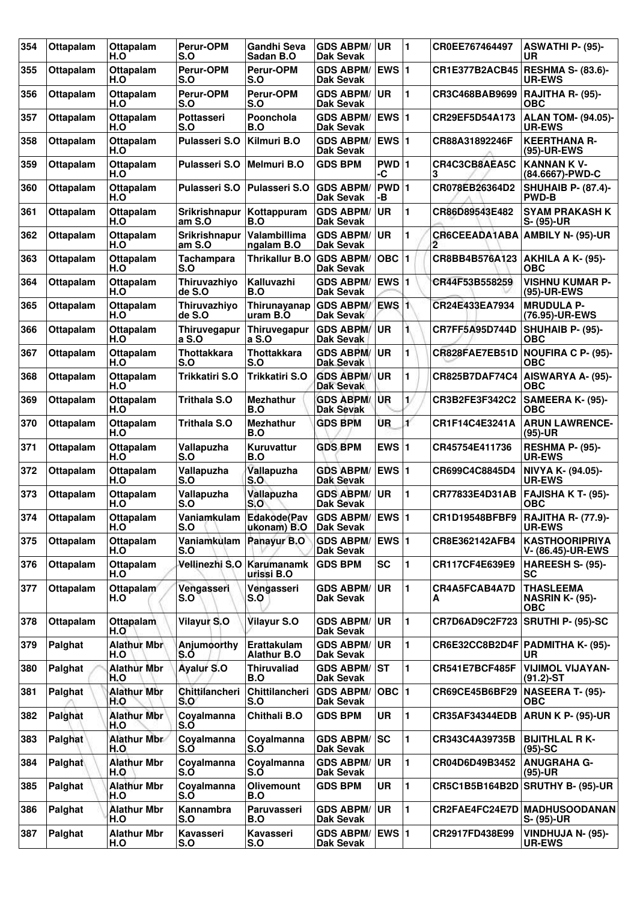| 354 | Ottapalam | Ottapalam H.O | Perur-OPM S.O | Gandhi Seva Sadan B.O | GDS ABPM/ Dak Sevak | UR | 1 | CR0EE767464497 | ASWATHI P- (95)-UR |
|---|---|---|---|---|---|---|---|---|---|
| 355 | Ottapalam | Ottapalam H.O | Perur-OPM S.O | Perur-OPM S.O | GDS ABPM/ Dak Sevak | EWS | 1 | CR1E377B2ACB45 | RESHMA S- (83.6)-UR-EWS |
| 356 | Ottapalam | Ottapalam H.O | Perur-OPM S.O | Perur-OPM S.O | GDS ABPM/ Dak Sevak | UR | 1 | CR3C468BAB9699 | RAJITHA R- (95)-OBC |
| 357 | Ottapalam | Ottapalam H.O | Pottasseri S.O | Poonchola B.O | GDS ABPM/ Dak Sevak | EWS | 1 | CR29EF5D54A173 | ALAN TOM- (94.05)-UR-EWS |
| 358 | Ottapalam | Ottapalam H.O | Pulasseri S.O | Kilmuri B.O | GDS ABPM/ Dak Sevak | EWS | 1 | CR88A31892246F | KEERTHANA R- (95)-UR-EWS |
| 359 | Ottapalam | Ottapalam H.O | Pulasseri S.O | Melmuri B.O | GDS BPM | PWD-C | 1 | CR4C3CB8AEA5C3 | KANNAN K V- (84.6667)-PWD-C |
| 360 | Ottapalam | Ottapalam H.O | Pulasseri S.O | Pulasseri S.O | GDS ABPM/ Dak Sevak | PWD-B | 1 | CR078EB26364D2 | SHUHAIB P- (87.4)-PWD-B |
| 361 | Ottapalam | Ottapalam H.O | Srikrishnapuram S.O | Kottappuram B.O | GDS ABPM/ Dak Sevak | UR | 1 | CR86D89543E482 | SYAM PRAKASH K S- (95)-UR |
| 362 | Ottapalam | Ottapalam H.O | Srikrishnapuram S.O | Valambillimangalam B.O | GDS ABPM/ Dak Sevak | UR | 1 | CR6CEEADA1ABA2 | AMBILY N- (95)-UR |
| 363 | Ottapalam | Ottapalam H.O | Tachampara S.O | Thrikallur B.O | GDS ABPM/ Dak Sevak | OBC | 1 | CR8BB4B576A123 | AKHILA A K- (95)-OBC |
| 364 | Ottapalam | Ottapalam H.O | Thiruvazhiyode S.O | Kalluvazhi B.O | GDS ABPM/ Dak Sevak | EWS | 1 | CR44F53B558259 | VISHNU KUMAR P- (95)-UR-EWS |
| 365 | Ottapalam | Ottapalam H.O | Thiruvazhiyode S.O | Thirunayanapuram B.O | GDS ABPM/ Dak Sevak | EWS | 1 | CR24E433EA7934 | MRUDULA P- (76.95)-UR-EWS |
| 366 | Ottapalam | Ottapalam H.O | Thiruvegapura S.O | Thiruvegapura S.O | GDS ABPM/ Dak Sevak | UR | 1 | CR7FF5A95D744D | SHUHAIB P- (95)-OBC |
| 367 | Ottapalam | Ottapalam H.O | Thottakkara S.O | Thottakkara S.O | GDS ABPM/ Dak Sevak | UR | 1 | CR828FAE7EB51D | NOUFIRA C P- (95)-OBC |
| 368 | Ottapalam | Ottapalam H.O | Trikkatiri S.O | Trikkatiri S.O | GDS ABPM/ Dak Sevak | UR | 1 | CR825B7DAF74C4 | AISWARYA A- (95)-OBC |
| 369 | Ottapalam | Ottapalam H.O | Trithala S.O | Mezhathur B.O | GDS ABPM/ Dak Sevak | UR | 1 | CR3B2FE3F342C2 | SAMEERA K- (95)-OBC |
| 370 | Ottapalam | Ottapalam H.O | Trithala S.O | Mezhathur B.O | GDS BPM | UR | 1 | CR1F14C4E3241A | ARUN LAWRENCE- (95)-UR |
| 371 | Ottapalam | Ottapalam H.O | Vallapuzha S.O | Kuruvattur B.O | GDS BPM | EWS | 1 | CR45754E411736 | RESHMA P- (95)-UR-EWS |
| 372 | Ottapalam | Ottapalam H.O | Vallapuzha S.O | Vallapuzha S.O | GDS ABPM/ Dak Sevak | EWS | 1 | CR699C4C8845D4 | NIVYA K- (94.05)-UR-EWS |
| 373 | Ottapalam | Ottapalam H.O | Vallapuzha S.O | Vallapuzha S.O | GDS ABPM/ Dak Sevak | UR | 1 | CR77833E4D31AB | FAJISHA K T- (95)-OBC |
| 374 | Ottapalam | Ottapalam H.O | Vaniamkulam S.O | Edakode(Pavukonam) B.O | GDS ABPM/ Dak Sevak | EWS | 1 | CR1D19548BFBF9 | RAJITHA R- (77.9)-UR-EWS |
| 375 | Ottapalam | Ottapalam H.O | Vaniamkulam S.O | Panayur B.O | GDS ABPM/ Dak Sevak | EWS | 1 | CR8E362142AFB4 | KASTHOORIPRIYA V- (86.45)-UR-EWS |
| 376 | Ottapalam | Ottapalam H.O | Vellinezhi S.O | Karumanamkurissi B.O | GDS BPM | SC | 1 | CR117CF4E639E9 | HAREESH S- (95)-SC |
| 377 | Ottapalam | Ottapalam H.O | Vengasseri S.O | Vengasseri S.O | GDS ABPM/ Dak Sevak | UR | 1 | CR4A5FCAB4A7DA | THASLEEMA NASRIN K- (95)-OBC |
| 378 | Ottapalam | Ottapalam H.O | Vilayur S.O | Vilayur S.O | GDS ABPM/ Dak Sevak | UR | 1 | CR7D6AD9C2F723 | SRUTHI P- (95)-SC |
| 379 | Palghat | Alathur Mbr H.O | Anjumoorthy S.O | Erattakulam Alathur B.O | GDS ABPM/ Dak Sevak | UR | 1 | CR6E32CC8B2D4F | PADMITHA K- (95)-UR |
| 380 | Palghat | Alathur Mbr H.O | Ayalur S.O | Thiruvaliad B.O | GDS ABPM/ Dak Sevak | ST | 1 | CR541E7BCF485F | VIJIMOL VIJAYAN- (91.2)-ST |
| 381 | Palghat | Alathur Mbr H.O | Chittilancheri S.O | Chittilancheri S.O | GDS ABPM/ Dak Sevak | OBC | 1 | CR69CE45B6BF29 | NASEERA T- (95)-OBC |
| 382 | Palghat | Alathur Mbr H.O | Coyalmanna S.O | Chithali B.O | GDS BPM | UR | 1 | CR35AF34344EDB | ARUN K P- (95)-UR |
| 383 | Palghat | Alathur Mbr H.O | Coyalmanna S.O | Coyalmanna S.O | GDS ABPM/ Dak Sevak | SC | 1 | CR343C4A39735B | BIJITHLAL R K- (95)-SC |
| 384 | Palghat | Alathur Mbr H.O | Coyalmanna S.O | Coyalmanna S.O | GDS ABPM/ Dak Sevak | UR | 1 | CR04D6D49B3452 | ANUGRAHA G- (95)-UR |
| 385 | Palghat | Alathur Mbr H.O | Coyalmanna S.O | Olivemount B.O | GDS BPM | UR | 1 | CR5C1B5B164B2D | SRUTHY B- (95)-UR |
| 386 | Palghat | Alathur Mbr H.O | Kannambra S.O | Paruvasseri B.O | GDS ABPM/ Dak Sevak | UR | 1 | CR2FAE4FC24E7D | MADHUSOODANAN S- (95)-UR |
| 387 | Palghat | Alathur Mbr H.O | Kavasseri S.O | Kavasseri S.O | GDS ABPM/ Dak Sevak | EWS | 1 | CR2917FD438E99 | VINDHUJA N- (95)-UR-EWS |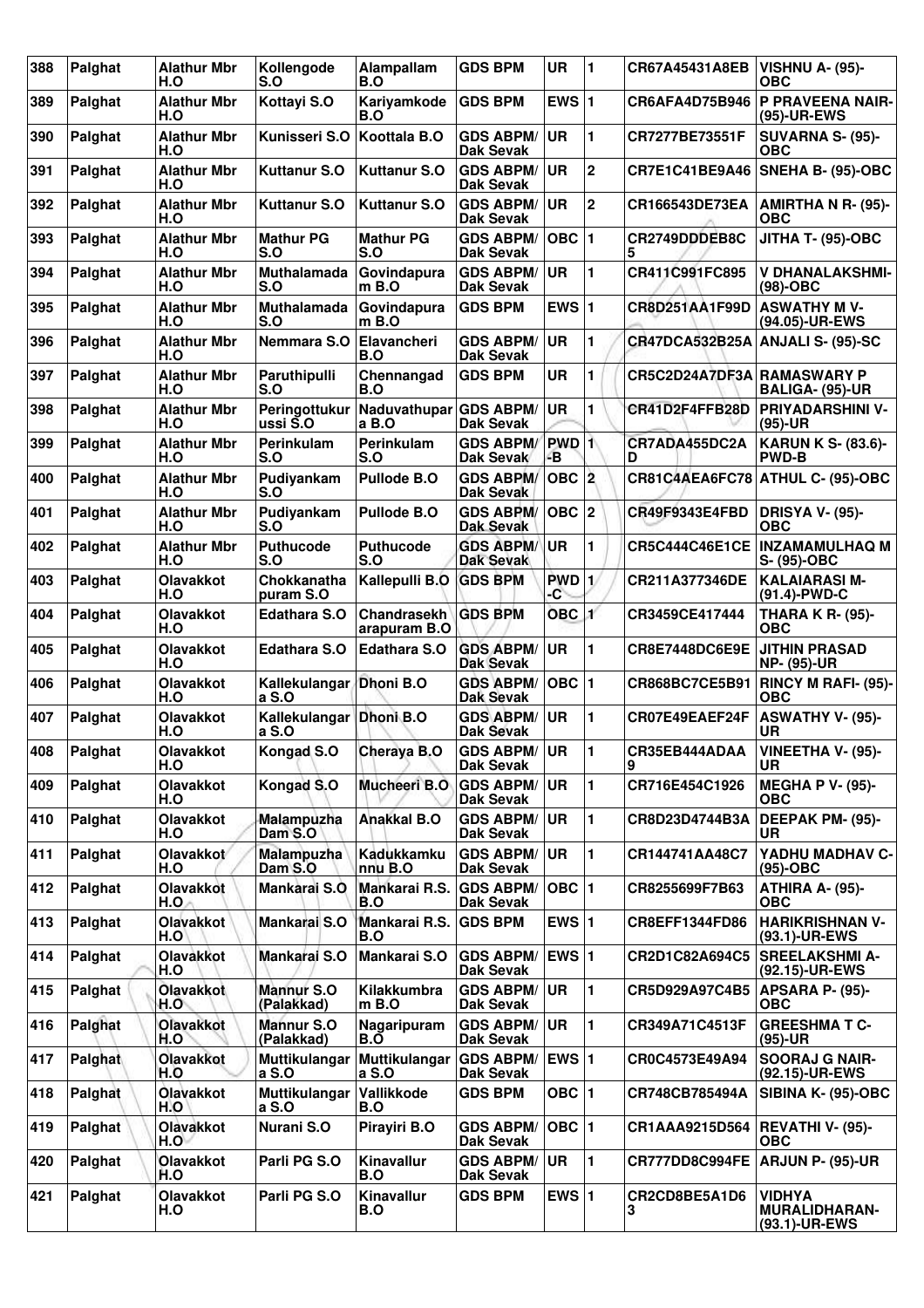| 388 | Palghat | Alathur Mbr H.O | Kollengode S.O | Alampallam B.O | GDS BPM | UR | 1 | CR67A45431A8EB | VISHNU A- (95)-OBC |
|---|---|---|---|---|---|---|---|---|---|
| 389 | Palghat | Alathur Mbr H.O | Kottayi S.O | Kariyamkode B.O | GDS BPM | EWS | 1 | CR6AFA4D75B946 | P PRAVEENA NAIR-(95)-UR-EWS |
| 390 | Palghat | Alathur Mbr H.O | Kunisseri S.O | Koottala B.O | GDS ABPM/ Dak Sevak | UR | 1 | CR7277BE73551F | SUVARNA S- (95)-OBC |
| 391 | Palghat | Alathur Mbr H.O | Kuttanur S.O | Kuttanur S.O | GDS ABPM/ Dak Sevak | UR | 2 | CR7E1C41BE9A46 | SNEHA B- (95)-OBC |
| 392 | Palghat | Alathur Mbr H.O | Kuttanur S.O | Kuttanur S.O | GDS ABPM/ Dak Sevak | UR | 2 | CR166543DE73EA | AMIRTHA N R- (95)-OBC |
| 393 | Palghat | Alathur Mbr H.O | Mathur PG S.O | Mathur PG S.O | GDS ABPM/ Dak Sevak | OBC | 1 | CR2749DDDEB8C5 | JITHA T- (95)-OBC |
| 394 | Palghat | Alathur Mbr H.O | Muthalamada S.O | Govindapuram B.O | GDS ABPM/ Dak Sevak | UR | 1 | CR411C991FC895 | V DHANALAKSHMI-(98)-OBC |
| 395 | Palghat | Alathur Mbr H.O | Muthalamada S.O | Govindapuram B.O | GDS BPM | EWS | 1 | CR8D251AA1F99D | ASWATHY M V-(94.05)-UR-EWS |
| 396 | Palghat | Alathur Mbr H.O | Nemmara S.O | Elavancheri B.O | GDS ABPM/ Dak Sevak | UR | 1 | CR47DCA532B25A | ANJALI S- (95)-SC |
| 397 | Palghat | Alathur Mbr H.O | Paruthipulli S.O | Chennangad B.O | GDS BPM | UR | 1 | CR5C2D24A7DF3A | RAMASWARY P BALIGA- (95)-UR |
| 398 | Palghat | Alathur Mbr H.O | Peringottukurussi S.O | Naduvathupara B.O | GDS ABPM/ Dak Sevak | UR | 1 | CR41D2F4FFB28D | PRIYADARSHINI V-(95)-UR |
| 399 | Palghat | Alathur Mbr H.O | Perinkulam S.O | Perinkulam S.O | GDS ABPM/ Dak Sevak | PWD-B | 1 | CR7ADA455DC2AD | KARUN K S- (83.6)-PWD-B |
| 400 | Palghat | Alathur Mbr H.O | Pudiyankam S.O | Pullode B.O | GDS ABPM/ Dak Sevak | OBC | 2 | CR81C4AEA6FC78 | ATHUL C- (95)-OBC |
| 401 | Palghat | Alathur Mbr H.O | Pudiyankam S.O | Pullode B.O | GDS ABPM/ Dak Sevak | OBC | 2 | CR49F9343E4FBD | DRISYA V- (95)-OBC |
| 402 | Palghat | Alathur Mbr H.O | Puthucode S.O | Puthucode S.O | GDS ABPM/ Dak Sevak | UR | 1 | CR5C444C46E1CE | INZAMAMULHAQ M S- (95)-OBC |
| 403 | Palghat | Olavakkot H.O | Chokkanathapuram S.O | Kallepulli B.O | GDS BPM | PWD-C | 1 | CR211A377346DE | KALAIARASI M-(91.4)-PWD-C |
| 404 | Palghat | Olavakkot H.O | Edathara S.O | Chandrasekharapuram B.O | GDS BPM | OBC | 1 | CR3459CE417444 | THARA K R- (95)-OBC |
| 405 | Palghat | Olavakkot H.O | Edathara S.O | Edathara S.O | GDS ABPM/ Dak Sevak | UR | 1 | CR8E7448DC6E9E | JITHIN PRASAD NP- (95)-UR |
| 406 | Palghat | Olavakkot H.O | Kallekulangara S.O | Dhoni B.O | GDS ABPM/ Dak Sevak | OBC | 1 | CR868BC7CE5B91 | RINCY M RAFI- (95)-OBC |
| 407 | Palghat | Olavakkot H.O | Kallekulangara S.O | Dhoni B.O | GDS ABPM/ Dak Sevak | UR | 1 | CR07E49EAEF24F | ASWATHY V- (95)-UR |
| 408 | Palghat | Olavakkot H.O | Kongad S.O | Cheraya B.O | GDS ABPM/ Dak Sevak | UR | 1 | CR35EB444ADAA9 | VINEETHA V- (95)-UR |
| 409 | Palghat | Olavakkot H.O | Kongad S.O | Mucheeri B.O | GDS ABPM/ Dak Sevak | UR | 1 | CR716E454C1926 | MEGHA P V- (95)-OBC |
| 410 | Palghat | Olavakkot H.O | Malampuzha Dam S.O | Anakkal B.O | GDS ABPM/ Dak Sevak | UR | 1 | CR8D23D4744B3A | DEEPAK PM- (95)-UR |
| 411 | Palghat | Olavakkot H.O | Malampuzha Dam S.O | Kadukkamkunnu B.O | GDS ABPM/ Dak Sevak | UR | 1 | CR144741AA48C7 | YADHU MADHAV C-(95)-OBC |
| 412 | Palghat | Olavakkot H.O | Mankarai S.O | Mankarai R.S. B.O | GDS ABPM/ Dak Sevak | OBC | 1 | CR8255699F7B63 | ATHIRA A- (95)-OBC |
| 413 | Palghat | Olavakkot H.O | Mankarai S.O | Mankarai R.S. B.O | GDS BPM | EWS | 1 | CR8EFF1344FD86 | HARIKRISHNAN V-(93.1)-UR-EWS |
| 414 | Palghat | Olavakkot H.O | Mankarai S.O | Mankarai S.O | GDS ABPM/ Dak Sevak | EWS | 1 | CR2D1C82A694C5 | SREELAKSHMI A-(92.15)-UR-EWS |
| 415 | Palghat | Olavakkot H.O | Mannur S.O (Palakkad) | Kilakkumbram B.O | GDS ABPM/ Dak Sevak | UR | 1 | CR5D929A97C4B5 | APSARA P- (95)-OBC |
| 416 | Palghat | Olavakkot H.O | Mannur S.O (Palakkad) | Nagaripuram B.O | GDS ABPM/ Dak Sevak | UR | 1 | CR349A71C4513F | GREESHMA T C-(95)-UR |
| 417 | Palghat | Olavakkot H.O | Muttikulangara S.O | Muttikulangara S.O | GDS ABPM/ Dak Sevak | EWS | 1 | CR0C4573E49A94 | SOORAJ G NAIR-(92.15)-UR-EWS |
| 418 | Palghat | Olavakkot H.O | Muttikulangara S.O | Vallikkode B.O | GDS BPM | OBC | 1 | CR748CB785494A | SIBINA K- (95)-OBC |
| 419 | Palghat | Olavakkot H.O | Nurani S.O | Pirayiri B.O | GDS ABPM/ Dak Sevak | OBC | 1 | CR1AAA9215D564 | REVATHI V- (95)-OBC |
| 420 | Palghat | Olavakkot H.O | Parli PG S.O | Kinavallur B.O | GDS ABPM/ Dak Sevak | UR | 1 | CR777DD8C994FE | ARJUN P- (95)-UR |
| 421 | Palghat | Olavakkot H.O | Parli PG S.O | Kinavallur B.O | GDS BPM | EWS | 1 | CR2CD8BE5A1D63 | VIDHYA MURALIDHARAN-(93.1)-UR-EWS |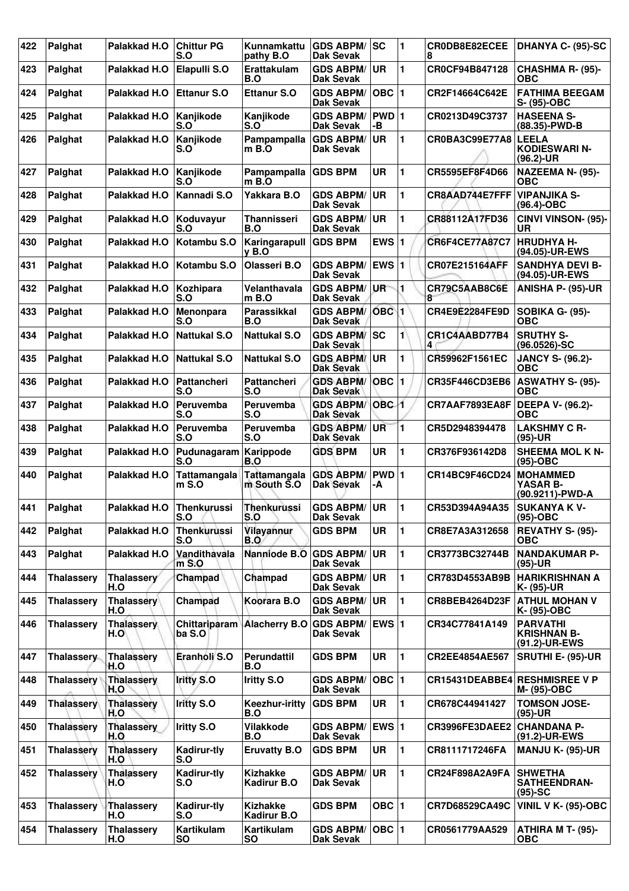| 422 | Palghat | Palakkad H.O | Chittur PG S.O | Kunnamkattu pathy B.O | GDS ABPM/ Dak Sevak | SC | 1 | CR0DB8E82ECEE 8 | DHANYA C- (95)-SC |
|---|---|---|---|---|---|---|---|---|---|
| 423 | Palghat | Palakkad H.O | Elapulli S.O | Erattakulam B.O | GDS ABPM/ Dak Sevak | UR | 1 | CR0CF94B847128 | CHASHMA R- (95)-OBC |
| 424 | Palghat | Palakkad H.O | Ettanur S.O | Ettanur S.O | GDS ABPM/ Dak Sevak | OBC | 1 | CR2F14664C642E | FATHIMA BEEGAM S- (95)-OBC |
| 425 | Palghat | Palakkad H.O | Kanjikode S.O | Kanjikode S.O | GDS ABPM/ Dak Sevak | PWD -B | 1 | CR0213D49C3737 | HASEENA S- (88.35)-PWD-B |
| 426 | Palghat | Palakkad H.O | Kanjikode S.O | Pampampalla m B.O | GDS ABPM/ Dak Sevak | UR | 1 | CR0BA3C99E77A8 | LEELA KODIESWARI N- (96.2)-UR |
| 427 | Palghat | Palakkad H.O | Kanjikode S.O | Pampampalla m B.O | GDS BPM | UR | 1 | CR5595EF8F4D66 | NAZEEMA N- (95)-OBC |
| 428 | Palghat | Palakkad H.O | Kannadi S.O | Yakkara B.O | GDS ABPM/ Dak Sevak | UR | 1 | CR8AAD744E7FFF | VIPANJIKA S- (96.4)-OBC |
| 429 | Palghat | Palakkad H.O | Koduvayur S.O | Thannisseri B.O | GDS ABPM/ Dak Sevak | UR | 1 | CR88112A17FD36 | CINVI VINSON- (95)-UR |
| 430 | Palghat | Palakkad H.O | Kotambu S.O | Karingarapull y B.O | GDS BPM | EWS | 1 | CR6F4CE77A87C7 | HRUDHYA H- (94.05)-UR-EWS |
| 431 | Palghat | Palakkad H.O | Kotambu S.O | Olasseri B.O | GDS ABPM/ Dak Sevak | EWS | 1 | CR07E215164AFF | SANDHYA DEVI B- (94.05)-UR-EWS |
| 432 | Palghat | Palakkad H.O | Kozhipara S.O | Velanthavala m B.O | GDS ABPM/ Dak Sevak | UR | 1 | CR79C5AAB8C6E 8 | ANISHA P- (95)-UR |
| 433 | Palghat | Palakkad H.O | Menonpara S.O | Parassikkal B.O | GDS ABPM/ Dak Sevak | OBC | 1 | CR4E9E2284FE9D | SOBIKA G- (95)-OBC |
| 434 | Palghat | Palakkad H.O | Nattukal S.O | Nattukal S.O | GDS ABPM/ Dak Sevak | SC | 1 | CR1C4AABD77B4 4 | SRUTHY S- (96.0526)-SC |
| 435 | Palghat | Palakkad H.O | Nattukal S.O | Nattukal S.O | GDS ABPM/ Dak Sevak | UR | 1 | CR59962F1561EC | JANCY S- (96.2)-OBC |
| 436 | Palghat | Palakkad H.O | Pattancheri S.O | Pattancheri S.O | GDS ABPM/ Dak Sevak | OBC | 1 | CR35F446CD3EB6 | ASWATHY S- (95)-OBC |
| 437 | Palghat | Palakkad H.O | Peruvemba S.O | Peruvemba S.O | GDS ABPM/ Dak Sevak | OBC | 1 | CR7AAF7893EA8F | DEEPA V- (96.2)-OBC |
| 438 | Palghat | Palakkad H.O | Peruvemba S.O | Peruvemba S.O | GDS ABPM/ Dak Sevak | UR | 1 | CR5D2948394478 | LAKSHMY C R- (95)-UR |
| 439 | Palghat | Palakkad H.O | Pudunagaram S.O | Karippode B.O | GDS BPM | UR | 1 | CR376F936142D8 | SHEEMA MOL K N- (95)-OBC |
| 440 | Palghat | Palakkad H.O | Tattamangala m S.O | Tattamangala m South S.O | GDS ABPM/ Dak Sevak | PWD -A | 1 | CR14BC9F46CD24 | MOHAMMED YASAR B- (90.9211)-PWD-A |
| 441 | Palghat | Palakkad H.O | Thenkurussi S.O | Thenkurussi S.O | GDS ABPM/ Dak Sevak | UR | 1 | CR53D394A94A35 | SUKANYA K V- (95)-OBC |
| 442 | Palghat | Palakkad H.O | Thenkurussi S.O | Vilayannur B.O | GDS BPM | UR | 1 | CR8E7A3A312658 | REVATHY S- (95)-OBC |
| 443 | Palghat | Palakkad H.O | Vandithavala m S.O | Nanniode B.O | GDS ABPM/ Dak Sevak | UR | 1 | CR3773BC32744B | NANDAKUMAR P- (95)-UR |
| 444 | Thalassery | Thalassery H.O | Champad | Champad | GDS ABPM/ Dak Sevak | UR | 1 | CR783D4553AB9B | HARIKRISHNAN A K- (95)-UR |
| 445 | Thalassery | Thalassery H.O | Champad | Koorara B.O | GDS ABPM/ Dak Sevak | UR | 1 | CR8BEB4264D23F | ATHUL MOHAN V K- (95)-OBC |
| 446 | Thalassery | Thalassery H.O | Chittariparam ba S.O | Alacherry B.O | GDS ABPM/ Dak Sevak | EWS | 1 | CR34C77841A149 | PARVATHI KRISHNAN B- (91.2)-UR-EWS |
| 447 | Thalassery | Thalassery H.O | Eranholi S.O | Perundattil B.O | GDS BPM | UR | 1 | CR2EE4854AE567 | SRUTHI E- (95)-UR |
| 448 | Thalassery | Thalassery H.O | Iritty S.O | Iritty S.O | GDS ABPM/ Dak Sevak | OBC | 1 | CR15431DEABBE4 | RESHMISREE V P M- (95)-OBC |
| 449 | Thalassery | Thalassery H.O | Iritty S.O | Keezhur-iritty B.O | GDS BPM | UR | 1 | CR678C44941427 | TOMSON JOSE- (95)-UR |
| 450 | Thalassery | Thalassery H.O | Iritty S.O | Vilakkode B.O | GDS ABPM/ Dak Sevak | EWS | 1 | CR3996FE3DAEE2 | CHANDANA P- (91.2)-UR-EWS |
| 451 | Thalassery | Thalassery H.O | Kadirur-tly S.O | Eruvatty B.O | GDS BPM | UR | 1 | CR8111717246FA | MANJU K- (95)-UR |
| 452 | Thalassery | Thalassery H.O | Kadirur-tly S.O | Kizhakke Kadirur B.O | GDS ABPM/ Dak Sevak | UR | 1 | CR24F898A2A9FA | SHWETHA SATHEENDRAN- (95)-SC |
| 453 | Thalassery | Thalassery H.O | Kadirur-tly S.O | Kizhakke Kadirur B.O | GDS BPM | OBC | 1 | CR7D68529CA49C | VINIL V K- (95)-OBC |
| 454 | Thalassery | Thalassery H.O | Kartikulam SO | Kartikulam SO | GDS ABPM/ Dak Sevak | OBC | 1 | CR0561779AA529 | ATHIRA M T- (95)-OBC |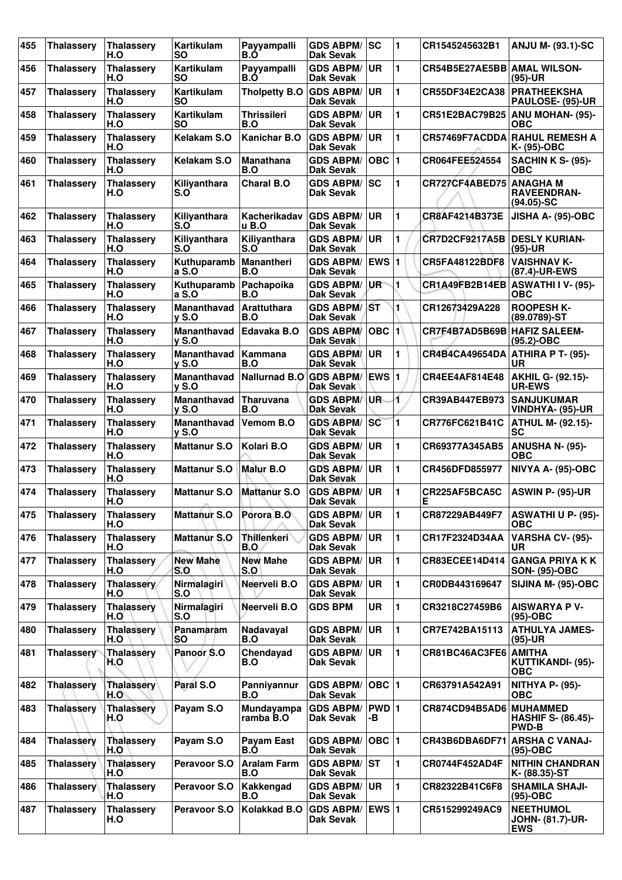| 455 | Thalassery | Thalassery H.O | Kartikulam SO | Payyampalli B.O | GDS ABPM/ Dak Sevak | SC | 1 | CR1545245632B1 | ANJU M- (93.1)-SC |
|---|---|---|---|---|---|---|---|---|---|
| 456 | Thalassery | Thalassery H.O | Kartikulam SO | Payyampalli B.O | GDS ABPM/ Dak Sevak | UR | 1 | CR54B5E27AE5BB | AMAL WILSON- (95)-UR |
| 457 | Thalassery | Thalassery H.O | Kartikulam SO | Tholpetty B.O | GDS ABPM/ Dak Sevak | UR | 1 | CR55DF34E2CA38 | PRATHEEKSHA PAULOSE- (95)-UR |
| 458 | Thalassery | Thalassery H.O | Kartikulam SO | Thrissileri B.O | GDS ABPM/ Dak Sevak | UR | 1 | CR51E2BAC79B25 | ANU MOHAN- (95)-OBC |
| 459 | Thalassery | Thalassery H.O | Kelakam S.O | Kanichar B.O | GDS ABPM/ Dak Sevak | UR | 1 | CR57469F7ACDDA | RAHUL REMESH A K- (95)-OBC |
| 460 | Thalassery | Thalassery H.O | Kelakam S.O | Manathana B.O | GDS ABPM/ Dak Sevak | OBC | 1 | CR064FEE524554 | SACHIN K S- (95)-OBC |
| 461 | Thalassery | Thalassery H.O | Kiliyanthara S.O | Charal B.O | GDS ABPM/ Dak Sevak | SC | 1 | CR727CF4ABED75 | ANAGHA M RAVEENDRAN- (94.05)-SC |
| 462 | Thalassery | Thalassery H.O | Kiliyanthara S.O | Kacherikadavu B.O | GDS ABPM/ Dak Sevak | UR | 1 | CR8AF4214B373E | JISHA A- (95)-OBC |
| 463 | Thalassery | Thalassery H.O | Kiliyanthara S.O | Kiliyanthara S.O | GDS ABPM/ Dak Sevak | UR | 1 | CR7D2CF9217A5B | DESLY KURIAN- (95)-UR |
| 464 | Thalassery | Thalassery H.O | Kuthuparamba S.O | Manantheri B.O | GDS ABPM/ Dak Sevak | EWS | 1 | CR5FA48122BDF8 | VAISHNAV K- (87.4)-UR-EWS |
| 465 | Thalassery | Thalassery H.O | Kuthuparamba S.O | Pachapoika B.O | GDS ABPM/ Dak Sevak | UR | 1 | CR1A49FB2B14EB | ASWATHI I V- (95)-OBC |
| 466 | Thalassery | Thalassery H.O | Mananthavady S.O | Arattuthara B.O | GDS ABPM/ Dak Sevak | ST | 1 | CR12673429A228 | ROOPESH K- (89.0789)-ST |
| 467 | Thalassery | Thalassery H.O | Mananthavady S.O | Edavaka B.O | GDS ABPM/ Dak Sevak | OBC | 1 | CR7F4B7AD5B69B | HAFIZ SALEEM- (95.2)-OBC |
| 468 | Thalassery | Thalassery H.O | Mananthavady S.O | Kammana B.O | GDS ABPM/ Dak Sevak | UR | 1 | CR4B4CA49654DA | ATHIRA P T- (95)-UR |
| 469 | Thalassery | Thalassery H.O | Mananthavady S.O | Nallurnad B.O | GDS ABPM/ Dak Sevak | EWS | 1 | CR4EE4AF814E48 | AKHIL G- (92.15)-UR-EWS |
| 470 | Thalassery | Thalassery H.O | Mananthavady S.O | Tharuvana B.O | GDS ABPM/ Dak Sevak | UR | 1 | CR39AB447EB973 | SANJUKUMAR VINDHYA- (95)-UR |
| 471 | Thalassery | Thalassery H.O | Mananthavady S.O | Vemom B.O | GDS ABPM/ Dak Sevak | SC | 1 | CR776FC621B41C | ATHUL M- (92.15)-SC |
| 472 | Thalassery | Thalassery H.O | Mattanur S.O | Kolari B.O | GDS ABPM/ Dak Sevak | UR | 1 | CR69377A345AB5 | ANUSHA N- (95)-OBC |
| 473 | Thalassery | Thalassery H.O | Mattanur S.O | Malur B.O | GDS ABPM/ Dak Sevak | UR | 1 | CR456DFD855977 | NIVYA A- (95)-OBC |
| 474 | Thalassery | Thalassery H.O | Mattanur S.O | Mattanur S.O | GDS ABPM/ Dak Sevak | UR | 1 | CR225AF5BCA5CE | ASWIN P- (95)-UR |
| 475 | Thalassery | Thalassery H.O | Mattanur S.O | Porora B.O | GDS ABPM/ Dak Sevak | UR | 1 | CR87229AB449F7 | ASWATHI U P- (95)-OBC |
| 476 | Thalassery | Thalassery H.O | Mattanur S.O | Thillenkeri B.O | GDS ABPM/ Dak Sevak | UR | 1 | CR17F2324D34AA | VARSHA CV- (95)-UR |
| 477 | Thalassery | Thalassery H.O | New Mahe S.O | New Mahe S.O | GDS ABPM/ Dak Sevak | UR | 1 | CR83ECEE14D414 | GANGA PRIYA K K SON- (95)-OBC |
| 478 | Thalassery | Thalassery H.O | Nirmalagiri S.O | Neerveli B.O | GDS ABPM/ Dak Sevak | UR | 1 | CR0DB443169647 | SIJINA M- (95)-OBC |
| 479 | Thalassery | Thalassery H.O | Nirmalagiri S.O | Neerveli B.O | GDS BPM | UR | 1 | CR3218C27459B6 | AISWARYA P V- (95)-OBC |
| 480 | Thalassery | Thalassery H.O | Panamaram SO | Nadavayal B.O | GDS ABPM/ Dak Sevak | UR | 1 | CR7E742BA15113 | ATHULYA JAMES- (95)-UR |
| 481 | Thalassery | Thalassery H.O | Panoor S.O | Chendayad B.O | GDS ABPM/ Dak Sevak | UR | 1 | CR81BC46AC3FE6 | AMITHA KUTTIKANDI- (95)-OBC |
| 482 | Thalassery | Thalassery H.O | Paral S.O | Panniyannur B.O | GDS ABPM/ Dak Sevak | OBC | 1 | CR63791A542A91 | NITHYA P- (95)-OBC |
| 483 | Thalassery | Thalassery H.O | Payam S.O | Mundayamparamba B.O | GDS ABPM/ Dak Sevak | PWD-B | 1 | CR874CD94B5AD6 | MUHAMMED HASHIF S- (86.45)-PWD-B |
| 484 | Thalassery | Thalassery H.O | Payam S.O | Payam East B.O | GDS ABPM/ Dak Sevak | OBC | 1 | CR43B6DBA6DF71 | ARSHA C VANAJ- (95)-OBC |
| 485 | Thalassery | Thalassery H.O | Peravoor S.O | Aralam Farm B.O | GDS ABPM/ Dak Sevak | ST | 1 | CR0744F452AD4F | NITHIN CHANDRAN K- (88.35)-ST |
| 486 | Thalassery | Thalassery H.O | Peravoor S.O | Kakkengad B.O | GDS ABPM/ Dak Sevak | UR | 1 | CR82322B41C6F8 | SHAMILA SHAJI- (95)-OBC |
| 487 | Thalassery | Thalassery H.O | Peravoor S.O | Kolakkad B.O | GDS ABPM/ Dak Sevak | EWS | 1 | CR515299249AC9 | NEETHUMOL JOHN- (81.7)-UR-EWS |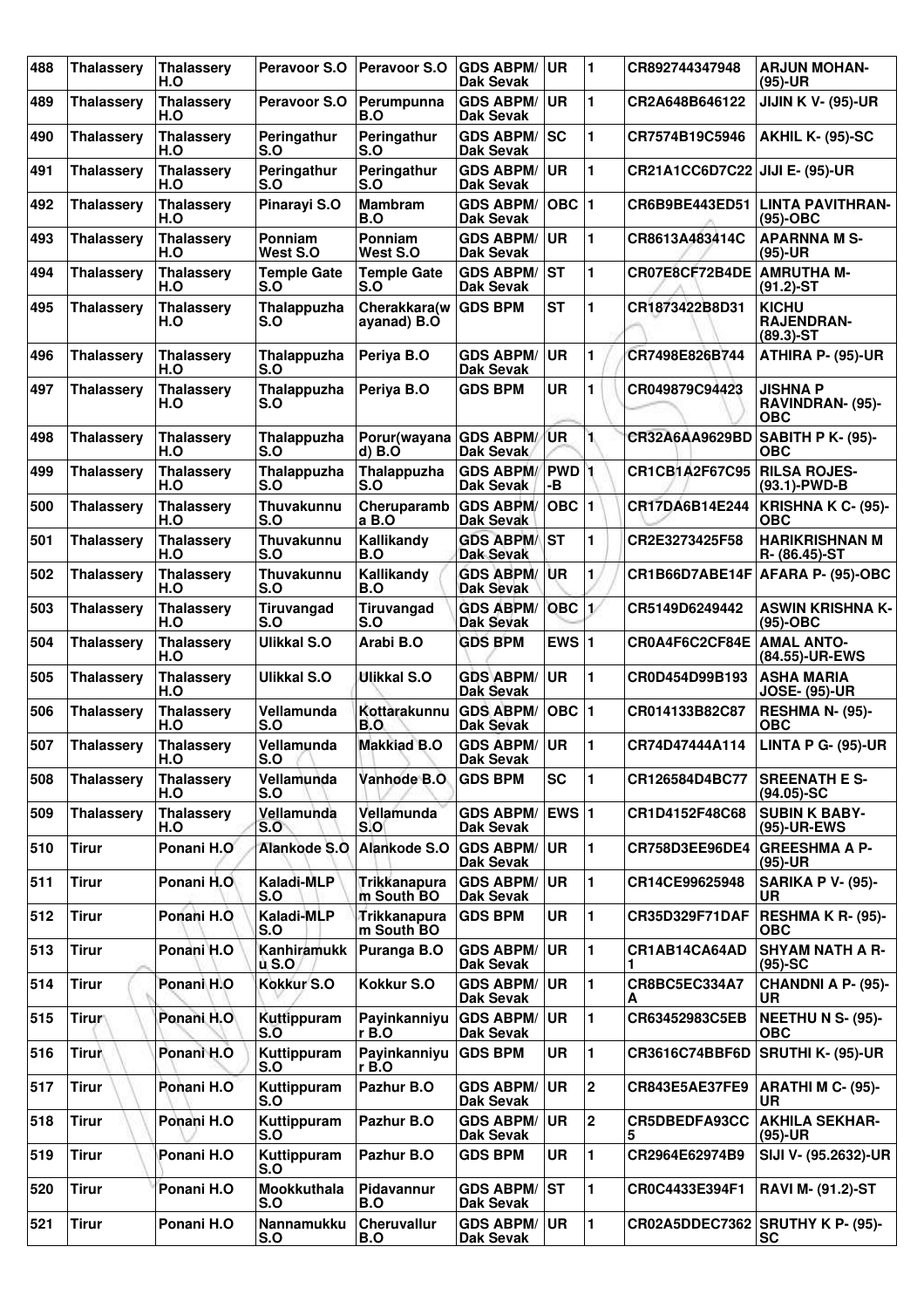| 488 | Thalassery | Thalassery H.O | Peravoor S.O | Peravoor S.O | GDS ABPM/ Dak Sevak | UR | 1 | CR892744347948 | ARJUN MOHAN- (95)-UR |
|---|---|---|---|---|---|---|---|---|---|
| 489 | Thalassery | Thalassery H.O | Peravoor S.O | Perumpunna B.O | GDS ABPM/ Dak Sevak | UR | 1 | CR2A648B646122 | JIJIN K V- (95)-UR |
| 490 | Thalassery | Thalassery H.O | Peringathur S.O | Peringathur S.O | GDS ABPM/ Dak Sevak | SC | 1 | CR7574B19C5946 | AKHIL K- (95)-SC |
| 491 | Thalassery | Thalassery H.O | Peringathur S.O | Peringathur S.O | GDS ABPM/ Dak Sevak | UR | 1 | CR21A1CC6D7C22 | JIJI E- (95)-UR |
| 492 | Thalassery | Thalassery H.O | Pinarayi S.O | Mambram B.O | GDS ABPM/ Dak Sevak | OBC | 1 | CR6B9BE443ED51 | LINTA PAVITHRAN- (95)-OBC |
| 493 | Thalassery | Thalassery H.O | Ponniam West S.O | Ponniam West S.O | GDS ABPM/ Dak Sevak | UR | 1 | CR8613A483414C | APARNNA M S- (95)-UR |
| 494 | Thalassery | Thalassery H.O | Temple Gate S.O | Temple Gate S.O | GDS ABPM/ Dak Sevak | ST | 1 | CR07E8CF72B4DE | AMRUTHA M- (91.2)-ST |
| 495 | Thalassery | Thalassery H.O | Thalappuzha S.O | Cherakkara(wayanad) B.O | GDS BPM | ST | 1 | CR1873422B8D31 | KICHU RAJENDRAN- (89.3)-ST |
| 496 | Thalassery | Thalassery H.O | Thalappuzha S.O | Periya B.O | GDS ABPM/ Dak Sevak | UR | 1 | CR7498E826B744 | ATHIRA P- (95)-UR |
| 497 | Thalassery | Thalassery H.O | Thalappuzha S.O | Periya B.O | GDS BPM | UR | 1 | CR049879C94423 | JISHNA P RAVINDRAN- (95)-OBC |
| 498 | Thalassery | Thalassery H.O | Thalappuzha S.O | Porur(wayanad) B.O | GDS ABPM/ Dak Sevak | UR | 1 | CR32A6AA9629BD | SABITH P K- (95)-OBC |
| 499 | Thalassery | Thalassery H.O | Thalappuzha S.O | Thalappuzha S.O | GDS ABPM/ Dak Sevak | PWD-B | 1 | CR1CB1A2F67C95 | RILSA ROJES- (93.1)-PWD-B |
| 500 | Thalassery | Thalassery H.O | Thuvakunnu S.O | Cheruparamba B.O | GDS ABPM/ Dak Sevak | OBC | 1 | CR17DA6B14E244 | KRISHNA K C- (95)-OBC |
| 501 | Thalassery | Thalassery H.O | Thuvakunnu S.O | Kallikandy B.O | GDS ABPM/ Dak Sevak | ST | 1 | CR2E3273425F58 | HARIKRISHNAN M R- (86.45)-ST |
| 502 | Thalassery | Thalassery H.O | Thuvakunnu S.O | Kallikandy B.O | GDS ABPM/ Dak Sevak | UR | 1 | CR1B66D7ABE14F | AFARA P- (95)-OBC |
| 503 | Thalassery | Thalassery H.O | Tiruvangad S.O | Tiruvangad S.O | GDS ABPM/ Dak Sevak | OBC | 1 | CR5149D6249442 | ASWIN KRISHNA K- (95)-OBC |
| 504 | Thalassery | Thalassery H.O | Ulikkal S.O | Arabi B.O | GDS BPM | EWS | 1 | CR0A4F6C2CF84E | AMAL ANTO- (84.55)-UR-EWS |
| 505 | Thalassery | Thalassery H.O | Ulikkal S.O | Ulikkal S.O | GDS ABPM/ Dak Sevak | UR | 1 | CR0D454D99B193 | ASHA MARIA JOSE- (95)-UR |
| 506 | Thalassery | Thalassery H.O | Vellamunda S.O | Kottarakunnu B.O | GDS ABPM/ Dak Sevak | OBC | 1 | CR014133B82C87 | RESHMA N- (95)-OBC |
| 507 | Thalassery | Thalassery H.O | Vellamunda S.O | Makkiad B.O | GDS ABPM/ Dak Sevak | UR | 1 | CR74D47444A114 | LINTA P G- (95)-UR |
| 508 | Thalassery | Thalassery H.O | Vellamunda S.O | Vanhode B.O | GDS BPM | SC | 1 | CR126584D4BC77 | SREENATH E S- (94.05)-SC |
| 509 | Thalassery | Thalassery H.O | Vellamunda S.O | Vellamunda S.O | GDS ABPM/ Dak Sevak | EWS | 1 | CR1D4152F48C68 | SUBIN K BABY- (95)-UR-EWS |
| 510 | Tirur | Ponani H.O | Alankode S.O | Alankode S.O | GDS ABPM/ Dak Sevak | UR | 1 | CR758D3EE96DE4 | GREESHMA A P- (95)-UR |
| 511 | Tirur | Ponani H.O | Kaladi-MLP S.O | Trikkanapuram South BO | GDS ABPM/ Dak Sevak | UR | 1 | CR14CE99625948 | SARIKA P V- (95)-UR |
| 512 | Tirur | Ponani H.O | Kaladi-MLP S.O | Trikkanapuram South BO | GDS BPM | UR | 1 | CR35D329F71DAF | RESHMA K R- (95)-OBC |
| 513 | Tirur | Ponani H.O | Kanhiramukku S.O | Puranga B.O | GDS ABPM/ Dak Sevak | UR | 1 | CR1AB14CA64AD1 | SHYAM NATH A R- (95)-SC |
| 514 | Tirur | Ponani H.O | Kokkur S.O | Kokkur S.O | GDS ABPM/ Dak Sevak | UR | 1 | CR8BC5EC334A7A | CHANDNI A P- (95)-UR |
| 515 | Tirur | Ponani H.O | Kuttippuram S.O | Payinkanniyur B.O | GDS ABPM/ Dak Sevak | UR | 1 | CR63452983C5EB | NEETHU N S- (95)-OBC |
| 516 | Tirur | Ponani H.O | Kuttippuram S.O | Payinkanniyur B.O | GDS BPM | UR | 1 | CR3616C74BBF6D | SRUTHI K- (95)-UR |
| 517 | Tirur | Ponani H.O | Kuttippuram S.O | Pazhur B.O | GDS ABPM/ Dak Sevak | UR | 2 | CR843E5AE37FE9 | ARATHI M C- (95)-UR |
| 518 | Tirur | Ponani H.O | Kuttippuram S.O | Pazhur B.O | GDS ABPM/ Dak Sevak | UR | 2 | CR5DBEDFA93CC5 | AKHILA SEKHAR- (95)-UR |
| 519 | Tirur | Ponani H.O | Kuttippuram S.O | Pazhur B.O | GDS BPM | UR | 1 | CR2964E62974B9 | SIJI V- (95.2632)-UR |
| 520 | Tirur | Ponani H.O | Mookkuthala S.O | Pidavannur B.O | GDS ABPM/ Dak Sevak | ST | 1 | CR0C4433E394F1 | RAVI M- (91.2)-ST |
| 521 | Tirur | Ponani H.O | Nannamukku S.O | Cheruvallur B.O | GDS ABPM/ Dak Sevak | UR | 1 | CR02A5DDEC7362 | SRUTHY K P- (95)-SC |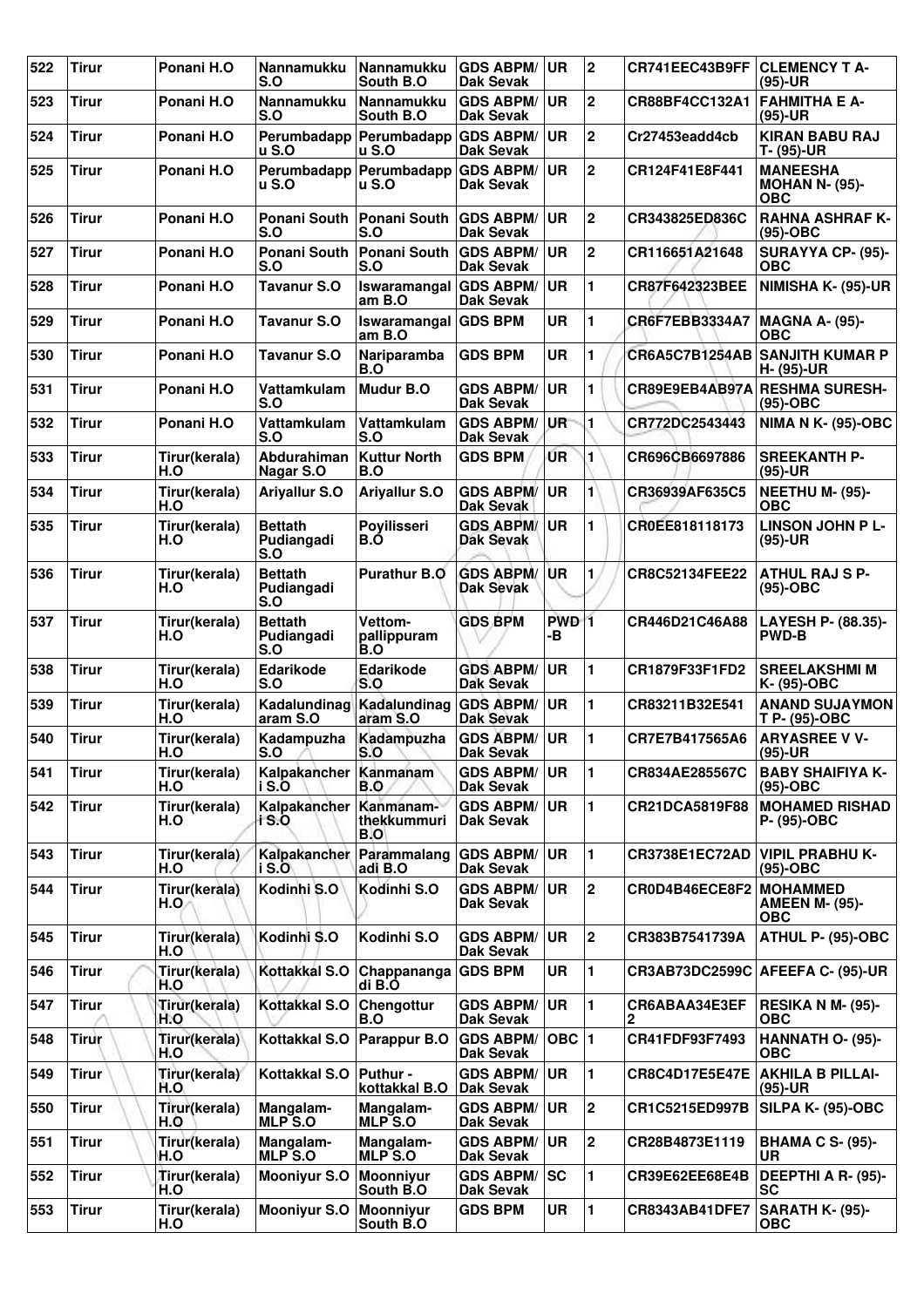| 522 | Tirur | Ponani H.O | Nannamukku S.O | Nannamukku South B.O | GDS ABPM/ Dak Sevak | UR | 2 | CR741EEC43B9FF | CLEMENCY T A- (95)-UR |
|---|---|---|---|---|---|---|---|---|---|
| 523 | Tirur | Ponani H.O | Nannamukku S.O | Nannamukku South B.O | GDS ABPM/ Dak Sevak | UR | 2 | CR88BF4CC132A1 | FAHMITHA E A- (95)-UR |
| 524 | Tirur | Ponani H.O | Perumbadapp u S.O | Perumbadapp u S.O | GDS ABPM/ Dak Sevak | UR | 2 | Cr27453eadd4cb | KIRAN BABU RAJ T- (95)-UR |
| 525 | Tirur | Ponani H.O | Perumbadapp u S.O | Perumbadapp u S.O | GDS ABPM/ Dak Sevak | UR | 2 | CR124F41E8F441 | MANEESHA MOHAN N- (95)-OBC |
| 526 | Tirur | Ponani H.O | Ponani South S.O | Ponani South S.O | GDS ABPM/ Dak Sevak | UR | 2 | CR343825ED836C | RAHNA ASHRAF K- (95)-OBC |
| 527 | Tirur | Ponani H.O | Ponani South S.O | Ponani South S.O | GDS ABPM/ Dak Sevak | UR | 2 | CR116651A21648 | SURAYYA CP- (95)-OBC |
| 528 | Tirur | Ponani H.O | Tavanur S.O | Iswaramangal am B.O | GDS ABPM/ Dak Sevak | UR | 1 | CR87F642323BEE | NIMISHA K- (95)-UR |
| 529 | Tirur | Ponani H.O | Tavanur S.O | Iswaramangal am B.O | GDS BPM | UR | 1 | CR6F7EBB3334A7 | MAGNA A- (95)-OBC |
| 530 | Tirur | Ponani H.O | Tavanur S.O | Nariparamba B.O | GDS BPM | UR | 1 | CR6A5C7B1254AB | SANJITH KUMAR P H- (95)-UR |
| 531 | Tirur | Ponani H.O | Vattamkulam S.O | Mudur B.O | GDS ABPM/ Dak Sevak | UR | 1 | CR89E9EB4AB97A | RESHMA SURESH- (95)-OBC |
| 532 | Tirur | Ponani H.O | Vattamkulam S.O | Vattamkulam S.O | GDS ABPM/ Dak Sevak | UR | 1 | CR772DC2543443 | NIMA N K- (95)-OBC |
| 533 | Tirur | Tirur(kerala) H.O | Abdurahiman Nagar S.O | Kuttur North B.O | GDS BPM | UR | 1 | CR696CB6697886 | SREEKANTH P- (95)-UR |
| 534 | Tirur | Tirur(kerala) H.O | Ariyallur S.O | Ariyallur S.O | GDS ABPM/ Dak Sevak | UR | 1 | CR36939AF635C5 | NEETHU M- (95)-OBC |
| 535 | Tirur | Tirur(kerala) H.O | Bettath Pudiangadi S.O | Poyilisseri B.O | GDS ABPM/ Dak Sevak | UR | 1 | CR0EE818118173 | LINSON JOHN P L- (95)-UR |
| 536 | Tirur | Tirur(kerala) H.O | Bettath Pudiangadi S.O | Purathur B.O | GDS ABPM/ Dak Sevak | UR | 1 | CR8C52134FEE22 | ATHUL RAJ S P- (95)-OBC |
| 537 | Tirur | Tirur(kerala) H.O | Bettath Pudiangadi S.O | Vettom-pallippuram B.O | GDS BPM | PWD -B | 1 | CR446D21C46A88 | LAYESH P- (88.35)-PWD-B |
| 538 | Tirur | Tirur(kerala) H.O | Edarikode S.O | Edarikode S.O | GDS ABPM/ Dak Sevak | UR | 1 | CR1879F33F1FD2 | SREELAKSHMI M K- (95)-OBC |
| 539 | Tirur | Tirur(kerala) H.O | Kadalundinag aram S.O | Kadalundinag aram S.O | GDS ABPM/ Dak Sevak | UR | 1 | CR83211B32E541 | ANAND SUJAYMON T P- (95)-OBC |
| 540 | Tirur | Tirur(kerala) H.O | Kadampuzha S.O | Kadampuzha S.O | GDS ABPM/ Dak Sevak | UR | 1 | CR7E7B417565A6 | ARYASREE V V- (95)-UR |
| 541 | Tirur | Tirur(kerala) H.O | Kalpakancher i S.O | Kanmanam B.O | GDS ABPM/ Dak Sevak | UR | 1 | CR834AE285567C | BABY SHAIFIYA K- (95)-OBC |
| 542 | Tirur | Tirur(kerala) H.O | Kalpakancher i S.O | Kanmanam-thekkummuri B.O | GDS ABPM/ Dak Sevak | UR | 1 | CR21DCA5819F88 | MOHAMED RISHAD P- (95)-OBC |
| 543 | Tirur | Tirur(kerala) H.O | Kalpakancher i S.O | Parammalang adi B.O | GDS ABPM/ Dak Sevak | UR | 1 | CR3738E1EC72AD | VIPIL PRABHU K- (95)-OBC |
| 544 | Tirur | Tirur(kerala) H.O | Kodinhi S.O | Kodinhi S.O | GDS ABPM/ Dak Sevak | UR | 2 | CR0D4B46ECE8F2 | MOHAMMED AMEEN M- (95)-OBC |
| 545 | Tirur | Tirur(kerala) H.O | Kodinhi S.O | Kodinhi S.O | GDS ABPM/ Dak Sevak | UR | 2 | CR383B7541739A | ATHUL P- (95)-OBC |
| 546 | Tirur | Tirur(kerala) H.O | Kottakkal S.O | Chappananga di B.O | GDS BPM | UR | 1 | CR3AB73DC2599C | AFEEFA C- (95)-UR |
| 547 | Tirur | Tirur(kerala) H.O | Kottakkal S.O | Chengottur B.O | GDS ABPM/ Dak Sevak | UR | 1 | CR6ABAA34E3EF 2 | RESIKA N M- (95)-OBC |
| 548 | Tirur | Tirur(kerala) H.O | Kottakkal S.O | Parappur B.O | GDS ABPM/ Dak Sevak | OBC | 1 | CR41FDF93F7493 | HANNATH O- (95)-OBC |
| 549 | Tirur | Tirur(kerala) H.O | Kottakkal S.O | Puthur - kottakkal B.O | GDS ABPM/ Dak Sevak | UR | 1 | CR8C4D17E5E47E | AKHILA B PILLAI- (95)-UR |
| 550 | Tirur | Tirur(kerala) H.O | Mangalam-MLP S.O | Mangalam-MLP S.O | GDS ABPM/ Dak Sevak | UR | 2 | CR1C5215ED997B | SILPA K- (95)-OBC |
| 551 | Tirur | Tirur(kerala) H.O | Mangalam-MLP S.O | Mangalam-MLP S.O | GDS ABPM/ Dak Sevak | UR | 2 | CR28B4873E1119 | BHAMA C S- (95)-UR |
| 552 | Tirur | Tirur(kerala) H.O | Mooniyur S.O | Moonniyur South B.O | GDS ABPM/ Dak Sevak | SC | 1 | CR39E62EE68E4B | DEEPTHI A R- (95)-SC |
| 553 | Tirur | Tirur(kerala) H.O | Mooniyur S.O | Moonniyur South B.O | GDS BPM | UR | 1 | CR8343AB41DFE7 | SARATH K- (95)-OBC |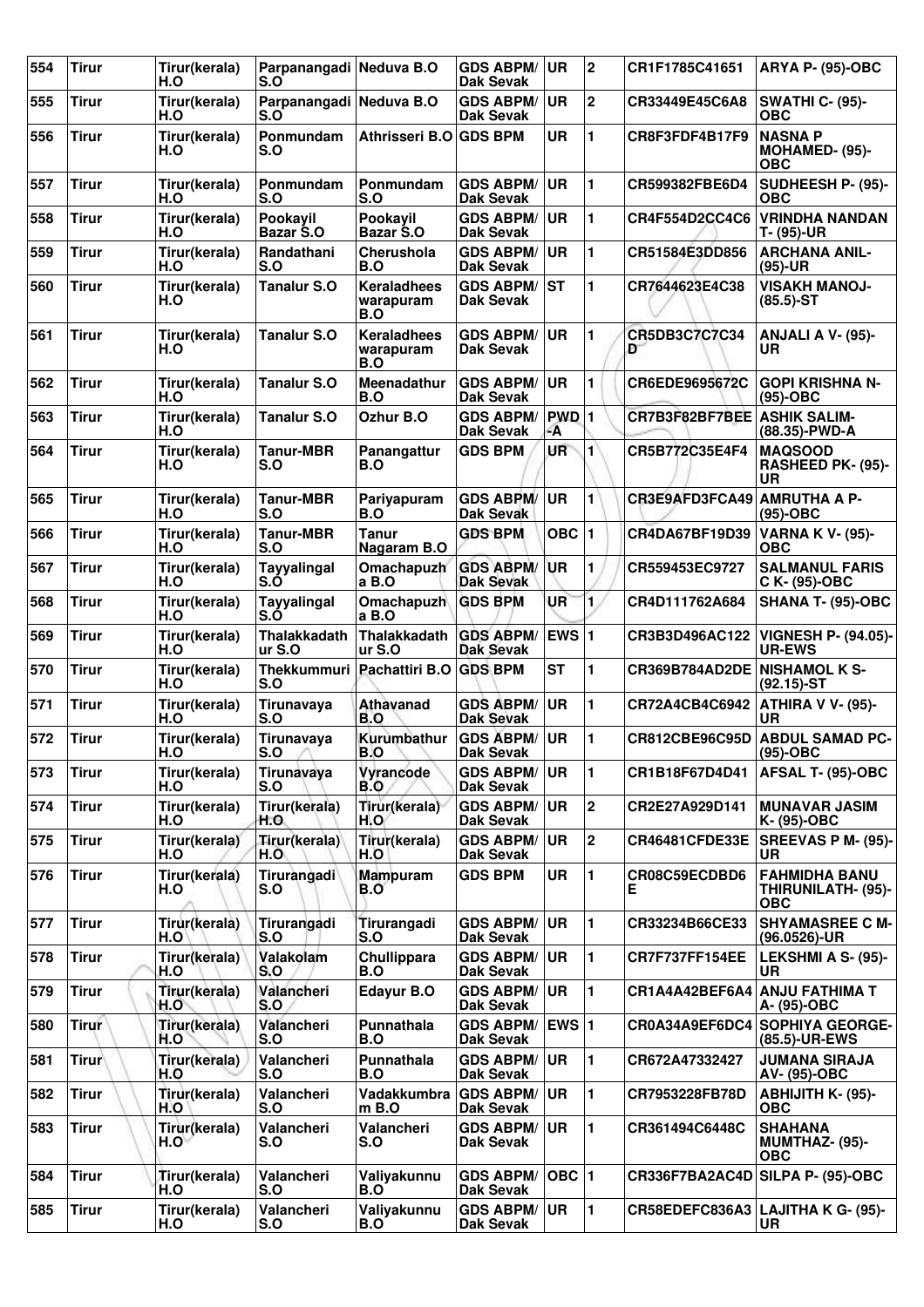| 554 | Tirur | Tirur(kerala) H.O | Parpanangadi S.O | Neduva B.O | GDS ABPM/ Dak Sevak | UR | 2 | CR1F1785C41651 | ARYA P- (95)-OBC |
|---|---|---|---|---|---|---|---|---|---|
| 555 | Tirur | Tirur(kerala) H.O | Parpanangadi S.O | Neduva B.O | GDS ABPM/ Dak Sevak | UR | 2 | CR33449E45C6A8 | SWATHI C- (95)-OBC |
| 556 | Tirur | Tirur(kerala) H.O | Ponmundam S.O | Athrisseri B.O | GDS BPM | UR | 1 | CR8F3FDF4B17F9 | NASNA P MOHAMED- (95)-OBC |
| 557 | Tirur | Tirur(kerala) H.O | Ponmundam S.O | Ponmundam S.O | GDS ABPM/ Dak Sevak | UR | 1 | CR599382FBE6D4 | SUDHEESH P- (95)-OBC |
| 558 | Tirur | Tirur(kerala) H.O | Pookayil Bazar S.O | Pookayil Bazar S.O | GDS ABPM/ Dak Sevak | UR | 1 | CR4F554D2CC4C6 | VRINDHA NANDAN T- (95)-UR |
| 559 | Tirur | Tirur(kerala) H.O | Randathani S.O | Cherushola B.O | GDS ABPM/ Dak Sevak | UR | 1 | CR51584E3DD856 | ARCHANA ANIL- (95)-UR |
| 560 | Tirur | Tirur(kerala) H.O | Tanalur S.O | Keraladhees warapuram B.O | GDS ABPM/ Dak Sevak | ST | 1 | CR7644623E4C38 | VISAKH MANOJ- (85.5)-ST |
| 561 | Tirur | Tirur(kerala) H.O | Tanalur S.O | Keraladhees warapuram B.O | GDS ABPM/ Dak Sevak | UR | 1 | CR5DB3C7C7C34D | ANJALI A V- (95)-UR |
| 562 | Tirur | Tirur(kerala) H.O | Tanalur S.O | Meenadathur B.O | GDS ABPM/ Dak Sevak | UR | 1 | CR6EDE9695672C | GOPI KRISHNA N- (95)-OBC |
| 563 | Tirur | Tirur(kerala) H.O | Tanalur S.O | Ozhur B.O | GDS ABPM/ Dak Sevak | PWD-A | 1 | CR7B3F82BF7BEE | ASHIK SALIM- (88.35)-PWD-A |
| 564 | Tirur | Tirur(kerala) H.O | Tanur-MBR S.O | Panangattur B.O | GDS BPM | UR | 1 | CR5B772C35E4F4 | MAQSOOD RASHEED PK- (95)-UR |
| 565 | Tirur | Tirur(kerala) H.O | Tanur-MBR S.O | Pariyapuram B.O | GDS ABPM/ Dak Sevak | UR | 1 | CR3E9AFD3FCA49 | AMRUTHA A P- (95)-OBC |
| 566 | Tirur | Tirur(kerala) H.O | Tanur-MBR S.O | Tanur Nagaram B.O | GDS BPM | OBC | 1 | CR4DA67BF19D39 | VARNA K V- (95)-OBC |
| 567 | Tirur | Tirur(kerala) H.O | Tayyalingal S.O | Omachapuzha B.O | GDS ABPM/ Dak Sevak | UR | 1 | CR559453EC9727 | SALMANUL FARIS C K- (95)-OBC |
| 568 | Tirur | Tirur(kerala) H.O | Tayyalingal S.O | Omachapuzha B.O | GDS BPM | UR | 1 | CR4D111762A684 | SHANA T- (95)-OBC |
| 569 | Tirur | Tirur(kerala) H.O | Thalakkadathur S.O | Thalakkadathur S.O | GDS ABPM/ Dak Sevak | EWS | 1 | CR3B3D496AC122 | VIGNESH P- (94.05)-UR-EWS |
| 570 | Tirur | Tirur(kerala) H.O | Thekkummuri S.O | Pachattiri B.O | GDS BPM | ST | 1 | CR369B784AD2DE | NISHAMOL K S- (92.15)-ST |
| 571 | Tirur | Tirur(kerala) H.O | Tirunavaya S.O | Athavanad B.O | GDS ABPM/ Dak Sevak | UR | 1 | CR72A4CB4C6942 | ATHIRA V V- (95)-UR |
| 572 | Tirur | Tirur(kerala) H.O | Tirunavaya S.O | Kurumbathur B.O | GDS ABPM/ Dak Sevak | UR | 1 | CR812CBE96C95D | ABDUL SAMAD PC- (95)-OBC |
| 573 | Tirur | Tirur(kerala) H.O | Tirunavaya S.O | Vyrancode B.O | GDS ABPM/ Dak Sevak | UR | 1 | CR1B18F67D4D41 | AFSAL T- (95)-OBC |
| 574 | Tirur | Tirur(kerala) H.O | Tirur(kerala) H.O | Tirur(kerala) H.O | GDS ABPM/ Dak Sevak | UR | 2 | CR2E27A929D141 | MUNAVAR JASIM K- (95)-OBC |
| 575 | Tirur | Tirur(kerala) H.O | Tirur(kerala) H.O | Tirur(kerala) H.O | GDS ABPM/ Dak Sevak | UR | 2 | CR46481CFDE33E | SREEVAS P M- (95)-UR |
| 576 | Tirur | Tirur(kerala) H.O | Tirurangadi S.O | Mampuram B.O | GDS BPM | UR | 1 | CR08C59ECDBD6E | FAHMIDHA BANU THIRUNILATH- (95)-OBC |
| 577 | Tirur | Tirur(kerala) H.O | Tirurangadi S.O | Tirurangadi S.O | GDS ABPM/ Dak Sevak | UR | 1 | CR33234B66CE33 | SHYAMASREE C M- (96.0526)-UR |
| 578 | Tirur | Tirur(kerala) H.O | Valakolam S.O | Chullippara B.O | GDS ABPM/ Dak Sevak | UR | 1 | CR7F737FF154EE | LEKSHMI A S- (95)-UR |
| 579 | Tirur | Tirur(kerala) H.O | Valancheri S.O | Edayur B.O | GDS ABPM/ Dak Sevak | UR | 1 | CR1A4A42BEF6A4 | ANJU FATHIMA T A- (95)-OBC |
| 580 | Tirur | Tirur(kerala) H.O | Valancheri S.O | Punnathala B.O | GDS ABPM/ Dak Sevak | EWS | 1 | CR0A34A9EF6DC4 | SOPHIYA GEORGE- (85.5)-UR-EWS |
| 581 | Tirur | Tirur(kerala) H.O | Valancheri S.O | Punnathala B.O | GDS ABPM/ Dak Sevak | UR | 1 | CR672A47332427 | JUMANA SIRAJA AV- (95)-OBC |
| 582 | Tirur | Tirur(kerala) H.O | Valancheri S.O | Vadakkumbram B.O | GDS ABPM/ Dak Sevak | UR | 1 | CR7953228FB78D | ABHIJITH K- (95)-OBC |
| 583 | Tirur | Tirur(kerala) H.O | Valancheri S.O | Valancheri S.O | GDS ABPM/ Dak Sevak | UR | 1 | CR361494C6448C | SHAHANA MUMTHAZ- (95)-OBC |
| 584 | Tirur | Tirur(kerala) H.O | Valancheri S.O | Valiyakunnu B.O | GDS ABPM/ Dak Sevak | OBC | 1 | CR336F7BA2AC4D | SILPA P- (95)-OBC |
| 585 | Tirur | Tirur(kerala) H.O | Valancheri S.O | Valiyakunnu B.O | GDS ABPM/ Dak Sevak | UR | 1 | CR58EDEFC836A3 | LAJITHA K G- (95)-UR |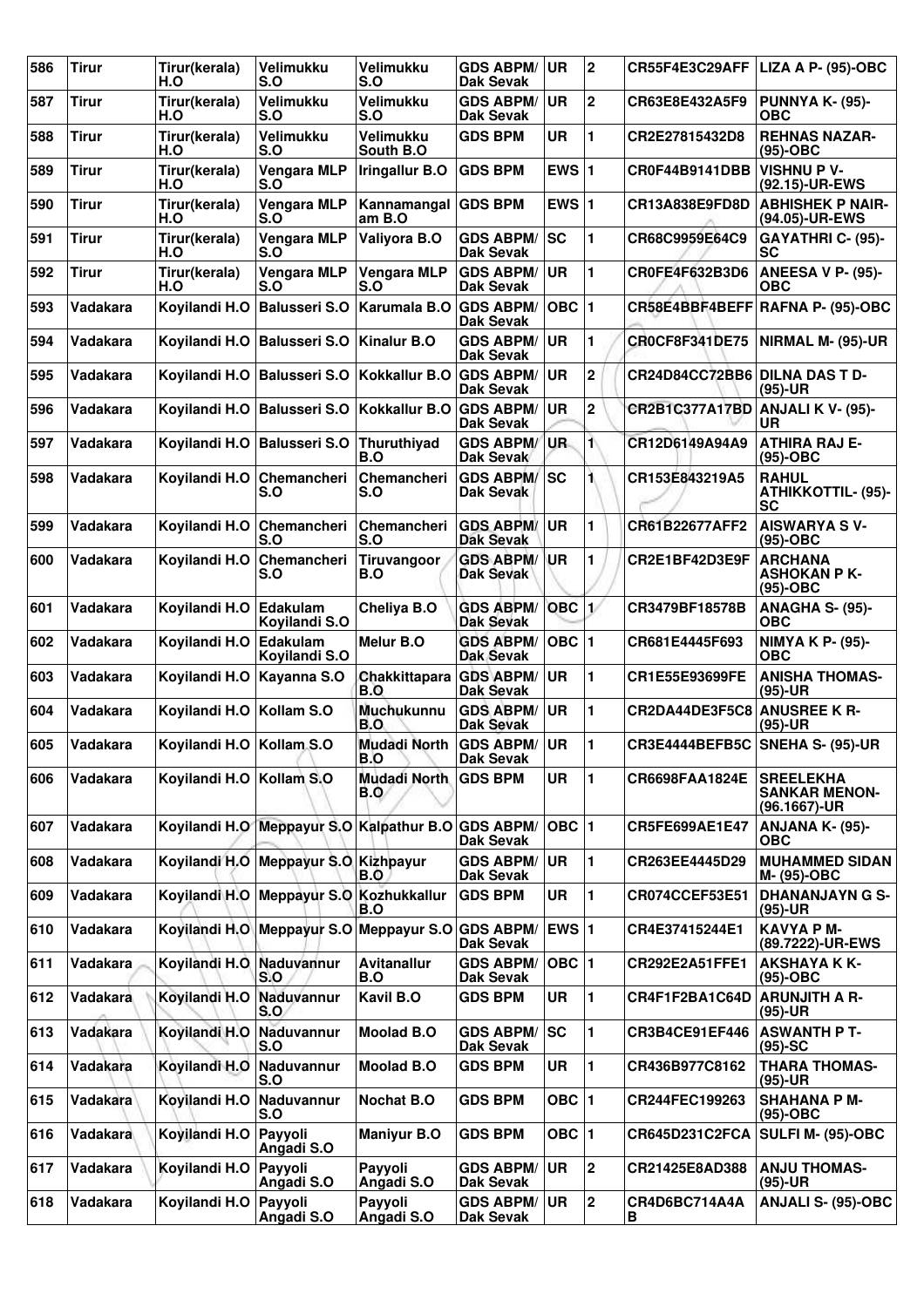| 586 | Tirur | Tirur(kerala) H.O | Velimukku S.O | Velimukku S.O | GDS ABPM/ Dak Sevak | UR | 2 | CR55F4E3C29AFF | LIZA A P- (95)-OBC |
|---|---|---|---|---|---|---|---|---|---|
| 587 | Tirur | Tirur(kerala) H.O | Velimukku S.O | Velimukku S.O | GDS ABPM/ Dak Sevak | UR | 2 | CR63E8E432A5F9 | PUNNYA K- (95)-OBC |
| 588 | Tirur | Tirur(kerala) H.O | Velimukku S.O | Velimukku South B.O | GDS BPM | UR | 1 | CR2E27815432D8 | REHNAS NAZAR- (95)-OBC |
| 589 | Tirur | Tirur(kerala) H.O | Vengara MLP S.O | Iringallur B.O | GDS BPM | EWS | 1 | CR0F44B9141DBB | VISHNU P V- (92.15)-UR-EWS |
| 590 | Tirur | Tirur(kerala) H.O | Vengara MLP S.O | Kannamangalam B.O | GDS BPM | EWS | 1 | CR13A838E9FD8D | ABHISHEK P NAIR- (94.05)-UR-EWS |
| 591 | Tirur | Tirur(kerala) H.O | Vengara MLP S.O | Valiyora B.O | GDS ABPM/ Dak Sevak | SC | 1 | CR68C9959E64C9 | GAYATHRI C- (95)-SC |
| 592 | Tirur | Tirur(kerala) H.O | Vengara MLP S.O | Vengara MLP S.O | GDS ABPM/ Dak Sevak | UR | 1 | CR0FE4F632B3D6 | ANEESA V P- (95)-OBC |
| 593 | Vadakara | Koyilandi H.O | Balusseri S.O | Karumala B.O | GDS ABPM/ Dak Sevak | OBC | 1 | CR58E4BBF4BEFF | RAFNA P- (95)-OBC |
| 594 | Vadakara | Koyilandi H.O | Balusseri S.O | Kinalur B.O | GDS ABPM/ Dak Sevak | UR | 1 | CR0CF8F341DE75 | NIRMAL M- (95)-UR |
| 595 | Vadakara | Koyilandi H.O | Balusseri S.O | Kokkallur B.O | GDS ABPM/ Dak Sevak | UR | 2 | CR24D84CC72BB6 | DILNA DAS T D- (95)-UR |
| 596 | Vadakara | Koyilandi H.O | Balusseri S.O | Kokkallur B.O | GDS ABPM/ Dak Sevak | UR | 2 | CR2B1C377A17BD | ANJALI K V- (95)-UR |
| 597 | Vadakara | Koyilandi H.O | Balusseri S.O | Thuruthiyad B.O | GDS ABPM/ Dak Sevak | UR | 1 | CR12D6149A94A9 | ATHIRA RAJ E- (95)-OBC |
| 598 | Vadakara | Koyilandi H.O | Chemancheri S.O | Chemancheri S.O | GDS ABPM/ Dak Sevak | SC | 1 | CR153E843219A5 | RAHUL ATHIKKOTTIL- (95)-SC |
| 599 | Vadakara | Koyilandi H.O | Chemancheri S.O | Chemancheri S.O | GDS ABPM/ Dak Sevak | UR | 1 | CR61B22677AFF2 | AISWARYA S V- (95)-OBC |
| 600 | Vadakara | Koyilandi H.O | Chemancheri S.O | Tiruvangoor B.O | GDS ABPM/ Dak Sevak | UR | 1 | CR2E1BF42D3E9F | ARCHANA ASHOKAN P K- (95)-OBC |
| 601 | Vadakara | Koyilandi H.O | Edakulam Koyilandi S.O | Cheliya B.O | GDS ABPM/ Dak Sevak | OBC | 1 | CR3479BF18578B | ANAGHA S- (95)-OBC |
| 602 | Vadakara | Koyilandi H.O | Edakulam Koyilandi S.O | Melur B.O | GDS ABPM/ Dak Sevak | OBC | 1 | CR681E4445F693 | NIMYA K P- (95)-OBC |
| 603 | Vadakara | Koyilandi H.O | Kayanna S.O | Chakkittapara B.O | GDS ABPM/ Dak Sevak | UR | 1 | CR1E55E93699FE | ANISHA THOMAS- (95)-UR |
| 604 | Vadakara | Koyilandi H.O | Kollam S.O | Muchukunnu B.O | GDS ABPM/ Dak Sevak | UR | 1 | CR2DA44DE3F5C8 | ANUSREE K R- (95)-UR |
| 605 | Vadakara | Koyilandi H.O | Kollam S.O | Mudadi North B.O | GDS ABPM/ Dak Sevak | UR | 1 | CR3E4444BEFB5C | SNEHA S- (95)-UR |
| 606 | Vadakara | Koyilandi H.O | Kollam S.O | Mudadi North B.O | GDS BPM | UR | 1 | CR6698FAA1824E | SREELEKHA SANKAR MENON- (96.1667)-UR |
| 607 | Vadakara | Koyilandi H.O | Meppayur S.O | Kalpathur B.O | GDS ABPM/ Dak Sevak | OBC | 1 | CR5FE699AE1E47 | ANJANA K- (95)-OBC |
| 608 | Vadakara | Koyilandi H.O | Meppayur S.O | Kizhpayur B.O | GDS ABPM/ Dak Sevak | UR | 1 | CR263EE4445D29 | MUHAMMED SIDAN M- (95)-OBC |
| 609 | Vadakara | Koyilandi H.O | Meppayur S.O | Kozhukkallur B.O | GDS BPM | UR | 1 | CR074CCEF53E51 | DHANANJAYN G S- (95)-UR |
| 610 | Vadakara | Koyilandi H.O | Meppayur S.O | Meppayur S.O | GDS ABPM/ Dak Sevak | EWS | 1 | CR4E37415244E1 | KAVYA P M- (89.7222)-UR-EWS |
| 611 | Vadakara | Koyilandi H.O | Naduvannur S.O | Avitanallur B.O | GDS ABPM/ Dak Sevak | OBC | 1 | CR292E2A51FFE1 | AKSHAYA K K- (95)-OBC |
| 612 | Vadakara | Koyilandi H.O | Naduvannur S.O | Kavil B.O | GDS BPM | UR | 1 | CR4F1F2BA1C64D | ARUNJITH A R- (95)-UR |
| 613 | Vadakara | Koyilandi H.O | Naduvannur S.O | Moolad B.O | GDS ABPM/ Dak Sevak | SC | 1 | CR3B4CE91EF446 | ASWANTH P T- (95)-SC |
| 614 | Vadakara | Koyilandi H.O | Naduvannur S.O | Moolad B.O | GDS BPM | UR | 1 | CR436B977C8162 | THARA THOMAS- (95)-UR |
| 615 | Vadakara | Koyilandi H.O | Naduvannur S.O | Nochat B.O | GDS BPM | OBC | 1 | CR244FEC199263 | SHAHANA P M- (95)-OBC |
| 616 | Vadakara | Koyilandi H.O | Payyoli Angadi S.O | Maniyur B.O | GDS BPM | OBC | 1 | CR645D231C2FCA | SULFI M- (95)-OBC |
| 617 | Vadakara | Koyilandi H.O | Payyoli Angadi S.O | Payyoli Angadi S.O | GDS ABPM/ Dak Sevak | UR | 2 | CR21425E8AD388 | ANJU THOMAS- (95)-UR |
| 618 | Vadakara | Koyilandi H.O | Payyoli Angadi S.O | Payyoli Angadi S.O | GDS ABPM/ Dak Sevak | UR | 2 | CR4D6BC714A4AB | ANJALI S- (95)-OBC |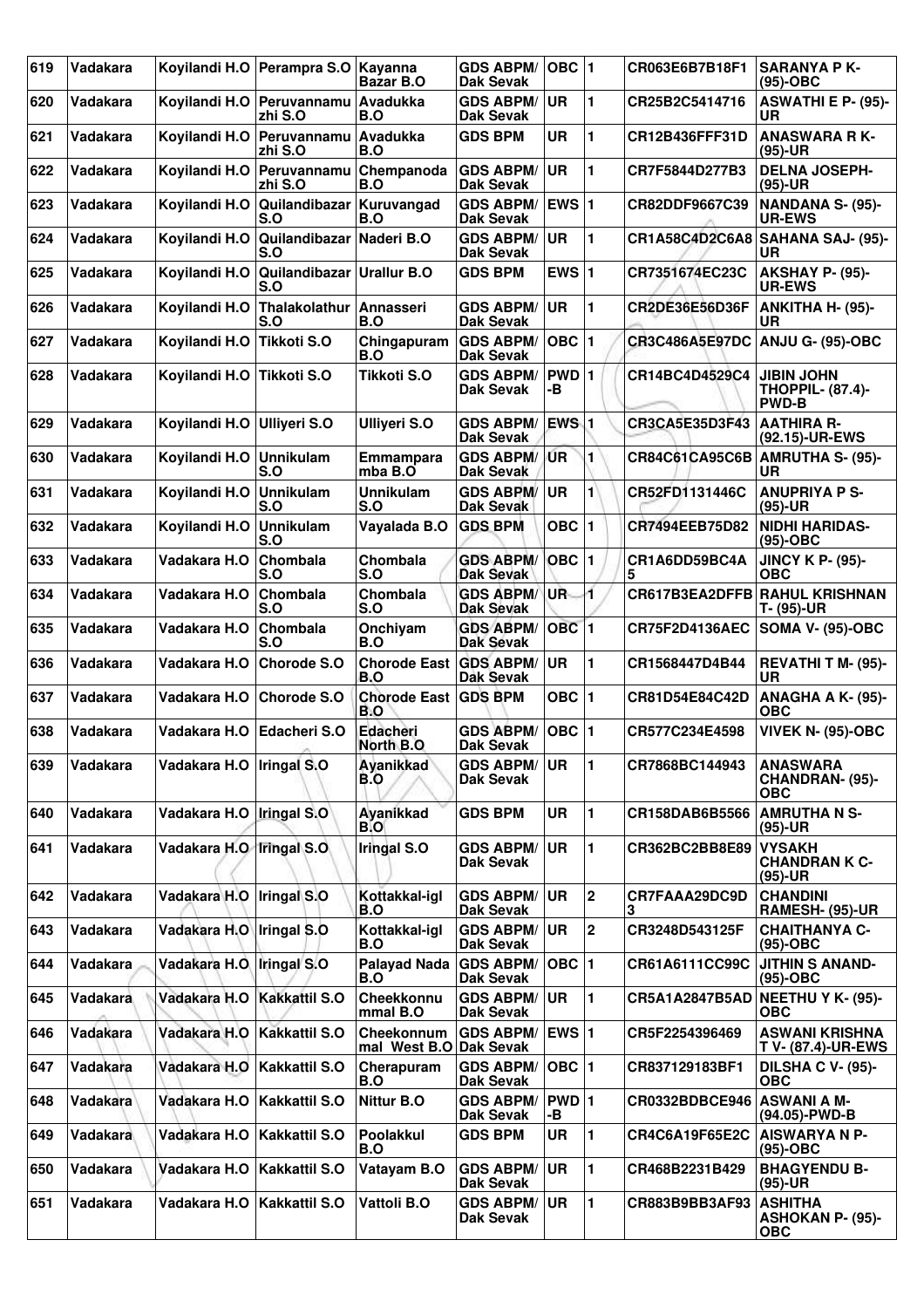| 619 | Vadakara | Koyilandi H.O | Perampra S.O | Kayanna Bazar B.O | GDS ABPM/ Dak Sevak | OBC | 1 | CR063E6B7B18F1 | SARANYA P K- (95)-OBC |
|---|---|---|---|---|---|---|---|---|---|
| 620 | Vadakara | Koyilandi H.O | Peruvannamu zhi S.O | Avadukka B.O | GDS ABPM/ Dak Sevak | UR | 1 | CR25B2C5414716 | ASWATHI E P- (95)-UR |
| 621 | Vadakara | Koyilandi H.O | Peruvannamu zhi S.O | Avadukka B.O | GDS BPM | UR | 1 | CR12B436FFF31D | ANASWARA R K- (95)-UR |
| 622 | Vadakara | Koyilandi H.O | Peruvannamu zhi S.O | Chempanoda B.O | GDS ABPM/ Dak Sevak | UR | 1 | CR7F5844D277B3 | DELNA JOSEPH- (95)-UR |
| 623 | Vadakara | Koyilandi H.O | Quilandibazar S.O | Kuruvangad B.O | GDS ABPM/ Dak Sevak | EWS | 1 | CR82DDF9667C39 | NANDANA S- (95)-UR-EWS |
| 624 | Vadakara | Koyilandi H.O | Quilandibazar S.O | Naderi B.O | GDS ABPM/ Dak Sevak | UR | 1 | CR1A58C4D2C6A8 | SAHANA SAJ- (95)-UR |
| 625 | Vadakara | Koyilandi H.O | Quilandibazar S.O | Urallur B.O | GDS BPM | EWS | 1 | CR7351674EC23C | AKSHAY P- (95)-UR-EWS |
| 626 | Vadakara | Koyilandi H.O | Thalakolathur S.O | Annasseri B.O | GDS ABPM/ Dak Sevak | UR | 1 | CR2DE36E56D36F | ANKITHA H- (95)-UR |
| 627 | Vadakara | Koyilandi H.O | Tikkoti S.O | Chingapuram B.O | GDS ABPM/ Dak Sevak | OBC | 1 | CR3C486A5E97DC | ANJU G- (95)-OBC |
| 628 | Vadakara | Koyilandi H.O | Tikkoti S.O | Tikkoti S.O | GDS ABPM/ Dak Sevak | PWD -B | 1 | CR14BC4D4529C4 | JIBIN JOHN THOPPIL- (87.4)-PWD-B |
| 629 | Vadakara | Koyilandi H.O | Ulliyeri S.O | Ulliyeri S.O | GDS ABPM/ Dak Sevak | EWS | 1 | CR3CA5E35D3F43 | AATHIRA R- (92.15)-UR-EWS |
| 630 | Vadakara | Koyilandi H.O | Unnikulam S.O | Emmampara mba B.O | GDS ABPM/ Dak Sevak | UR | 1 | CR84C61CA95C6B | AMRUTHA S- (95)-UR |
| 631 | Vadakara | Koyilandi H.O | Unnikulam S.O | Unnikulam S.O | GDS ABPM/ Dak Sevak | UR | 1 | CR52FD1131446C | ANUPRIYA P S- (95)-UR |
| 632 | Vadakara | Koyilandi H.O | Unnikulam S.O | Vayalada B.O | GDS BPM | OBC | 1 | CR7494EEB75D82 | NIDHI HARIDAS- (95)-OBC |
| 633 | Vadakara | Vadakara H.O | Chombala S.O | Chombala S.O | GDS ABPM/ Dak Sevak | OBC | 1 | CR1A6DD59BC4A5 | JINCY K P- (95)-OBC |
| 634 | Vadakara | Vadakara H.O | Chombala S.O | Chombala S.O | GDS ABPM/ Dak Sevak | UR | 1 | CR617B3EA2DFFB | RAHUL KRISHNAN T- (95)-UR |
| 635 | Vadakara | Vadakara H.O | Chombala S.O | Onchiyam B.O | GDS ABPM/ Dak Sevak | OBC | 1 | CR75F2D4136AEC | SOMA V- (95)-OBC |
| 636 | Vadakara | Vadakara H.O | Chorode S.O | Chorode East B.O | GDS ABPM/ Dak Sevak | UR | 1 | CR1568447D4B44 | REVATHI T M- (95)-UR |
| 637 | Vadakara | Vadakara H.O | Chorode S.O | Chorode East B.O | GDS BPM | OBC | 1 | CR81D54E84C42D | ANAGHA A K- (95)-OBC |
| 638 | Vadakara | Vadakara H.O | Edacheri S.O | Edacheri North B.O | GDS ABPM/ Dak Sevak | OBC | 1 | CR577C234E4598 | VIVEK N- (95)-OBC |
| 639 | Vadakara | Vadakara H.O | Iringal S.O | Ayanikkad B.O | GDS ABPM/ Dak Sevak | UR | 1 | CR7868BC144943 | ANASWARA CHANDRAN- (95)-OBC |
| 640 | Vadakara | Vadakara H.O | Iringal S.O | Ayanikkad B.O | GDS BPM | UR | 1 | CR158DAB6B5566 | AMRUTHA N S- (95)-UR |
| 641 | Vadakara | Vadakara H.O | Iringal S.O | Iringal S.O | GDS ABPM/ Dak Sevak | UR | 1 | CR362BC2BB8E89 | VYSAKH CHANDRAN K C- (95)-UR |
| 642 | Vadakara | Vadakara H.O | Iringal S.O | Kottakkal-igl B.O | GDS ABPM/ Dak Sevak | UR | 2 | CR7FAAA29DC9D3 | CHANDINI RAMESH- (95)-UR |
| 643 | Vadakara | Vadakara H.O | Iringal S.O | Kottakkal-igl B.O | GDS ABPM/ Dak Sevak | UR | 2 | CR3248D543125F | CHAITHANYA C- (95)-OBC |
| 644 | Vadakara | Vadakara H.O | Iringal S.O | Palayad Nada B.O | GDS ABPM/ Dak Sevak | OBC | 1 | CR61A6111CC99C | JITHIN S ANAND- (95)-OBC |
| 645 | Vadakara | Vadakara H.O | Kakkattil S.O | Cheekkonnu mmal B.O | GDS ABPM/ Dak Sevak | UR | 1 | CR5A1A2847B5AD | NEETHU Y K- (95)-OBC |
| 646 | Vadakara | Vadakara H.O | Kakkattil S.O | Cheekonnum mal West B.O | GDS ABPM/ Dak Sevak | EWS | 1 | CR5F2254396469 | ASWANI KRISHNA T V- (87.4)-UR-EWS |
| 647 | Vadakara | Vadakara H.O | Kakkattil S.O | Cherapuram B.O | GDS ABPM/ Dak Sevak | OBC | 1 | CR837129183BF1 | DILSHA C V- (95)-OBC |
| 648 | Vadakara | Vadakara H.O | Kakkattil S.O | Nittur B.O | GDS ABPM/ Dak Sevak | PWD -B | 1 | CR0332BDBCE946 | ASWANI A M- (94.05)-PWD-B |
| 649 | Vadakara | Vadakara H.O | Kakkattil S.O | Poolakkul B.O | GDS BPM | UR | 1 | CR4C6A19F65E2C | AISWARYA N P- (95)-OBC |
| 650 | Vadakara | Vadakara H.O | Kakkattil S.O | Vatayam B.O | GDS ABPM/ Dak Sevak | UR | 1 | CR468B2231B429 | BHAGYENDU B- (95)-UR |
| 651 | Vadakara | Vadakara H.O | Kakkattil S.O | Vattoli B.O | GDS ABPM/ Dak Sevak | UR | 1 | CR883B9BB3AF93 | ASHITHA ASHOKAN P- (95)-OBC |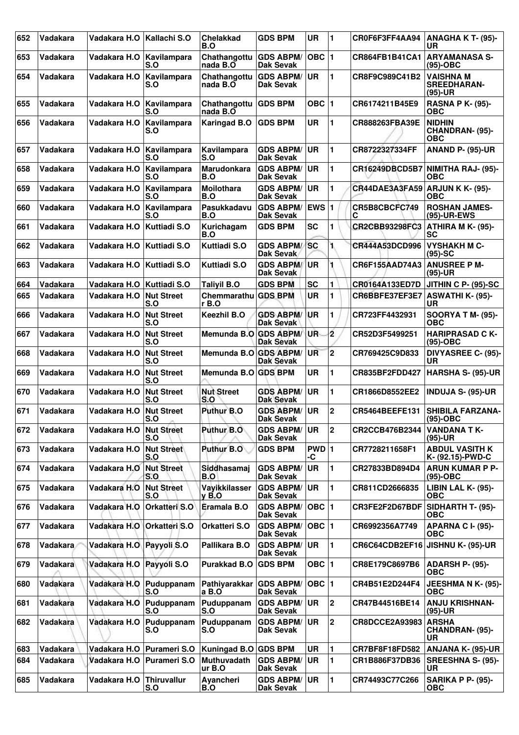| 652 | Vadakara | Vadakara H.O | Kallachi S.O | Chelakkad B.O | GDS BPM | UR | 1 | CR0F6F3FF4AA94 | ANAGHA K T- (95)-UR |
|---|---|---|---|---|---|---|---|---|---|
| 653 | Vadakara | Vadakara H.O | Kavilampara S.O | Chathangottu nada B.O | GDS ABPM/ Dak Sevak | OBC | 1 | CR864FB1B41CA1 | ARYAMANASA S- (95)-OBC |
| 654 | Vadakara | Vadakara H.O | Kavilampara S.O | Chathangottu nada B.O | GDS ABPM/ Dak Sevak | UR | 1 | CR8F9C989C41B2 | VAISHNA M SREEDHARAN- (95)-UR |
| 655 | Vadakara | Vadakara H.O | Kavilampara S.O | Chathangottu nada B.O | GDS BPM | OBC | 1 | CR6174211B45E9 | RASNA P K- (95)-OBC |
| 656 | Vadakara | Vadakara H.O | Kavilampara S.O | Karingad B.O | GDS BPM | UR | 1 | CR888263FBA39E | NIDHIN CHANDRAN- (95)-OBC |
| 657 | Vadakara | Vadakara H.O | Kavilampara S.O | Kavilampara S.O | GDS ABPM/ Dak Sevak | UR | 1 | CR8722327334FF | ANAND P- (95)-UR |
| 658 | Vadakara | Vadakara H.O | Kavilampara S.O | Marudonkara B.O | GDS ABPM/ Dak Sevak | UR | 1 | CR16249DBCD5B7 | NIMITHA RAJ- (95)-OBC |
| 659 | Vadakara | Vadakara H.O | Kavilampara S.O | Moilothara B.O | GDS ABPM/ Dak Sevak | UR | 1 | CR44DAE3A3FA59 | ARJUN K K- (95)-OBC |
| 660 | Vadakara | Vadakara H.O | Kavilampara S.O | Pasukkadavu B.O | GDS ABPM/ Dak Sevak | EWS | 1 | CR5B8CBCFC749C | ROSHAN JAMES- (95)-UR-EWS |
| 661 | Vadakara | Vadakara H.O | Kuttiadi S.O | Kurichagam B.O | GDS BPM | SC | 1 | CR2CBB93298FC3 | ATHIRA M K- (95)-SC |
| 662 | Vadakara | Vadakara H.O | Kuttiadi S.O | Kuttiadi S.O | GDS ABPM/ Dak Sevak | SC | 1 | CR444A53DCD996 | VYSHAKH M C- (95)-SC |
| 663 | Vadakara | Vadakara H.O | Kuttiadi S.O | Kuttiadi S.O | GDS ABPM/ Dak Sevak | UR | 1 | CR6F155AAD74A3 | ANUSREE P M- (95)-UR |
| 664 | Vadakara | Vadakara H.O | Kuttiadi S.O | Taliyil B.O | GDS BPM | SC | 1 | CR0164A133ED7D | JITHIN C P- (95)-SC |
| 665 | Vadakara | Vadakara H.O | Nut Street S.O | Chemmarathu r B.O | GDS BPM | UR | 1 | CR6BBFE37EF3E7 | ASWATHI K- (95)-UR |
| 666 | Vadakara | Vadakara H.O | Nut Street S.O | Keezhil B.O | GDS ABPM/ Dak Sevak | UR | 1 | CR723FF4432931 | SOORYA T M- (95)-OBC |
| 667 | Vadakara | Vadakara H.O | Nut Street S.O | Memunda B.O | GDS ABPM/ Dak Sevak | UR | 2 | CR52D3F5499251 | HARIPRASAD C K- (95)-OBC |
| 668 | Vadakara | Vadakara H.O | Nut Street S.O | Memunda B.O | GDS ABPM/ Dak Sevak | UR | 2 | CR769425C9D833 | DIVYASREE C- (95)-UR |
| 669 | Vadakara | Vadakara H.O | Nut Street S.O | Memunda B.O | GDS BPM | UR | 1 | CR835BF2FDD427 | HARSHA S- (95)-UR |
| 670 | Vadakara | Vadakara H.O | Nut Street S.O | Nut Street S.O | GDS ABPM/ Dak Sevak | UR | 1 | CR1866D8552EE2 | INDUJA S- (95)-UR |
| 671 | Vadakara | Vadakara H.O | Nut Street S.O | Puthur B.O | GDS ABPM/ Dak Sevak | UR | 2 | CR5464BEEFE131 | SHIBILA FARZANA- (95)-OBC |
| 672 | Vadakara | Vadakara H.O | Nut Street S.O | Puthur B.O | GDS ABPM/ Dak Sevak | UR | 2 | CR2CCB476B2344 | VANDANA T K- (95)-UR |
| 673 | Vadakara | Vadakara H.O | Nut Street S.O | Puthur B.O | GDS BPM | PWD-C | 1 | CR7728211658F1 | ABDUL VASITH K K- (92.15)-PWD-C |
| 674 | Vadakara | Vadakara H.O | Nut Street S.O | Siddhasamaj B.O | GDS ABPM/ Dak Sevak | UR | 1 | CR27833BD894D4 | ARUN KUMAR P P- (95)-OBC |
| 675 | Vadakara | Vadakara H.O | Nut Street S.O | Vayikkilassery B.O | GDS ABPM/ Dak Sevak | UR | 1 | CR811CD2666835 | LIBIN LAL K- (95)-OBC |
| 676 | Vadakara | Vadakara H.O | Orkatteri S.O | Eramala B.O | GDS ABPM/ Dak Sevak | OBC | 1 | CR3FE2F2D67BDF | SIDHARTH T- (95)-OBC |
| 677 | Vadakara | Vadakara H.O | Orkatteri S.O | Orkatteri S.O | GDS ABPM/ Dak Sevak | OBC | 1 | CR6992356A7749 | APARNA C I- (95)-OBC |
| 678 | Vadakara | Vadakara H.O | Payyoli S.O | Pallikara B.O | GDS ABPM/ Dak Sevak | UR | 1 | CR6C64CDB2EF16 | JISHNU K- (95)-UR |
| 679 | Vadakara | Vadakara H.O | Payyoli S.O | Purakkad B.O | GDS BPM | OBC | 1 | CR8E179C8697B6 | ADARSH P- (95)-OBC |
| 680 | Vadakara | Vadakara H.O | Puduppanam S.O | Pathiyarakkara B.O | GDS ABPM/ Dak Sevak | OBC | 1 | CR4B51E2D244F4 | JEESHMA N K- (95)-OBC |
| 681 | Vadakara | Vadakara H.O | Puduppanam S.O | Puduppanam S.O | GDS ABPM/ Dak Sevak | UR | 2 | CR47B44516BE14 | ANJU KRISHNAN- (95)-UR |
| 682 | Vadakara | Vadakara H.O | Puduppanam S.O | Puduppanam S.O | GDS ABPM/ Dak Sevak | UR | 2 | CR8DCCE2A93983 | ARSHA CHANDRAN- (95)-UR |
| 683 | Vadakara | Vadakara H.O | Purameri S.O | Kuningad B.O | GDS BPM | UR | 1 | CR7BF8F18FD582 | ANJANA K- (95)-UR |
| 684 | Vadakara | Vadakara H.O | Purameri S.O | Muthuvadathur B.O | GDS ABPM/ Dak Sevak | UR | 1 | CR1B886F37DB36 | SREESHNA S- (95)-UR |
| 685 | Vadakara | Vadakara H.O | Thiruvallur S.O | Ayancheri B.O | GDS ABPM/ Dak Sevak | UR | 1 | CR74493C77C266 | SARIKA P P- (95)-OBC |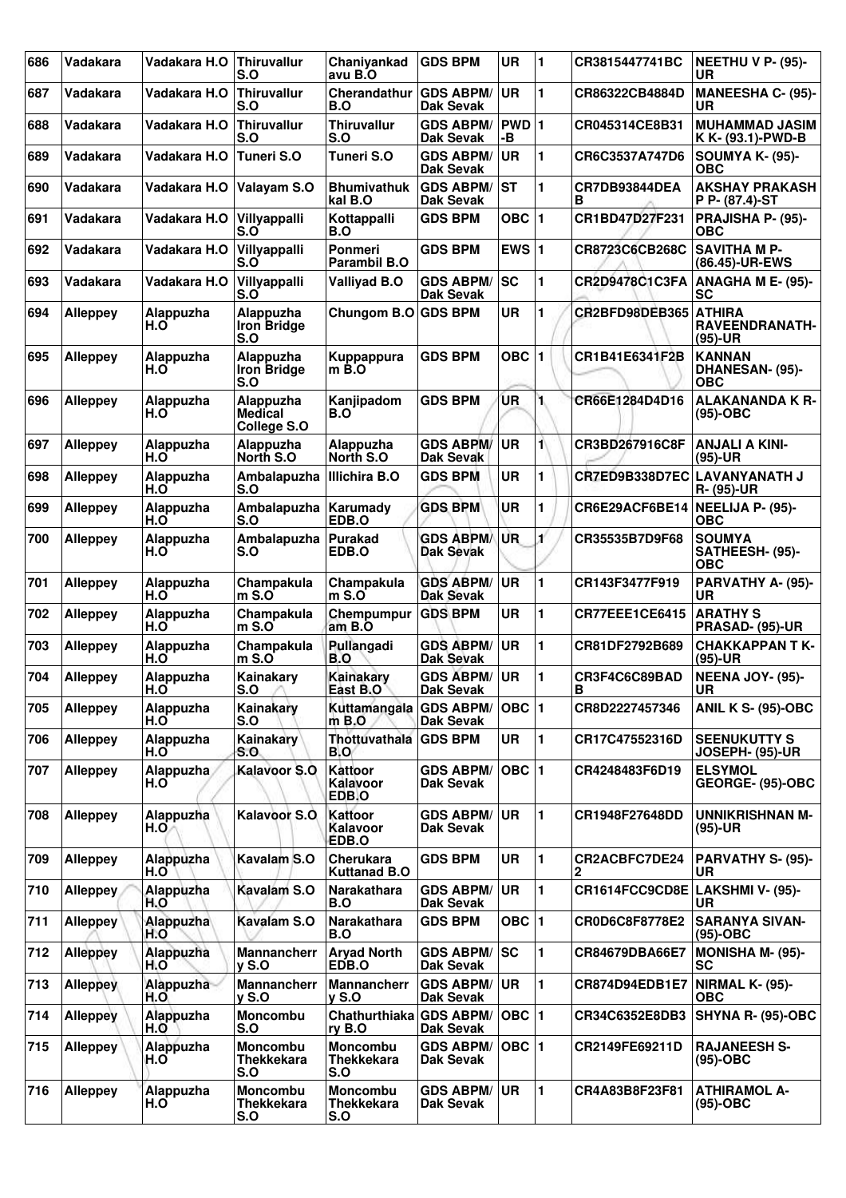| 686 | Vadakara | Vadakara H.O | Thiruvallur S.O | Chaniyankad avu B.O | GDS BPM | UR | 1 | CR3815447741BC | NEETHU V P- (95)-UR |
|---|---|---|---|---|---|---|---|---|---|
| 687 | Vadakara | Vadakara H.O | Thiruvallur S.O | Cherandathur B.O | GDS ABPM/ Dak Sevak | UR | 1 | CR86322CB4884D | MANEESHA C- (95)-UR |
| 688 | Vadakara | Vadakara H.O | Thiruvallur S.O | Thiruvallur S.O | GDS ABPM/ Dak Sevak | PWD-B | 1 | CR045314CE8B31 | MUHAMMAD JASIM K K- (93.1)-PWD-B |
| 689 | Vadakara | Vadakara H.O | Tuneri S.O | Tuneri S.O | GDS ABPM/ Dak Sevak | UR | 1 | CR6C3537A747D6 | SOUMYA K- (95)-OBC |
| 690 | Vadakara | Vadakara H.O | Valayam S.O | Bhumivathuk kal B.O | GDS ABPM/ Dak Sevak | ST | 1 | CR7DB93844DEAB | AKSHAY PRAKASH P P- (87.4)-ST |
| 691 | Vadakara | Vadakara H.O | Villyappalli S.O | Kottappalli B.O | GDS BPM | OBC | 1 | CR1BD47D27F231 | PRAJISHA P- (95)-OBC |
| 692 | Vadakara | Vadakara H.O | Villyappalli S.O | Ponmeri Parambil B.O | GDS BPM | EWS | 1 | CR8723C6CB268C | SAVITHA M P- (86.45)-UR-EWS |
| 693 | Vadakara | Vadakara H.O | Villyappalli S.O | Valliyad B.O | GDS ABPM/ Dak Sevak | SC | 1 | CR2D9478C1C3FA | ANAGHA M E- (95)-SC |
| 694 | Alleppey | Alappuzha H.O | Alappuzha Iron Bridge S.O | Chungom B.O | GDS BPM | UR | 1 | CR2BFD98DEB365 | ATHIRA RAVEENDRANATH- (95)-UR |
| 695 | Alleppey | Alappuzha H.O | Alappuzha Iron Bridge S.O | Kuppappura m B.O | GDS BPM | OBC | 1 | CR1B41E6341F2B | KANNAN DHANESAN- (95)-OBC |
| 696 | Alleppey | Alappuzha H.O | Alappuzha Medical College S.O | Kanjipadom B.O | GDS BPM | UR | 1 | CR66E1284D4D16 | ALAKANANDA K R- (95)-OBC |
| 697 | Alleppey | Alappuzha H.O | Alappuzha North S.O | Alappuzha North S.O | GDS ABPM/ Dak Sevak | UR | 1 | CR3BD267916C8F | ANJALI A KINI- (95)-UR |
| 698 | Alleppey | Alappuzha H.O | Ambalapuzha S.O | Illichira B.O | GDS BPM | UR | 1 | CR7ED9B338D7EC | LAVANYANATH J R- (95)-UR |
| 699 | Alleppey | Alappuzha H.O | Ambalapuzha S.O | Karumady EDB.O | GDS BPM | UR | 1 | CR6E29ACF6BE14 | NEELIJA P- (95)-OBC |
| 700 | Alleppey | Alappuzha H.O | Ambalapuzha S.O | Purakad EDB.O | GDS ABPM/ Dak Sevak | UR | 1 | CR35535B7D9F68 | SOUMYA SATHEESH- (95)-OBC |
| 701 | Alleppey | Alappuzha H.O | Champakula m S.O | Champakula m S.O | GDS ABPM/ Dak Sevak | UR | 1 | CR143F3477F919 | PARVATHY A- (95)-UR |
| 702 | Alleppey | Alappuzha H.O | Champakula m S.O | Chempumpur am B.O | GDS BPM | UR | 1 | CR77EEE1CE6415 | ARATHY S PRASAD- (95)-UR |
| 703 | Alleppey | Alappuzha H.O | Champakula m S.O | Pullangadi B.O | GDS ABPM/ Dak Sevak | UR | 1 | CR81DF2792B689 | CHAKKAPPAN T K- (95)-UR |
| 704 | Alleppey | Alappuzha H.O | Kainakary S.O | Kainakary East B.O | GDS ABPM/ Dak Sevak | UR | 1 | CR3F4C6C89BADB | NEENA JOY- (95)-UR |
| 705 | Alleppey | Alappuzha H.O | Kainakary S.O | Kuttamangala m B.O | GDS ABPM/ Dak Sevak | OBC | 1 | CR8D2227457346 | ANIL K S- (95)-OBC |
| 706 | Alleppey | Alappuzha H.O | Kainakary S.O | Thottuvathala B.O | GDS BPM | UR | 1 | CR17C47552316D | SEENUKUTTY S JOSEPH- (95)-UR |
| 707 | Alleppey | Alappuzha H.O | Kalavoor S.O | Kattoor Kalavoor EDB.O | GDS ABPM/ Dak Sevak | OBC | 1 | CR4248483F6D19 | ELSYMOL GEORGE- (95)-OBC |
| 708 | Alleppey | Alappuzha H.O | Kalavoor S.O | Kattoor Kalavoor EDB.O | GDS ABPM/ Dak Sevak | UR | 1 | CR1948F27648DD | UNNIKRISHNAN M- (95)-UR |
| 709 | Alleppey | Alappuzha H.O | Kavalam S.O | Cherukara Kuttanad B.O | GDS BPM | UR | 1 | CR2ACBFC7DE242 | PARVATHY S- (95)-UR |
| 710 | Alleppey | Alappuzha H.O | Kavalam S.O | Narakathara B.O | GDS ABPM/ Dak Sevak | UR | 1 | CR1614FCC9CD8E | LAKSHMI V- (95)-UR |
| 711 | Alleppey | Alappuzha H.O | Kavalam S.O | Narakathara B.O | GDS BPM | OBC | 1 | CR0D6C8F8778E2 | SARANYA SIVAN- (95)-OBC |
| 712 | Alleppey | Alappuzha H.O | Mannancherr y S.O | Aryad North EDB.O | GDS ABPM/ Dak Sevak | SC | 1 | CR84679DBA66E7 | MONISHA M- (95)-SC |
| 713 | Alleppey | Alappuzha H.O | Mannancherr y S.O | Mannancherr y S.O | GDS ABPM/ Dak Sevak | UR | 1 | CR874D94EDB1E7 | NIRMAL K- (95)-OBC |
| 714 | Alleppey | Alappuzha H.O | Moncombu S.O | Chathurthiaka ry B.O | GDS ABPM/ Dak Sevak | OBC | 1 | CR34C6352E8DB3 | SHYNA R- (95)-OBC |
| 715 | Alleppey | Alappuzha H.O | Moncombu Thekkekara S.O | Moncombu Thekkekara S.O | GDS ABPM/ Dak Sevak | OBC | 1 | CR2149FE69211D | RAJANEESH S- (95)-OBC |
| 716 | Alleppey | Alappuzha H.O | Moncombu Thekkekara S.O | Moncombu Thekkekara S.O | GDS ABPM/ Dak Sevak | UR | 1 | CR4A83B8F23F81 | ATHIRAMOL A- (95)-OBC |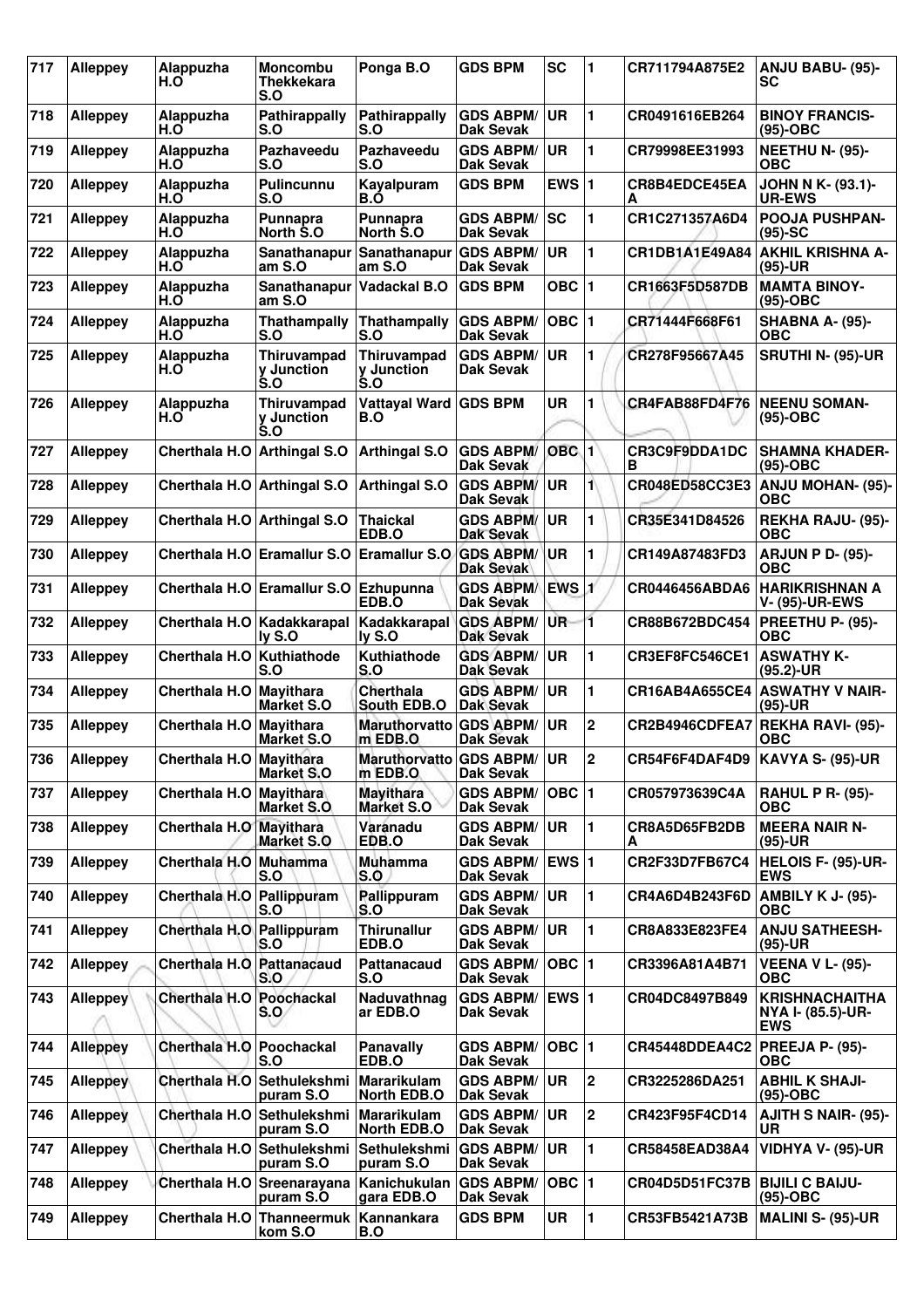| 717 | Alleppey | Alappuzha H.O | Moncombu Thekkekara S.O | Ponga B.O | GDS BPM | SC | 1 | CR711794A875E2 | ANJU BABU- (95)-SC |
|---|---|---|---|---|---|---|---|---|---|
| 718 | Alleppey | Alappuzha H.O | Pathirappally S.O | Pathirappally S.O | GDS ABPM/ Dak Sevak | UR | 1 | CR0491616EB264 | BINOY FRANCIS-(95)-OBC |
| 719 | Alleppey | Alappuzha H.O | Pazhaveedu S.O | Pazhaveedu S.O | GDS ABPM/ Dak Sevak | UR | 1 | CR79998EE31993 | NEETHU N- (95)-OBC |
| 720 | Alleppey | Alappuzha H.O | Pulincunnu S.O | Kayalpuram B.O | GDS BPM | EWS | 1 | CR8B4EDCE45EA A | JOHN N K- (93.1)-UR-EWS |
| 721 | Alleppey | Alappuzha H.O | Punnapra North S.O | Punnapra North S.O | GDS ABPM/ Dak Sevak | SC | 1 | CR1C271357A6D4 | POOJA PUSHPAN-(95)-SC |
| 722 | Alleppey | Alappuzha H.O | Sanathanapur am S.O | Sanathanapur am S.O | GDS ABPM/ Dak Sevak | UR | 1 | CR1DB1A1E49A84 | AKHIL KRISHNA A-(95)-UR |
| 723 | Alleppey | Alappuzha H.O | Sanathanapur am S.O | Vadackal B.O | GDS BPM | OBC | 1 | CR1663F5D587DB | MAMTA BINOY-(95)-OBC |
| 724 | Alleppey | Alappuzha H.O | Thathampally S.O | Thathampally S.O | GDS ABPM/ Dak Sevak | OBC | 1 | CR71444F668F61 | SHABNA A- (95)-OBC |
| 725 | Alleppey | Alappuzha H.O | Thiruvampad y Junction S.O | Thiruvampad y Junction S.O | GDS ABPM/ Dak Sevak | UR | 1 | CR278F95667A45 | SRUTHI N- (95)-UR |
| 726 | Alleppey | Alappuzha H.O | Thiruvampad y Junction S.O | Vattayal Ward B.O | GDS BPM | UR | 1 | CR4FAB88FD4F76 | NEENU SOMAN-(95)-OBC |
| 727 | Alleppey | Cherthala H.O | Arthingal S.O | Arthingal S.O | GDS ABPM/ Dak Sevak | OBC | 1 | CR3C9F9DDA1DC B | SHAMNA KHADER-(95)-OBC |
| 728 | Alleppey | Cherthala H.O | Arthingal S.O | Arthingal S.O | GDS ABPM/ Dak Sevak | UR | 1 | CR048ED58CC3E3 | ANJU MOHAN- (95)-OBC |
| 729 | Alleppey | Cherthala H.O | Arthingal S.O | Thaickal EDB.O | GDS ABPM/ Dak Sevak | UR | 1 | CR35E341D84526 | REKHA RAJU- (95)-OBC |
| 730 | Alleppey | Cherthala H.O | Eramallur S.O | Eramallur S.O | GDS ABPM/ Dak Sevak | UR | 1 | CR149A87483FD3 | ARJUN P D- (95)-OBC |
| 731 | Alleppey | Cherthala H.O | Eramallur S.O | Ezhupunna EDB.O | GDS ABPM/ Dak Sevak | EWS | 1 | CR0446456ABDA6 | HARIKRISHNAN A V- (95)-UR-EWS |
| 732 | Alleppey | Cherthala H.O | Kadakkarapal ly S.O | Kadakkarapal ly S.O | GDS ABPM/ Dak Sevak | UR | 1 | CR88B672BDC454 | PREETHU P- (95)-OBC |
| 733 | Alleppey | Cherthala H.O | Kuthiathode S.O | Kuthiathode S.O | GDS ABPM/ Dak Sevak | UR | 1 | CR3EF8FC546CE1 | ASWATHY K-(95.2)-UR |
| 734 | Alleppey | Cherthala H.O | Mayithara Market S.O | Cherthala South EDB.O | GDS ABPM/ Dak Sevak | UR | 1 | CR16AB4A655CE4 | ASWATHY V NAIR-(95)-UR |
| 735 | Alleppey | Cherthala H.O | Mayithara Market S.O | Maruthorvatto m EDB.O | GDS ABPM/ Dak Sevak | UR | 2 | CR2B4946CDFEA7 | REKHA RAVI- (95)-OBC |
| 736 | Alleppey | Cherthala H.O | Mayithara Market S.O | Maruthorvatto m EDB.O | GDS ABPM/ Dak Sevak | UR | 2 | CR54F6F4DAF4D9 | KAVYA S- (95)-UR |
| 737 | Alleppey | Cherthala H.O | Mayithara Market S.O | Mayithara Market S.O | GDS ABPM/ Dak Sevak | OBC | 1 | CR057973639C4A | RAHUL P R- (95)-OBC |
| 738 | Alleppey | Cherthala H.O | Mayithara Market S.O | Varanadu EDB.O | GDS ABPM/ Dak Sevak | UR | 1 | CR8A5D65FB2DB A | MEERA NAIR N-(95)-UR |
| 739 | Alleppey | Cherthala H.O | Muhamma S.O | Muhamma S.O | GDS ABPM/ Dak Sevak | EWS | 1 | CR2F33D7FB67C4 | HELOIS F- (95)-UR-EWS |
| 740 | Alleppey | Cherthala H.O | Pallippuram S.O | Pallippuram S.O | GDS ABPM/ Dak Sevak | UR | 1 | CR4A6D4B243F6D | AMBILY K J- (95)-OBC |
| 741 | Alleppey | Cherthala H.O | Pallippuram S.O | Thirunallur EDB.O | GDS ABPM/ Dak Sevak | UR | 1 | CR8A833E823FE4 | ANJU SATHEESH-(95)-UR |
| 742 | Alleppey | Cherthala H.O | Pattanacaud S.O | Pattanacaud S.O | GDS ABPM/ Dak Sevak | OBC | 1 | CR3396A81A4B71 | VEENA V L- (95)-OBC |
| 743 | Alleppey | Cherthala H.O | Poochackal S.O | Naduvathnag ar EDB.O | GDS ABPM/ Dak Sevak | EWS | 1 | CR04DC8497B849 | KRISHNACHAITHA NYA I- (85.5)-UR-EWS |
| 744 | Alleppey | Cherthala H.O | Poochackal S.O | Panavally EDB.O | GDS ABPM/ Dak Sevak | OBC | 1 | CR45448DDEA4C2 | PREEJA P- (95)-OBC |
| 745 | Alleppey | Cherthala H.O | Sethulekshmi puram S.O | Mararikulam North EDB.O | GDS ABPM/ Dak Sevak | UR | 2 | CR3225286DA251 | ABHIL K SHAJI-(95)-OBC |
| 746 | Alleppey | Cherthala H.O | Sethulekshmi puram S.O | Mararikulam North EDB.O | GDS ABPM/ Dak Sevak | UR | 2 | CR423F95F4CD14 | AJITH S NAIR- (95)-UR |
| 747 | Alleppey | Cherthala H.O | Sethulekshmi puram S.O | Sethulekshmi puram S.O | GDS ABPM/ Dak Sevak | UR | 1 | CR58458EAD38A4 | VIDHYA V- (95)-UR |
| 748 | Alleppey | Cherthala H.O | Sreenarayana puram S.O | Kanichukulan gara EDB.O | GDS ABPM/ Dak Sevak | OBC | 1 | CR04D5D51FC37B | BIJILI C BAIJU-(95)-OBC |
| 749 | Alleppey | Cherthala H.O | Thanneermuk kom S.O | Kannankara B.O | GDS BPM | UR | 1 | CR53FB5421A73B | MALINI S- (95)-UR |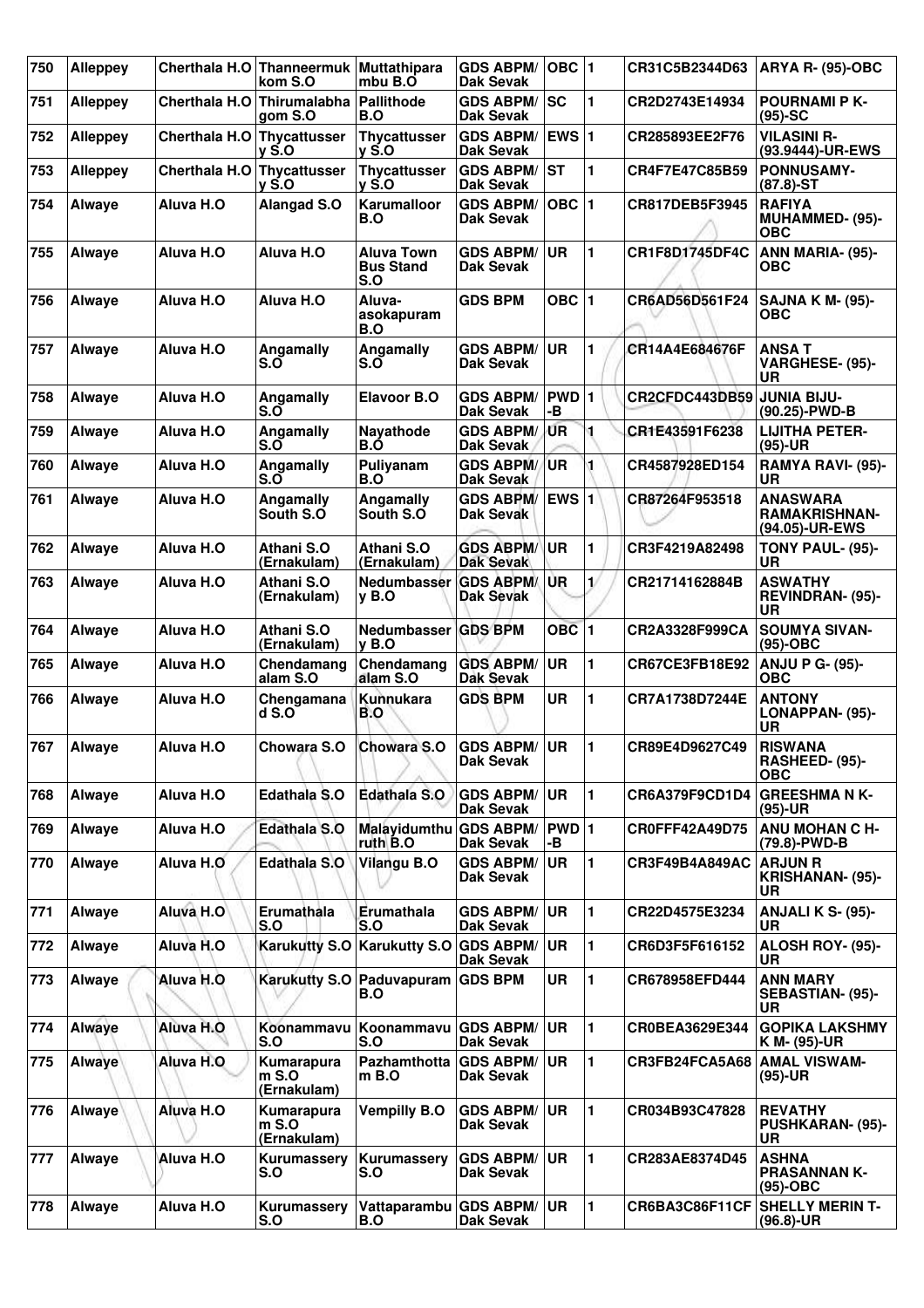| 750 | Alleppey | Cherthala H.O | Thanneermukkom S.O | Muttathiparambu B.O | GDS ABPM/ Dak Sevak | OBC | 1 | CR31C5B2344D63 | ARYA R- (95)-OBC |
|---|---|---|---|---|---|---|---|---|---|
| 751 | Alleppey | Cherthala H.O | Thirumalabhagom S.O | Pallithode B.O | GDS ABPM/ Dak Sevak | SC | 1 | CR2D2743E14934 | POURNAMI P K- (95)-SC |
| 752 | Alleppey | Cherthala H.O | Thycattussery S.O | Thycattussery S.O | GDS ABPM/ Dak Sevak | EWS | 1 | CR285893EE2F76 | VILASINI R- (93.9444)-UR-EWS |
| 753 | Alleppey | Cherthala H.O | Thycattussery S.O | Thycattussery S.O | GDS ABPM/ Dak Sevak | ST | 1 | CR4F7E47C85B59 | PONNUSAMY- (87.8)-ST |
| 754 | Alwaye | Aluva H.O | Alangad S.O | Karumalloor B.O | GDS ABPM/ Dak Sevak | OBC | 1 | CR817DEB5F3945 | RAFIYA MUHAMMED- (95)-OBC |
| 755 | Alwaye | Aluva H.O | Aluva H.O | Aluva Town Bus Stand S.O | GDS ABPM/ Dak Sevak | UR | 1 | CR1F8D1745DF4C | ANN MARIA- (95)-OBC |
| 756 | Alwaye | Aluva H.O | Aluva H.O | Aluva-asokapuram B.O | GDS BPM | OBC | 1 | CR6AD56D561F24 | SAJNA K M- (95)-OBC |
| 757 | Alwaye | Aluva H.O | Angamally S.O | Angamally S.O | GDS ABPM/ Dak Sevak | UR | 1 | CR14A4E684676F | ANSA T VARGHESE- (95)-UR |
| 758 | Alwaye | Aluva H.O | Angamally S.O | Elavoor B.O | GDS ABPM/ Dak Sevak | PWD-B | 1 | CR2CFDC443DB59 | JUNIA BIJU- (90.25)-PWD-B |
| 759 | Alwaye | Aluva H.O | Angamally S.O | Nayathode B.O | GDS ABPM/ Dak Sevak | UR | 1 | CR1E43591F6238 | LIJITHA PETER- (95)-UR |
| 760 | Alwaye | Aluva H.O | Angamally S.O | Puliyanam B.O | GDS ABPM/ Dak Sevak | UR | 1 | CR4587928ED154 | RAMYA RAVI- (95)-UR |
| 761 | Alwaye | Aluva H.O | Angamally South S.O | Angamally South S.O | GDS ABPM/ Dak Sevak | EWS | 1 | CR87264F953518 | ANASWARA RAMAKRISHNAN- (94.05)-UR-EWS |
| 762 | Alwaye | Aluva H.O | Athani S.O (Ernakulam) | Athani S.O (Ernakulam) | GDS ABPM/ Dak Sevak | UR | 1 | CR3F4219A82498 | TONY PAUL- (95)-UR |
| 763 | Alwaye | Aluva H.O | Athani S.O (Ernakulam) | Nedumbassery B.O | GDS ABPM/ Dak Sevak | UR | 1 | CR21714162884B | ASWATHY REVINDRAN- (95)-UR |
| 764 | Alwaye | Aluva H.O | Athani S.O (Ernakulam) | Nedumbassery B.O | GDS BPM | OBC | 1 | CR2A3328F999CA | SOUMYA SIVAN- (95)-OBC |
| 765 | Alwaye | Aluva H.O | Chendamangalam S.O | Chendamangalam S.O | GDS ABPM/ Dak Sevak | UR | 1 | CR67CE3FB18E92 | ANJU P G- (95)-OBC |
| 766 | Alwaye | Aluva H.O | Chengamanad S.O | Kunnukara B.O | GDS BPM | UR | 1 | CR7A1738D7244E | ANTONY LONAPPAN- (95)-UR |
| 767 | Alwaye | Aluva H.O | Chowara S.O | Chowara S.O | GDS ABPM/ Dak Sevak | UR | 1 | CR89E4D9627C49 | RISWANA RASHEED- (95)-OBC |
| 768 | Alwaye | Aluva H.O | Edathala S.O | Edathala S.O | GDS ABPM/ Dak Sevak | UR | 1 | CR6A379F9CD1D4 | GREESHMA N K- (95)-UR |
| 769 | Alwaye | Aluva H.O | Edathala S.O | Malayidumthuruth B.O | GDS ABPM/ Dak Sevak | PWD-B | 1 | CR0FFF42A49D75 | ANU MOHAN C H- (79.8)-PWD-B |
| 770 | Alwaye | Aluva H.O | Edathala S.O | Vilangu B.O | GDS ABPM/ Dak Sevak | UR | 1 | CR3F49B4A849AC | ARJUN R KRISHANAN- (95)-UR |
| 771 | Alwaye | Aluva H.O | Erumathala S.O | Erumathala S.O | GDS ABPM/ Dak Sevak | UR | 1 | CR22D4575E3234 | ANJALI K S- (95)-UR |
| 772 | Alwaye | Aluva H.O | Karukutty S.O | Karukutty S.O | GDS ABPM/ Dak Sevak | UR | 1 | CR6D3F5F616152 | ALOSH ROY- (95)-UR |
| 773 | Alwaye | Aluva H.O | Karukutty S.O | Paduvapuram B.O | GDS BPM | UR | 1 | CR678958EFD444 | ANN MARY SEBASTIAN- (95)-UR |
| 774 | Alwaye | Aluva H.O | Koonammavu S.O | Koonammavu S.O | GDS ABPM/ Dak Sevak | UR | 1 | CR0BEA3629E344 | GOPIKA LAKSHMY K M- (95)-UR |
| 775 | Alwaye | Aluva H.O | Kumarapuram S.O (Ernakulam) | Pazhamthottam B.O | GDS ABPM/ Dak Sevak | UR | 1 | CR3FB24FCA5A68 | AMAL VISWAM- (95)-UR |
| 776 | Alwaye | Aluva H.O | Kumarapuram S.O (Ernakulam) | Vempilly B.O | GDS ABPM/ Dak Sevak | UR | 1 | CR034B93C47828 | REVATHY PUSHKARAN- (95)-UR |
| 777 | Alwaye | Aluva H.O | Kurumassery S.O | Kurumassery S.O | GDS ABPM/ Dak Sevak | UR | 1 | CR283AE8374D45 | ASHNA PRASANNAN K- (95)-OBC |
| 778 | Alwaye | Aluva H.O | Kurumassery S.O | Vattaparambu B.O | GDS ABPM/ Dak Sevak | UR | 1 | CR6BA3C86F11CF | SHELLY MERIN T- (96.8)-UR |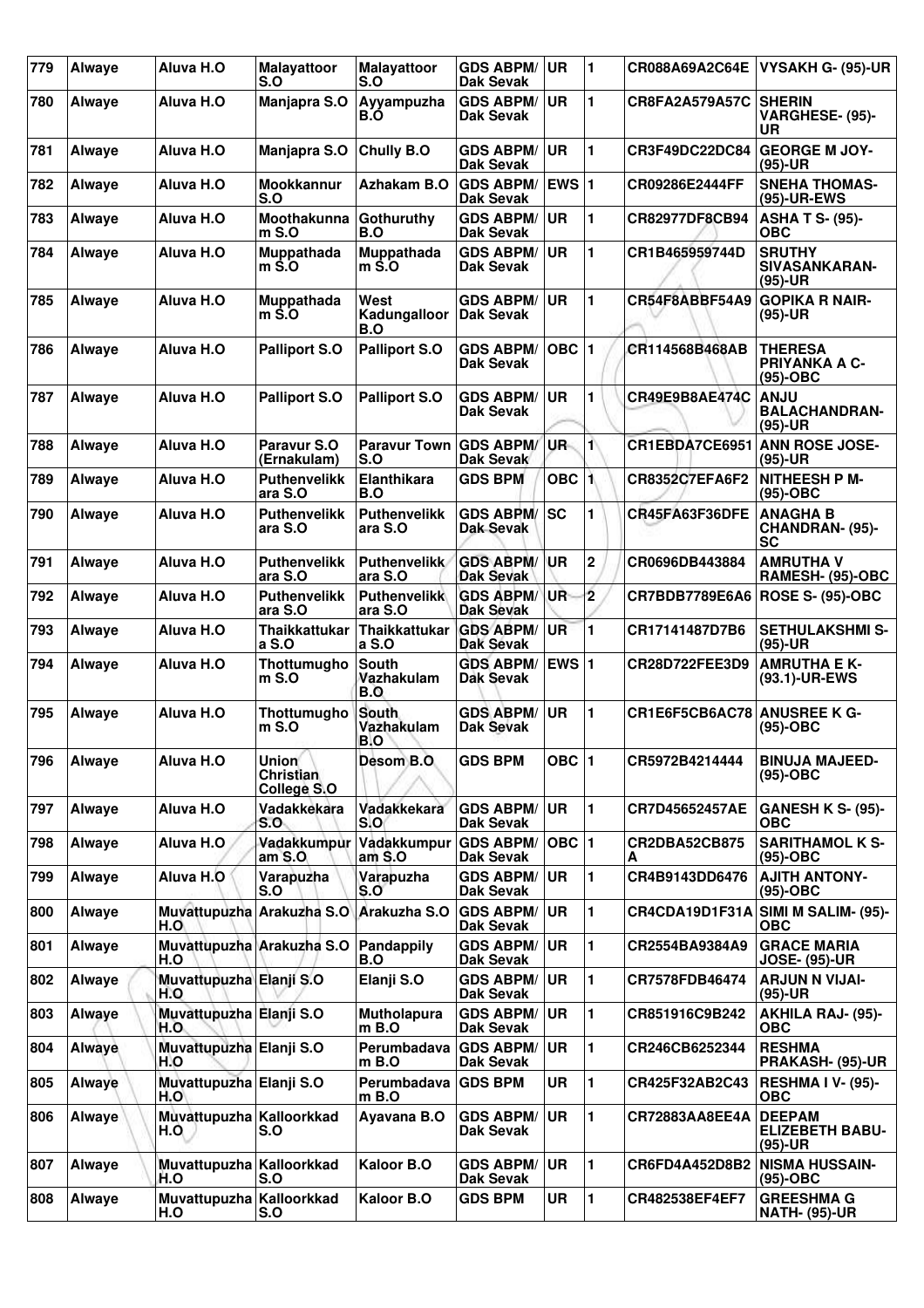| 779 | Alwaye | Aluva H.O | Malayattoor S.O | Malayattoor S.O | GDS ABPM/ Dak Sevak | UR | 1 | CR088A69A2C64E | VYSAKH G- (95)-UR |
|---|---|---|---|---|---|---|---|---|---|
| 780 | Alwaye | Aluva H.O | Manjapra S.O | Ayyampuzha B.O | GDS ABPM/ Dak Sevak | UR | 1 | CR8FA2A579A57C | SHERIN VARGHESE- (95)-UR |
| 781 | Alwaye | Aluva H.O | Manjapra S.O | Chully B.O | GDS ABPM/ Dak Sevak | UR | 1 | CR3F49DC22DC84 | GEORGE M JOY- (95)-UR |
| 782 | Alwaye | Aluva H.O | Mookkannur S.O | Azhakam B.O | GDS ABPM/ Dak Sevak | EWS | 1 | CR09286E2444FF | SNEHA THOMAS- (95)-UR-EWS |
| 783 | Alwaye | Aluva H.O | Moothakunna m S.O | Gothuruthy B.O | GDS ABPM/ Dak Sevak | UR | 1 | CR82977DF8CB94 | ASHA T S- (95)-OBC |
| 784 | Alwaye | Aluva H.O | Muppathada m S.O | Muppathada m S.O | GDS ABPM/ Dak Sevak | UR | 1 | CR1B465959744D | SRUTHY SIVASANKARAN-(95)-UR |
| 785 | Alwaye | Aluva H.O | Muppathada m S.O | West Kadungalloor B.O | GDS ABPM/ Dak Sevak | UR | 1 | CR54F8ABBF54A9 | GOPIKA R NAIR-(95)-UR |
| 786 | Alwaye | Aluva H.O | Palliport S.O | Palliport S.O | GDS ABPM/ Dak Sevak | OBC | 1 | CR114568B468AB | THERESA PRIYANKA A C-(95)-OBC |
| 787 | Alwaye | Aluva H.O | Palliport S.O | Palliport S.O | GDS ABPM/ Dak Sevak | UR | 1 | CR49E9B8AE474C | ANJU BALACHANDRAN-(95)-UR |
| 788 | Alwaye | Aluva H.O | Paravur S.O (Ernakulam) | Paravur Town S.O | GDS ABPM/ Dak Sevak | UR | 1 | CR1EBDA7CE6951 | ANN ROSE JOSE-(95)-UR |
| 789 | Alwaye | Aluva H.O | Puthenvelikk ara S.O | Elanthikara B.O | GDS BPM | OBC | 1 | CR8352C7EFA6F2 | NITHEESH P M-(95)-OBC |
| 790 | Alwaye | Aluva H.O | Puthenvelikk ara S.O | Puthenvelikk ara S.O | GDS ABPM/ Dak Sevak | SC | 1 | CR45FA63F36DFE | ANAGHA B CHANDRAN- (95)-SC |
| 791 | Alwaye | Aluva H.O | Puthenvelikk ara S.O | Puthenvelikk ara S.O | GDS ABPM/ Dak Sevak | UR | 2 | CR0696DB443884 | AMRUTHA V RAMESH- (95)-OBC |
| 792 | Alwaye | Aluva H.O | Puthenvelikk ara S.O | Puthenvelikk ara S.O | GDS ABPM/ Dak Sevak | UR | 2 | CR7BDB7789E6A6 | ROSE S- (95)-OBC |
| 793 | Alwaye | Aluva H.O | Thaikkattukar a S.O | Thaikkattukar a S.O | GDS ABPM/ Dak Sevak | UR | 1 | CR17141487D7B6 | SETHULAKSHMI S-(95)-UR |
| 794 | Alwaye | Aluva H.O | Thottumugho m S.O | South Vazhakulam B.O | GDS ABPM/ Dak Sevak | EWS | 1 | CR28D722FEE3D9 | AMRUTHA E K-(93.1)-UR-EWS |
| 795 | Alwaye | Aluva H.O | Thottumugho m S.O | South Vazhakulam B.O | GDS ABPM/ Dak Sevak | UR | 1 | CR1E6F5CB6AC78 | ANUSREE K G-(95)-OBC |
| 796 | Alwaye | Aluva H.O | Union Christian College S.O | Desom B.O | GDS BPM | OBC | 1 | CR5972B4214444 | BINUJA MAJEED-(95)-OBC |
| 797 | Alwaye | Aluva H.O | Vadakkekara S.O | Vadakkekara S.O | GDS ABPM/ Dak Sevak | UR | 1 | CR7D45652457AE | GANESH K S- (95)-OBC |
| 798 | Alwaye | Aluva H.O | Vadakkumpur am S.O | Vadakkumpur am S.O | GDS ABPM/ Dak Sevak | OBC | 1 | CR2DBA52CB875 A | SARITHAMOL K S-(95)-OBC |
| 799 | Alwaye | Aluva H.O | Varapuzha S.O | Varapuzha S.O | GDS ABPM/ Dak Sevak | UR | 1 | CR4B9143DD6476 | AJITH ANTONY-(95)-OBC |
| 800 | Alwaye | Muvattupuzha H.O | Arakuzha S.O | Arakuzha S.O | GDS ABPM/ Dak Sevak | UR | 1 | CR4CDA19D1F31A | SIMI M SALIM- (95)-OBC |
| 801 | Alwaye | Muvattupuzha H.O | Arakuzha S.O | Pandappily B.O | GDS ABPM/ Dak Sevak | UR | 1 | CR2554BA9384A9 | GRACE MARIA JOSE- (95)-UR |
| 802 | Alwaye | Muvattupuzha H.O | Elanji S.O | Elanji S.O | GDS ABPM/ Dak Sevak | UR | 1 | CR7578FDB46474 | ARJUN N VIJAI-(95)-UR |
| 803 | Alwaye | Muvattupuzha H.O | Elanji S.O | Mutholapura m B.O | GDS ABPM/ Dak Sevak | UR | 1 | CR851916C9B242 | AKHILA RAJ- (95)-OBC |
| 804 | Alwaye | Muvattupuzha H.O | Elanji S.O | Perumbadava m B.O | GDS ABPM/ Dak Sevak | UR | 1 | CR246CB6252344 | RESHMA PRAKASH- (95)-UR |
| 805 | Alwaye | Muvattupuzha H.O | Elanji S.O | Perumbadava m B.O | GDS BPM | UR | 1 | CR425F32AB2C43 | RESHMA I V- (95)-OBC |
| 806 | Alwaye | Muvattupuzha H.O | Kalloorkkad S.O | Ayavana B.O | GDS ABPM/ Dak Sevak | UR | 1 | CR72883AA8EE4A | DEEPAM ELIZEBETH BABU-(95)-UR |
| 807 | Alwaye | Muvattupuzha H.O | Kalloorkkad S.O | Kaloor B.O | GDS ABPM/ Dak Sevak | UR | 1 | CR6FD4A452D8B2 | NISMA HUSSAIN-(95)-OBC |
| 808 | Alwaye | Muvattupuzha H.O | Kalloorkkad S.O | Kaloor B.O | GDS BPM | UR | 1 | CR482538EF4EF7 | GREESHMA G NATH- (95)-UR |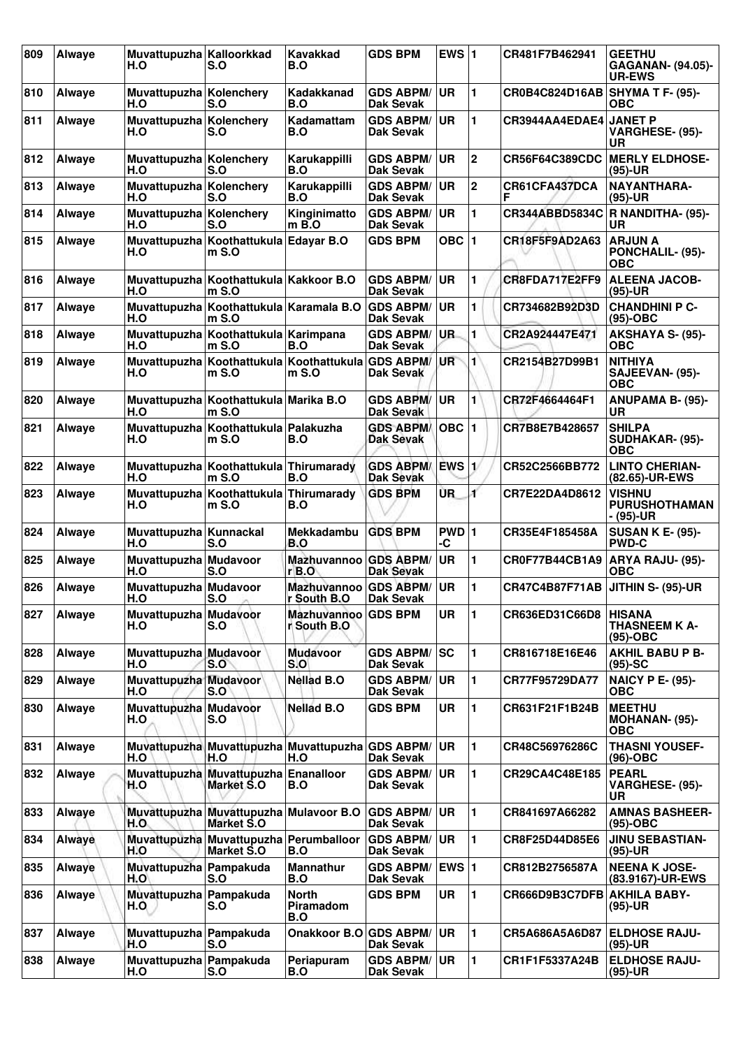| 809 | Alwaye | Muvattupuzha H.O | Kalloorkkad S.O | Kavakkad B.O | GDS BPM | EWS | 1 | CR481F7B462941 | GEETHU GAGANAN- (94.05)-UR-EWS |
|---|---|---|---|---|---|---|---|---|---|
| 810 | Alwaye | Muvattupuzha H.O | Kolenchery S.O | Kadakkanad B.O | GDS ABPM/ Dak Sevak | UR | 1 | CR0B4C824D16AB | SHYMA T F- (95)-OBC |
| 811 | Alwaye | Muvattupuzha H.O | Kolenchery S.O | Kadamattam B.O | GDS ABPM/ Dak Sevak | UR | 1 | CR3944AA4EDAE4 | JANET P VARGHESE- (95)-UR |
| 812 | Alwaye | Muvattupuzha H.O | Kolenchery S.O | Karukappilli B.O | GDS ABPM/ Dak Sevak | UR | 2 | CR56F64C389CDC | MERLY ELDHOSE- (95)-UR |
| 813 | Alwaye | Muvattupuzha H.O | Kolenchery S.O | Karukappilli B.O | GDS ABPM/ Dak Sevak | UR | 2 | CR61CFA437DCAF | NAYANTHARA- (95)-UR |
| 814 | Alwaye | Muvattupuzha H.O | Kolenchery S.O | Kinginimattom B.O | GDS ABPM/ Dak Sevak | UR | 1 | CR344ABBD5834C | R NANDITHA- (95)-UR |
| 815 | Alwaye | Muvattupuzha H.O | Koothattukulam S.O | Edayar B.O | GDS BPM | OBC | 1 | CR18F5F9AD2A63 | ARJUN A PONCHALIL- (95)-OBC |
| 816 | Alwaye | Muvattupuzha H.O | Koothattukulam S.O | Kakkoor B.O | GDS ABPM/ Dak Sevak | UR | 1 | CR8FDA717E2FF9 | ALEENA JACOB- (95)-UR |
| 817 | Alwaye | Muvattupuzha H.O | Koothattukulam S.O | Karamala B.O | GDS ABPM/ Dak Sevak | UR | 1 | CR734682B92D3D | CHANDHINI P C- (95)-OBC |
| 818 | Alwaye | Muvattupuzha H.O | Koothattukulam S.O | Karimpana B.O | GDS ABPM/ Dak Sevak | UR | 1 | CR2A924447E471 | AKSHAYA S- (95)-OBC |
| 819 | Alwaye | Muvattupuzha H.O | Koothattukulam S.O | Koothattukulam S.O | GDS ABPM/ Dak Sevak | UR | 1 | CR2154B27D99B1 | NITHIYA SAJEEVAN- (95)-OBC |
| 820 | Alwaye | Muvattupuzha H.O | Koothattukulam S.O | Marika B.O | GDS ABPM/ Dak Sevak | UR | 1 | CR72F4664464F1 | ANUPAMA B- (95)-UR |
| 821 | Alwaye | Muvattupuzha H.O | Koothattukulam S.O | Palakuzha B.O | GDS ABPM/ Dak Sevak | OBC | 1 | CR7B8E7B428657 | SHILPA SUDHAKAR- (95)-OBC |
| 822 | Alwaye | Muvattupuzha H.O | Koothattukulam S.O | Thirumarady B.O | GDS ABPM/ Dak Sevak | EWS | 1 | CR52C2566BB772 | LINTO CHERIAN- (82.65)-UR-EWS |
| 823 | Alwaye | Muvattupuzha H.O | Koothattukulam S.O | Thirumarady B.O | GDS BPM | UR | 1 | CR7E22DA4D8612 | VISHNU PURUSHOTHAMAN - (95)-UR |
| 824 | Alwaye | Muvattupuzha H.O | Kunnackal S.O | Mekkadambu B.O | GDS BPM | PWD-C | 1 | CR35E4F185458A | SUSAN K E- (95)-PWD-C |
| 825 | Alwaye | Muvattupuzha H.O | Mudavoor S.O | Mazhuvannoor B.O | GDS ABPM/ Dak Sevak | UR | 1 | CR0F77B44CB1A9 | ARYA RAJU- (95)-OBC |
| 826 | Alwaye | Muvattupuzha H.O | Mudavoor S.O | Mazhuvannoor South B.O | GDS ABPM/ Dak Sevak | UR | 1 | CR47C4B87F71AB | JITHIN S- (95)-UR |
| 827 | Alwaye | Muvattupuzha H.O | Mudavoor S.O | Mazhuvannoor South B.O | GDS BPM | UR | 1 | CR636ED31C66D8 | HISANA THASNEEM K A- (95)-OBC |
| 828 | Alwaye | Muvattupuzha H.O | Mudavoor S.O | Mudavoor S.O | GDS ABPM/ Dak Sevak | SC | 1 | CR816718E16E46 | AKHIL BABU P B- (95)-SC |
| 829 | Alwaye | Muvattupuzha H.O | Mudavoor S.O | Nellad B.O | GDS ABPM/ Dak Sevak | UR | 1 | CR77F95729DA77 | NAICY P E- (95)-OBC |
| 830 | Alwaye | Muvattupuzha H.O | Mudavoor S.O | Nellad B.O | GDS BPM | UR | 1 | CR631F21F1B24B | MEETHU MOHANAN- (95)-OBC |
| 831 | Alwaye | Muvattupuzha H.O | Muvattupuzha H.O | Muvattupuzha H.O | GDS ABPM/ Dak Sevak | UR | 1 | CR48C56976286C | THASNI YOUSEF- (96)-OBC |
| 832 | Alwaye | Muvattupuzha H.O | Muvattupuzha Market S.O | Enanalloor B.O | GDS ABPM/ Dak Sevak | UR | 1 | CR29CA4C48E185 | PEARL VARGHESE- (95)-UR |
| 833 | Alwaye | Muvattupuzha H.O | Muvattupuzha Market S.O | Mulavoor B.O | GDS ABPM/ Dak Sevak | UR | 1 | CR841697A66282 | AMNAS BASHEER- (95)-OBC |
| 834 | Alwaye | Muvattupuzha H.O | Muvattupuzha Market S.O | Perumballoor B.O | GDS ABPM/ Dak Sevak | UR | 1 | CR8F25D44D85E6 | JINU SEBASTIAN- (95)-UR |
| 835 | Alwaye | Muvattupuzha H.O | Pampakuda S.O | Mannathur B.O | GDS ABPM/ Dak Sevak | EWS | 1 | CR812B2756587A | NEENA K JOSE- (83.9167)-UR-EWS |
| 836 | Alwaye | Muvattupuzha H.O | Pampakuda S.O | North Piramadom B.O | GDS BPM | UR | 1 | CR666D9B3C7DFB | AKHILA BABY- (95)-UR |
| 837 | Alwaye | Muvattupuzha H.O | Pampakuda S.O | Onakkoor B.O | GDS ABPM/ Dak Sevak | UR | 1 | CR5A686A5A6D87 | ELDHOSE RAJU- (95)-UR |
| 838 | Alwaye | Muvattupuzha H.O | Pampakuda S.O | Periapuram B.O | GDS ABPM/ Dak Sevak | UR | 1 | CR1F1F5337A24B | ELDHOSE RAJU- (95)-UR |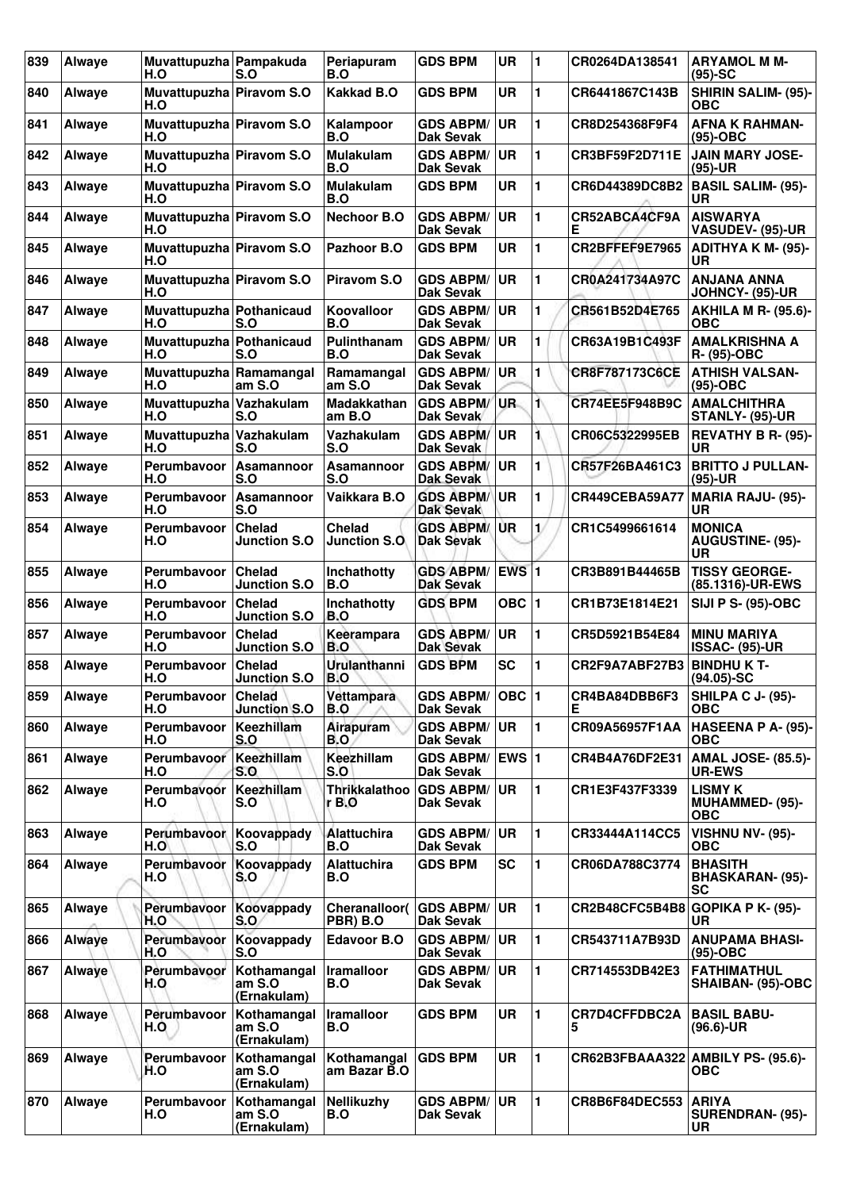| 839 | Alwaye | Muvattupuzha H.O | Pampakuda S.O | Periapuram B.O | GDS BPM | UR | 1 | CR0264DA138541 | ARYAMOL M M- (95)-SC |
|---|---|---|---|---|---|---|---|---|---|
| 840 | Alwaye | Muvattupuzha H.O | Piravom S.O | Kakkad B.O | GDS BPM | UR | 1 | CR6441867C143B | SHIRIN SALIM- (95)-OBC |
| 841 | Alwaye | Muvattupuzha H.O | Piravom S.O | Kalampoor B.O | GDS ABPM/ Dak Sevak | UR | 1 | CR8D254368F9F4 | AFNA K RAHMAN- (95)-OBC |
| 842 | Alwaye | Muvattupuzha H.O | Piravom S.O | Mulakulam B.O | GDS ABPM/ Dak Sevak | UR | 1 | CR3BF59F2D711E | JAIN MARY JOSE- (95)-UR |
| 843 | Alwaye | Muvattupuzha H.O | Piravom S.O | Mulakulam B.O | GDS BPM | UR | 1 | CR6D44389DC8B2 | BASIL SALIM- (95)-UR |
| 844 | Alwaye | Muvattupuzha H.O | Piravom S.O | Nechoor B.O | GDS ABPM/ Dak Sevak | UR | 1 | CR52ABCA4CF9AE | AISWARYA VASUDEV- (95)-UR |
| 845 | Alwaye | Muvattupuzha H.O | Piravom S.O | Pazhoor B.O | GDS BPM | UR | 1 | CR2BFFEF9E7965 | ADITHYA K M- (95)-UR |
| 846 | Alwaye | Muvattupuzha H.O | Piravom S.O | Piravom S.O | GDS ABPM/ Dak Sevak | UR | 1 | CR0A241734A97C | ANJANA ANNA JOHNCY- (95)-UR |
| 847 | Alwaye | Muvattupuzha H.O | Pothanicaud S.O | Koovalloor B.O | GDS ABPM/ Dak Sevak | UR | 1 | CR561B52D4E765 | AKHILA M R- (95.6)-OBC |
| 848 | Alwaye | Muvattupuzha H.O | Pothanicaud S.O | Pulinthanam B.O | GDS ABPM/ Dak Sevak | UR | 1 | CR63A19B1C493F | AMALKRISHNA A R- (95)-OBC |
| 849 | Alwaye | Muvattupuzha H.O | Ramamangalam S.O | Ramamangalam S.O | GDS ABPM/ Dak Sevak | UR | 1 | CR8F787173C6CE | ATHISH VALSAN- (95)-OBC |
| 850 | Alwaye | Muvattupuzha H.O | Vazhakulam S.O | Madakkathanam B.O | GDS ABPM/ Dak Sevak | UR | 1 | CR74EE5F948B9C | AMALCHITHRA STANLY- (95)-UR |
| 851 | Alwaye | Muvattupuzha H.O | Vazhakulam S.O | Vazhakulam S.O | GDS ABPM/ Dak Sevak | UR | 1 | CR06C5322995EB | REVATHY B R- (95)-UR |
| 852 | Alwaye | Perumbavoor H.O | Asamannoor S.O | Asamannoor S.O | GDS ABPM/ Dak Sevak | UR | 1 | CR57F26BA461C3 | BRITTO J PULLAN- (95)-UR |
| 853 | Alwaye | Perumbavoor H.O | Asamannoor S.O | Vaikkara B.O | GDS ABPM/ Dak Sevak | UR | 1 | CR449CEBA59A77 | MARIA RAJU- (95)-UR |
| 854 | Alwaye | Perumbavoor H.O | Chelad Junction S.O | Chelad Junction S.O | GDS ABPM/ Dak Sevak | UR | 1 | CR1C5499661614 | MONICA AUGUSTINE- (95)-UR |
| 855 | Alwaye | Perumbavoor H.O | Chelad Junction S.O | Inchathotty B.O | GDS ABPM/ Dak Sevak | EWS | 1 | CR3B891B44465B | TISSY GEORGE- (85.1316)-UR-EWS |
| 856 | Alwaye | Perumbavoor H.O | Chelad Junction S.O | Inchathotty B.O | GDS BPM | OBC | 1 | CR1B73E1814E21 | SIJI P S- (95)-OBC |
| 857 | Alwaye | Perumbavoor H.O | Chelad Junction S.O | Keerampara B.O | GDS ABPM/ Dak Sevak | UR | 1 | CR5D5921B54E84 | MINU MARIYA ISSAC- (95)-UR |
| 858 | Alwaye | Perumbavoor H.O | Chelad Junction S.O | Urulanthanni B.O | GDS BPM | SC | 1 | CR2F9A7ABF27B3 | BINDHU K T- (94.05)-SC |
| 859 | Alwaye | Perumbavoor H.O | Chelad Junction S.O | Vettampara B.O | GDS ABPM/ Dak Sevak | OBC | 1 | CR4BA84DBB6F3E | SHILPA C J- (95)-OBC |
| 860 | Alwaye | Perumbavoor H.O | Keezhillam S.O | Airapuram B.O | GDS ABPM/ Dak Sevak | UR | 1 | CR09A56957F1AA | HASEENA P A- (95)-OBC |
| 861 | Alwaye | Perumbavoor H.O | Keezhillam S.O | Keezhillam S.O | GDS ABPM/ Dak Sevak | EWS | 1 | CR4B4A76DF2E31 | AMAL JOSE- (85.5)-UR-EWS |
| 862 | Alwaye | Perumbavoor H.O | Keezhillam S.O | Thrikkalathoor B.O | GDS ABPM/ Dak Sevak | UR | 1 | CR1E3F437F3339 | LISMY K MUHAMMED- (95)-OBC |
| 863 | Alwaye | Perumbavoor H.O | Koovappady S.O | Alattuchira B.O | GDS ABPM/ Dak Sevak | UR | 1 | CR33444A114CC5 | VISHNU NV- (95)-OBC |
| 864 | Alwaye | Perumbavoor H.O | Koovappady S.O | Alattuchira B.O | GDS BPM | SC | 1 | CR06DA788C3774 | BHASITH BHASKARAN- (95)-SC |
| 865 | Alwaye | Perumbavoor H.O | Koovappady S.O | Cheranalloor( PBR) B.O | GDS ABPM/ Dak Sevak | UR | 1 | CR2B48CFC5B4B8 | GOPIKA P K- (95)-UR |
| 866 | Alwaye | Perumbavoor H.O | Koovappady S.O | Edavoor B.O | GDS ABPM/ Dak Sevak | UR | 1 | CR543711A7B93D | ANUPAMA BHASI- (95)-OBC |
| 867 | Alwaye | Perumbavoor H.O | Kothamangalam S.O (Ernakulam) | Iramalloor B.O | GDS ABPM/ Dak Sevak | UR | 1 | CR714553DB42E3 | FATHIMATHUL SHAIBAN- (95)-OBC |
| 868 | Alwaye | Perumbavoor H.O | Kothamangalam S.O (Ernakulam) | Iramalloor B.O | GDS BPM | UR | 1 | CR7D4CFFDBC2A5 | BASIL BABU- (96.6)-UR |
| 869 | Alwaye | Perumbavoor H.O | Kothamangalam S.O (Ernakulam) | Kothamangalam Bazar B.O | GDS BPM | UR | 1 | CR62B3FBAAA322 | AMBILY PS- (95.6)-OBC |
| 870 | Alwaye | Perumbavoor H.O | Kothamangalam S.O (Ernakulam) | Nellikuzhy B.O | GDS ABPM/ Dak Sevak | UR | 1 | CR8B6F84DEC553 | ARIYA SURENDRAN- (95)-UR |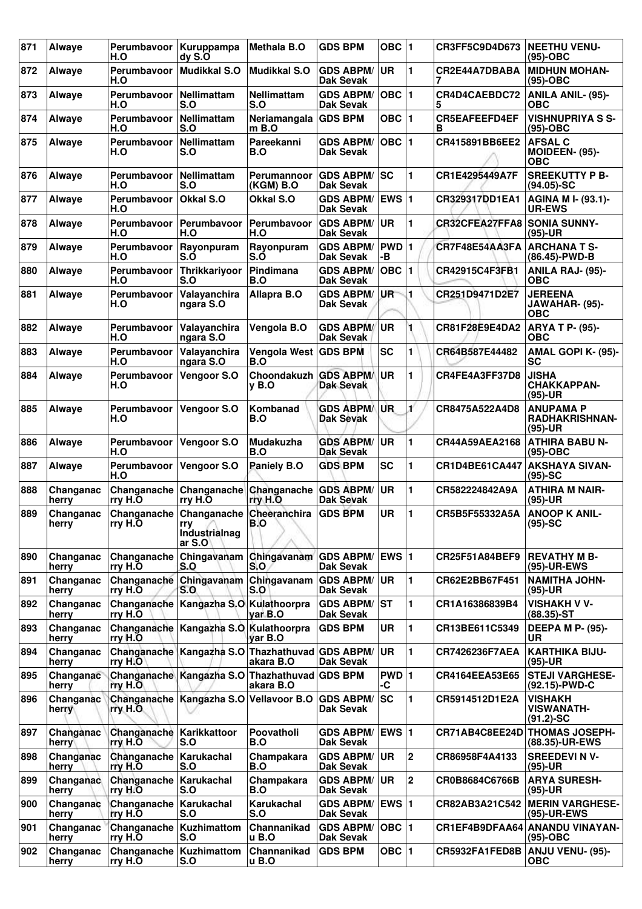| 871 | Alwaye | Perumbavoor H.O | Kuruppampa dy S.O | Methala B.O | GDS BPM | OBC | 1 | CR3FF5C9D4D673 | NEETHU VENU- (95)-OBC |
|---|---|---|---|---|---|---|---|---|---|
| 872 | Alwaye | Perumbavoor H.O | Mudikkal S.O | Mudikkal S.O | GDS ABPM/ Dak Sevak | UR | 1 | CR2E44A7DBABA 7 | MIDHUN MOHAN- (95)-OBC |
| 873 | Alwaye | Perumbavoor H.O | Nellimattam S.O | Nellimattam S.O | GDS ABPM/ Dak Sevak | OBC | 1 | CR4D4CAEBDC72 5 | ANILA ANIL- (95)- OBC |
| 874 | Alwaye | Perumbavoor H.O | Nellimattam S.O | Neriamangala m B.O | GDS BPM | OBC | 1 | CR5EAFEEFD4EF B | VISHNUPRIYA S S- (95)-OBC |
| 875 | Alwaye | Perumbavoor H.O | Nellimattam S.O | Pareekanni B.O | GDS ABPM/ Dak Sevak | OBC | 1 | CR415891BB6EE2 | AFSAL C MOIDEEN- (95)- OBC |
| 876 | Alwaye | Perumbavoor H.O | Nellimattam S.O | Perumannoor (KGM) B.O | GDS ABPM/ Dak Sevak | SC | 1 | CR1E4295449A7F | SREEKUTTY P B- (94.05)-SC |
| 877 | Alwaye | Perumbavoor H.O | Okkal S.O | Okkal S.O | GDS ABPM/ Dak Sevak | EWS | 1 | CR329317DD1EA1 | AGINA M I- (93.1)- UR-EWS |
| 878 | Alwaye | Perumbavoor H.O | Perumbavoor H.O | Perumbavoor H.O | GDS ABPM/ Dak Sevak | UR | 1 | CR32CFEA27FFA8 | SONIA SUNNY- (95)-UR |
| 879 | Alwaye | Perumbavoor H.O | Rayonpuram S.O | Rayonpuram S.O | GDS ABPM/ Dak Sevak | PWD -B | 1 | CR7F48E54AA3FA | ARCHANA T S- (86.45)-PWD-B |
| 880 | Alwaye | Perumbavoor H.O | Thrikkariyoor S.O | Pindimana B.O | GDS ABPM/ Dak Sevak | OBC | 1 | CR42915C4F3FB1 | ANILA RAJ- (95)- OBC |
| 881 | Alwaye | Perumbavoor H.O | Valayanchira ngara S.O | Allapra B.O | GDS ABPM/ Dak Sevak | UR | 1 | CR251D9471D2E7 | JEREENA JAWAHAR- (95)- OBC |
| 882 | Alwaye | Perumbavoor H.O | Valayanchira ngara S.O | Vengola B.O | GDS ABPM/ Dak Sevak | UR | 1 | CR81F28E9E4DA2 | ARYA T P- (95)- OBC |
| 883 | Alwaye | Perumbavoor H.O | Valayanchira ngara S.O | Vengola West B.O | GDS BPM | SC | 1 | CR64B587E44482 | AMAL GOPI K- (95)- SC |
| 884 | Alwaye | Perumbavoor H.O | Vengoor S.O | Choondakuzh y B.O | GDS ABPM/ Dak Sevak | UR | 1 | CR4FE4A3FF37D8 | JISHA CHAKKAPPAN- (95)-UR |
| 885 | Alwaye | Perumbavoor H.O | Vengoor S.O | Kombanad B.O | GDS ABPM/ Dak Sevak | UR | 1 | CR8475A522A4D8 | ANUPAMA P RADHAKRISHNAN- (95)-UR |
| 886 | Alwaye | Perumbavoor H.O | Vengoor S.O | Mudakuzha B.O | GDS ABPM/ Dak Sevak | UR | 1 | CR44A59AEA2168 | ATHIRA BABU N- (95)-OBC |
| 887 | Alwaye | Perumbavoor H.O | Vengoor S.O | Paniely B.O | GDS BPM | SC | 1 | CR1D4BE61CA447 | AKSHAYA SIVAN- (95)-SC |
| 888 | Changanac herry | Changanache rry H.O | Changanache rry H.O | Changanache rry H.O | GDS ABPM/ Dak Sevak | UR | 1 | CR582224842A9A | ATHIRA M NAIR- (95)-UR |
| 889 | Changanac herry | Changanache rry H.O | Changanache rry Industrialnag ar S.O | Cheeranchira B.O | GDS BPM | UR | 1 | CR5B5F55332A5A | ANOOP K ANIL- (95)-SC |
| 890 | Changanac herry | Changanache rry H.O | Chingavanam S.O | Chingavanam S.O | GDS ABPM/ Dak Sevak | EWS | 1 | CR25F51A84BEF9 | REVATHY M B- (95)-UR-EWS |
| 891 | Changanac herry | Changanache rry H.O | Chingavanam S.O | Chingavanam S.O | GDS ABPM/ Dak Sevak | UR | 1 | CR62E2BB67F451 | NAMITHA JOHN- (95)-UR |
| 892 | Changanac herry | Changanache rry H.O | Kangazha S.O | Kulathoorpra yar B.O | GDS ABPM/ Dak Sevak | ST | 1 | CR1A16386839B4 | VISHAKH V V- (88.35)-ST |
| 893 | Changanac herry | Changanache rry H.O | Kangazha S.O | Kulathoorpra yar B.O | GDS BPM | UR | 1 | CR13BE611C5349 | DEEPA M P- (95)- UR |
| 894 | Changanac herry | Changanache rry H.O | Kangazha S.O | Thazhathuvad akara B.O | GDS ABPM/ Dak Sevak | UR | 1 | CR7426236F7AEA | KARTHIKA BIJU- (95)-UR |
| 895 | Changanac herry | Changanache rry H.O | Kangazha S.O | Thazhathuvad akara B.O | GDS BPM | PWD -C | 1 | CR4164EEA53E65 | STEJI VARGHESE- (92.15)-PWD-C |
| 896 | Changanac herry | Changanache rry H.O | Kangazha S.O | Vellavoor B.O | GDS ABPM/ Dak Sevak | SC | 1 | CR5914512D1E2A | VISHAKH VISWANATH- (91.2)-SC |
| 897 | Changanac herry | Changanache rry H.O | Karikkattoor S.O | Poovatholi B.O | GDS ABPM/ Dak Sevak | EWS | 1 | CR71AB4C8EE24D | THOMAS JOSEPH- (88.35)-UR-EWS |
| 898 | Changanac herry | Changanache rry H.O | Karukachal S.O | Champakara B.O | GDS ABPM/ Dak Sevak | UR | 2 | CR86958F4A4133 | SREEDEVI N V- (95)-UR |
| 899 | Changanac herry | Changanache rry H.O | Karukachal S.O | Champakara B.O | GDS ABPM/ Dak Sevak | UR | 2 | CR0B8684C6766B | ARYA SURESH- (95)-UR |
| 900 | Changanac herry | Changanache rry H.O | Karukachal S.O | Karukachal S.O | GDS ABPM/ Dak Sevak | EWS | 1 | CR82AB3A21C542 | MERIN VARGHESE- (95)-UR-EWS |
| 901 | Changanac herry | Changanache rry H.O | Kuzhimattom S.O | Channanikad u B.O | GDS ABPM/ Dak Sevak | OBC | 1 | CR1EF4B9DFAA64 | ANANDU VINAYAN- (95)-OBC |
| 902 | Changanac herry | Changanache rry H.O | Kuzhimattom S.O | Channanikad u B.O | GDS BPM | OBC | 1 | CR5932FA1FED8B | ANJU VENU- (95)- OBC |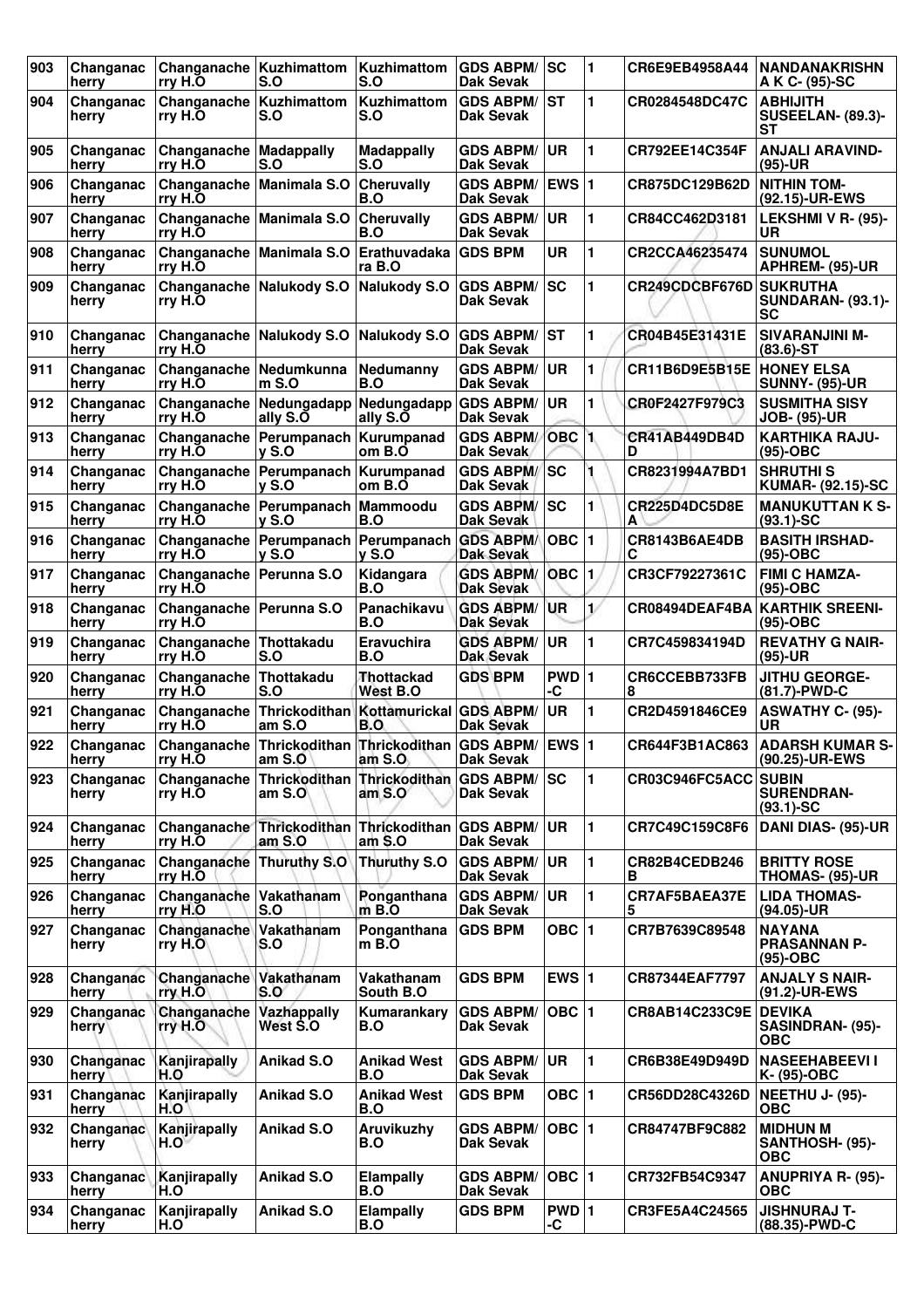| 903 | Changanacherry | Changanacherry H.O | Kuzhimattom S.O | Kuzhimattom S.O | GDS ABPM/ Dak Sevak | SC | 1 | CR6E9EB4958A44 | NANDANAKRISHNA K C- (95)-SC |
|---|---|---|---|---|---|---|---|---|---|
| 904 | Changanacherry | Changanacherry H.O | Kuzhimattom S.O | Kuzhimattom S.O | GDS ABPM/ Dak Sevak | ST | 1 | CR0284548DC47C | ABHIJITH SUSEELAN- (89.3)-ST |
| 905 | Changanacherry | Changanacherry H.O | Madappally S.O | Madappally S.O | GDS ABPM/ Dak Sevak | UR | 1 | CR792EE14C354F | ANJALI ARAVIND- (95)-UR |
| 906 | Changanacherry | Changanacherry H.O | Manimala S.O | Cheruvally B.O | GDS ABPM/ Dak Sevak | EWS | 1 | CR875DC129B62D | NITHIN TOM- (92.15)-UR-EWS |
| 907 | Changanacherry | Changanacherry H.O | Manimala S.O | Cheruvally B.O | GDS ABPM/ Dak Sevak | UR | 1 | CR84CC462D3181 | LEKSHMI V R- (95)-UR |
| 908 | Changanacherry | Changanacherry H.O | Manimala S.O | Erathuvadakara B.O | GDS BPM | UR | 1 | CR2CCA46235474 | SUNUMOL APHREM- (95)-UR |
| 909 | Changanacherry | Changanacherry H.O | Nalukody S.O | Nalukody S.O | GDS ABPM/ Dak Sevak | SC | 1 | CR249CDCBF676D | SUKRUTHA SUNDARAN- (93.1)-SC |
| 910 | Changanacherry | Changanacherry H.O | Nalukody S.O | Nalukody S.O | GDS ABPM/ Dak Sevak | ST | 1 | CR04B45E31431E | SIVARANJINI M- (83.6)-ST |
| 911 | Changanacherry | Changanacherry H.O | Nedumkunnam S.O | Nedumanny B.O | GDS ABPM/ Dak Sevak | UR | 1 | CR11B6D9E5B15E | HONEY ELSA SUNNY- (95)-UR |
| 912 | Changanacherry | Changanacherry H.O | Nedungadappally S.O | Nedungadappally S.O | GDS ABPM/ Dak Sevak | UR | 1 | CR0F2427F979C3 | SUSMITHA SISY JOB- (95)-UR |
| 913 | Changanacherry | Changanacherry H.O | Perumpanachy S.O | Kurumpanadom B.O | GDS ABPM/ Dak Sevak | OBC | 1 | CR41AB449DB4DD | KARTHIKA RAJU- (95)-OBC |
| 914 | Changanacherry | Changanacherry H.O | Perumpanachy S.O | Kurumpanadom B.O | GDS ABPM/ Dak Sevak | SC | 1 | CR8231994A7BD1 | SHRUTHI S KUMAR- (92.15)-SC |
| 915 | Changanacherry | Changanacherry H.O | Perumpanachy S.O | Mammoodu B.O | GDS ABPM/ Dak Sevak | SC | 1 | CR225D4DC5D8EA | MANUKUTTAN K S- (93.1)-SC |
| 916 | Changanacherry | Changanacherry H.O | Perumpanachy S.O | Perumpanachy S.O | GDS ABPM/ Dak Sevak | OBC | 1 | CR8143B6AE4DBC | BASITH IRSHAD- (95)-OBC |
| 917 | Changanacherry | Changanacherry H.O | Perunna S.O | Kidangara B.O | GDS ABPM/ Dak Sevak | OBC | 1 | CR3CF79227361C | FIMI C HAMZA- (95)-OBC |
| 918 | Changanacherry | Changanacherry H.O | Perunna S.O | Panachikavu B.O | GDS ABPM/ Dak Sevak | UR | 1 | CR08494DEAF4BA | KARTHIK SREENI- (95)-OBC |
| 919 | Changanacherry | Changanacherry H.O | Thottakadu S.O | Eravuchira B.O | GDS ABPM/ Dak Sevak | UR | 1 | CR7C459834194D | REVATHY G NAIR- (95)-UR |
| 920 | Changanacherry | Changanacherry H.O | Thottakadu S.O | Thottackad West B.O | GDS BPM | PWD-C | 1 | CR6CCEBB733FB8 | JITHU GEORGE- (81.7)-PWD-C |
| 921 | Changanacherry | Changanacherry H.O | Thrickodithanam S.O | Kottamurickal B.O | GDS ABPM/ Dak Sevak | UR | 1 | CR2D4591846CE9 | ASWATHY C- (95)-UR |
| 922 | Changanacherry | Changanacherry H.O | Thrickodithanam S.O | Thrickodithanam S.O | GDS ABPM/ Dak Sevak | EWS | 1 | CR644F3B1AC863 | ADARSH KUMAR S- (90.25)-UR-EWS |
| 923 | Changanacherry | Changanacherry H.O | Thrickodithanam S.O | Thrickodithanam S.O | GDS ABPM/ Dak Sevak | SC | 1 | CR03C946FC5ACC | SUBIN SURENDRAN- (93.1)-SC |
| 924 | Changanacherry | Changanacherry H.O | Thrickodithanam S.O | Thrickodithanam S.O | GDS ABPM/ Dak Sevak | UR | 1 | CR7C49C159C8F6 | DANI DIAS- (95)-UR |
| 925 | Changanacherry | Changanacherry H.O | Thuruthy S.O | Thuruthy S.O | GDS ABPM/ Dak Sevak | UR | 1 | CR82B4CEDB246B | BRITTY ROSE THOMAS- (95)-UR |
| 926 | Changanacherry | Changanacherry H.O | Vakathanam S.O | Ponganthanam B.O | GDS ABPM/ Dak Sevak | UR | 1 | CR7AF5BAEA37E5 | LIDA THOMAS- (94.05)-UR |
| 927 | Changanacherry | Changanacherry H.O | Vakathanam S.O | Ponganthanam B.O | GDS BPM | OBC | 1 | CR7B7639C89548 | NAYANA PRASANNAN P- (95)-OBC |
| 928 | Changanacherry | Changanacherry H.O | Vakathanam S.O | Vakathanam South B.O | GDS BPM | EWS | 1 | CR87344EAF7797 | ANJALY S NAIR- (91.2)-UR-EWS |
| 929 | Changanacherry | Changanacherry H.O | Vazhappally West S.O | Kumarankary B.O | GDS ABPM/ Dak Sevak | OBC | 1 | CR8AB14C233C9E | DEVIKA SASINDRAN- (95)-OBC |
| 930 | Changanacherry | Kanjirapally H.O | Anikad S.O | Anikad West B.O | GDS ABPM/ Dak Sevak | UR | 1 | CR6B38E49D949D | NASEEHABEEVI I K- (95)-OBC |
| 931 | Changanacherry | Kanjirapally H.O | Anikad S.O | Anikad West B.O | GDS BPM | OBC | 1 | CR56DD28C4326D | NEETHU J- (95)-OBC |
| 932 | Changanacherry | Kanjirapally H.O | Anikad S.O | Aruvikuzhy B.O | GDS ABPM/ Dak Sevak | OBC | 1 | CR84747BF9C882 | MIDHUN M SANTHOSH- (95)-OBC |
| 933 | Changanacherry | Kanjirapally H.O | Anikad S.O | Elampally B.O | GDS ABPM/ Dak Sevak | OBC | 1 | CR732FB54C9347 | ANUPRIYA R- (95)-OBC |
| 934 | Changanacherry | Kanjirapally H.O | Anikad S.O | Elampally B.O | GDS BPM | PWD-C | 1 | CR3FE5A4C24565 | JISHNURAJ T- (88.35)-PWD-C |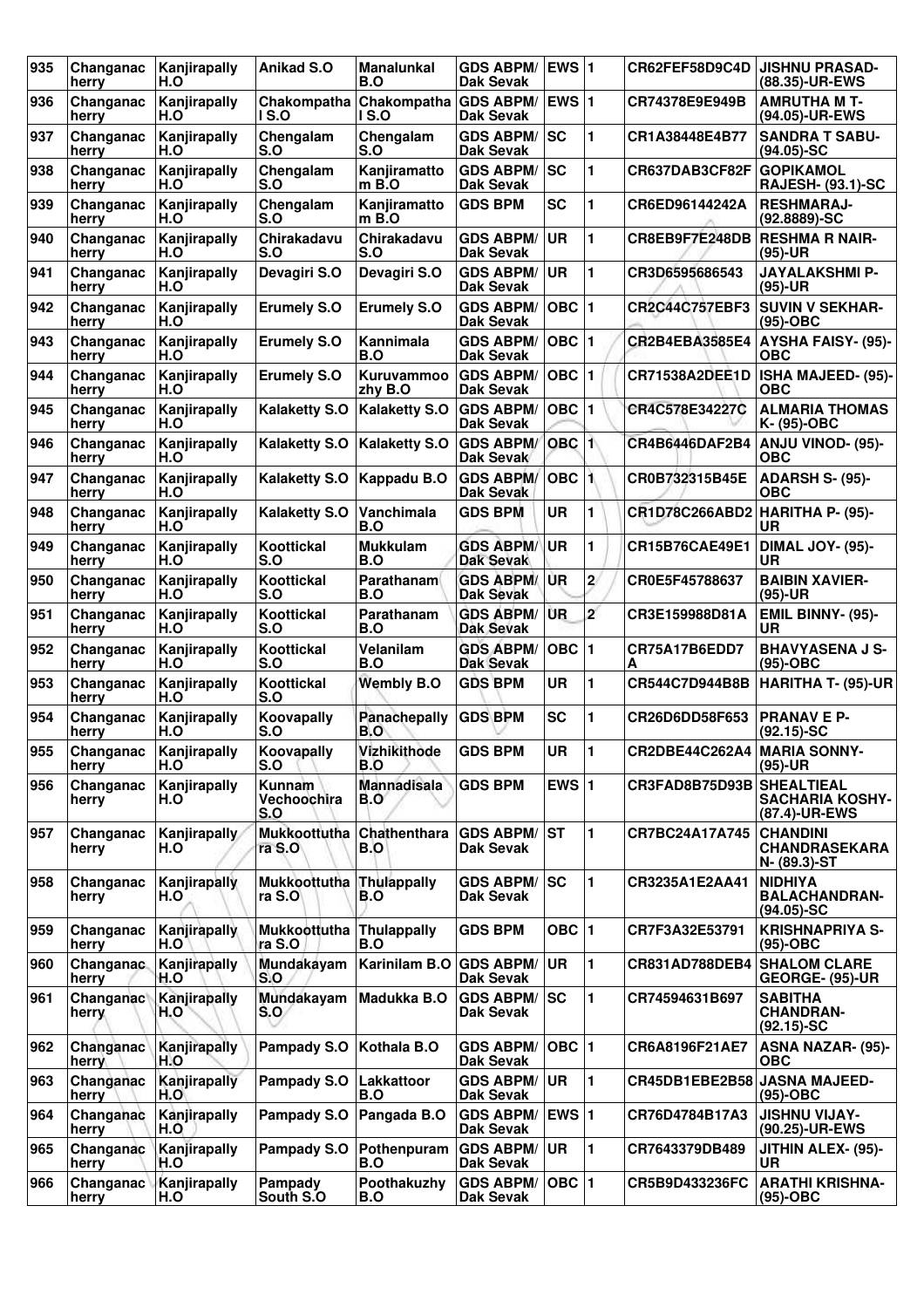| 935 | Changanacherry | Kanjirapally H.O | Anikad S.O | Manalunkal B.O | GDS ABPM/ Dak Sevak | EWS | 1 | CR62FEF58D9C4D | JISHNU PRASAD- (88.35)-UR-EWS |
|---|---|---|---|---|---|---|---|---|---|
| 936 | Changanacherry | Kanjirapally H.O | Chakompatha l S.O | Chakompatha l S.O | GDS ABPM/ Dak Sevak | EWS | 1 | CR74378E9E949B | AMRUTHA M T- (94.05)-UR-EWS |
| 937 | Changanacherry | Kanjirapally H.O | Chengalam S.O | Chengalam S.O | GDS ABPM/ Dak Sevak | SC | 1 | CR1A38448E4B77 | SANDRA T SABU- (94.05)-SC |
| 938 | Changanacherry | Kanjirapally H.O | Chengalam S.O | Kanjiramattom B.O | GDS ABPM/ Dak Sevak | SC | 1 | CR637DAB3CF82F | GOPIKAMOL RAJESH- (93.1)-SC |
| 939 | Changanacherry | Kanjirapally H.O | Chengalam S.O | Kanjiramattom B.O | GDS BPM | SC | 1 | CR6ED96144242A | RESHMARAJ- (92.8889)-SC |
| 940 | Changanacherry | Kanjirapally H.O | Chirakadavu S.O | Chirakadavu S.O | GDS ABPM/ Dak Sevak | UR | 1 | CR8EB9F7E248DB | RESHMA R NAIR- (95)-UR |
| 941 | Changanacherry | Kanjirapally H.O | Devagiri S.O | Devagiri S.O | GDS ABPM/ Dak Sevak | UR | 1 | CR3D6595686543 | JAYALAKSHMI P- (95)-UR |
| 942 | Changanacherry | Kanjirapally H.O | Erumely S.O | Erumely S.O | GDS ABPM/ Dak Sevak | OBC | 1 | CR2C44C757EBF3 | SUVIN V SEKHAR- (95)-OBC |
| 943 | Changanacherry | Kanjirapally H.O | Erumely S.O | Kannimala B.O | GDS ABPM/ Dak Sevak | OBC | 1 | CR2B4EBA3585E4 | AYSHA FAISY- (95)-OBC |
| 944 | Changanacherry | Kanjirapally H.O | Erumely S.O | Kuruvammoozhy B.O | GDS ABPM/ Dak Sevak | OBC | 1 | CR71538A2DEE1D | ISHA MAJEED- (95)-OBC |
| 945 | Changanacherry | Kanjirapally H.O | Kalaketty S.O | Kalaketty S.O | GDS ABPM/ Dak Sevak | OBC | 1 | CR4C578E34227C | ALMARIA THOMAS K- (95)-OBC |
| 946 | Changanacherry | Kanjirapally H.O | Kalaketty S.O | Kalaketty S.O | GDS ABPM/ Dak Sevak | OBC | 1 | CR4B6446DAF2B4 | ANJU VINOD- (95)-OBC |
| 947 | Changanacherry | Kanjirapally H.O | Kalaketty S.O | Kappadu B.O | GDS ABPM/ Dak Sevak | OBC | 1 | CR0B732315B45E | ADARSH S- (95)-OBC |
| 948 | Changanacherry | Kanjirapally H.O | Kalaketty S.O | Vanchimala B.O | GDS BPM | UR | 1 | CR1D78C266ABD2 | HARITHA P- (95)-UR |
| 949 | Changanacherry | Kanjirapally H.O | Koottickal S.O | Mukkulam B.O | GDS ABPM/ Dak Sevak | UR | 1 | CR15B76CAE49E1 | DIMAL JOY- (95)-UR |
| 950 | Changanacherry | Kanjirapally H.O | Koottickal S.O | Parathanam B.O | GDS ABPM/ Dak Sevak | UR | 2 | CR0E5F45788637 | BAIBIN XAVIER- (95)-UR |
| 951 | Changanacherry | Kanjirapally H.O | Koottickal S.O | Parathanam B.O | GDS ABPM/ Dak Sevak | UR | 2 | CR3E159988D81A | EMIL BINNY- (95)-UR |
| 952 | Changanacherry | Kanjirapally H.O | Koottickal S.O | Velanilam B.O | GDS ABPM/ Dak Sevak | OBC | 1 | CR75A17B6EDD7A | BHAVYASENA J S- (95)-OBC |
| 953 | Changanacherry | Kanjirapally H.O | Koottickal S.O | Wembly B.O | GDS BPM | UR | 1 | CR544C7D944B8B | HARITHA T- (95)-UR |
| 954 | Changanacherry | Kanjirapally H.O | Koovapally S.O | Panachepally B.O | GDS BPM | SC | 1 | CR26D6DD58F653 | PRANAV E P- (92.15)-SC |
| 955 | Changanacherry | Kanjirapally H.O | Koovapally S.O | Vizhikithode B.O | GDS BPM | UR | 1 | CR2DBE44C262A4 | MARIA SONNY- (95)-UR |
| 956 | Changanacherry | Kanjirapally H.O | Kunnam Vechoochira S.O | Mannadisala B.O | GDS BPM | EWS | 1 | CR3FAD8B75D93B | SHEALTIEAL SACHARIA KOSHY- (87.4)-UR-EWS |
| 957 | Changanacherry | Kanjirapally H.O | Mukkoottuthara S.O | Chathenthara B.O | GDS ABPM/ Dak Sevak | ST | 1 | CR7BC24A17A745 | CHANDINI CHANDRASEKARAN- (89.3)-ST |
| 958 | Changanacherry | Kanjirapally H.O | Mukkoottuthara S.O | Thulappally B.O | GDS ABPM/ Dak Sevak | SC | 1 | CR3235A1E2AA41 | NIDHIYA BALACHANDRAN- (94.05)-SC |
| 959 | Changanacherry | Kanjirapally H.O | Mukkoottuthara S.O | Thulappally B.O | GDS BPM | OBC | 1 | CR7F3A32E53791 | KRISHNAPRIYA S- (95)-OBC |
| 960 | Changanacherry | Kanjirapally H.O | Mundakayam S.O | Karinilam B.O | GDS ABPM/ Dak Sevak | UR | 1 | CR831AD788DEB4 | SHALOM CLARE GEORGE- (95)-UR |
| 961 | Changanacherry | Kanjirapally H.O | Mundakayam S.O | Madukka B.O | GDS ABPM/ Dak Sevak | SC | 1 | CR74594631B697 | SABITHA CHANDRAN- (92.15)-SC |
| 962 | Changanacherry | Kanjirapally H.O | Pampady S.O | Kothala B.O | GDS ABPM/ Dak Sevak | OBC | 1 | CR6A8196F21AE7 | ASNA NAZAR- (95)-OBC |
| 963 | Changanacherry | Kanjirapally H.O | Pampady S.O | Lakkattoor B.O | GDS ABPM/ Dak Sevak | UR | 1 | CR45DB1EBE2B58 | JASNA MAJEED- (95)-OBC |
| 964 | Changanacherry | Kanjirapally H.O | Pampady S.O | Pangada B.O | GDS ABPM/ Dak Sevak | EWS | 1 | CR76D4784B17A3 | JISHNU VIJAY- (90.25)-UR-EWS |
| 965 | Changanacherry | Kanjirapally H.O | Pampady S.O | Pothenpuram B.O | GDS ABPM/ Dak Sevak | UR | 1 | CR7643379DB489 | JITHIN ALEX- (95)-UR |
| 966 | Changanacherry | Kanjirapally H.O | Pampady South S.O | Poothakuzhy B.O | GDS ABPM/ Dak Sevak | OBC | 1 | CR5B9D433236FC | ARATHI KRISHNA- (95)-OBC |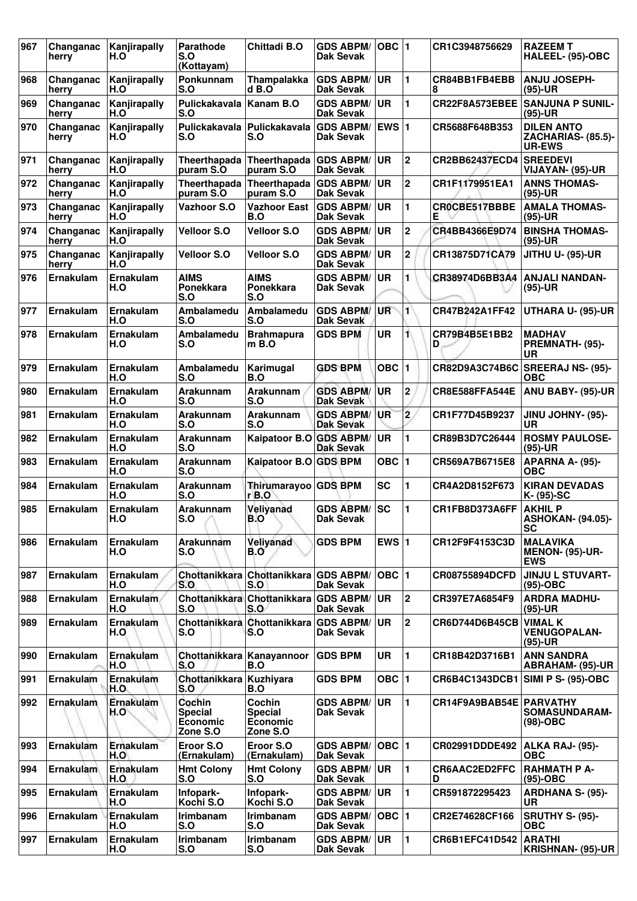| 967 | Changanacherry | Kanjirapally H.O | Parathode S.O (Kottayam) | Chittadi B.O | GDS ABPM/ Dak Sevak | OBC | 1 | CR1C3948756629 | RAZEEM T HALEEL- (95)-OBC |
|---|---|---|---|---|---|---|---|---|---|
| 968 | Changanacherry | Kanjirapally H.O | Ponkunnam S.O | Thampalakkad B.O | GDS ABPM/ Dak Sevak | UR | 1 | CR84BB1FB4EBB8 | ANJU JOSEPH- (95)-UR |
| 969 | Changanacherry | Kanjirapally H.O | Pulickakavala S.O | Kanam B.O | GDS ABPM/ Dak Sevak | UR | 1 | CR22F8A573EBEE | SANJUNA P SUNIL- (95)-UR |
| 970 | Changanacherry | Kanjirapally H.O | Pulickakavala S.O | Pulickakavala S.O | GDS ABPM/ Dak Sevak | EWS | 1 | CR5688F648B353 | DILEN ANTO ZACHARIAS- (85.5)-UR-EWS |
| 971 | Changanacherry | Kanjirapally H.O | Theerthapadapuram S.O | Theerthapadapuram S.O | GDS ABPM/ Dak Sevak | UR | 2 | CR2BB62437ECD4 | SREEDEVI VIJAYAN- (95)-UR |
| 972 | Changanacherry | Kanjirapally H.O | Theerthapadapuram S.O | Theerthapadapuram S.O | GDS ABPM/ Dak Sevak | UR | 2 | CR1F1179951EA1 | ANNS THOMAS- (95)-UR |
| 973 | Changanacherry | Kanjirapally H.O | Vazhoor S.O | Vazhoor East B.O | GDS ABPM/ Dak Sevak | UR | 1 | CR0CBE517BBBEE | AMALA THOMAS- (95)-UR |
| 974 | Changanacherry | Kanjirapally H.O | Velloor S.O | Velloor S.O | GDS ABPM/ Dak Sevak | UR | 2 | CR4BB4366E9D74 | BINSHA THOMAS- (95)-UR |
| 975 | Changanacherry | Kanjirapally H.O | Velloor S.O | Velloor S.O | GDS ABPM/ Dak Sevak | UR | 2 | CR13875D71CA79 | JITHU U- (95)-UR |
| 976 | Ernakulam | Ernakulam H.O | AIMS Ponekkara S.O | AIMS Ponekkara S.O | GDS ABPM/ Dak Sevak | UR | 1 | CR38974D6BB3A4 | ANJALI NANDAN- (95)-UR |
| 977 | Ernakulam | Ernakulam H.O | Ambalamedu S.O | Ambalamedu S.O | GDS ABPM/ Dak Sevak | UR | 1 | CR47B242A1FF42 | UTHARA U- (95)-UR |
| 978 | Ernakulam | Ernakulam H.O | Ambalamedu S.O | Brahmapuram B.O | GDS BPM | UR | 1 | CR79B4B5E1BB2D | MADHAV PREMNATH- (95)-UR |
| 979 | Ernakulam | Ernakulam H.O | Ambalamedu S.O | Karimugal B.O | GDS BPM | OBC | 1 | CR82D9A3C74B6C | SREERAJ NS- (95)-OBC |
| 980 | Ernakulam | Ernakulam H.O | Arakunnam S.O | Arakunnam S.O | GDS ABPM/ Dak Sevak | UR | 2 | CR8E588FFA544E | ANU BABY- (95)-UR |
| 981 | Ernakulam | Ernakulam H.O | Arakunnam S.O | Arakunnam S.O | GDS ABPM/ Dak Sevak | UR | 2 | CR1F77D45B9237 | JINU JOHNY- (95)-UR |
| 982 | Ernakulam | Ernakulam H.O | Arakunnam S.O | Kaipatoor B.O | GDS ABPM/ Dak Sevak | UR | 1 | CR89B3D7C26444 | ROSMY PAULOSE- (95)-UR |
| 983 | Ernakulam | Ernakulam H.O | Arakunnam S.O | Kaipatoor B.O | GDS BPM | OBC | 1 | CR569A7B6715E8 | APARNA A- (95)-OBC |
| 984 | Ernakulam | Ernakulam H.O | Arakunnam S.O | Thirumarayoor B.O | GDS BPM | SC | 1 | CR4A2D8152F673 | KIRAN DEVADAS K- (95)-SC |
| 985 | Ernakulam | Ernakulam H.O | Arakunnam S.O | Veliyanad B.O | GDS ABPM/ Dak Sevak | SC | 1 | CR1FB8D373A6FF | AKHIL P ASHOKAN- (94.05)-SC |
| 986 | Ernakulam | Ernakulam H.O | Arakunnam S.O | Veliyanad B.O | GDS BPM | EWS | 1 | CR12F9F4153C3D | MALAVIKA MENON- (95)-UR-EWS |
| 987 | Ernakulam | Ernakulam H.O | Chottanikkara S.O | Chottanikkara S.O | GDS ABPM/ Dak Sevak | OBC | 1 | CR08755894DCFD | JINJU L STUVART- (95)-OBC |
| 988 | Ernakulam | Ernakulam H.O | Chottanikkara S.O | Chottanikkara S.O | GDS ABPM/ Dak Sevak | UR | 2 | CR397E7A6854F9 | ARDRA MADHU- (95)-UR |
| 989 | Ernakulam | Ernakulam H.O | Chottanikkara S.O | Chottanikkara S.O | GDS ABPM/ Dak Sevak | UR | 2 | CR6D744D6B45CB | VIMAL K VENUGOPALAN- (95)-UR |
| 990 | Ernakulam | Ernakulam H.O | Chottanikkara S.O | Kanayannoor B.O | GDS BPM | UR | 1 | CR18B42D3716B1 | ANN SANDRA ABRAHAM- (95)-UR |
| 991 | Ernakulam | Ernakulam H.O | Chottanikkara S.O | Kuzhiyara B.O | GDS BPM | OBC | 1 | CR6B4C1343DCB1 | SIMI P S- (95)-OBC |
| 992 | Ernakulam | Ernakulam H.O | Cochin Special Economic Zone S.O | Cochin Special Economic Zone S.O | GDS ABPM/ Dak Sevak | UR | 1 | CR14F9A9BAB54E | PARVATHY SOMASUNDARAM- (98)-OBC |
| 993 | Ernakulam | Ernakulam H.O | Eroor S.O (Ernakulam) | Eroor S.O (Ernakulam) | GDS ABPM/ Dak Sevak | OBC | 1 | CR02991DDDE492 | ALKA RAJ- (95)-OBC |
| 994 | Ernakulam | Ernakulam H.O | Hmt Colony S.O | Hmt Colony S.O | GDS ABPM/ Dak Sevak | UR | 1 | CR6AAC2ED2FFCD | RAHMATH P A- (95)-OBC |
| 995 | Ernakulam | Ernakulam H.O | Infopark-Kochi S.O | Infopark-Kochi S.O | GDS ABPM/ Dak Sevak | UR | 1 | CR591872295423 | ARDHANA S- (95)-UR |
| 996 | Ernakulam | Ernakulam H.O | Irimbanam S.O | Irimbanam S.O | GDS ABPM/ Dak Sevak | OBC | 1 | CR2E74628CF166 | SRUTHY S- (95)-OBC |
| 997 | Ernakulam | Ernakulam H.O | Irimbanam S.O | Irimbanam S.O | GDS ABPM/ Dak Sevak | UR | 1 | CR6B1EFC41D542 | ARATHI KRISHNAN- (95)-UR |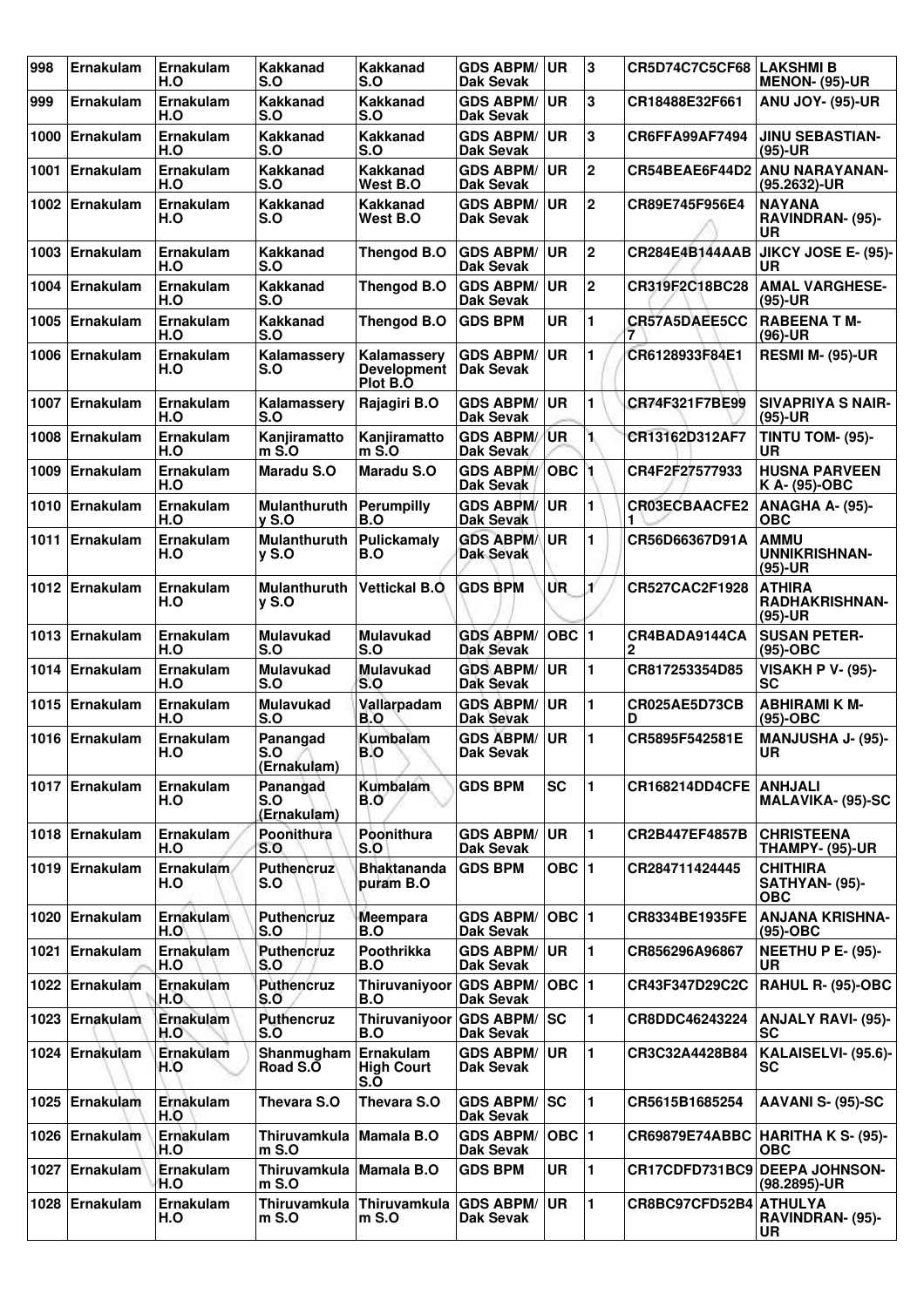| 998 | Ernakulam | Ernakulam H.O | Kakkanad S.O | Kakkanad S.O | GDS ABPM/ Dak Sevak | UR | 3 | CR5D74C7C5CF68 | LAKSHMI B MENON- (95)-UR |
|---|---|---|---|---|---|---|---|---|---|
| 999 | Ernakulam | Ernakulam H.O | Kakkanad S.O | Kakkanad S.O | GDS ABPM/ Dak Sevak | UR | 3 | CR18488E32F661 | ANU JOY- (95)-UR |
| 1000 | Ernakulam | Ernakulam H.O | Kakkanad S.O | Kakkanad S.O | GDS ABPM/ Dak Sevak | UR | 3 | CR6FFA99AF7494 | JINU SEBASTIAN- (95)-UR |
| 1001 | Ernakulam | Ernakulam H.O | Kakkanad S.O | Kakkanad West B.O | GDS ABPM/ Dak Sevak | UR | 2 | CR54BEAE6F44D2 | ANU NARAYANAN- (95.2632)-UR |
| 1002 | Ernakulam | Ernakulam H.O | Kakkanad S.O | Kakkanad West B.O | GDS ABPM/ Dak Sevak | UR | 2 | CR89E745F956E4 | NAYANA RAVINDRAN- (95)-UR |
| 1003 | Ernakulam | Ernakulam H.O | Kakkanad S.O | Thengod B.O | GDS ABPM/ Dak Sevak | UR | 2 | CR284E4B144AAB | JIKCY JOSE E- (95)-UR |
| 1004 | Ernakulam | Ernakulam H.O | Kakkanad S.O | Thengod B.O | GDS ABPM/ Dak Sevak | UR | 2 | CR319F2C18BC28 | AMAL VARGHESE- (95)-UR |
| 1005 | Ernakulam | Ernakulam H.O | Kakkanad S.O | Thengod B.O | GDS BPM | UR | 1 | CR57A5DAEE5CC7 | RABEENA T M- (96)-UR |
| 1006 | Ernakulam | Ernakulam H.O | Kalamassery S.O | Kalamassery Development Plot B.O | GDS ABPM/ Dak Sevak | UR | 1 | CR6128933F84E1 | RESMI M- (95)-UR |
| 1007 | Ernakulam | Ernakulam H.O | Kalamassery S.O | Rajagiri B.O | GDS ABPM/ Dak Sevak | UR | 1 | CR74F321F7BE99 | SIVAPRIYA S NAIR- (95)-UR |
| 1008 | Ernakulam | Ernakulam H.O | Kanjiramattom S.O | Kanjiramattom S.O | GDS ABPM/ Dak Sevak | UR | 1 | CR13162D312AF7 | TINTU TOM- (95)-UR |
| 1009 | Ernakulam | Ernakulam H.O | Maradu S.O | Maradu S.O | GDS ABPM/ Dak Sevak | OBC | 1 | CR4F2F27577933 | HUSNA PARVEEN K A- (95)-OBC |
| 1010 | Ernakulam | Ernakulam H.O | Mulanthuruthy S.O | Perumpilly B.O | GDS ABPM/ Dak Sevak | UR | 1 | CR03ECBAACFE21 | ANAGHA A- (95)-OBC |
| 1011 | Ernakulam | Ernakulam H.O | Mulanthuruthy S.O | Pulickamaly B.O | GDS ABPM/ Dak Sevak | UR | 1 | CR56D66367D91A | AMMU UNNIKRISHNAN- (95)-UR |
| 1012 | Ernakulam | Ernakulam H.O | Mulanthuruthy S.O | Vettickal B.O | GDS BPM | UR | 1 | CR527CAC2F1928 | ATHIRA RADHAKRISHNAN- (95)-UR |
| 1013 | Ernakulam | Ernakulam H.O | Mulavukad S.O | Mulavukad S.O | GDS ABPM/ Dak Sevak | OBC | 1 | CR4BADA9144CA2 | SUSAN PETER- (95)-OBC |
| 1014 | Ernakulam | Ernakulam H.O | Mulavukad S.O | Mulavukad S.O | GDS ABPM/ Dak Sevak | UR | 1 | CR817253354D85 | VISAKH P V- (95)-SC |
| 1015 | Ernakulam | Ernakulam H.O | Mulavukad S.O | Vallarpadam B.O | GDS ABPM/ Dak Sevak | UR | 1 | CR025AE5D73CBD | ABHIRAMI K M- (95)-OBC |
| 1016 | Ernakulam | Ernakulam H.O | Panangad S.O (Ernakulam) | Kumbalam B.O | GDS ABPM/ Dak Sevak | UR | 1 | CR5895F542581E | MANJUSHA J- (95)-UR |
| 1017 | Ernakulam | Ernakulam H.O | Panangad S.O (Ernakulam) | Kumbalam B.O | GDS BPM | SC | 1 | CR168214DD4CFE | ANHJALI MALAVIKA- (95)-SC |
| 1018 | Ernakulam | Ernakulam H.O | Poonithura S.O | Poonithura S.O | GDS ABPM/ Dak Sevak | UR | 1 | CR2B447EF4857B | CHRISTEENA THAMPY- (95)-UR |
| 1019 | Ernakulam | Ernakulam H.O | Puthencruz S.O | Bhaktananda puram B.O | GDS BPM | OBC | 1 | CR284711424445 | CHITHIRA SATHYAN- (95)-OBC |
| 1020 | Ernakulam | Ernakulam H.O | Puthencruz S.O | Meempara B.O | GDS ABPM/ Dak Sevak | OBC | 1 | CR8334BE1935FE | ANJANA KRISHNA- (95)-OBC |
| 1021 | Ernakulam | Ernakulam H.O | Puthencruz S.O | Poothrikka B.O | GDS ABPM/ Dak Sevak | UR | 1 | CR856296A96867 | NEETHU P E- (95)-UR |
| 1022 | Ernakulam | Ernakulam H.O | Puthencruz S.O | Thiruvaniyoor B.O | GDS ABPM/ Dak Sevak | OBC | 1 | CR43F347D29C2C | RAHUL R- (95)-OBC |
| 1023 | Ernakulam | Ernakulam H.O | Puthencruz S.O | Thiruvaniyoor B.O | GDS ABPM/ Dak Sevak | SC | 1 | CR8DDC46243224 | ANJALY RAVI- (95)-SC |
| 1024 | Ernakulam | Ernakulam H.O | Shanmugham Road S.O | Ernakulam High Court S.O | GDS ABPM/ Dak Sevak | UR | 1 | CR3C32A4428B84 | KALAISELVI- (95.6)-SC |
| 1025 | Ernakulam | Ernakulam H.O | Thevara S.O | Thevara S.O | GDS ABPM/ Dak Sevak | SC | 1 | CR5615B1685254 | AAVANI S- (95)-SC |
| 1026 | Ernakulam | Ernakulam H.O | Thiruvamkulam S.O | Mamala B.O | GDS ABPM/ Dak Sevak | OBC | 1 | CR69879E74ABBC | HARITHA K S- (95)-OBC |
| 1027 | Ernakulam | Ernakulam H.O | Thiruvamkulam S.O | Mamala B.O | GDS BPM | UR | 1 | CR17CDFD731BC9 | DEEPA JOHNSON- (98.2895)-UR |
| 1028 | Ernakulam | Ernakulam H.O | Thiruvamkulam S.O | Thiruvamkulam S.O | GDS ABPM/ Dak Sevak | UR | 1 | CR8BC97CFD52B4 | ATHULYA RAVINDRAN- (95)-UR |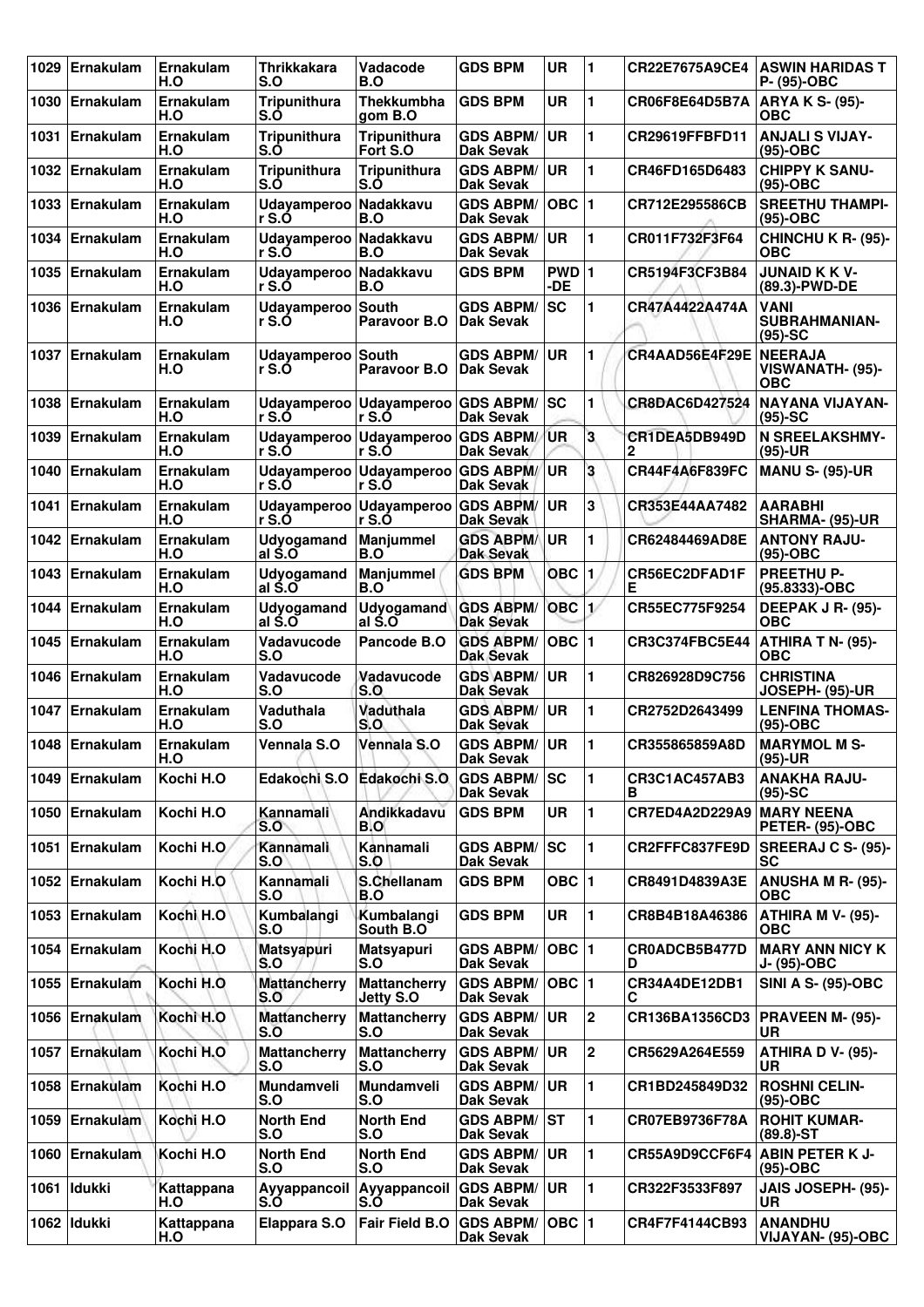| 1029 | Ernakulam | Ernakulam H.O | Thrikkakara S.O | Vadacode B.O | GDS BPM | UR | 1 | CR22E7675A9CE4 | ASWIN HARIDAS T P- (95)-OBC |
|---|---|---|---|---|---|---|---|---|---|
| 1030 | Ernakulam | Ernakulam H.O | Tripunithura S.O | Thekkumbha gom B.O | GDS BPM | UR | 1 | CR06F8E64D5B7A | ARYA K S- (95)-OBC |
| 1031 | Ernakulam | Ernakulam H.O | Tripunithura S.O | Tripunithura Fort S.O | GDS ABPM/ Dak Sevak | UR | 1 | CR29619FFBFD11 | ANJALI S VIJAY-(95)-OBC |
| 1032 | Ernakulam | Ernakulam H.O | Tripunithura S.O | Tripunithura S.O | GDS ABPM/ Dak Sevak | UR | 1 | CR46FD165D6483 | CHIPPY K SANU-(95)-OBC |
| 1033 | Ernakulam | Ernakulam H.O | Udayamperoo r S.O | Nadakkavu B.O | GDS ABPM/ Dak Sevak | OBC | 1 | CR712E295586CB | SREETHU THAMPI-(95)-OBC |
| 1034 | Ernakulam | Ernakulam H.O | Udayamperoo r S.O | Nadakkavu B.O | GDS ABPM/ Dak Sevak | UR | 1 | CR011F732F3F64 | CHINCHU K R- (95)-OBC |
| 1035 | Ernakulam | Ernakulam H.O | Udayamperoo r S.O | Nadakkavu B.O | GDS BPM | PWD-DE | 1 | CR5194F3CF3B84 | JUNAID K K V-(89.3)-PWD-DE |
| 1036 | Ernakulam | Ernakulam H.O | Udayamperoo r S.O | South Paravoor B.O | GDS ABPM/ Dak Sevak | SC | 1 | CR47A4422A474A | VANI SUBRAHMANIAN-(95)-SC |
| 1037 | Ernakulam | Ernakulam H.O | Udayamperoo r S.O | South Paravoor B.O | GDS ABPM/ Dak Sevak | UR | 1 | CR4AAD56E4F29E | NEERAJA VISWANATH- (95)-OBC |
| 1038 | Ernakulam | Ernakulam H.O | Udayamperoo r S.O | Udayamperoo r S.O | GDS ABPM/ Dak Sevak | SC | 1 | CR8DAC6D427524 | NAYANA VIJAYAN-(95)-SC |
| 1039 | Ernakulam | Ernakulam H.O | Udayamperoo r S.O | Udayamperoo r S.O | GDS ABPM/ Dak Sevak | UR | 3 | CR1DEA5DB949D2 | N SREELAKSHMY-(95)-UR |
| 1040 | Ernakulam | Ernakulam H.O | Udayamperoo r S.O | Udayamperoo r S.O | GDS ABPM/ Dak Sevak | UR | 3 | CR44F4A6F839FC | MANU S- (95)-UR |
| 1041 | Ernakulam | Ernakulam H.O | Udayamperoo r S.O | Udayamperoo r S.O | GDS ABPM/ Dak Sevak | UR | 3 | CR353E44AA7482 | AARABHI SHARMA- (95)-UR |
| 1042 | Ernakulam | Ernakulam H.O | Udyogamand al S.O | Manjummel B.O | GDS ABPM/ Dak Sevak | UR | 1 | CR62484469AD8E | ANTONY RAJU-(95)-OBC |
| 1043 | Ernakulam | Ernakulam H.O | Udyogamand al S.O | Manjummel B.O | GDS BPM | OBC | 1 | CR56EC2DFAD1FE | PREETHU P-(95.8333)-OBC |
| 1044 | Ernakulam | Ernakulam H.O | Udyogamand al S.O | Udyogamand al S.O | GDS ABPM/ Dak Sevak | OBC | 1 | CR55EC775F9254 | DEEPAK J R- (95)-OBC |
| 1045 | Ernakulam | Ernakulam H.O | Vadavucode S.O | Pancode B.O | GDS ABPM/ Dak Sevak | OBC | 1 | CR3C374FBC5E44 | ATHIRA T N- (95)-OBC |
| 1046 | Ernakulam | Ernakulam H.O | Vadavucode S.O | Vadavucode S.O | GDS ABPM/ Dak Sevak | UR | 1 | CR826928D9C756 | CHRISTINA JOSEPH- (95)-UR |
| 1047 | Ernakulam | Ernakulam H.O | Vaduthala S.O | Vaduthala S.O | GDS ABPM/ Dak Sevak | UR | 1 | CR2752D2643499 | LENFINA THOMAS-(95)-OBC |
| 1048 | Ernakulam | Ernakulam H.O | Vennala S.O | Vennala S.O | GDS ABPM/ Dak Sevak | UR | 1 | CR355865859A8D | MARYMOL M S-(95)-UR |
| 1049 | Ernakulam | Kochi H.O | Edakochi S.O | Edakochi S.O | GDS ABPM/ Dak Sevak | SC | 1 | CR3C1AC457AB3B | ANAKHA RAJU-(95)-SC |
| 1050 | Ernakulam | Kochi H.O | Kannamali S.O | Andikkadavu B.O | GDS BPM | UR | 1 | CR7ED4A2D229A9 | MARY NEENA PETER- (95)-OBC |
| 1051 | Ernakulam | Kochi H.O | Kannamali S.O | Kannamali S.O | GDS ABPM/ Dak Sevak | SC | 1 | CR2FFFC837FE9D | SREERAJ C S- (95)-SC |
| 1052 | Ernakulam | Kochi H.O | Kannamali S.O | S.Chellanam B.O | GDS BPM | OBC | 1 | CR8491D4839A3E | ANUSHA M R- (95)-OBC |
| 1053 | Ernakulam | Kochi H.O | Kumbalangi S.O | Kumbalangi South B.O | GDS BPM | UR | 1 | CR8B4B18A46386 | ATHIRA M V- (95)-OBC |
| 1054 | Ernakulam | Kochi H.O | Matsyapuri S.O | Matsyapuri S.O | GDS ABPM/ Dak Sevak | OBC | 1 | CR0ADCB5B477DD | MARY ANN NICY K J- (95)-OBC |
| 1055 | Ernakulam | Kochi H.O | Mattancherry S.O | Mattancherry Jetty S.O | GDS ABPM/ Dak Sevak | OBC | 1 | CR34A4DE12DB1C | SINI A S- (95)-OBC |
| 1056 | Ernakulam | Kochi H.O | Mattancherry S.O | Mattancherry S.O | GDS ABPM/ Dak Sevak | UR | 2 | CR136BA1356CD3 | PRAVEEN M- (95)-UR |
| 1057 | Ernakulam | Kochi H.O | Mattancherry S.O | Mattancherry S.O | GDS ABPM/ Dak Sevak | UR | 2 | CR5629A264E559 | ATHIRA D V- (95)-UR |
| 1058 | Ernakulam | Kochi H.O | Mundamveli S.O | Mundamveli S.O | GDS ABPM/ Dak Sevak | UR | 1 | CR1BD245849D32 | ROSHNI CELIN-(95)-OBC |
| 1059 | Ernakulam | Kochi H.O | North End S.O | North End S.O | GDS ABPM/ Dak Sevak | ST | 1 | CR07EB9736F78A | ROHIT KUMAR-(89.8)-ST |
| 1060 | Ernakulam | Kochi H.O | North End S.O | North End S.O | GDS ABPM/ Dak Sevak | UR | 1 | CR55A9D9CCF6F4 | ABIN PETER K J-(95)-OBC |
| 1061 | Idukki | Kattappana H.O | Ayyappancoil S.O | Ayyappancoil S.O | GDS ABPM/ Dak Sevak | UR | 1 | CR322F3533F897 | JAIS JOSEPH- (95)-UR |
| 1062 | Idukki | Kattappana H.O | Elappara S.O | Fair Field B.O | GDS ABPM/ Dak Sevak | OBC | 1 | CR4F7F4144CB93 | ANANDHU VIJAYAN- (95)-OBC |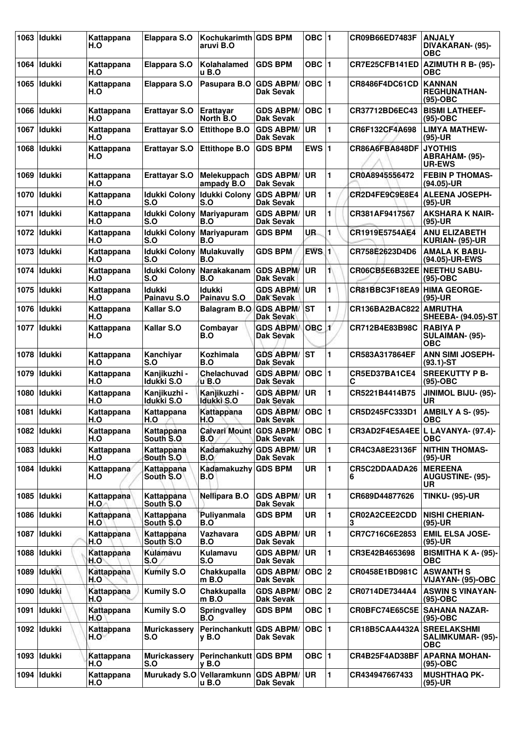| 1063 | Idukki | Kattappana H.O | Elappara S.O | Kochukarimth aruvi B.O | GDS BPM | OBC | 1 | CR09B66ED7483F | ANJALY DIVAKARAN- (95)-OBC |
|---|---|---|---|---|---|---|---|---|---|
| 1064 | Idukki | Kattappana H.O | Elappara S.O | Kolahalamed u B.O | GDS BPM | OBC | 1 | CR7E25CFB141ED | AZIMUTH R B- (95)-OBC |
| 1065 | Idukki | Kattappana H.O | Elappara S.O | Pasupara B.O | GDS ABPM/ Dak Sevak | OBC | 1 | CR8486F4DC61CD | KANNAN REGHUNATHAN-(95)-OBC |
| 1066 | Idukki | Kattappana H.O | Erattayar S.O | Erattayar North B.O | GDS ABPM/ Dak Sevak | OBC | 1 | CR37712BD6EC43 | BISMI LATHEEF-(95)-OBC |
| 1067 | Idukki | Kattappana H.O | Erattayar S.O | Ettithope B.O | GDS ABPM/ Dak Sevak | UR | 1 | CR6F132CF4A698 | LIMYA MATHEW-(95)-UR |
| 1068 | Idukki | Kattappana H.O | Erattayar S.O | Ettithope B.O | GDS BPM | EWS | 1 | CR86A6FBA848DF | JYOTHIS ABRAHAM- (95)-UR-EWS |
| 1069 | Idukki | Kattappana H.O | Erattayar S.O | Melekuppach ampady B.O | GDS ABPM/ Dak Sevak | UR | 1 | CR0A8945556472 | FEBIN P THOMAS-(94.05)-UR |
| 1070 | Idukki | Kattappana H.O | Idukki Colony S.O | Idukki Colony S.O | GDS ABPM/ Dak Sevak | UR | 1 | CR2D4FE9C9E8E4 | ALEENA JOSEPH-(95)-UR |
| 1071 | Idukki | Kattappana H.O | Idukki Colony S.O | Mariyapuram B.O | GDS ABPM/ Dak Sevak | UR | 1 | CR381AF9417567 | AKSHARA K NAIR-(95)-UR |
| 1072 | Idukki | Kattappana H.O | Idukki Colony S.O | Mariyapuram B.O | GDS BPM | UR | 1 | CR1919E5754AE4 | ANU ELIZABETH KURIAN- (95)-UR |
| 1073 | Idukki | Kattappana H.O | Idukki Colony S.O | Mulakuvally B.O | GDS BPM | EWS | 1 | CR758E2623D4D6 | AMALA K BABU-(94.05)-UR-EWS |
| 1074 | Idukki | Kattappana H.O | Idukki Colony S.O | Narakakanam B.O | GDS ABPM/ Dak Sevak | UR | 1 | CR06CB5E6B32EE | NEETHU SABU-(95)-OBC |
| 1075 | Idukki | Kattappana H.O | Idukki Painavu S.O | Idukki Painavu S.O | GDS ABPM/ Dak Sevak | UR | 1 | CR81BBC3F18EA9 | HIMA GEORGE-(95)-UR |
| 1076 | Idukki | Kattappana H.O | Kallar S.O | Balagram B.O | GDS ABPM/ Dak Sevak | ST | 1 | CR136BA2BAC822 | AMRUTHA SHEEBA- (94.05)-ST |
| 1077 | Idukki | Kattappana H.O | Kallar S.O | Combayar B.O | GDS ABPM/ Dak Sevak | OBC | 1 | CR712B4E83B98C | RABIYA P SULAIMAN- (95)-OBC |
| 1078 | Idukki | Kattappana H.O | Kanchiyar S.O | Kozhimala B.O | GDS ABPM/ Dak Sevak | ST | 1 | CR583A317864EF | ANN SIMI JOSEPH-(93.1)-ST |
| 1079 | Idukki | Kattappana H.O | Kanjikuzhi - Idukki S.O | Chelachuvad u B.O | GDS ABPM/ Dak Sevak | OBC | 1 | CR5ED37BA1CE4C | SREEKUTTY P B-(95)-OBC |
| 1080 | Idukki | Kattappana H.O | Kanjikuzhi - Idukki S.O | Kanjikuzhi - Idukki S.O | GDS ABPM/ Dak Sevak | UR | 1 | CR5221B4414B75 | JINIMOL BIJU- (95)-UR |
| 1081 | Idukki | Kattappana H.O | Kattappana H.O | Kattappana H.O | GDS ABPM/ Dak Sevak | OBC | 1 | CR5D245FC333D1 | AMBILY A S- (95)-OBC |
| 1082 | Idukki | Kattappana H.O | Kattappana South S.O | Calvari Mount B.O | GDS ABPM/ Dak Sevak | OBC | 1 | CR3AD2F4E5A4EE | L LAVANYA- (97.4)-OBC |
| 1083 | Idukki | Kattappana H.O | Kattappana South S.O | Kadamakuzhy B.O | GDS ABPM/ Dak Sevak | UR | 1 | CR4C3A8E23136F | NITHIN THOMAS-(95)-UR |
| 1084 | Idukki | Kattappana H.O | Kattappana South S.O | Kadamakuzhy B.O | GDS BPM | UR | 1 | CR5C2DDAADA266 | MEREENA AUGUSTINE- (95)-UR |
| 1085 | Idukki | Kattappana H.O | Kattappana South S.O | Nellipara B.O | GDS ABPM/ Dak Sevak | UR | 1 | CR689D44877626 | TINKU- (95)-UR |
| 1086 | Idukki | Kattappana H.O | Kattappana South S.O | Puliyanmala B.O | GDS BPM | UR | 1 | CR02A2CEE2CDD3 | NISHI CHERIAN-(95)-UR |
| 1087 | Idukki | Kattappana H.O | Kattappana South S.O | Vazhavara B.O | GDS ABPM/ Dak Sevak | UR | 1 | CR7C716C6E2853 | EMIL ELSA JOSE-(95)-UR |
| 1088 | Idukki | Kattappana H.O | Kulamavu S.O | Kulamavu S.O | GDS ABPM/ Dak Sevak | UR | 1 | CR3E42B4653698 | BISMITHA K A- (95)-OBC |
| 1089 | Idukki | Kattappana H.O | Kumily S.O | Chakkupalla m B.O | GDS ABPM/ Dak Sevak | OBC | 2 | CR0458E1BD981C | ASWANTH S VIJAYAN- (95)-OBC |
| 1090 | Idukki | Kattappana H.O | Kumily S.O | Chakkupalla m B.O | GDS ABPM/ Dak Sevak | OBC | 2 | CR0714DE7344A4 | ASWIN S VINAYAN-(95)-OBC |
| 1091 | Idukki | Kattappana H.O | Kumily S.O | Springvalley B.O | GDS BPM | OBC | 1 | CR0BFC74E65C5E | SAHANA NAZAR-(95)-OBC |
| 1092 | Idukki | Kattappana H.O | Murickassery S.O | Perinchankutt y B.O | GDS ABPM/ Dak Sevak | OBC | 1 | CR18B5CAA4432A | SREELAKSHMI SALIMKUMAR- (95)-OBC |
| 1093 | Idukki | Kattappana H.O | Murickassery S.O | Perinchankutt y B.O | GDS BPM | OBC | 1 | CR4B25F4AD38BF | APARNA MOHAN-(95)-OBC |
| 1094 | Idukki | Kattappana H.O | Murukady S.O | Vellaramkunn u B.O | GDS ABPM/ Dak Sevak | UR | 1 | CR434947667433 | MUSHTHAQ PK-(95)-UR |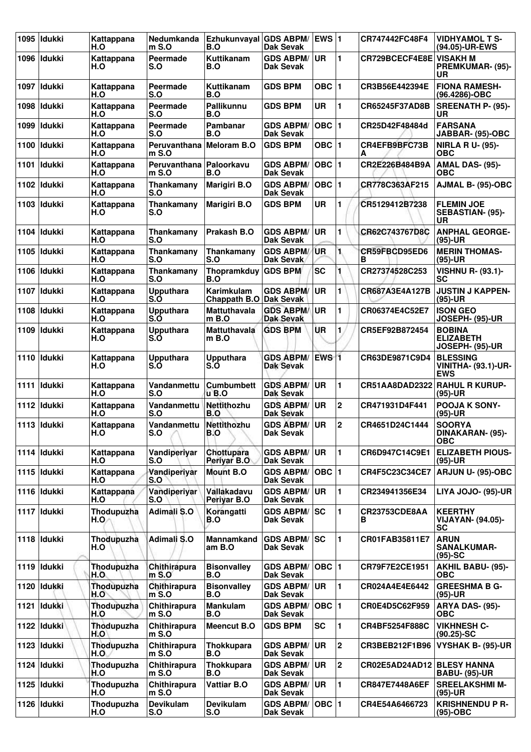| 1095 | Idukki | Kattappana H.O | Nedumkanda m S.O | Ezhukunvayal B.O | GDS ABPM/ Dak Sevak | EWS | 1 | CR747442FC48F4 | VIDHYAMOL T S- (94.05)-UR-EWS |
|---|---|---|---|---|---|---|---|---|---|
| 1096 | Idukki | Kattappana H.O | Peermade S.O | Kuttikanam B.O | GDS ABPM/ Dak Sevak | UR | 1 | CR729BCECF4E8E | VISAKH M PREMKUMAR- (95)-UR |
| 1097 | Idukki | Kattappana H.O | Peermade S.O | Kuttikanam B.O | GDS BPM | OBC | 1 | CR3B56E442394E | FIONA RAMESH- (96.4286)-OBC |
| 1098 | Idukki | Kattappana H.O | Peermade S.O | Pallikunnu B.O | GDS BPM | UR | 1 | CR65245F37AD8B | SREENATH P- (95)-UR |
| 1099 | Idukki | Kattappana H.O | Peermade S.O | Pambanar B.O | GDS ABPM/ Dak Sevak | OBC | 1 | CR25D42F48484d | FARSANA JABBAR- (95)-OBC |
| 1100 | Idukki | Kattappana H.O | Peruvanthana m S.O | Meloram B.O | GDS BPM | OBC | 1 | CR4EFB9BFC73BA | NIRLA R U- (95)-OBC |
| 1101 | Idukki | Kattappana H.O | Peruvanthana m S.O | Paloorkavu B.O | GDS ABPM/ Dak Sevak | OBC | 1 | CR2E226B484B9A | AMAL DAS- (95)-OBC |
| 1102 | Idukki | Kattappana H.O | Thankamany S.O | Marigiri B.O | GDS ABPM/ Dak Sevak | OBC | 1 | CR778C363AF215 | AJMAL B- (95)-OBC |
| 1103 | Idukki | Kattappana H.O | Thankamany S.O | Marigiri B.O | GDS BPM | UR | 1 | CR5129412B7238 | FLEMIN JOE SEBASTIAN- (95)-UR |
| 1104 | Idukki | Kattappana H.O | Thankamany S.O | Prakash B.O | GDS ABPM/ Dak Sevak | UR | 1 | CR62C743767D8C | ANPHAL GEORGE- (95)-UR |
| 1105 | Idukki | Kattappana H.O | Thankamany S.O | Thankamany S.O | GDS ABPM/ Dak Sevak | UR | 1 | CR59FBCD95ED6B | MERIN THOMAS- (95)-UR |
| 1106 | Idukki | Kattappana H.O | Thankamany S.O | Thopramkduy B.O | GDS BPM | SC | 1 | CR27374528C253 | VISHNU R- (93.1)-SC |
| 1107 | Idukki | Kattappana H.O | Upputhara S.O | Karimkulam Chappath B.O | GDS ABPM/ Dak Sevak | UR | 1 | CR687A3E4A127B | JUSTIN J KAPPEN- (95)-UR |
| 1108 | Idukki | Kattappana H.O | Upputhara S.O | Mattuthavala m B.O | GDS ABPM/ Dak Sevak | UR | 1 | CR06374E4C52E7 | ISON GEO JOSEPH- (95)-UR |
| 1109 | Idukki | Kattappana H.O | Upputhara S.O | Mattuthavala m B.O | GDS BPM | UR | 1 | CR5EF92B872454 | BOBINA ELIZABETH JOSEPH- (95)-UR |
| 1110 | Idukki | Kattappana H.O | Upputhara S.O | Upputhara S.O | GDS ABPM/ Dak Sevak | EWS | 1 | CR63DE9871C9D4 | BLESSING VINITHA- (93.1)-UR-EWS |
| 1111 | Idukki | Kattappana H.O | Vandanmettu S.O | Cumbumbett u B.O | GDS ABPM/ Dak Sevak | UR | 1 | CR51AA8DAD2322 | RAHUL R KURUP- (95)-UR |
| 1112 | Idukki | Kattappana H.O | Vandanmettu S.O | Nettithozhu B.O | GDS ABPM/ Dak Sevak | UR | 2 | CR471931D4F441 | POOJA K SONY- (95)-UR |
| 1113 | Idukki | Kattappana H.O | Vandanmettu S.O | Nettithozhu B.O | GDS ABPM/ Dak Sevak | UR | 2 | CR4651D24C1444 | SOORYA DINAKARAN- (95)-OBC |
| 1114 | Idukki | Kattappana H.O | Vandiperiyar S.O | Chottupara Periyar B.O | GDS ABPM/ Dak Sevak | UR | 1 | CR6D947C14C9E1 | ELIZABETH PIOUS- (95)-UR |
| 1115 | Idukki | Kattappana H.O | Vandiperiyar S.O | Mount B.O | GDS ABPM/ Dak Sevak | OBC | 1 | CR4F5C23C34CE7 | ARJUN U- (95)-OBC |
| 1116 | Idukki | Kattappana H.O | Vandiperiyar S.O | Vallakadavu Periyar B.O | GDS ABPM/ Dak Sevak | UR | 1 | CR234941356E34 | LIYA JOJO- (95)-UR |
| 1117 | Idukki | Thodupuzha H.O | Adimali S.O | Korangatti B.O | GDS ABPM/ Dak Sevak | SC | 1 | CR23753CDE8AAB | KEERTHY VIJAYAN- (94.05)-SC |
| 1118 | Idukki | Thodupuzha H.O | Adimali S.O | Mannamkand am B.O | GDS ABPM/ Dak Sevak | SC | 1 | CR01FAB35811E7 | ARUN SANALKUMAR- (95)-SC |
| 1119 | Idukki | Thodupuzha H.O | Chithirapura m S.O | Bisonvalley B.O | GDS ABPM/ Dak Sevak | OBC | 1 | CR79F7E2CE1951 | AKHIL BABU- (95)-OBC |
| 1120 | Idukki | Thodupuzha H.O | Chithirapura m S.O | Bisonvalley B.O | GDS ABPM/ Dak Sevak | UR | 1 | CR024A4E4E6442 | GREESHMA B G- (95)-UR |
| 1121 | Idukki | Thodupuzha H.O | Chithirapura m S.O | Mankulam B.O | GDS ABPM/ Dak Sevak | OBC | 1 | CR0E4D5C62F959 | ARYA DAS- (95)-OBC |
| 1122 | Idukki | Thodupuzha H.O | Chithirapura m S.O | Meencut B.O | GDS BPM | SC | 1 | CR4BF5254F888C | VIKHNESH C- (90.25)-SC |
| 1123 | Idukki | Thodupuzha H.O | Chithirapura m S.O | Thokkupara B.O | GDS ABPM/ Dak Sevak | UR | 2 | CR3BEB212F1B96 | VYSHAK B- (95)-UR |
| 1124 | Idukki | Thodupuzha H.O | Chithirapura m S.O | Thokkupara B.O | GDS ABPM/ Dak Sevak | UR | 2 | CR02E5AD24AD12 | BLESY HANNA BABU- (95)-UR |
| 1125 | Idukki | Thodupuzha H.O | Chithirapura m S.O | Vattiar B.O | GDS ABPM/ Dak Sevak | UR | 1 | CR847E7448A6EF | SREELAKSHMI M- (95)-UR |
| 1126 | Idukki | Thodupuzha H.O | Devikulam S.O | Devikulam S.O | GDS ABPM/ Dak Sevak | OBC | 1 | CR4E54A6466723 | KRISHNENDU P R- (95)-OBC |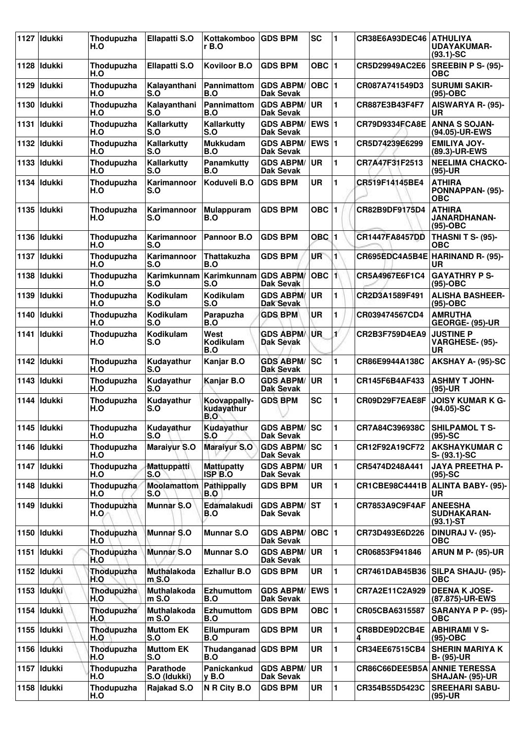| 1127 | Idukki | Thodupuzha H.O | Ellapatti S.O | Kottakomboor B.O | GDS BPM | SC | 1 | CR38E6A93DEC46 | ATHULIYA UDAYAKUMAR-(93.1)-SC |
|---|---|---|---|---|---|---|---|---|---|
| 1128 | Idukki | Thodupuzha H.O | Ellapatti S.O | Koviloor B.O | GDS BPM | OBC | 1 | CR5D29949AC2E6 | SREEBIN P S- (95)-OBC |
| 1129 | Idukki | Thodupuzha H.O | Kalayanthani S.O | Pannimattom B.O | GDS ABPM/ Dak Sevak | OBC | 1 | CR087A741549D3 | SURUMI SAKIR-(95)-OBC |
| 1130 | Idukki | Thodupuzha H.O | Kalayanthani S.O | Pannimattom B.O | GDS ABPM/ Dak Sevak | UR | 1 | CR887E3B43F4F7 | AISWARYA R- (95)-UR |
| 1131 | Idukki | Thodupuzha H.O | Kallarkutty S.O | Kallarkutty S.O | GDS ABPM/ Dak Sevak | EWS | 1 | CR79D9334FCA8E | ANNA S SOJAN-(94.05)-UR-EWS |
| 1132 | Idukki | Thodupuzha H.O | Kallarkutty S.O | Mukkudam B.O | GDS ABPM/ Dak Sevak | EWS | 1 | CR5D74239E6299 | EMILIYA JOY-(89.3)-UR-EWS |
| 1133 | Idukki | Thodupuzha H.O | Kallarkutty S.O | Panamkutty B.O | GDS ABPM/ Dak Sevak | UR | 1 | CR7A47F31F2513 | NEELIMA CHACKO-(95)-UR |
| 1134 | Idukki | Thodupuzha H.O | Karimannoor S.O | Koduveli B.O | GDS BPM | UR | 1 | CR519F14145BE4 | ATHIRA PONNAPPAN- (95)-OBC |
| 1135 | Idukki | Thodupuzha H.O | Karimannoor S.O | Mulappuram B.O | GDS BPM | OBC | 1 | CR82B9DF9175D4 | ATHIRA JANARDHANAN-(95)-OBC |
| 1136 | Idukki | Thodupuzha H.O | Karimannoor S.O | Pannoor B.O | GDS BPM | OBC | 1 | CR1447FA8457DD | THASNI T S- (95)-OBC |
| 1137 | Idukki | Thodupuzha H.O | Karimannoor S.O | Thattakuzha B.O | GDS BPM | UR | 1 | CR695EDC4A5B4E | HARINAND R- (95)-UR |
| 1138 | Idukki | Thodupuzha H.O | Karimkunnam S.O | Karimkunnam S.O | GDS ABPM/ Dak Sevak | OBC | 1 | CR5A4967E6F1C4 | GAYATHRY P S-(95)-OBC |
| 1139 | Idukki | Thodupuzha H.O | Kodikulam S.O | Kodikulam S.O | GDS ABPM/ Dak Sevak | UR | 1 | CR2D3A1589F491 | ALISHA BASHEER-(95)-OBC |
| 1140 | Idukki | Thodupuzha H.O | Kodikulam S.O | Parapuzha B.O | GDS BPM | UR | 1 | CR039474567CD4 | AMRUTHA GEORGE- (95)-UR |
| 1141 | Idukki | Thodupuzha H.O | Kodikulam S.O | West Kodikulam B.O | GDS ABPM/ Dak Sevak | UR | 1 | CR2B3F759D4EA9 | JUSTINE P VARGHESE- (95)-UR |
| 1142 | Idukki | Thodupuzha H.O | Kudayathur S.O | Kanjar B.O | GDS ABPM/ Dak Sevak | SC | 1 | CR86E9944A138C | AKSHAY A- (95)-SC |
| 1143 | Idukki | Thodupuzha H.O | Kudayathur S.O | Kanjar B.O | GDS ABPM/ Dak Sevak | UR | 1 | CR145F6B4AF433 | ASHMY T JOHN-(95)-UR |
| 1144 | Idukki | Thodupuzha H.O | Kudayathur S.O | Koovappally-kudayathur B.O | GDS BPM | SC | 1 | CR09D29F7EAE8F | JOISY KUMAR K G-(94.05)-SC |
| 1145 | Idukki | Thodupuzha H.O | Kudayathur S.O | Kudayathur S.O | GDS ABPM/ Dak Sevak | SC | 1 | CR7A84C396938C | SHILPAMOL T S-(95)-SC |
| 1146 | Idukki | Thodupuzha H.O | Maraiyur S.O | Maraiyur S.O | GDS ABPM/ Dak Sevak | SC | 1 | CR12F92A19CF72 | AKSHAYKUMAR C S- (93.1)-SC |
| 1147 | Idukki | Thodupuzha H.O | Mattuppatti S.O | Mattupatty ISP B.O | GDS ABPM/ Dak Sevak | UR | 1 | CR5474D248A441 | JAYA PREETHA P-(95)-SC |
| 1148 | Idukki | Thodupuzha H.O | Moolamattom S.O | Pathippally B.O | GDS BPM | UR | 1 | CR1CBE98C4441B | ALINTA BABY- (95)-UR |
| 1149 | Idukki | Thodupuzha H.O | Munnar S.O | Edamalakudi B.O | GDS ABPM/ Dak Sevak | ST | 1 | CR7853A9C9F4AF | ANEESHA SUDHAKARAN-(93.1)-ST |
| 1150 | Idukki | Thodupuzha H.O | Munnar S.O | Munnar S.O | GDS ABPM/ Dak Sevak | OBC | 1 | CR73D493E6D226 | DINURAJ V- (95)-OBC |
| 1151 | Idukki | Thodupuzha H.O | Munnar S.O | Munnar S.O | GDS ABPM/ Dak Sevak | UR | 1 | CR06853F941846 | ARUN M P- (95)-UR |
| 1152 | Idukki | Thodupuzha H.O | Muthalakodam S.O | Ezhallur B.O | GDS BPM | UR | 1 | CR7461DAB45B36 | SILPA SHAJU- (95)-OBC |
| 1153 | Idukki | Thodupuzha H.O | Muthalakodam S.O | Ezhumuttom B.O | GDS ABPM/ Dak Sevak | EWS | 1 | CR7A2E11C2A929 | DEENA K JOSE-(87.875)-UR-EWS |
| 1154 | Idukki | Thodupuzha H.O | Muthalakodam S.O | Ezhumuttom B.O | GDS BPM | OBC | 1 | CR05CBA6315587 | SARANYA P P- (95)-OBC |
| 1155 | Idukki | Thodupuzha H.O | Muttom EK S.O | Ellumpuram B.O | GDS BPM | UR | 1 | CR8BDE9D2CB4E4 | ABHIRAMI V S-(95)-OBC |
| 1156 | Idukki | Thodupuzha H.O | Muttom EK S.O | Thudanganad B.O | GDS BPM | UR | 1 | CR34EE67515CB4 | SHERIN MARIYA K B- (95)-UR |
| 1157 | Idukki | Thodupuzha H.O | Parathode S.O (Idukki) | Panickankudy B.O | GDS ABPM/ Dak Sevak | UR | 1 | CR86C66DEE5B5A | ANNIE TERESSA SHAJAN- (95)-UR |
| 1158 | Idukki | Thodupuzha H.O | Rajakad S.O | N R City B.O | GDS BPM | UR | 1 | CR354B55D5423C | SREEHARI SABU-(95)-UR |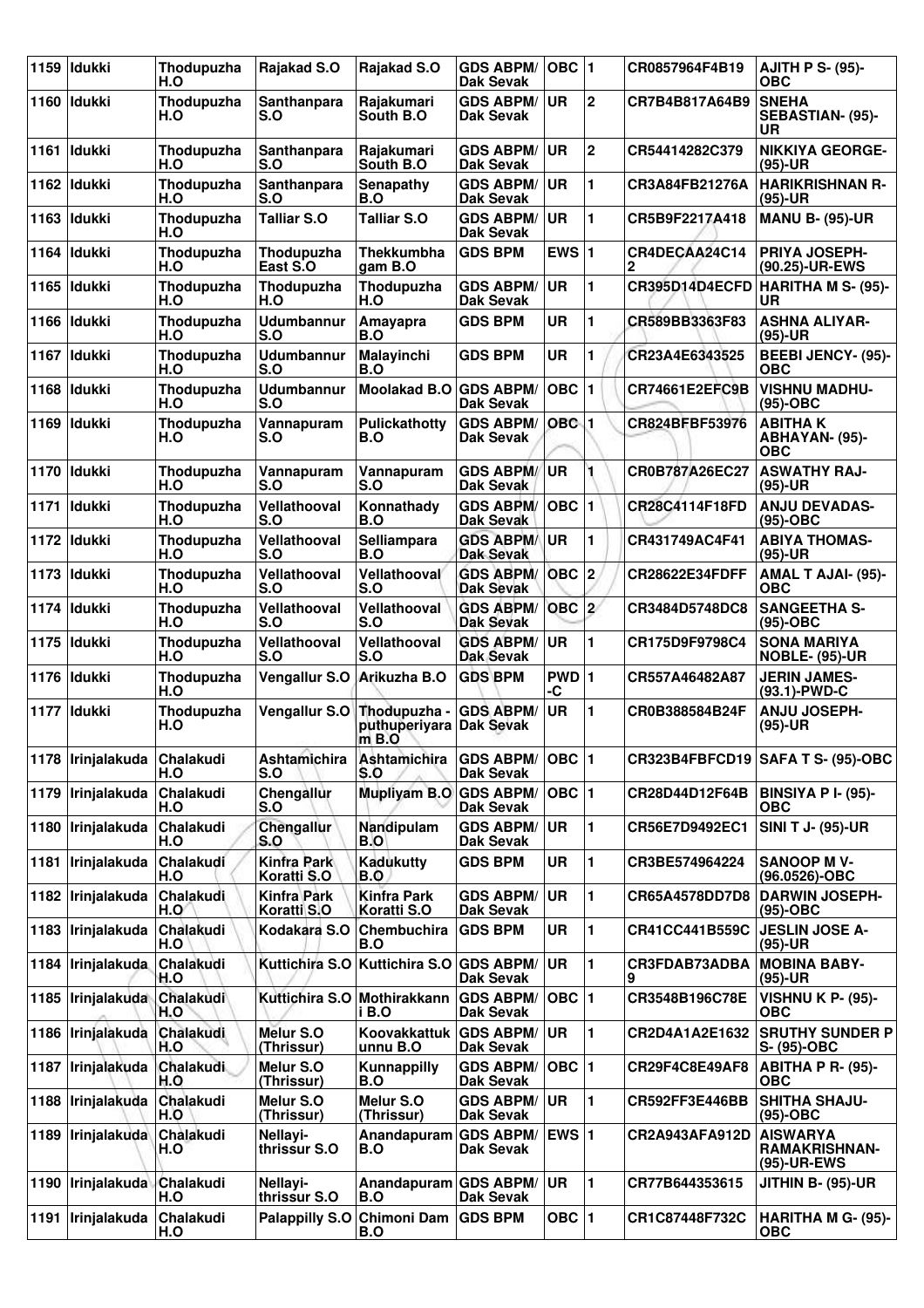| 1159 | Idukki | Thodupuzha H.O | Rajakad S.O | Rajakad S.O | GDS ABPM/ Dak Sevak | OBC | 1 | CR0857964F4B19 | AJITH P S- (95)-OBC |
|---|---|---|---|---|---|---|---|---|---|
| 1160 | Idukki | Thodupuzha H.O | Santhanpara S.O | Rajakumari South B.O | GDS ABPM/ Dak Sevak | UR | 2 | CR7B4B817A64B9 | SNEHA SEBASTIAN- (95)-UR |
| 1161 | Idukki | Thodupuzha H.O | Santhanpara S.O | Rajakumari South B.O | GDS ABPM/ Dak Sevak | UR | 2 | CR54414282C379 | NIKKIYA GEORGE-(95)-UR |
| 1162 | Idukki | Thodupuzha H.O | Santhanpara S.O | Senapathy B.O | GDS ABPM/ Dak Sevak | UR | 1 | CR3A84FB21276A | HARIKRISHNAN R-(95)-UR |
| 1163 | Idukki | Thodupuzha H.O | Talliar S.O | Talliar S.O | GDS ABPM/ Dak Sevak | UR | 1 | CR5B9F2217A418 | MANU B- (95)-UR |
| 1164 | Idukki | Thodupuzha H.O | Thodupuzha East S.O | Thekkumbha gam B.O | GDS BPM | EWS | 1 | CR4DECAA24C142 | PRIYA JOSEPH-(90.25)-UR-EWS |
| 1165 | Idukki | Thodupuzha H.O | Thodupuzha H.O | Thodupuzha H.O | GDS ABPM/ Dak Sevak | UR | 1 | CR395D14D4ECFD | HARITHA M S- (95)-UR |
| 1166 | Idukki | Thodupuzha H.O | Udumbannur S.O | Amayapra B.O | GDS BPM | UR | 1 | CR589BB3363F83 | ASHNA ALIYAR-(95)-UR |
| 1167 | Idukki | Thodupuzha H.O | Udumbannur S.O | Malayinchi B.O | GDS BPM | UR | 1 | CR23A4E6343525 | BEEBI JENCY- (95)-OBC |
| 1168 | Idukki | Thodupuzha H.O | Udumbannur S.O | Moolakad B.O | GDS ABPM/ Dak Sevak | OBC | 1 | CR74661E2EFC9B | VISHNU MADHU-(95)-OBC |
| 1169 | Idukki | Thodupuzha H.O | Vannapuram S.O | Pulickathotty B.O | GDS ABPM/ Dak Sevak | OBC | 1 | CR824BFBF53976 | ABITHA K ABHAYAN- (95)-OBC |
| 1170 | Idukki | Thodupuzha H.O | Vannapuram S.O | Vannapuram S.O | GDS ABPM/ Dak Sevak | UR | 1 | CR0B787A26EC27 | ASWATHY RAJ-(95)-UR |
| 1171 | Idukki | Thodupuzha H.O | Vellathooval S.O | Konnathady B.O | GDS ABPM/ Dak Sevak | OBC | 1 | CR28C4114F18FD | ANJU DEVADAS-(95)-OBC |
| 1172 | Idukki | Thodupuzha H.O | Vellathooval S.O | Selliampara B.O | GDS ABPM/ Dak Sevak | UR | 1 | CR431749AC4F41 | ABIYA THOMAS-(95)-UR |
| 1173 | Idukki | Thodupuzha H.O | Vellathooval S.O | Vellathooval S.O | GDS ABPM/ Dak Sevak | OBC | 2 | CR28622E34FDFF | AMAL T AJAI- (95)-OBC |
| 1174 | Idukki | Thodupuzha H.O | Vellathooval S.O | Vellathooval S.O | GDS ABPM/ Dak Sevak | OBC | 2 | CR3484D5748DC8 | SANGEETHA S-(95)-OBC |
| 1175 | Idukki | Thodupuzha H.O | Vellathooval S.O | Vellathooval S.O | GDS ABPM/ Dak Sevak | UR | 1 | CR175D9F9798C4 | SONA MARIYA NOBLE- (95)-UR |
| 1176 | Idukki | Thodupuzha H.O | Vengallur S.O | Arikuzha B.O | GDS BPM | PWD-C | 1 | CR557A46482A87 | JERIN JAMES-(93.1)-PWD-C |
| 1177 | Idukki | Thodupuzha H.O | Vengallur S.O | Thodupuzha - puthuperiyaram B.O | GDS ABPM/ Dak Sevak | UR | 1 | CR0B388584B24F | ANJU JOSEPH-(95)-UR |
| 1178 | Irinjalakuda | Chalakudi H.O | Ashtamichira S.O | Ashtamichira S.O | GDS ABPM/ Dak Sevak | OBC | 1 | CR323B4FBFCD19 | SAFA T S- (95)-OBC |
| 1179 | Irinjalakuda | Chalakudi H.O | Chengallur S.O | Mupliyam B.O | GDS ABPM/ Dak Sevak | OBC | 1 | CR28D44D12F64B | BINSIYA P I- (95)-OBC |
| 1180 | Irinjalakuda | Chalakudi H.O | Chengallur S.O | Nandipulam B.O | GDS ABPM/ Dak Sevak | UR | 1 | CR56E7D9492EC1 | SINI T J- (95)-UR |
| 1181 | Irinjalakuda | Chalakudi H.O | Kinfra Park Koratti S.O | Kadukutty B.O | GDS BPM | UR | 1 | CR3BE574964224 | SANOOP M V-(96.0526)-OBC |
| 1182 | Irinjalakuda | Chalakudi H.O | Kinfra Park Koratti S.O | Kinfra Park Koratti S.O | GDS ABPM/ Dak Sevak | UR | 1 | CR65A4578DD7D8 | DARWIN JOSEPH-(95)-OBC |
| 1183 | Irinjalakuda | Chalakudi H.O | Kodakara S.O | Chembuchira B.O | GDS BPM | UR | 1 | CR41CC441B559C | JESLIN JOSE A-(95)-UR |
| 1184 | Irinjalakuda | Chalakudi H.O | Kuttichira S.O | Kuttichira S.O | GDS ABPM/ Dak Sevak | UR | 1 | CR3FDAB73ADBA9 | MOBINA BABY-(95)-UR |
| 1185 | Irinjalakuda | Chalakudi H.O | Kuttichira S.O | Mothirakkanni B.O | GDS ABPM/ Dak Sevak | OBC | 1 | CR3548B196C78E | VISHNU K P- (95)-OBC |
| 1186 | Irinjalakuda | Chalakudi H.O | Melur S.O (Thrissur) | Koovakkattukunnu B.O | GDS ABPM/ Dak Sevak | UR | 1 | CR2D4A1A2E1632 | SRUTHY SUNDER P S- (95)-OBC |
| 1187 | Irinjalakuda | Chalakudi H.O | Melur S.O (Thrissur) | Kunnappilly B.O | GDS ABPM/ Dak Sevak | OBC | 1 | CR29F4C8E49AF8 | ABITHA P R- (95)-OBC |
| 1188 | Irinjalakuda | Chalakudi H.O | Melur S.O (Thrissur) | Melur S.O (Thrissur) | GDS ABPM/ Dak Sevak | UR | 1 | CR592FF3E446BB | SHITHA SHAJU-(95)-OBC |
| 1189 | Irinjalakuda | Chalakudi H.O | Nellayi-thrissur S.O | Anandapuram B.O | GDS ABPM/ Dak Sevak | EWS | 1 | CR2A943AFA912D | AISWARYA RAMAKRISHNAN-(95)-UR-EWS |
| 1190 | Irinjalakuda | Chalakudi H.O | Nellayi-thrissur S.O | Anandapuram B.O | GDS ABPM/ Dak Sevak | UR | 1 | CR77B644353615 | JITHIN B- (95)-UR |
| 1191 | Irinjalakuda | Chalakudi H.O | Palappilly S.O | Chimoni Dam B.O | GDS BPM | OBC | 1 | CR1C87448F732C | HARITHA M G- (95)-OBC |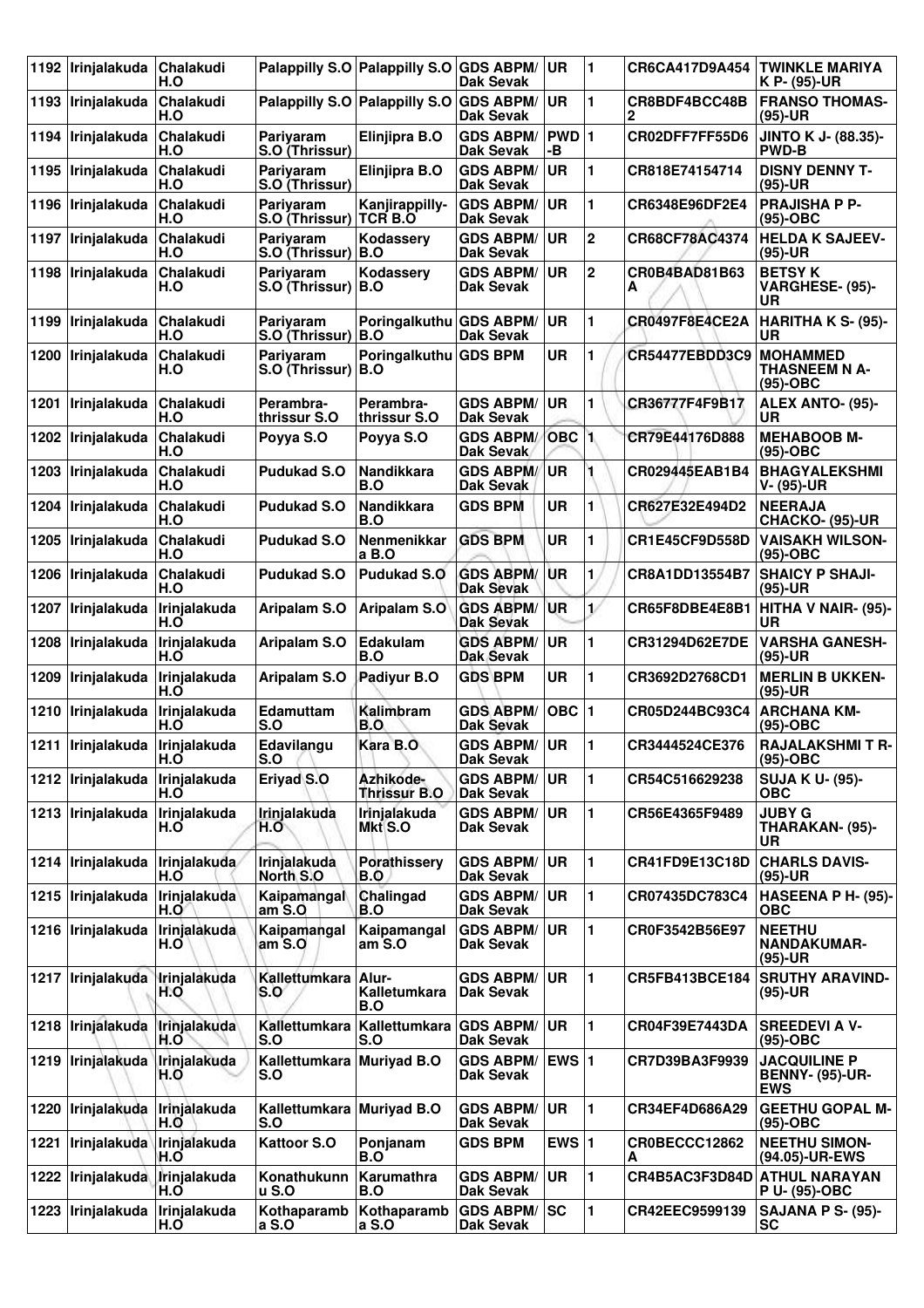| 1192 | Irinjalakuda | Chalakudi H.O | Palappilly S.O | Palappilly S.O | GDS ABPM/ Dak Sevak | UR | 1 | CR6CA417D9A454 | TWINKLE MARIYA K P- (95)-UR |
|---|---|---|---|---|---|---|---|---|---|
| 1193 | Irinjalakuda | Chalakudi H.O | Palappilly S.O | Palappilly S.O | GDS ABPM/ Dak Sevak | UR | 1 | CR8BDF4BCC48B 2 | FRANSO THOMAS- (95)-UR |
| 1194 | Irinjalakuda | Chalakudi H.O | Pariyaram S.O (Thrissur) | Elinjipra B.O | GDS ABPM/ Dak Sevak | PWD -B | 1 | CR02DFF7FF55D6 | JINTO K J- (88.35)- PWD-B |
| 1195 | Irinjalakuda | Chalakudi H.O | Pariyaram S.O (Thrissur) | Elinjipra B.O | GDS ABPM/ Dak Sevak | UR | 1 | CR818E74154714 | DISNY DENNY T- (95)-UR |
| 1196 | Irinjalakuda | Chalakudi H.O | Pariyaram S.O (Thrissur) | Kanjirappilly- TCR B.O | GDS ABPM/ Dak Sevak | UR | 1 | CR6348E96DF2E4 | PRAJISHA P P- (95)-OBC |
| 1197 | Irinjalakuda | Chalakudi H.O | Pariyaram S.O (Thrissur) | Kodassery B.O | GDS ABPM/ Dak Sevak | UR | 2 | CR68CF78AC4374 | HELDA K SAJEEV- (95)-UR |
| 1198 | Irinjalakuda | Chalakudi H.O | Pariyaram S.O (Thrissur) | Kodassery B.O | GDS ABPM/ Dak Sevak | UR | 2 | CR0B4BAD81B63 A | BETSY K VARGHESE- (95)- UR |
| 1199 | Irinjalakuda | Chalakudi H.O | Pariyaram S.O (Thrissur) | Poringalkuthu B.O | GDS ABPM/ Dak Sevak | UR | 1 | CR0497F8E4CE2A | HARITHA K S- (95)- UR |
| 1200 | Irinjalakuda | Chalakudi H.O | Pariyaram S.O (Thrissur) | Poringalkuthu B.O | GDS BPM | UR | 1 | CR54477EBDD3C9 | MOHAMMED THASNEEM N A- (95)-OBC |
| 1201 | Irinjalakuda | Chalakudi H.O | Perambra- thrissur S.O | Perambra- thrissur S.O | GDS ABPM/ Dak Sevak | UR | 1 | CR36777F4F9B17 | ALEX ANTO- (95)- UR |
| 1202 | Irinjalakuda | Chalakudi H.O | Poyya S.O | Poyya S.O | GDS ABPM/ Dak Sevak | OBC | 1 | CR79E44176D888 | MEHABOOB M- (95)-OBC |
| 1203 | Irinjalakuda | Chalakudi H.O | Pudukad S.O | Nandikkara B.O | GDS ABPM/ Dak Sevak | UR | 1 | CR029445EAB1B4 | BHAGYALEKSHMI V- (95)-UR |
| 1204 | Irinjalakuda | Chalakudi H.O | Pudukad S.O | Nandikkara B.O | GDS BPM | UR | 1 | CR627E32E494D2 | NEERAJA CHACKO- (95)-UR |
| 1205 | Irinjalakuda | Chalakudi H.O | Pudukad S.O | Nenmenikkar a B.O | GDS BPM | UR | 1 | CR1E45CF9D558D | VAISAKH WILSON- (95)-OBC |
| 1206 | Irinjalakuda | Chalakudi H.O | Pudukad S.O | Pudukad S.O | GDS ABPM/ Dak Sevak | UR | 1 | CR8A1DD13554B7 | SHAICY P SHAJI- (95)-UR |
| 1207 | Irinjalakuda | Irinjalakuda H.O | Aripalam S.O | Aripalam S.O | GDS ABPM/ Dak Sevak | UR | 1 | CR65F8DBE4E8B1 | HITHA V NAIR- (95)- UR |
| 1208 | Irinjalakuda | Irinjalakuda H.O | Aripalam S.O | Edakulam B.O | GDS ABPM/ Dak Sevak | UR | 1 | CR31294D62E7DE | VARSHA GANESH- (95)-UR |
| 1209 | Irinjalakuda | Irinjalakuda H.O | Aripalam S.O | Padiyur B.O | GDS BPM | UR | 1 | CR3692D2768CD1 | MERLIN B UKKEN- (95)-UR |
| 1210 | Irinjalakuda | Irinjalakuda H.O | Edamuttam S.O | Kalimbram B.O | GDS ABPM/ Dak Sevak | OBC | 1 | CR05D244BC93C4 | ARCHANA KM- (95)-OBC |
| 1211 | Irinjalakuda | Irinjalakuda H.O | Edavilangu S.O | Kara B.O | GDS ABPM/ Dak Sevak | UR | 1 | CR3444524CE376 | RAJALAKSHMI T R- (95)-OBC |
| 1212 | Irinjalakuda | Irinjalakuda H.O | Eriyad S.O | Azhikode- Thrissur B.O | GDS ABPM/ Dak Sevak | UR | 1 | CR54C516629238 | SUJA K U- (95)- OBC |
| 1213 | Irinjalakuda | Irinjalakuda H.O | Irinjalakuda H.O | Irinjalakuda Mkt S.O | GDS ABPM/ Dak Sevak | UR | 1 | CR56E4365F9489 | JUBY G THARAKAN- (95)- UR |
| 1214 | Irinjalakuda | Irinjalakuda H.O | Irinjalakuda North S.O | Porathissery B.O | GDS ABPM/ Dak Sevak | UR | 1 | CR41FD9E13C18D | CHARLS DAVIS- (95)-UR |
| 1215 | Irinjalakuda | Irinjalakuda H.O | Kaipamangal am S.O | Chalingad B.O | GDS ABPM/ Dak Sevak | UR | 1 | CR07435DC783C4 | HASEENA P H- (95)- OBC |
| 1216 | Irinjalakuda | Irinjalakuda H.O | Kaipamangal am S.O | Kaipamangal am S.O | GDS ABPM/ Dak Sevak | UR | 1 | CR0F3542B56E97 | NEETHU NANDAKUMAR- (95)-UR |
| 1217 | Irinjalakuda | Irinjalakuda H.O | Kallettumkara S.O | Alur- Kalletumkara B.O | GDS ABPM/ Dak Sevak | UR | 1 | CR5FB413BCE184 | SRUTHY ARAVIND- (95)-UR |
| 1218 | Irinjalakuda | Irinjalakuda H.O | Kallettumkara S.O | Kallettumkara S.O | GDS ABPM/ Dak Sevak | UR | 1 | CR04F39E7443DA | SREEDEVI A V- (95)-OBC |
| 1219 | Irinjalakuda | Irinjalakuda H.O | Kallettumkara S.O | Muriyad B.O | GDS ABPM/ Dak Sevak | EWS | 1 | CR7D39BA3F9939 | JACQUILINE P BENNY- (95)-UR- EWS |
| 1220 | Irinjalakuda | Irinjalakuda H.O | Kallettumkara S.O | Muriyad B.O | GDS ABPM/ Dak Sevak | UR | 1 | CR34EF4D686A29 | GEETHU GOPAL M- (95)-OBC |
| 1221 | Irinjalakuda | Irinjalakuda H.O | Kattoor S.O | Ponjanam B.O | GDS BPM | EWS | 1 | CR0BECCC12862 A | NEETHU SIMON- (94.05)-UR-EWS |
| 1222 | Irinjalakuda | Irinjalakuda H.O | Konathukunn u S.O | Karumathra B.O | GDS ABPM/ Dak Sevak | UR | 1 | CR4B5AC3F3D84D | ATHUL NARAYAN P U- (95)-OBC |
| 1223 | Irinjalakuda | Irinjalakuda H.O | Kothaparamb a S.O | Kothaparamb a S.O | GDS ABPM/ Dak Sevak | SC | 1 | CR42EEC9599139 | SAJANA P S- (95)- SC |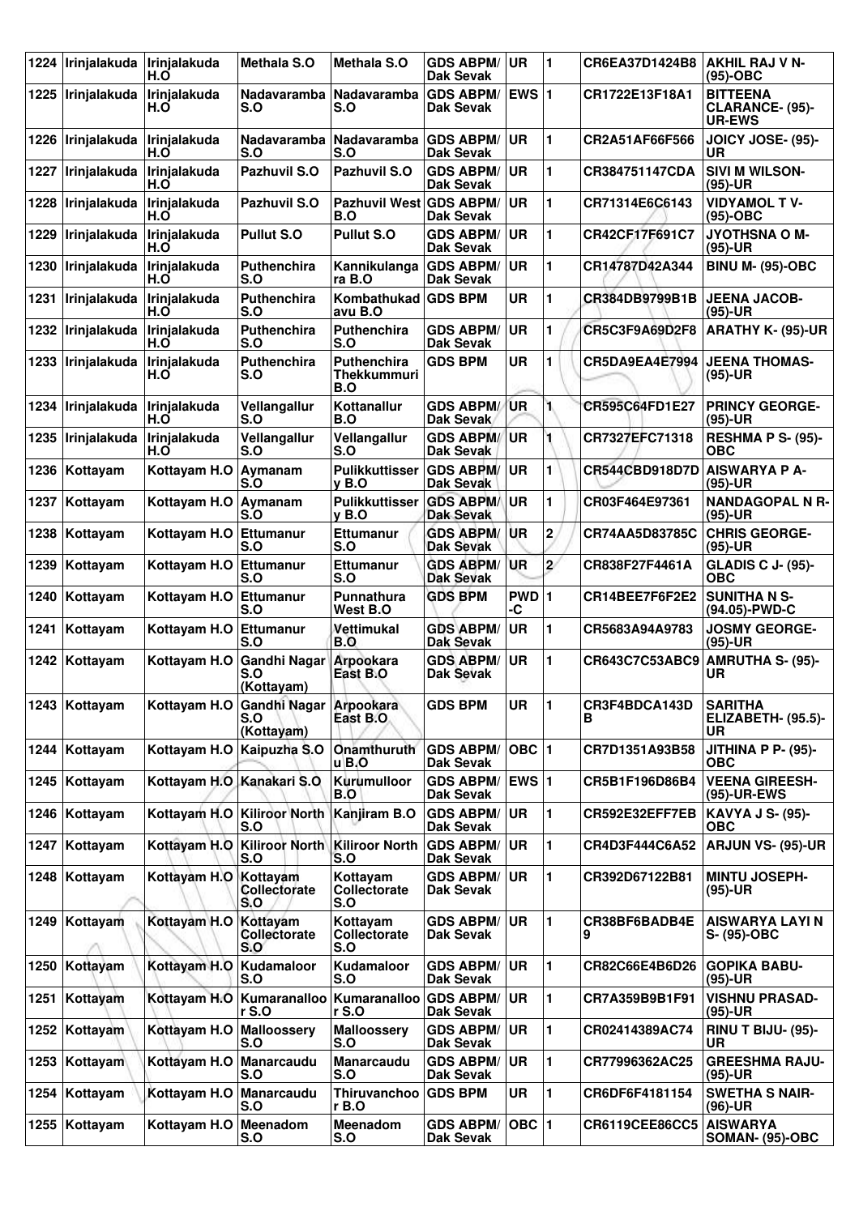| 1224 | Irinjalakuda | Irinjalakuda H.O | Methala S.O | Methala S.O | GDS ABPM/ Dak Sevak | UR | 1 | CR6EA37D1424B8 | AKHIL RAJ V N- (95)-OBC |
|---|---|---|---|---|---|---|---|---|---|
| 1225 | Irinjalakuda | Irinjalakuda H.O | Nadavaramba S.O | Nadavaramba S.O | GDS ABPM/ Dak Sevak | EWS | 1 | CR1722E13F18A1 | BITTEENA CLARANCE- (95)-UR-EWS |
| 1226 | Irinjalakuda | Irinjalakuda H.O | Nadavaramba S.O | Nadavaramba S.O | GDS ABPM/ Dak Sevak | UR | 1 | CR2A51AF66F566 | JOICY JOSE- (95)-UR |
| 1227 | Irinjalakuda | Irinjalakuda H.O | Pazhuvil S.O | Pazhuvil S.O | GDS ABPM/ Dak Sevak | UR | 1 | CR384751147CDA | SIVI M WILSON- (95)-UR |
| 1228 | Irinjalakuda | Irinjalakuda H.O | Pazhuvil S.O | Pazhuvil West B.O | GDS ABPM/ Dak Sevak | UR | 1 | CR71314E6C6143 | VIDYAMOL T V- (95)-OBC |
| 1229 | Irinjalakuda | Irinjalakuda H.O | Pullut S.O | Pullut S.O | GDS ABPM/ Dak Sevak | UR | 1 | CR42CF17F691C7 | JYOTHSNA O M- (95)-UR |
| 1230 | Irinjalakuda | Irinjalakuda H.O | Puthenchira S.O | Kannikulanga ra B.O | GDS ABPM/ Dak Sevak | UR | 1 | CR14787D42A344 | BINU M- (95)-OBC |
| 1231 | Irinjalakuda | Irinjalakuda H.O | Puthenchira S.O | Kombathukad avu B.O | GDS BPM | UR | 1 | CR384DB9799B1B | JEENA JACOB- (95)-UR |
| 1232 | Irinjalakuda | Irinjalakuda H.O | Puthenchira S.O | Puthenchira S.O | GDS ABPM/ Dak Sevak | UR | 1 | CR5C3F9A69D2F8 | ARATHY K- (95)-UR |
| 1233 | Irinjalakuda | Irinjalakuda H.O | Puthenchira S.O | Puthenchira Thekkummuri B.O | GDS BPM | UR | 1 | CR5DA9EA4E7994 | JEENA THOMAS- (95)-UR |
| 1234 | Irinjalakuda | Irinjalakuda H.O | Vellangallur S.O | Kottanallur B.O | GDS ABPM/ Dak Sevak | UR | 1 | CR595C64FD1E27 | PRINCY GEORGE- (95)-UR |
| 1235 | Irinjalakuda | Irinjalakuda H.O | Vellangallur S.O | Vellangallur S.O | GDS ABPM/ Dak Sevak | UR | 1 | CR7327EFC71318 | RESHMA P S- (95)-OBC |
| 1236 | Kottayam | Kottayam H.O | Aymanam S.O | Pulikkuttisser y B.O | GDS ABPM/ Dak Sevak | UR | 1 | CR544CBD918D7D | AISWARYA P A- (95)-UR |
| 1237 | Kottayam | Kottayam H.O | Aymanam S.O | Pulikkuttisser y B.O | GDS ABPM/ Dak Sevak | UR | 1 | CR03F464E97361 | NANDAGOPAL N R- (95)-UR |
| 1238 | Kottayam | Kottayam H.O | Ettumanur S.O | Ettumanur S.O | GDS ABPM/ Dak Sevak | UR | 2 | CR74AA5D83785C | CHRIS GEORGE- (95)-UR |
| 1239 | Kottayam | Kottayam H.O | Ettumanur S.O | Ettumanur S.O | GDS ABPM/ Dak Sevak | UR | 2 | CR838F27F4461A | GLADIS C J- (95)-OBC |
| 1240 | Kottayam | Kottayam H.O | Ettumanur S.O | Punnathura West B.O | GDS BPM | PWD-C | 1 | CR14BEE7F6F2E2 | SUNITHA N S- (94.05)-PWD-C |
| 1241 | Kottayam | Kottayam H.O | Ettumanur S.O | Vettimukal B.O | GDS ABPM/ Dak Sevak | UR | 1 | CR5683A94A9783 | JOSMY GEORGE- (95)-UR |
| 1242 | Kottayam | Kottayam H.O | Gandhi Nagar S.O (Kottayam) | Arpookara East B.O | GDS ABPM/ Dak Sevak | UR | 1 | CR643C7C53ABC9 | AMRUTHA S- (95)-UR |
| 1243 | Kottayam | Kottayam H.O | Gandhi Nagar S.O (Kottayam) | Arpookara East B.O | GDS BPM | UR | 1 | CR3F4BDCA143DB | SARITHA ELIZABETH- (95.5)-UR |
| 1244 | Kottayam | Kottayam H.O | Kaipuzha S.O | Onamthuruth u B.O | GDS ABPM/ Dak Sevak | OBC | 1 | CR7D1351A93B58 | JITHINA P P- (95)-OBC |
| 1245 | Kottayam | Kottayam H.O | Kanakari S.O | Kurumulloor B.O | GDS ABPM/ Dak Sevak | EWS | 1 | CR5B1F196D86B4 | VEENA GIREESH- (95)-UR-EWS |
| 1246 | Kottayam | Kottayam H.O | Kiliroor North S.O | Kanjiram B.O | GDS ABPM/ Dak Sevak | UR | 1 | CR592E32EFF7EB | KAVYA J S- (95)-OBC |
| 1247 | Kottayam | Kottayam H.O | Kiliroor North S.O | Kiliroor North S.O | GDS ABPM/ Dak Sevak | UR | 1 | CR4D3F444C6A52 | ARJUN VS- (95)-UR |
| 1248 | Kottayam | Kottayam H.O | Kottayam Collectorate S.O | Kottayam Collectorate S.O | GDS ABPM/ Dak Sevak | UR | 1 | CR392D67122B81 | MINTU JOSEPH- (95)-UR |
| 1249 | Kottayam | Kottayam H.O | Kottayam Collectorate S.O | Kottayam Collectorate S.O | GDS ABPM/ Dak Sevak | UR | 1 | CR38BF6BADB4E9 | AISWARYA LAYI N S- (95)-OBC |
| 1250 | Kottayam | Kottayam H.O | Kudamaloor S.O | Kudamaloor S.O | GDS ABPM/ Dak Sevak | UR | 1 | CR82C66E4B6D26 | GOPIKA BABU- (95)-UR |
| 1251 | Kottayam | Kottayam H.O | Kumaranalloo r S.O | Kumaranalloo r S.O | GDS ABPM/ Dak Sevak | UR | 1 | CR7A359B9B1F91 | VISHNU PRASAD- (95)-UR |
| 1252 | Kottayam | Kottayam H.O | Malloossery S.O | Malloossery S.O | GDS ABPM/ Dak Sevak | UR | 1 | CR02414389AC74 | RINU T BIJU- (95)-UR |
| 1253 | Kottayam | Kottayam H.O | Manarcaudu S.O | Manarcaudu S.O | GDS ABPM/ Dak Sevak | UR | 1 | CR77996362AC25 | GREESHMA RAJU- (95)-UR |
| 1254 | Kottayam | Kottayam H.O | Manarcaudu S.O | Thiruvanchoo r B.O | GDS BPM | UR | 1 | CR6DF6F4181154 | SWETHA S NAIR- (96)-UR |
| 1255 | Kottayam | Kottayam H.O | Meenadom S.O | Meenadom S.O | GDS ABPM/ Dak Sevak | OBC | 1 | CR6119CEE86CC5 | AISWARYA SOMAN- (95)-OBC |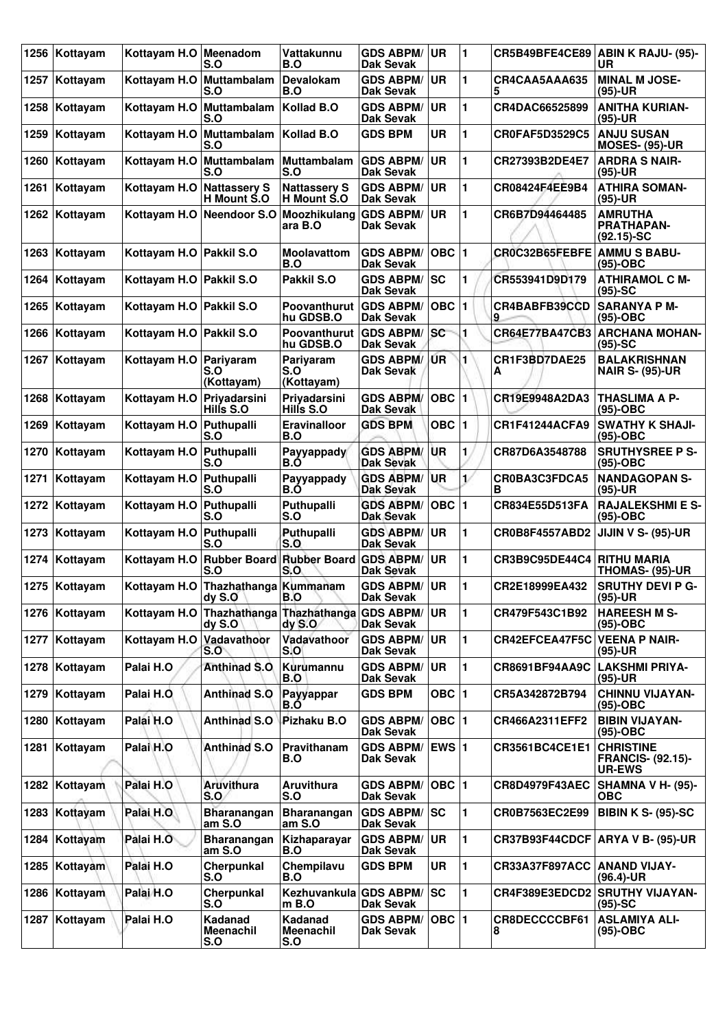| 1256 | Kottayam | Kottayam H.O | Meenadom S.O | Vattakunnu B.O | GDS ABPM/ Dak Sevak | UR | 1 | CR5B49BFE4CE89 | ABIN K RAJU- (95)-UR |
|---|---|---|---|---|---|---|---|---|---|
| 1257 | Kottayam | Kottayam H.O | Muttambalam S.O | Devalokam B.O | GDS ABPM/ Dak Sevak | UR | 1 | CR4CAA5AAA635 5 | MINAL M JOSE- (95)-UR |
| 1258 | Kottayam | Kottayam H.O | Muttambalam S.O | Kollad B.O | GDS ABPM/ Dak Sevak | UR | 1 | CR4DAC66525899 | ANITHA KURIAN- (95)-UR |
| 1259 | Kottayam | Kottayam H.O | Muttambalam S.O | Kollad B.O | GDS BPM | UR | 1 | CR0FAF5D3529C5 | ANJU SUSAN MOSES- (95)-UR |
| 1260 | Kottayam | Kottayam H.O | Muttambalam S.O | Muttambalam S.O | GDS ABPM/ Dak Sevak | UR | 1 | CR27393B2DE4E7 | ARDRA S NAIR- (95)-UR |
| 1261 | Kottayam | Kottayam H.O | Nattassery S H Mount S.O | Nattassery S H Mount S.O | GDS ABPM/ Dak Sevak | UR | 1 | CR08424F4EE9B4 | ATHIRA SOMAN- (95)-UR |
| 1262 | Kottayam | Kottayam H.O | Neendoor S.O | Moozhikulang ara B.O | GDS ABPM/ Dak Sevak | UR | 1 | CR6B7D94464485 | AMRUTHA PRATHAPAN- (92.15)-SC |
| 1263 | Kottayam | Kottayam H.O | Pakkil S.O | Moolavattom B.O | GDS ABPM/ Dak Sevak | OBC | 1 | CR0C32B65FEBFE | AMMU S BABU- (95)-OBC |
| 1264 | Kottayam | Kottayam H.O | Pakkil S.O | Pakkil S.O | GDS ABPM/ Dak Sevak | SC | 1 | CR553941D9D179 | ATHIRAMOL C M- (95)-SC |
| 1265 | Kottayam | Kottayam H.O | Pakkil S.O | Poovanthurut hu GDSB.O | GDS ABPM/ Dak Sevak | OBC | 1 | CR4BABFB39CCD 9 | SARANYA P M- (95)-OBC |
| 1266 | Kottayam | Kottayam H.O | Pakkil S.O | Poovanthurut hu GDSB.O | GDS ABPM/ Dak Sevak | SC | 1 | CR64E77BA47CB3 | ARCHANA MOHAN- (95)-SC |
| 1267 | Kottayam | Kottayam H.O | Pariyaram S.O (Kottayam) | Pariyaram S.O (Kottayam) | GDS ABPM/ Dak Sevak | UR | 1 | CR1F3BD7DAE25 A | BALAKRISHNAN NAIR S- (95)-UR |
| 1268 | Kottayam | Kottayam H.O | Priyadarsini Hills S.O | Priyadarsini Hills S.O | GDS ABPM/ Dak Sevak | OBC | 1 | CR19E9948A2DA3 | THASLIMA A P- (95)-OBC |
| 1269 | Kottayam | Kottayam H.O | Puthupalli S.O | Eravinalloor B.O | GDS BPM | OBC | 1 | CR1F41244ACFA9 | SWATHY K SHAJI- (95)-OBC |
| 1270 | Kottayam | Kottayam H.O | Puthupalli S.O | Payyappady B.O | GDS ABPM/ Dak Sevak | UR | 1 | CR87D6A3548788 | SRUTHYSREE P S- (95)-OBC |
| 1271 | Kottayam | Kottayam H.O | Puthupalli S.O | Payyappady B.O | GDS ABPM/ Dak Sevak | UR | 1 | CR0BA3C3FDCA5 B | NANDAGOPAN S- (95)-UR |
| 1272 | Kottayam | Kottayam H.O | Puthupalli S.O | Puthupalli S.O | GDS ABPM/ Dak Sevak | OBC | 1 | CR834E55D513FA | RAJALEKSHMI E S- (95)-OBC |
| 1273 | Kottayam | Kottayam H.O | Puthupalli S.O | Puthupalli S.O | GDS ABPM/ Dak Sevak | UR | 1 | CR0B8F4557ABD2 | JIJIN V S- (95)-UR |
| 1274 | Kottayam | Kottayam H.O | Rubber Board S.O | Rubber Board S.O | GDS ABPM/ Dak Sevak | UR | 1 | CR3B9C95DE44C4 | RITHU MARIA THOMAS- (95)-UR |
| 1275 | Kottayam | Kottayam H.O | Thazhathanga dy S.O | Kummanam B.O | GDS ABPM/ Dak Sevak | UR | 1 | CR2E18999EA432 | SRUTHY DEVI P G- (95)-UR |
| 1276 | Kottayam | Kottayam H.O | Thazhathanga dy S.O | Thazhathanga dy S.O | GDS ABPM/ Dak Sevak | UR | 1 | CR479F543C1B92 | HAREESH M S- (95)-OBC |
| 1277 | Kottayam | Kottayam H.O | Vadavathoor S.O | Vadavathoor S.O | GDS ABPM/ Dak Sevak | UR | 1 | CR42EFCEA47F5C | VEENA P NAIR- (95)-UR |
| 1278 | Kottayam | Palai H.O | Anthinad S.O | Kurumannu B.O | GDS ABPM/ Dak Sevak | UR | 1 | CR8691BF94AA9C | LAKSHMI PRIYA- (95)-UR |
| 1279 | Kottayam | Palai H.O | Anthinad S.O | Payyappar B.O | GDS BPM | OBC | 1 | CR5A342872B794 | CHINNU VIJAYAN- (95)-OBC |
| 1280 | Kottayam | Palai H.O | Anthinad S.O | Pizhaku B.O | GDS ABPM/ Dak Sevak | OBC | 1 | CR466A2311EFF2 | BIBIN VIJAYAN- (95)-OBC |
| 1281 | Kottayam | Palai H.O | Anthinad S.O | Pravithanam B.O | GDS ABPM/ Dak Sevak | EWS | 1 | CR3561BC4CE1E1 | CHRISTINE FRANCIS- (92.15)-UR-EWS |
| 1282 | Kottayam | Palai H.O | Aruvithura S.O | Aruvithura S.O | GDS ABPM/ Dak Sevak | OBC | 1 | CR8D4979F43AEC | SHAMNA V H- (95)-OBC |
| 1283 | Kottayam | Palai H.O | Bharanangan am S.O | Bharanangan am S.O | GDS ABPM/ Dak Sevak | SC | 1 | CR0B7563EC2E99 | BIBIN K S- (95)-SC |
| 1284 | Kottayam | Palai H.O | Bharanangan am S.O | Kizhaparayar B.O | GDS ABPM/ Dak Sevak | UR | 1 | CR37B93F44CDCF | ARYA V B- (95)-UR |
| 1285 | Kottayam | Palai H.O | Cherpunkal S.O | Chempilavu B.O | GDS BPM | UR | 1 | CR33A37F897ACC | ANAND VIJAY- (96.4)-UR |
| 1286 | Kottayam | Palai H.O | Cherpunkal S.O | Kezhuvankula m B.O | GDS ABPM/ Dak Sevak | SC | 1 | CR4F389E3EDCD2 | SRUTHY VIJAYAN- (95)-SC |
| 1287 | Kottayam | Palai H.O | Kadanad Meenachil S.O | Kadanad Meenachil S.O | GDS ABPM/ Dak Sevak | OBC | 1 | CR8DECCCCBF61 8 | ASLAMIYA ALI- (95)-OBC |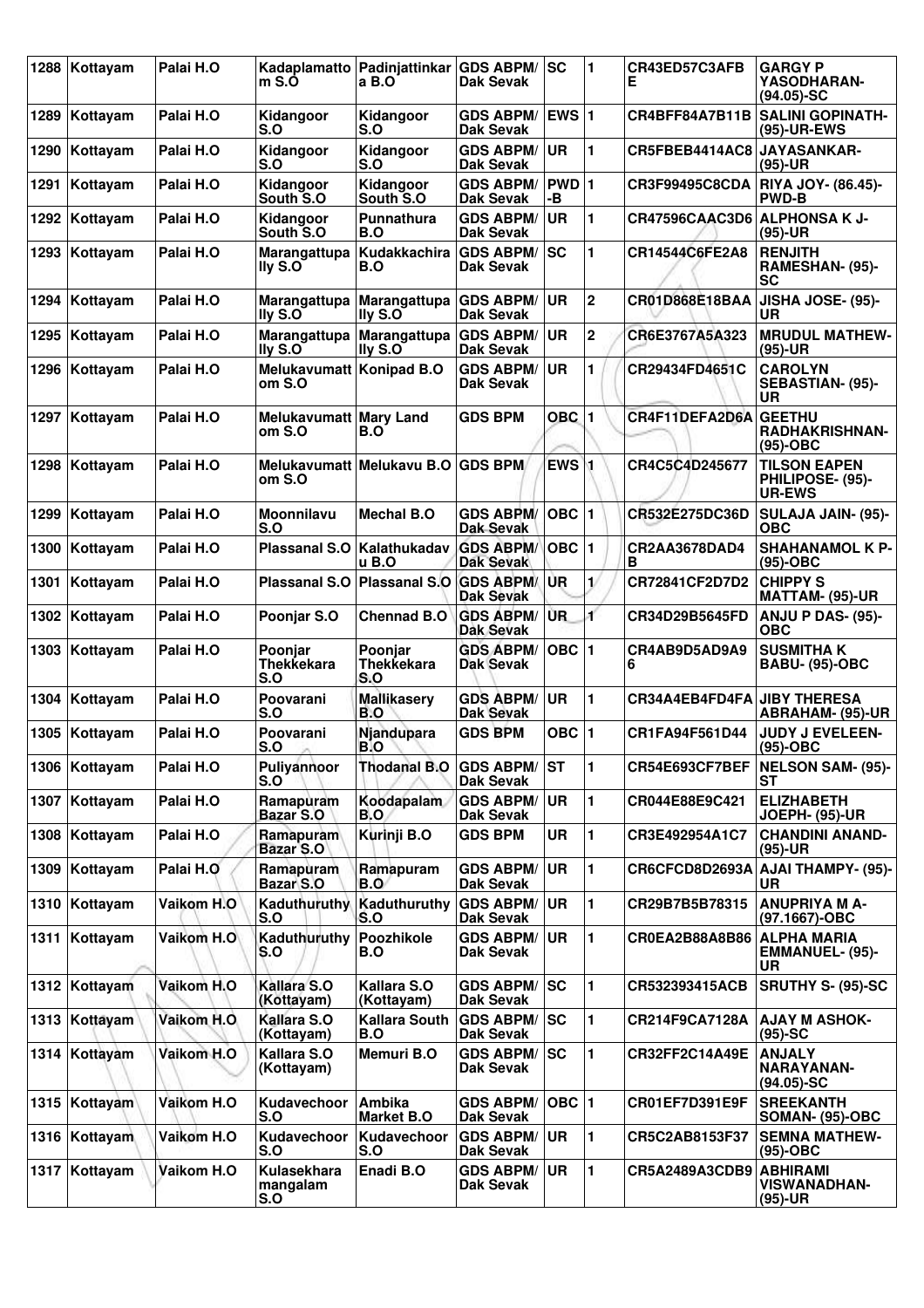| 1288 | Kottayam | Palai H.O | Kadaplamattom S.O | Padinjattinkara B.O | GDS ABPM/ Dak Sevak | SC | 1 | CR43ED57C3AFBE | GARGY P YASODHARAN- (94.05)-SC |
|---|---|---|---|---|---|---|---|---|---|
| 1289 | Kottayam | Palai H.O | Kidangoor S.O | Kidangoor S.O | GDS ABPM/ Dak Sevak | EWS | 1 | CR4BFF84A7B11B | SALINI GOPINATH- (95)-UR-EWS |
| 1290 | Kottayam | Palai H.O | Kidangoor S.O | Kidangoor S.O | GDS ABPM/ Dak Sevak | UR | 1 | CR5FBEB4414AC8 | JAYASANKAR- (95)-UR |
| 1291 | Kottayam | Palai H.O | Kidangoor South S.O | Kidangoor South S.O | GDS ABPM/ Dak Sevak | PWD-B | 1 | CR3F99495C8CDA | RIYA JOY- (86.45)- PWD-B |
| 1292 | Kottayam | Palai H.O | Kidangoor South S.O | Punnathura B.O | GDS ABPM/ Dak Sevak | UR | 1 | CR47596CAAC3D6 | ALPHONSA K J- (95)-UR |
| 1293 | Kottayam | Palai H.O | Marangattupally S.O | Kudakkachira B.O | GDS ABPM/ Dak Sevak | SC | 1 | CR14544C6FE2A8 | RENJITH RAMESHAN- (95)- SC |
| 1294 | Kottayam | Palai H.O | Marangattupally S.O | Marangattupally S.O | GDS ABPM/ Dak Sevak | UR | 2 | CR01D868E18BAA | JISHA JOSE- (95)- UR |
| 1295 | Kottayam | Palai H.O | Marangattupally S.O | Marangattupally S.O | GDS ABPM/ Dak Sevak | UR | 2 | CR6E3767A5A323 | MRUDUL MATHEW- (95)-UR |
| 1296 | Kottayam | Palai H.O | Melukavumattom S.O | Konipad B.O | GDS ABPM/ Dak Sevak | UR | 1 | CR29434FD4651C | CAROLYN SEBASTIAN- (95)- UR |
| 1297 | Kottayam | Palai H.O | Melukavumattom S.O | Mary Land B.O | GDS BPM | OBC | 1 | CR4F11DEFA2D6A | GEETHU RADHAKRISHNAN- (95)-OBC |
| 1298 | Kottayam | Palai H.O | Melukavumattom S.O | Melukavu B.O | GDS BPM | EWS | 1 | CR4C5C4D245677 | TILSON EAPEN PHILIPOSE- (95)- UR-EWS |
| 1299 | Kottayam | Palai H.O | Moonnilavu S.O | Mechal B.O | GDS ABPM/ Dak Sevak | OBC | 1 | CR532E275DC36D | SULAJA JAIN- (95)- OBC |
| 1300 | Kottayam | Palai H.O | Plassanal S.O | Kalathukadavu B.O | GDS ABPM/ Dak Sevak | OBC | 1 | CR2AA3678DAD4B | SHAHANAMOL K P- (95)-OBC |
| 1301 | Kottayam | Palai H.O | Plassanal S.O | Plassanal S.O | GDS ABPM/ Dak Sevak | UR | 1 | CR72841CF2D7D2 | CHIPPY S MATTAM- (95)-UR |
| 1302 | Kottayam | Palai H.O | Poonjar S.O | Chennad B.O | GDS ABPM/ Dak Sevak | UR | 1 | CR34D29B5645FD | ANJU P DAS- (95)- OBC |
| 1303 | Kottayam | Palai H.O | Poonjar Thekkekara S.O | Poonjar Thekkekara S.O | GDS ABPM/ Dak Sevak | OBC | 1 | CR4AB9D5AD9A96 | SUSMITHA K BABU- (95)-OBC |
| 1304 | Kottayam | Palai H.O | Poovarani S.O | Mallikasery B.O | GDS ABPM/ Dak Sevak | UR | 1 | CR34A4EB4FD4FA | JIBY THERESA ABRAHAM- (95)-UR |
| 1305 | Kottayam | Palai H.O | Poovarani S.O | Njandupara B.O | GDS BPM | OBC | 1 | CR1FA94F561D44 | JUDY J EVELEEN- (95)-OBC |
| 1306 | Kottayam | Palai H.O | Puliyannoor S.O | Thodanal B.O | GDS ABPM/ Dak Sevak | ST | 1 | CR54E693CF7BEF | NELSON SAM- (95)- ST |
| 1307 | Kottayam | Palai H.O | Ramapuram Bazar S.O | Koodapalam B.O | GDS ABPM/ Dak Sevak | UR | 1 | CR044E88E9C421 | ELIZHABETH JOEPH- (95)-UR |
| 1308 | Kottayam | Palai H.O | Ramapuram Bazar S.O | Kurinji B.O | GDS BPM | UR | 1 | CR3E492954A1C7 | CHANDINI ANAND- (95)-UR |
| 1309 | Kottayam | Palai H.O | Ramapuram Bazar S.O | Ramapuram B.O | GDS ABPM/ Dak Sevak | UR | 1 | CR6CFCD8D2693A | AJAI THAMPY- (95)- UR |
| 1310 | Kottayam | Vaikom H.O | Kaduthuruthy S.O | Kaduthuruthy S.O | GDS ABPM/ Dak Sevak | UR | 1 | CR29B7B5B78315 | ANUPRIYA M A- (97.1667)-OBC |
| 1311 | Kottayam | Vaikom H.O | Kaduthuruthy S.O | Poozhikole B.O | GDS ABPM/ Dak Sevak | UR | 1 | CR0EA2B88A8B86 | ALPHA MARIA EMMANUEL- (95)- UR |
| 1312 | Kottayam | Vaikom H.O | Kallara S.O (Kottayam) | Kallara S.O (Kottayam) | GDS ABPM/ Dak Sevak | SC | 1 | CR532393415ACB | SRUTHY S- (95)-SC |
| 1313 | Kottayam | Vaikom H.O | Kallara S.O (Kottayam) | Kallara South B.O | GDS ABPM/ Dak Sevak | SC | 1 | CR214F9CA7128A | AJAY M ASHOK- (95)-SC |
| 1314 | Kottayam | Vaikom H.O | Kallara S.O (Kottayam) | Memuri B.O | GDS ABPM/ Dak Sevak | SC | 1 | CR32FF2C14A49E | ANJALY NARAYANAN- (94.05)-SC |
| 1315 | Kottayam | Vaikom H.O | Kudavechoor S.O | Ambika Market B.O | GDS ABPM/ Dak Sevak | OBC | 1 | CR01EF7D391E9F | SREEKANTH SOMAN- (95)-OBC |
| 1316 | Kottayam | Vaikom H.O | Kudavechoor S.O | Kudavechoor S.O | GDS ABPM/ Dak Sevak | UR | 1 | CR5C2AB8153F37 | SEMNA MATHEW- (95)-OBC |
| 1317 | Kottayam | Vaikom H.O | Kulasekharamangalam S.O | Enadi B.O | GDS ABPM/ Dak Sevak | UR | 1 | CR5A2489A3CDB9 | ABHIRAMI VISWANADHAN- (95)-UR |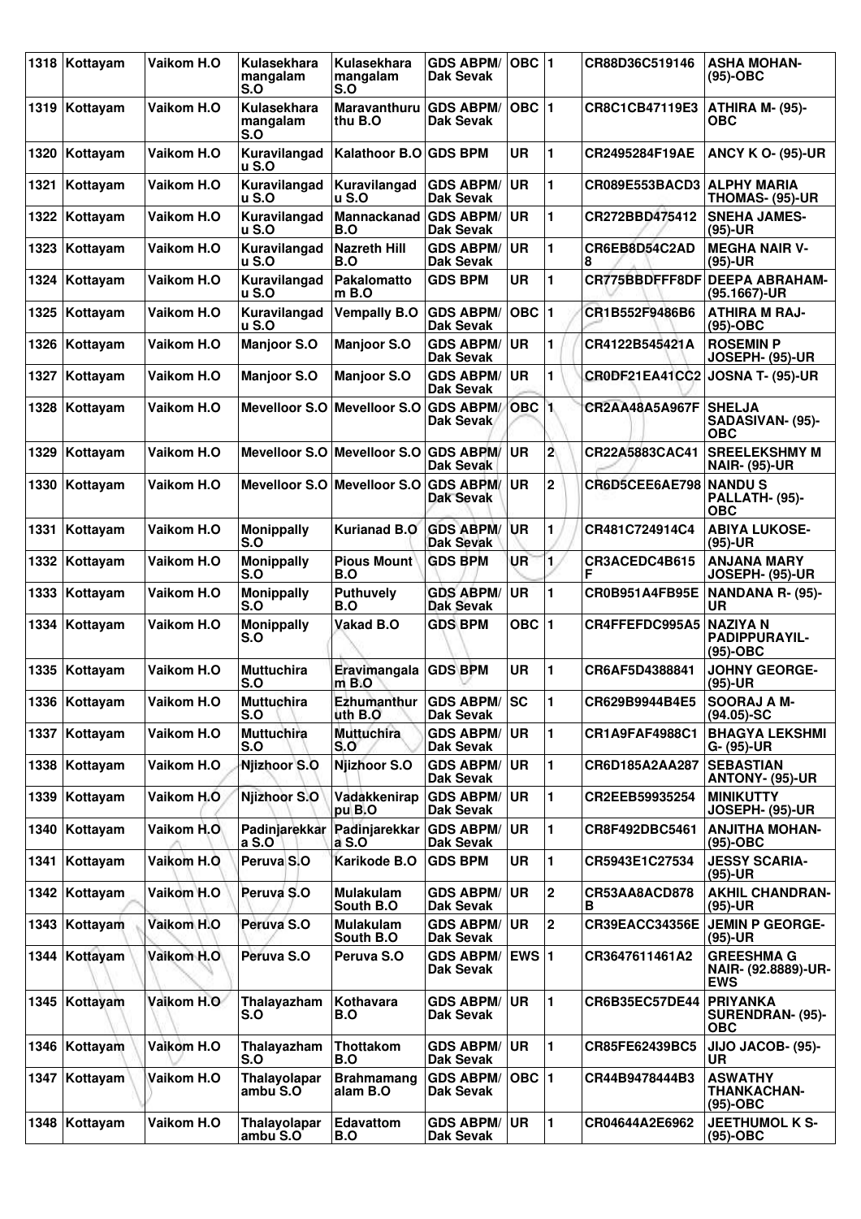| 1318 | Kottayam | Vaikom H.O | Kulasekhara mangalam S.O | Kulasekhara mangalam S.O | GDS ABPM/ Dak Sevak | OBC | 1 | CR88D36C519146 | ASHA MOHAN- (95)-OBC |
|---|---|---|---|---|---|---|---|---|---|
| 1319 | Kottayam | Vaikom H.O | Kulasekhara mangalam S.O | Maravanthuru thu B.O | GDS ABPM/ Dak Sevak | OBC | 1 | CR8C1CB47119E3 | ATHIRA M- (95)- OBC |
| 1320 | Kottayam | Vaikom H.O | Kuravilangad u S.O | Kalathoor B.O | GDS BPM | UR | 1 | CR2495284F19AE | ANCY K O- (95)-UR |
| 1321 | Kottayam | Vaikom H.O | Kuravilangad u S.O | Kuravilangad u S.O | GDS ABPM/ Dak Sevak | UR | 1 | CR089E553BACD3 | ALPHY MARIA THOMAS- (95)-UR |
| 1322 | Kottayam | Vaikom H.O | Kuravilangad u S.O | Mannackanad B.O | GDS ABPM/ Dak Sevak | UR | 1 | CR272BBD475412 | SNEHA JAMES- (95)-UR |
| 1323 | Kottayam | Vaikom H.O | Kuravilangad u S.O | Nazreth Hill B.O | GDS ABPM/ Dak Sevak | UR | 1 | CR6EB8D54C2AD 8 | MEGHA NAIR V- (95)-UR |
| 1324 | Kottayam | Vaikom H.O | Kuravilangad u S.O | Pakalomatto m B.O | GDS BPM | UR | 1 | CR775BBDFFF8DF | DEEPA ABRAHAM- (95.1667)-UR |
| 1325 | Kottayam | Vaikom H.O | Kuravilangad u S.O | Vempally B.O | GDS ABPM/ Dak Sevak | OBC | 1 | CR1B552F9486B6 | ATHIRA M RAJ- (95)-OBC |
| 1326 | Kottayam | Vaikom H.O | Manjoor S.O | Manjoor S.O | GDS ABPM/ Dak Sevak | UR | 1 | CR4122B545421A | ROSEMIN P JOSEPH- (95)-UR |
| 1327 | Kottayam | Vaikom H.O | Manjoor S.O | Manjoor S.O | GDS ABPM/ Dak Sevak | UR | 1 | CR0DF21EA41CC2 | JOSNA T- (95)-UR |
| 1328 | Kottayam | Vaikom H.O | Mevelloor S.O | Mevelloor S.O | GDS ABPM/ Dak Sevak | OBC | 1 | CR2AA48A5A967F | SHELJA SADASIVAN- (95)- OBC |
| 1329 | Kottayam | Vaikom H.O | Mevelloor S.O | Mevelloor S.O | GDS ABPM/ Dak Sevak | UR | 2 | CR22A5883CAC41 | SREELEKSHMY M NAIR- (95)-UR |
| 1330 | Kottayam | Vaikom H.O | Mevelloor S.O | Mevelloor S.O | GDS ABPM/ Dak Sevak | UR | 2 | CR6D5CEE6AE798 | NANDU S PALLATH- (95)- OBC |
| 1331 | Kottayam | Vaikom H.O | Monippally S.O | Kurianad B.O | GDS ABPM/ Dak Sevak | UR | 1 | CR481C724914C4 | ABIYA LUKOSE- (95)-UR |
| 1332 | Kottayam | Vaikom H.O | Monippally S.O | Pious Mount B.O | GDS BPM | UR | 1 | CR3ACEDC4B615 F | ANJANA MARY JOSEPH- (95)-UR |
| 1333 | Kottayam | Vaikom H.O | Monippally S.O | Puthuvely B.O | GDS ABPM/ Dak Sevak | UR | 1 | CR0B951A4FB95E | NANDANA R- (95)- UR |
| 1334 | Kottayam | Vaikom H.O | Monippally S.O | Vakad B.O | GDS BPM | OBC | 1 | CR4FFEFDC995A5 | NAZIYA N PADIPPURAYIL- (95)-OBC |
| 1335 | Kottayam | Vaikom H.O | Muttuchira S.O | Eravimangala m B.O | GDS BPM | UR | 1 | CR6AF5D4388841 | JOHNY GEORGE- (95)-UR |
| 1336 | Kottayam | Vaikom H.O | Muttuchira S.O | Ezhumanthur uth B.O | GDS ABPM/ Dak Sevak | SC | 1 | CR629B9944B4E5 | SOORAJ A M- (94.05)-SC |
| 1337 | Kottayam | Vaikom H.O | Muttuchira S.O | Muttuchira S.O | GDS ABPM/ Dak Sevak | UR | 1 | CR1A9FAF4988C1 | BHAGYA LEKSHMI G- (95)-UR |
| 1338 | Kottayam | Vaikom H.O | Njizhoor S.O | Njizhoor S.O | GDS ABPM/ Dak Sevak | UR | 1 | CR6D185A2AA287 | SEBASTIAN ANTONY- (95)-UR |
| 1339 | Kottayam | Vaikom H.O | Njizhoor S.O | Vadakkenirap pu B.O | GDS ABPM/ Dak Sevak | UR | 1 | CR2EEB59935254 | MINIKUTTY JOSEPH- (95)-UR |
| 1340 | Kottayam | Vaikom H.O | Padinjarekkar a S.O | Padinjarekkar a S.O | GDS ABPM/ Dak Sevak | UR | 1 | CR8F492DBC5461 | ANJITHA MOHAN- (95)-OBC |
| 1341 | Kottayam | Vaikom H.O | Peruva S.O | Karikode B.O | GDS BPM | UR | 1 | CR5943E1C27534 | JESSY SCARIA- (95)-UR |
| 1342 | Kottayam | Vaikom H.O | Peruva S.O | Mulakulam South B.O | GDS ABPM/ Dak Sevak | UR | 2 | CR53AA8ACD878 B | AKHIL CHANDRAN- (95)-UR |
| 1343 | Kottayam | Vaikom H.O | Peruva S.O | Mulakulam South B.O | GDS ABPM/ Dak Sevak | UR | 2 | CR39EACC34356E | JEMIN P GEORGE- (95)-UR |
| 1344 | Kottayam | Vaikom H.O | Peruva S.O | Peruva S.O | GDS ABPM/ Dak Sevak | EWS | 1 | CR3647611461A2 | GREESHMA G NAIR- (92.8889)-UR- EWS |
| 1345 | Kottayam | Vaikom H.O | Thalayazham S.O | Kothavara B.O | GDS ABPM/ Dak Sevak | UR | 1 | CR6B35EC57DE44 | PRIYANKA SURENDRAN- (95)- OBC |
| 1346 | Kottayam | Vaikom H.O | Thalayazham S.O | Thottakom B.O | GDS ABPM/ Dak Sevak | UR | 1 | CR85FE62439BC5 | JIJO JACOB- (95)- UR |
| 1347 | Kottayam | Vaikom H.O | Thalayolapar ambu S.O | Brahmamang alam B.O | GDS ABPM/ Dak Sevak | OBC | 1 | CR44B9478444B3 | ASWATHY THANKACHAN- (95)-OBC |
| 1348 | Kottayam | Vaikom H.O | Thalayolapar ambu S.O | Edavattom B.O | GDS ABPM/ Dak Sevak | UR | 1 | CR04644A2E6962 | JEETHUMOL K S- (95)-OBC |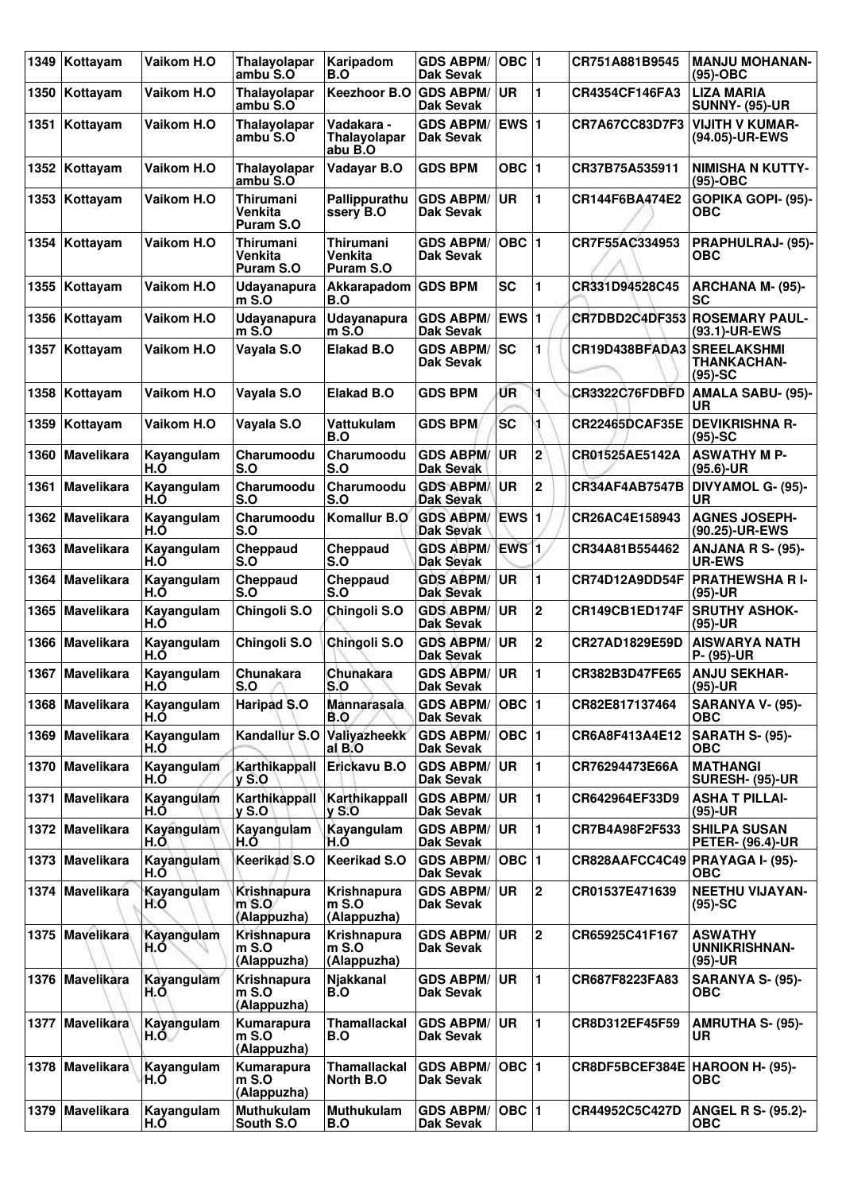| 1349 | Kottayam | Vaikom H.O | Thalayolaparambu S.O | Karipadom B.O | GDS ABPM/ Dak Sevak | OBC | 1 | CR751A881B9545 | MANJU MOHANAN- (95)-OBC |
|---|---|---|---|---|---|---|---|---|---|
| 1350 | Kottayam | Vaikom H.O | Thalayolaparambu S.O | Keezhoor B.O | GDS ABPM/ Dak Sevak | UR | 1 | CR4354CF146FA3 | LIZA MARIA SUNNY- (95)-UR |
| 1351 | Kottayam | Vaikom H.O | Thalayolaparambu S.O | Vadakara - Thalayolaparambu B.O | GDS ABPM/ Dak Sevak | EWS | 1 | CR7A67CC83D7F3 | VIJITH V KUMAR- (94.05)-UR-EWS |
| 1352 | Kottayam | Vaikom H.O | Thalayolaparambu S.O | Vadayar B.O | GDS BPM | OBC | 1 | CR37B75A535911 | NIMISHA N KUTTY- (95)-OBC |
| 1353 | Kottayam | Vaikom H.O | Thirumani Venkita Puram S.O | Pallippurathussery B.O | GDS ABPM/ Dak Sevak | UR | 1 | CR144F6BA474E2 | GOPIKA GOPI- (95)-OBC |
| 1354 | Kottayam | Vaikom H.O | Thirumani Venkita Puram S.O | Thirumani Venkita Puram S.O | GDS ABPM/ Dak Sevak | OBC | 1 | CR7F55AC334953 | PRAPHULRAJ- (95)-OBC |
| 1355 | Kottayam | Vaikom H.O | Udayanapuram S.O | Akkarapadom B.O | GDS BPM | SC | 1 | CR331D94528C45 | ARCHANA M- (95)-SC |
| 1356 | Kottayam | Vaikom H.O | Udayanapuram S.O | Udayanapuram S.O | GDS ABPM/ Dak Sevak | EWS | 1 | CR7DBD2C4DF353 | ROSEMARY PAUL- (93.1)-UR-EWS |
| 1357 | Kottayam | Vaikom H.O | Vayala S.O | Elakad B.O | GDS ABPM/ Dak Sevak | SC | 1 | CR19D438BFADA3 | SREELAKSHMI THANKACHAN- (95)-SC |
| 1358 | Kottayam | Vaikom H.O | Vayala S.O | Elakad B.O | GDS BPM | UR | 1 | CR3322C76FDBFD | AMALA SABU- (95)-UR |
| 1359 | Kottayam | Vaikom H.O | Vayala S.O | Vattukulam B.O | GDS BPM | SC | 1 | CR22465DCAF35E | DEVIKRISHNA R- (95)-SC |
| 1360 | Mavelikara | Kayangulam H.O | Charumoodu S.O | Charumoodu S.O | GDS ABPM/ Dak Sevak | UR | 2 | CR01525AE5142A | ASWATHY M P- (95.6)-UR |
| 1361 | Mavelikara | Kayangulam H.O | Charumoodu S.O | Charumoodu S.O | GDS ABPM/ Dak Sevak | UR | 2 | CR34AF4AB7547B | DIVYAMOL G- (95)-UR |
| 1362 | Mavelikara | Kayangulam H.O | Charumoodu S.O | Komallur B.O | GDS ABPM/ Dak Sevak | EWS | 1 | CR26AC4E158943 | AGNES JOSEPH- (90.25)-UR-EWS |
| 1363 | Mavelikara | Kayangulam H.O | Cheppaud S.O | Cheppaud S.O | GDS ABPM/ Dak Sevak | EWS | 1 | CR34A81B554462 | ANJANA R S- (95)-UR-EWS |
| 1364 | Mavelikara | Kayangulam H.O | Cheppaud S.O | Cheppaud S.O | GDS ABPM/ Dak Sevak | UR | 1 | CR74D12A9DD54F | PRATHEWSHA R I- (95)-UR |
| 1365 | Mavelikara | Kayangulam H.O | Chingoli S.O | Chingoli S.O | GDS ABPM/ Dak Sevak | UR | 2 | CR149CB1ED174F | SRUTHY ASHOK- (95)-UR |
| 1366 | Mavelikara | Kayangulam H.O | Chingoli S.O | Chingoli S.O | GDS ABPM/ Dak Sevak | UR | 2 | CR27AD1829E59D | AISWARYA NATH P- (95)-UR |
| 1367 | Mavelikara | Kayangulam H.O | Chunakara S.O | Chunakara S.O | GDS ABPM/ Dak Sevak | UR | 1 | CR382B3D47FE65 | ANJU SEKHAR- (95)-UR |
| 1368 | Mavelikara | Kayangulam H.O | Haripad S.O | Mannarasala B.O | GDS ABPM/ Dak Sevak | OBC | 1 | CR82E817137464 | SARANYA V- (95)-OBC |
| 1369 | Mavelikara | Kayangulam H.O | Kandallur S.O | Valiyazheekkal B.O | GDS ABPM/ Dak Sevak | OBC | 1 | CR6A8F413A4E12 | SARATH S- (95)-OBC |
| 1370 | Mavelikara | Kayangulam H.O | Karthikappally S.O | Erickavu B.O | GDS ABPM/ Dak Sevak | UR | 1 | CR76294473E66A | MATHANGI SURESH- (95)-UR |
| 1371 | Mavelikara | Kayangulam H.O | Karthikappally S.O | Karthikappally S.O | GDS ABPM/ Dak Sevak | UR | 1 | CR642964EF33D9 | ASHA T PILLAI- (95)-UR |
| 1372 | Mavelikara | Kayangulam H.O | Kayangulam H.O | Kayangulam H.O | GDS ABPM/ Dak Sevak | UR | 1 | CR7B4A98F2F533 | SHILPA SUSAN PETER- (96.4)-UR |
| 1373 | Mavelikara | Kayangulam H.O | Keerikad S.O | Keerikad S.O | GDS ABPM/ Dak Sevak | OBC | 1 | CR828AAFCC4C49 | PRAYAGA I- (95)-OBC |
| 1374 | Mavelikara | Kayangulam H.O | Krishnapuram S.O (Alappuzha) | Krishnapuram S.O (Alappuzha) | GDS ABPM/ Dak Sevak | UR | 2 | CR01537E471639 | NEETHU VIJAYAN- (95)-SC |
| 1375 | Mavelikara | Kayangulam H.O | Krishnapuram S.O (Alappuzha) | Krishnapuram S.O (Alappuzha) | GDS ABPM/ Dak Sevak | UR | 2 | CR65925C41F167 | ASWATHY UNNIKRISHNAN- (95)-UR |
| 1376 | Mavelikara | Kayangulam H.O | Krishnapuram S.O (Alappuzha) | Njakkanal B.O | GDS ABPM/ Dak Sevak | UR | 1 | CR687F8223FA83 | SARANYA S- (95)-OBC |
| 1377 | Mavelikara | Kayangulam H.O | Kumarapuram S.O (Alappuzha) | Thamallackal B.O | GDS ABPM/ Dak Sevak | UR | 1 | CR8D312EF45F59 | AMRUTHA S- (95)-UR |
| 1378 | Mavelikara | Kayangulam H.O | Kumarapuram S.O (Alappuzha) | Thamallackal North B.O | GDS ABPM/ Dak Sevak | OBC | 1 | CR8DF5BCEF384E | HAROON H- (95)-OBC |
| 1379 | Mavelikara | Kayangulam H.O | Muthukulam South S.O | Muthukulam B.O | GDS ABPM/ Dak Sevak | OBC | 1 | CR44952C5C427D | ANGEL R S- (95.2)-OBC |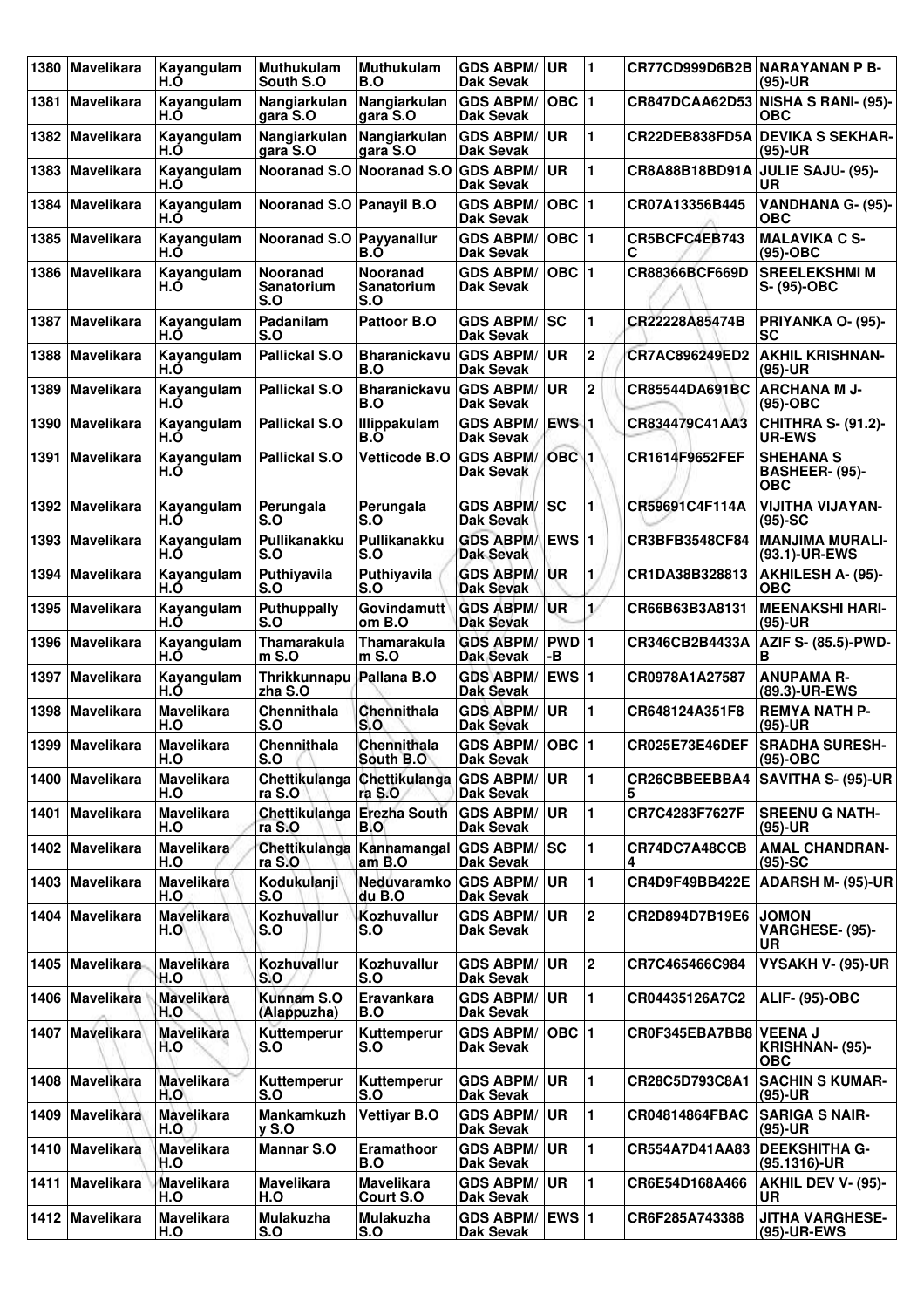| 1380 | Mavelikara | Kayangulam H.O | Muthukulam South S.O | Muthukulam B.O | GDS ABPM/ Dak Sevak | UR | 1 | CR77CD999D6B2B | NARAYANAN P B- (95)-UR |
|---|---|---|---|---|---|---|---|---|---|
| 1381 | Mavelikara | Kayangulam H.O | Nangiarkulangara S.O | Nangiarkulangara S.O | GDS ABPM/ Dak Sevak | OBC | 1 | CR847DCAA62D53 | NISHA S RANI- (95)-OBC |
| 1382 | Mavelikara | Kayangulam H.O | Nangiarkulangara S.O | Nangiarkulangara S.O | GDS ABPM/ Dak Sevak | UR | 1 | CR22DEB838FD5A | DEVIKA S SEKHAR- (95)-UR |
| 1383 | Mavelikara | Kayangulam H.O | Nooranad S.O | Nooranad S.O | GDS ABPM/ Dak Sevak | UR | 1 | CR8A88B18BD91A | JULIE SAJU- (95)-UR |
| 1384 | Mavelikara | Kayangulam H.O | Nooranad S.O | Panayil B.O | GDS ABPM/ Dak Sevak | OBC | 1 | CR07A13356B445 | VANDHANA G- (95)-OBC |
| 1385 | Mavelikara | Kayangulam H.O | Nooranad S.O | Payyanallur B.O | GDS ABPM/ Dak Sevak | OBC | 1 | CR5BCFC4EB743C | MALAVIKA C S- (95)-OBC |
| 1386 | Mavelikara | Kayangulam H.O | Nooranad Sanatorium S.O | Nooranad Sanatorium S.O | GDS ABPM/ Dak Sevak | OBC | 1 | CR88366BCF669D | SREELEKSHMI M S- (95)-OBC |
| 1387 | Mavelikara | Kayangulam H.O | Padanilam S.O | Pattoor B.O | GDS ABPM/ Dak Sevak | SC | 1 | CR22228A85474B | PRIYANKA O- (95)-SC |
| 1388 | Mavelikara | Kayangulam H.O | Pallickal S.O | Bharanickavu B.O | GDS ABPM/ Dak Sevak | UR | 2 | CR7AC896249ED2 | AKHIL KRISHNAN- (95)-UR |
| 1389 | Mavelikara | Kayangulam H.O | Pallickal S.O | Bharanickavu B.O | GDS ABPM/ Dak Sevak | UR | 2 | CR85544DA691BC | ARCHANA M J- (95)-OBC |
| 1390 | Mavelikara | Kayangulam H.O | Pallickal S.O | Illippakulam B.O | GDS ABPM/ Dak Sevak | EWS | 1 | CR834479C41AA3 | CHITHRA S- (91.2)-UR-EWS |
| 1391 | Mavelikara | Kayangulam H.O | Pallickal S.O | Vetticode B.O | GDS ABPM/ Dak Sevak | OBC | 1 | CR1614F9652FEF | SHEHANA S BASHEER- (95)-OBC |
| 1392 | Mavelikara | Kayangulam H.O | Perungala S.O | Perungala S.O | GDS ABPM/ Dak Sevak | SC | 1 | CR59691C4F114A | VIJITHA VIJAYAN- (95)-SC |
| 1393 | Mavelikara | Kayangulam H.O | Pullikanakku S.O | Pullikanakku S.O | GDS ABPM/ Dak Sevak | EWS | 1 | CR3BFB3548CF84 | MANJIMA MURALI- (93.1)-UR-EWS |
| 1394 | Mavelikara | Kayangulam H.O | Puthiyavila S.O | Puthiyavila S.O | GDS ABPM/ Dak Sevak | UR | 1 | CR1DA38B328813 | AKHILESH A- (95)-OBC |
| 1395 | Mavelikara | Kayangulam H.O | Puthuppally S.O | Govindamuttom B.O | GDS ABPM/ Dak Sevak | UR | 1 | CR66B63B3A8131 | MEENAKSHI HARI- (95)-UR |
| 1396 | Mavelikara | Kayangulam H.O | Thamarakulam S.O | Thamarakulam S.O | GDS ABPM/ Dak Sevak | PWD-B | 1 | CR346CB2B4433A | AZIF S- (85.5)-PWD-B |
| 1397 | Mavelikara | Kayangulam H.O | Thrikkunnapuzha S.O | Pallana B.O | GDS ABPM/ Dak Sevak | EWS | 1 | CR0978A1A27587 | ANUPAMA R- (89.3)-UR-EWS |
| 1398 | Mavelikara | Mavelikara H.O | Chennithala S.O | Chennithala S.O | GDS ABPM/ Dak Sevak | UR | 1 | CR648124A351F8 | REMYA NATH P- (95)-UR |
| 1399 | Mavelikara | Mavelikara H.O | Chennithala S.O | Chennithala South B.O | GDS ABPM/ Dak Sevak | OBC | 1 | CR025E73E46DEF | SRADHA SURESH- (95)-OBC |
| 1400 | Mavelikara | Mavelikara H.O | Chettikulangara S.O | Chettikulangara S.O | GDS ABPM/ Dak Sevak | UR | 1 | CR26CBBEEBBA45 | SAVITHA S- (95)-UR |
| 1401 | Mavelikara | Mavelikara H.O | Chettikulangara S.O | Erezha South B.O | GDS ABPM/ Dak Sevak | UR | 1 | CR7C4283F7627F | SREENU G NATH- (95)-UR |
| 1402 | Mavelikara | Mavelikara H.O | Chettikulangara S.O | Kannamangalam B.O | GDS ABPM/ Dak Sevak | SC | 1 | CR74DC7A48CCB4 | AMAL CHANDRAN- (95)-SC |
| 1403 | Mavelikara | Mavelikara H.O | Kodukulanji S.O | Neduvaramkodu B.O | GDS ABPM/ Dak Sevak | UR | 1 | CR4D9F49BB422E | ADARSH M- (95)-UR |
| 1404 | Mavelikara | Mavelikara H.O | Kozhuvallur S.O | Kozhuvallur S.O | GDS ABPM/ Dak Sevak | UR | 2 | CR2D894D7B19E6 | JOMON VARGHESE- (95)-UR |
| 1405 | Mavelikara | Mavelikara H.O | Kozhuvallur S.O | Kozhuvallur S.O | GDS ABPM/ Dak Sevak | UR | 2 | CR7C465466C984 | VYSAKH V- (95)-UR |
| 1406 | Mavelikara | Mavelikara H.O | Kunnam S.O (Alappuzha) | Eravankara B.O | GDS ABPM/ Dak Sevak | UR | 1 | CR04435126A7C2 | ALIF- (95)-OBC |
| 1407 | Mavelikara | Mavelikara H.O | Kuttemperur S.O | Kuttemperur S.O | GDS ABPM/ Dak Sevak | OBC | 1 | CR0F345EBA7BB8 | VEENA J KRISHNAN- (95)-OBC |
| 1408 | Mavelikara | Mavelikara H.O | Kuttemperur S.O | Kuttemperur S.O | GDS ABPM/ Dak Sevak | UR | 1 | CR28C5D793C8A1 | SACHIN S KUMAR- (95)-UR |
| 1409 | Mavelikara | Mavelikara H.O | Mankamkuzhy S.O | Vettiyar B.O | GDS ABPM/ Dak Sevak | UR | 1 | CR04814864FBAC | SARIGA S NAIR- (95)-UR |
| 1410 | Mavelikara | Mavelikara H.O | Mannar S.O | Eramathoor B.O | GDS ABPM/ Dak Sevak | UR | 1 | CR554A7D41AA83 | DEEKSHITHA G- (95.1316)-UR |
| 1411 | Mavelikara | Mavelikara H.O | Mavelikara H.O | Mavelikara Court S.O | GDS ABPM/ Dak Sevak | UR | 1 | CR6E54D168A466 | AKHIL DEV V- (95)-UR |
| 1412 | Mavelikara | Mavelikara H.O | Mulakuzha S.O | Mulakuzha S.O | GDS ABPM/ Dak Sevak | EWS | 1 | CR6F285A743388 | JITHA VARGHESE- (95)-UR-EWS |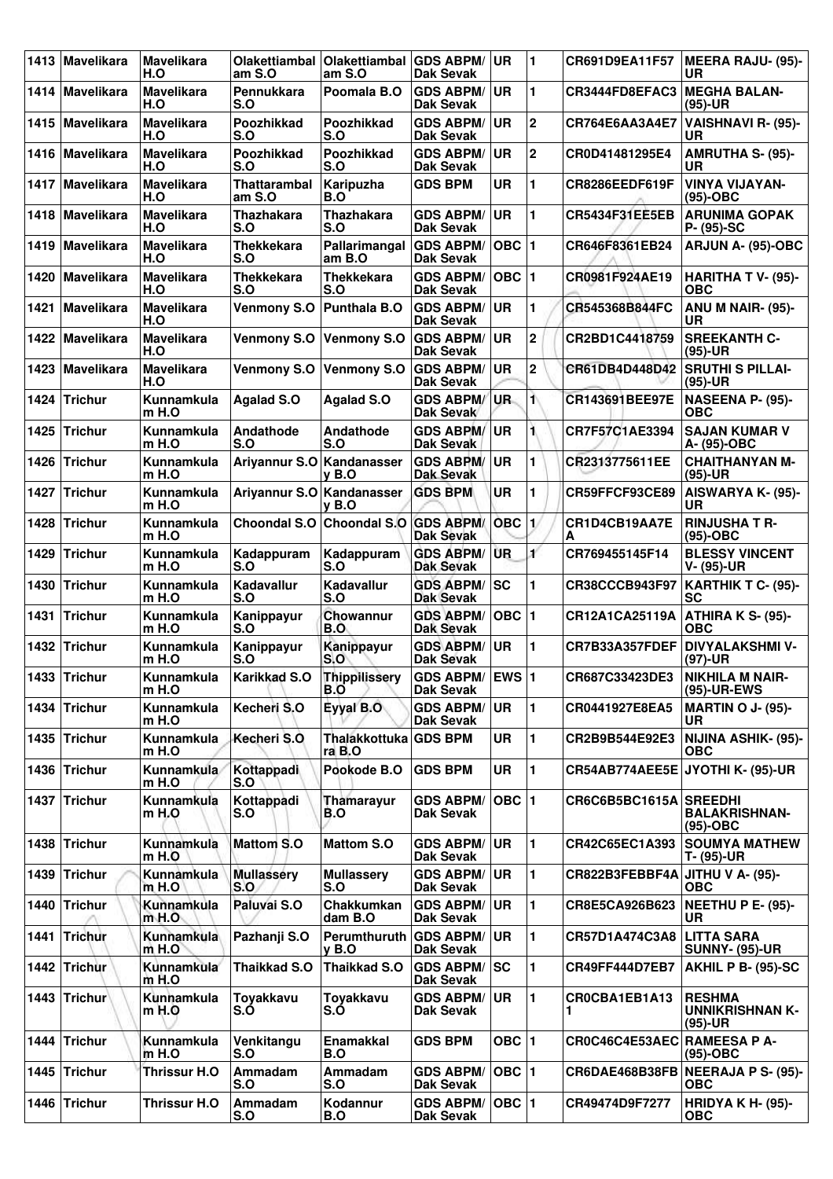| 1413 | Mavelikara | Mavelikara H.O | Olakettiambal am S.O | Olakettiambal am S.O | GDS ABPM/ Dak Sevak | UR | 1 | CR691D9EA11F57 | MEERA RAJU- (95)-UR |
|---|---|---|---|---|---|---|---|---|---|
| 1414 | Mavelikara | Mavelikara H.O | Pennukkara S.O | Poomala B.O | GDS ABPM/ Dak Sevak | UR | 1 | CR3444FD8EFAC3 | MEGHA BALAN-(95)-UR |
| 1415 | Mavelikara | Mavelikara H.O | Poozhikkad S.O | Poozhikkad S.O | GDS ABPM/ Dak Sevak | UR | 2 | CR764E6AA3A4E7 | VAISHNAVI R- (95)-UR |
| 1416 | Mavelikara | Mavelikara H.O | Poozhikkad S.O | Poozhikkad S.O | GDS ABPM/ Dak Sevak | UR | 2 | CR0D41481295E4 | AMRUTHA S- (95)-UR |
| 1417 | Mavelikara | Mavelikara H.O | Thattarambal am S.O | Karipuzha B.O | GDS BPM | UR | 1 | CR8286EEDF619F | VINYA VIJAYAN-(95)-OBC |
| 1418 | Mavelikara | Mavelikara H.O | Thazhakara S.O | Thazhakara S.O | GDS ABPM/ Dak Sevak | UR | 1 | CR5434F31EE5EB | ARUNIMA GOPAK P- (95)-SC |
| 1419 | Mavelikara | Mavelikara H.O | Thekkekara S.O | Pallarimangal am B.O | GDS ABPM/ Dak Sevak | OBC | 1 | CR646F8361EB24 | ARJUN A- (95)-OBC |
| 1420 | Mavelikara | Mavelikara H.O | Thekkekara S.O | Thekkekara S.O | GDS ABPM/ Dak Sevak | OBC | 1 | CR0981F924AE19 | HARITHA T V- (95)-OBC |
| 1421 | Mavelikara | Mavelikara H.O | Venmony S.O | Punthala B.O | GDS ABPM/ Dak Sevak | UR | 1 | CR545368B844FC | ANU M NAIR- (95)-UR |
| 1422 | Mavelikara | Mavelikara H.O | Venmony S.O | Venmony S.O | GDS ABPM/ Dak Sevak | UR | 2 | CR2BD1C4418759 | SREEKANTH C-(95)-UR |
| 1423 | Mavelikara | Mavelikara H.O | Venmony S.O | Venmony S.O | GDS ABPM/ Dak Sevak | UR | 2 | CR61DB4D448D42 | SRUTHI S PILLAI-(95)-UR |
| 1424 | Trichur | Kunnamkula m H.O | Agalad S.O | Agalad S.O | GDS ABPM/ Dak Sevak | UR | 1 | CR143691BEE97E | NASEENA P- (95)-OBC |
| 1425 | Trichur | Kunnamkula m H.O | Andathode S.O | Andathode S.O | GDS ABPM/ Dak Sevak | UR | 1 | CR7F57C1AE3394 | SAJAN KUMAR V A- (95)-OBC |
| 1426 | Trichur | Kunnamkula m H.O | Ariyannur S.O | Kandanasser y B.O | GDS ABPM/ Dak Sevak | UR | 1 | CR2313775611EE | CHAITHANYAN M-(95)-UR |
| 1427 | Trichur | Kunnamkula m H.O | Ariyannur S.O | Kandanasser y B.O | GDS BPM | UR | 1 | CR59FFCF93CE89 | AISWARYA K- (95)-UR |
| 1428 | Trichur | Kunnamkula m H.O | Choondal S.O | Choondal S.O | GDS ABPM/ Dak Sevak | OBC | 1 | CR1D4CB19AA7EA | RINJUSHA T R-(95)-OBC |
| 1429 | Trichur | Kunnamkula m H.O | Kadappuram S.O | Kadappuram S.O | GDS ABPM/ Dak Sevak | UR | 1 | CR769455145F14 | BLESSY VINCENT V- (95)-UR |
| 1430 | Trichur | Kunnamkula m H.O | Kadavallur S.O | Kadavallur S.O | GDS ABPM/ Dak Sevak | SC | 1 | CR38CCCB943F97 | KARTHIK T C- (95)-SC |
| 1431 | Trichur | Kunnamkula m H.O | Kanippayur S.O | Chowannur B.O | GDS ABPM/ Dak Sevak | OBC | 1 | CR12A1CA25119A | ATHIRA K S- (95)-OBC |
| 1432 | Trichur | Kunnamkula m H.O | Kanippayur S.O | Kanippayur S.O | GDS ABPM/ Dak Sevak | UR | 1 | CR7B33A357FDEF | DIVYALAKSHMI V-(97)-UR |
| 1433 | Trichur | Kunnamkula m H.O | Karikkad S.O | Thippilissery B.O | GDS ABPM/ Dak Sevak | EWS | 1 | CR687C33423DE3 | NIKHILA M NAIR-(95)-UR-EWS |
| 1434 | Trichur | Kunnamkula m H.O | Kecheri S.O | Eyyal B.O | GDS ABPM/ Dak Sevak | UR | 1 | CR0441927E8EA5 | MARTIN O J- (95)-UR |
| 1435 | Trichur | Kunnamkula m H.O | Kecheri S.O | Thalakkottuka ra B.O | GDS BPM | UR | 1 | CR2B9B544E92E3 | NIJINA ASHIK- (95)-OBC |
| 1436 | Trichur | Kunnamkula m H.O | Kottappadi S.O | Pookode B.O | GDS BPM | UR | 1 | CR54AB774AEE5E | JYOTHI K- (95)-UR |
| 1437 | Trichur | Kunnamkula m H.O | Kottappadi S.O | Thamarayur B.O | GDS ABPM/ Dak Sevak | OBC | 1 | CR6C6B5BC1615A | SREEDHI BALAKRISHNAN-(95)-OBC |
| 1438 | Trichur | Kunnamkula m H.O | Mattom S.O | Mattom S.O | GDS ABPM/ Dak Sevak | UR | 1 | CR42C65EC1A393 | SOUMYA MATHEW T- (95)-UR |
| 1439 | Trichur | Kunnamkula m H.O | Mullassery S.O | Mullassery S.O | GDS ABPM/ Dak Sevak | UR | 1 | CR822B3FEBBF4A | JITHU V A- (95)-OBC |
| 1440 | Trichur | Kunnamkula m H.O | Paluvai S.O | Chakkumkan dam B.O | GDS ABPM/ Dak Sevak | UR | 1 | CR8E5CA926B623 | NEETHU P E- (95)-UR |
| 1441 | Trichur | Kunnamkula m H.O | Pazhanji S.O | Perumthuruth y B.O | GDS ABPM/ Dak Sevak | UR | 1 | CR57D1A474C3A8 | LITTA SARA SUNNY- (95)-UR |
| 1442 | Trichur | Kunnamkula m H.O | Thaikkad S.O | Thaikkad S.O | GDS ABPM/ Dak Sevak | SC | 1 | CR49FF444D7EB7 | AKHIL P B- (95)-SC |
| 1443 | Trichur | Kunnamkula m H.O | Toyakkavu S.O | Toyakkavu S.O | GDS ABPM/ Dak Sevak | UR | 1 | CR0CBA1EB1A131 | RESHMA UNNIKRISHNAN K-(95)-UR |
| 1444 | Trichur | Kunnamkula m H.O | Venkitangu S.O | Enamakkal B.O | GDS BPM | OBC | 1 | CR0C46C4E53AEC | RAMEESA P A-(95)-OBC |
| 1445 | Trichur | Thrissur H.O | Ammadam S.O | Ammadam S.O | GDS ABPM/ Dak Sevak | OBC | 1 | CR6DAE468B38FB | NEERAJA P S- (95)-OBC |
| 1446 | Trichur | Thrissur H.O | Ammadam S.O | Kodannur B.O | GDS ABPM/ Dak Sevak | OBC | 1 | CR49474D9F7277 | HRIDYA K H- (95)-OBC |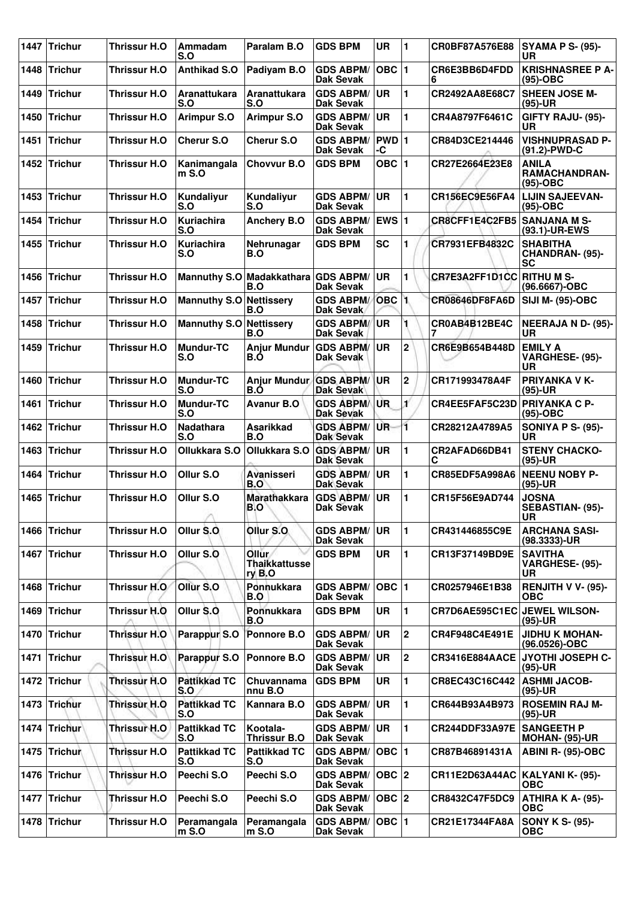| 1447 | Trichur | Thrissur H.O | Ammadam S.O | Paralam B.O | GDS BPM | UR | 1 | CR0BF87A576E88 | SYAMA P S- (95)-UR |
|---|---|---|---|---|---|---|---|---|---|
| 1448 | Trichur | Thrissur H.O | Anthikad S.O | Padiyam B.O | GDS ABPM/ Dak Sevak | OBC | 1 | CR6E3BB6D4FDD6 | KRISHNASREE P A- (95)-OBC |
| 1449 | Trichur | Thrissur H.O | Aranattukara S.O | Aranattukara S.O | GDS ABPM/ Dak Sevak | UR | 1 | CR2492AA8E68C7 | SHEEN JOSE M- (95)-UR |
| 1450 | Trichur | Thrissur H.O | Arimpur S.O | Arimpur S.O | GDS ABPM/ Dak Sevak | UR | 1 | CR4A8797F6461C | GIFTY RAJU- (95)-UR |
| 1451 | Trichur | Thrissur H.O | Cherur S.O | Cherur S.O | GDS ABPM/ Dak Sevak | PWD-C | 1 | CR84D3CE214446 | VISHNUPRASAD P- (91.2)-PWD-C |
| 1452 | Trichur | Thrissur H.O | Kanimangalam S.O | Chovvur B.O | GDS BPM | OBC | 1 | CR27E2664E23E8 | ANILA RAMACHANDRAN- (95)-OBC |
| 1453 | Trichur | Thrissur H.O | Kundaliyur S.O | Kundaliyur S.O | GDS ABPM/ Dak Sevak | UR | 1 | CR156EC9E56FA4 | LIJIN SAJEEVAN- (95)-OBC |
| 1454 | Trichur | Thrissur H.O | Kuriachira S.O | Anchery B.O | GDS ABPM/ Dak Sevak | EWS | 1 | CR8CFF1E4C2FB5 | SANJANA M S- (93.1)-UR-EWS |
| 1455 | Trichur | Thrissur H.O | Kuriachira S.O | Nehrunagar B.O | GDS BPM | SC | 1 | CR7931EFB4832C | SHABITHA CHANDRAN- (95)-SC |
| 1456 | Trichur | Thrissur H.O | Mannuthy S.O | Madakkathara B.O | GDS ABPM/ Dak Sevak | UR | 1 | CR7E3A2FF1D1CC | RITHU M S- (96.6667)-OBC |
| 1457 | Trichur | Thrissur H.O | Mannuthy S.O | Nettissery B.O | GDS ABPM/ Dak Sevak | OBC | 1 | CR08646DF8FA6D | SIJI M- (95)-OBC |
| 1458 | Trichur | Thrissur H.O | Mannuthy S.O | Nettissery B.O | GDS ABPM/ Dak Sevak | UR | 1 | CR0AB4B12BE4C7 | NEERAJA N D- (95)-UR |
| 1459 | Trichur | Thrissur H.O | Mundur-TC S.O | Anjur Mundur B.O | GDS ABPM/ Dak Sevak | UR | 2 | CR6E9B654B448D | EMILY A VARGHESE- (95)-UR |
| 1460 | Trichur | Thrissur H.O | Mundur-TC S.O | Anjur Mundur B.O | GDS ABPM/ Dak Sevak | UR | 2 | CR171993478A4F | PRIYANKA V K- (95)-UR |
| 1461 | Trichur | Thrissur H.O | Mundur-TC S.O | Avanur B.O | GDS ABPM/ Dak Sevak | UR | 1 | CR4EE5FAF5C23D | PRIYANKA C P- (95)-OBC |
| 1462 | Trichur | Thrissur H.O | Nadathara S.O | Asarikkad B.O | GDS ABPM/ Dak Sevak | UR | 1 | CR28212A4789A5 | SONIYA P S- (95)-UR |
| 1463 | Trichur | Thrissur H.O | Ollukkara S.O | Ollukkara S.O | GDS ABPM/ Dak Sevak | UR | 1 | CR2AFAD66DB41C | STENY CHACKO- (95)-UR |
| 1464 | Trichur | Thrissur H.O | Ollur S.O | Avanisseri B.O | GDS ABPM/ Dak Sevak | UR | 1 | CR85EDF5A998A6 | NEENU NOBY P- (95)-UR |
| 1465 | Trichur | Thrissur H.O | Ollur S.O | Marathakkara B.O | GDS ABPM/ Dak Sevak | UR | 1 | CR15F56E9AD744 | JOSNA SEBASTIAN- (95)-UR |
| 1466 | Trichur | Thrissur H.O | Ollur S.O | Ollur S.O | GDS ABPM/ Dak Sevak | UR | 1 | CR431446855C9E | ARCHANA SASI- (98.3333)-UR |
| 1467 | Trichur | Thrissur H.O | Ollur S.O | Ollur Thaikkattussery B.O | GDS BPM | UR | 1 | CR13F37149BD9E | SAVITHA VARGHESE- (95)-UR |
| 1468 | Trichur | Thrissur H.O | Ollur S.O | Ponnukkara B.O | GDS ABPM/ Dak Sevak | OBC | 1 | CR0257946E1B38 | RENJITH V V- (95)-OBC |
| 1469 | Trichur | Thrissur H.O | Ollur S.O | Ponnukkara B.O | GDS BPM | UR | 1 | CR7D6AE595C1EC | JEWEL WILSON- (95)-UR |
| 1470 | Trichur | Thrissur H.O | Parappur S.O | Ponnore B.O | GDS ABPM/ Dak Sevak | UR | 2 | CR4F948C4E491E | JIDHU K MOHAN- (96.0526)-OBC |
| 1471 | Trichur | Thrissur H.O | Parappur S.O | Ponnore B.O | GDS ABPM/ Dak Sevak | UR | 2 | CR3416E884AACE | JYOTHI JOSEPH C- (95)-UR |
| 1472 | Trichur | Thrissur H.O | Pattikkad TC S.O | Chuvannamannu B.O | GDS BPM | UR | 1 | CR8EC43C16C442 | ASHMI JACOB- (95)-UR |
| 1473 | Trichur | Thrissur H.O | Pattikkad TC S.O | Kannara B.O | GDS ABPM/ Dak Sevak | UR | 1 | CR644B93A4B973 | ROSEMIN RAJ M- (95)-UR |
| 1474 | Trichur | Thrissur H.O | Pattikkad TC S.O | Kootala-Thrissur B.O | GDS ABPM/ Dak Sevak | UR | 1 | CR244DDF33A97E | SANGEETH P MOHAN- (95)-UR |
| 1475 | Trichur | Thrissur H.O | Pattikkad TC S.O | Pattikkad TC S.O | GDS ABPM/ Dak Sevak | OBC | 1 | CR87B46891431A | ABINI R- (95)-OBC |
| 1476 | Trichur | Thrissur H.O | Peechi S.O | Peechi S.O | GDS ABPM/ Dak Sevak | OBC | 2 | CR11E2D63A44AC | KALYANI K- (95)-OBC |
| 1477 | Trichur | Thrissur H.O | Peechi S.O | Peechi S.O | GDS ABPM/ Dak Sevak | OBC | 2 | CR8432C47F5DC9 | ATHIRA K A- (95)-OBC |
| 1478 | Trichur | Thrissur H.O | Peramangalam S.O | Peramangalam S.O | GDS ABPM/ Dak Sevak | OBC | 1 | CR21E17344FA8A | SONY K S- (95)-OBC |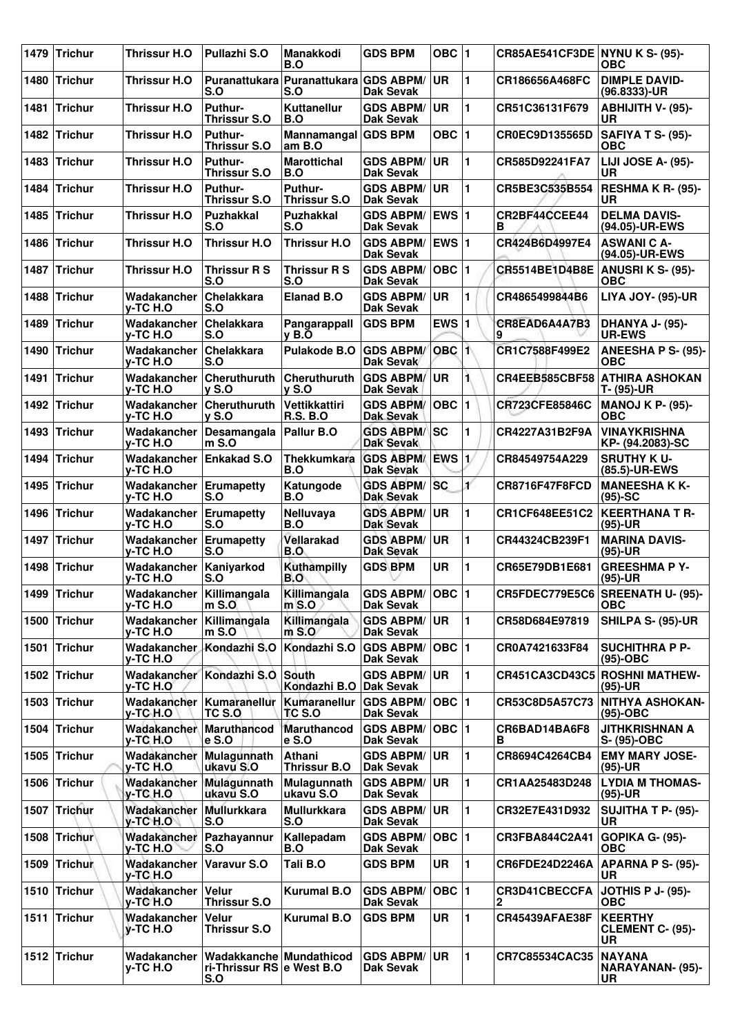| 1479 | Trichur | Thrissur H.O | Pullazhi S.O | Manakkodi B.O | GDS BPM | OBC | 1 | CR85AE541CF3DE | NYNU K S- (95)-OBC |
|---|---|---|---|---|---|---|---|---|---|
| 1480 | Trichur | Thrissur H.O | Puranattukara S.O | Puranattukara S.O | GDS ABPM/ Dak Sevak | UR | 1 | CR186656A468FC | DIMPLE DAVID- (96.8333)-UR |
| 1481 | Trichur | Thrissur H.O | Puthur-Thrissur S.O | Kuttanellur B.O | GDS ABPM/ Dak Sevak | UR | 1 | CR51C36131F679 | ABHIJITH V- (95)-UR |
| 1482 | Trichur | Thrissur H.O | Puthur-Thrissur S.O | Mannamangalam B.O | GDS BPM | OBC | 1 | CR0EC9D135565D | SAFIYA T S- (95)-OBC |
| 1483 | Trichur | Thrissur H.O | Puthur-Thrissur S.O | Marottichal B.O | GDS ABPM/ Dak Sevak | UR | 1 | CR585D92241FA7 | LIJI JOSE A- (95)-UR |
| 1484 | Trichur | Thrissur H.O | Puthur-Thrissur S.O | Puthur-Thrissur S.O | GDS ABPM/ Dak Sevak | UR | 1 | CR5BE3C535B554 | RESHMA K R- (95)-UR |
| 1485 | Trichur | Thrissur H.O | Puzhakkal S.O | Puzhakkal S.O | GDS ABPM/ Dak Sevak | EWS | 1 | CR2BF44CCEE44B | DELMA DAVIS- (94.05)-UR-EWS |
| 1486 | Trichur | Thrissur H.O | Thrissur H.O | Thrissur H.O | GDS ABPM/ Dak Sevak | EWS | 1 | CR424B6D4997E4 | ASWANI C A- (94.05)-UR-EWS |
| 1487 | Trichur | Thrissur H.O | Thrissur R S S.O | Thrissur R S S.O | GDS ABPM/ Dak Sevak | OBC | 1 | CR5514BE1D4B8E | ANUSRI K S- (95)-OBC |
| 1488 | Trichur | Wadakanchery-TC H.O | Chelakkara S.O | Elanad B.O | GDS ABPM/ Dak Sevak | UR | 1 | CR4865499844B6 | LIYA JOY- (95)-UR |
| 1489 | Trichur | Wadakanchery-TC H.O | Chelakkara S.O | Pangarappally B.O | GDS BPM | EWS | 1 | CR8EAD6A4A7B39 | DHANYA J- (95)-UR-EWS |
| 1490 | Trichur | Wadakanchery-TC H.O | Chelakkara S.O | Pulakode B.O | GDS ABPM/ Dak Sevak | OBC | 1 | CR1C7588F499E2 | ANEESHA P S- (95)-OBC |
| 1491 | Trichur | Wadakanchery-TC H.O | Cheruthuruthy S.O | Cheruthuruthy S.O | GDS ABPM/ Dak Sevak | UR | 1 | CR4EEB585CBF58 | ATHIRA ASHOKAN T- (95)-UR |
| 1492 | Trichur | Wadakanchery-TC H.O | Cheruthuruthy S.O | Vettikkattiri R.S. B.O | GDS ABPM/ Dak Sevak | OBC | 1 | CR723CFE85846C | MANOJ K P- (95)-OBC |
| 1493 | Trichur | Wadakanchery-TC H.O | Desamangalam S.O | Pallur B.O | GDS ABPM/ Dak Sevak | SC | 1 | CR4227A31B2F9A | VINAYKRISHNA KP- (94.2083)-SC |
| 1494 | Trichur | Wadakanchery-TC H.O | Enkakad S.O | Thekkumkara B.O | GDS ABPM/ Dak Sevak | EWS | 1 | CR84549754A229 | SRUTHY K U- (85.5)-UR-EWS |
| 1495 | Trichur | Wadakanchery-TC H.O | Erumapetty S.O | Katungode B.O | GDS ABPM/ Dak Sevak | SC | 1 | CR8716F47F8FCD | MANEESHA K K- (95)-SC |
| 1496 | Trichur | Wadakanchery-TC H.O | Erumapetty S.O | Nelluvaya B.O | GDS ABPM/ Dak Sevak | UR | 1 | CR1CF648EE51C2 | KEERTHANA T R- (95)-UR |
| 1497 | Trichur | Wadakanchery-TC H.O | Erumapetty S.O | Vellarakad B.O | GDS ABPM/ Dak Sevak | UR | 1 | CR44324CB239F1 | MARINA DAVIS- (95)-UR |
| 1498 | Trichur | Wadakanchery-TC H.O | Kaniyarkod S.O | Kuthampilly B.O | GDS BPM | UR | 1 | CR65E79DB1E681 | GREESHMA P Y- (95)-UR |
| 1499 | Trichur | Wadakanchery-TC H.O | Killimangalam S.O | Killimangalam S.O | GDS ABPM/ Dak Sevak | OBC | 1 | CR5FDEC779E5C6 | SREENATH U- (95)-OBC |
| 1500 | Trichur | Wadakanchery-TC H.O | Killimangalam S.O | Killimangalam S.O | GDS ABPM/ Dak Sevak | UR | 1 | CR58D684E97819 | SHILPA S- (95)-UR |
| 1501 | Trichur | Wadakanchery-TC H.O | Kondazhi S.O | Kondazhi S.O | GDS ABPM/ Dak Sevak | OBC | 1 | CR0A7421633F84 | SUCHITHRA P P- (95)-OBC |
| 1502 | Trichur | Wadakanchery-TC H.O | Kondazhi S.O | South Kondazhi B.O | GDS ABPM/ Dak Sevak | UR | 1 | CR451CA3CD43C5 | ROSHNI MATHEW- (95)-UR |
| 1503 | Trichur | Wadakanchery-TC H.O | Kumaranellur TC S.O | Kumaranellur TC S.O | GDS ABPM/ Dak Sevak | OBC | 1 | CR53C8D5A57C73 | NITHYA ASHOKAN- (95)-OBC |
| 1504 | Trichur | Wadakanchery-TC H.O | Maruthancode S.O | Maruthancode S.O | GDS ABPM/ Dak Sevak | OBC | 1 | CR6BAD14BA6F8B | JITHKRISHNAN A S- (95)-OBC |
| 1505 | Trichur | Wadakanchery-TC H.O | Mulagunnathukavu S.O | Athani Thrissur B.O | GDS ABPM/ Dak Sevak | UR | 1 | CR8694C4264CB4 | EMY MARY JOSE- (95)-UR |
| 1506 | Trichur | Wadakanchery-TC H.O | Mulagunnathukavu S.O | Mulagunnathukavu S.O | GDS ABPM/ Dak Sevak | UR | 1 | CR1AA25483D248 | LYDIA M THOMAS- (95)-UR |
| 1507 | Trichur | Wadakanchery-TC H.O | Mullurkkara S.O | Mullurkkara S.O | GDS ABPM/ Dak Sevak | UR | 1 | CR32E7E431D932 | SUJITHA T P- (95)-UR |
| 1508 | Trichur | Wadakanchery-TC H.O | Pazhayannur S.O | Kallepadam B.O | GDS ABPM/ Dak Sevak | OBC | 1 | CR3FBA844C2A41 | GOPIKA G- (95)-OBC |
| 1509 | Trichur | Wadakanchery-TC H.O | Varavur S.O | Tali B.O | GDS BPM | UR | 1 | CR6FDE24D2246A | APARNA P S- (95)-UR |
| 1510 | Trichur | Wadakanchery-TC H.O | Velur Thrissur S.O | Kurumal B.O | GDS ABPM/ Dak Sevak | OBC | 1 | CR3D41CBECCFA2 | JOTHIS P J- (95)-OBC |
| 1511 | Trichur | Wadakanchery-TC H.O | Velur Thrissur S.O | Kurumal B.O | GDS BPM | UR | 1 | CR45439AFAE38F | KEERTHY CLEMENT C- (95)-UR |
| 1512 | Trichur | Wadakanchery-TC H.O | Wadakkancheri-Thrissur RS S.O | Mundathicode West B.O | GDS ABPM/ Dak Sevak | UR | 1 | CR7C85534CAC35 | NAYANA NARAYANAN- (95)-UR |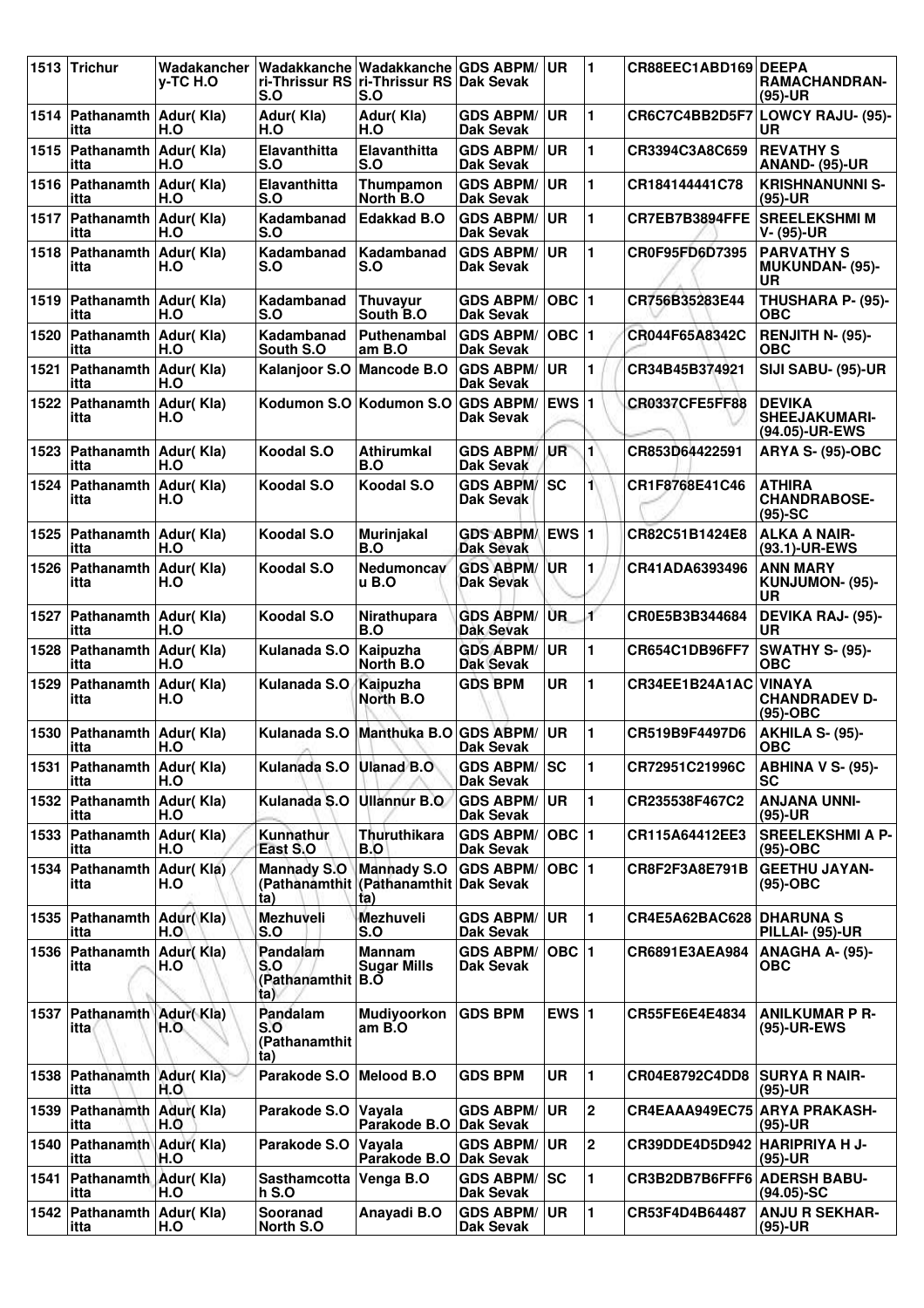| 1513 | Trichur | Wadakanchery-TC H.O | Wadakkanchери-Thrissur RS S.O | Wadakkanchери-Thrissur RS S.O | GDS ABPM/ Dak Sevak | UR | 1 | CR88EEC1ABD169 | DEEPA RAMACHANDRAN- (95)-UR |
|---|---|---|---|---|---|---|---|---|---|
| 1514 | Pathanamthitta | Adur( Kla) H.O | Adur( Kla) H.O | Adur( Kla) H.O | GDS ABPM/ Dak Sevak | UR | 1 | CR6C7C4BB2D5F7 | LOWCY RAJU- (95)-UR |
| 1515 | Pathanamthitta | Adur( Kla) H.O | Elavanthitta S.O | Elavanthitta S.O | GDS ABPM/ Dak Sevak | UR | 1 | CR3394C3A8C659 | REVATHY S ANAND- (95)-UR |
| 1516 | Pathanamthitta | Adur( Kla) H.O | Elavanthitta S.O | Thumpamon North B.O | GDS ABPM/ Dak Sevak | UR | 1 | CR184144441C78 | KRISHNANUNNI S- (95)-UR |
| 1517 | Pathanamthitta | Adur( Kla) H.O | Kadambanad S.O | Edakkad B.O | GDS ABPM/ Dak Sevak | UR | 1 | CR7EB7B3894FFE | SREELEKSHMI M V- (95)-UR |
| 1518 | Pathanamthitta | Adur( Kla) H.O | Kadambanad S.O | Kadambanad S.O | GDS ABPM/ Dak Sevak | UR | 1 | CR0F95FD6D7395 | PARVATHY S MUKUNDAN- (95)-UR |
| 1519 | Pathanamthitta | Adur( Kla) H.O | Kadambanad S.O | Thuvayur South B.O | GDS ABPM/ Dak Sevak | OBC | 1 | CR756B35283E44 | THUSHARA P- (95)-OBC |
| 1520 | Pathanamthitta | Adur( Kla) H.O | Kadambanad South S.O | Puthenambalam B.O | GDS ABPM/ Dak Sevak | OBC | 1 | CR044F65A8342C | RENJITH N- (95)-OBC |
| 1521 | Pathanamthitta | Adur( Kla) H.O | Kalanjoor S.O | Mancode B.O | GDS ABPM/ Dak Sevak | UR | 1 | CR34B45B374921 | SIJI SABU- (95)-UR |
| 1522 | Pathanamthitta | Adur( Kla) H.O | Kodumon S.O | Kodumon S.O | GDS ABPM/ Dak Sevak | EWS | 1 | CR0337CFE5FF88 | DEVIKA SHEEJAKUMARI- (94.05)-UR-EWS |
| 1523 | Pathanamthitta | Adur( Kla) H.O | Koodal S.O | Athirumkal B.O | GDS ABPM/ Dak Sevak | UR | 1 | CR853D64422591 | ARYA S- (95)-OBC |
| 1524 | Pathanamthitta | Adur( Kla) H.O | Koodal S.O | Koodal S.O | GDS ABPM/ Dak Sevak | SC | 1 | CR1F8768E41C46 | ATHIRA CHANDRABOSE- (95)-SC |
| 1525 | Pathanamthitta | Adur( Kla) H.O | Koodal S.O | Murinjakal B.O | GDS ABPM/ Dak Sevak | EWS | 1 | CR82C51B1424E8 | ALKA A NAIR- (93.1)-UR-EWS |
| 1526 | Pathanamthitta | Adur( Kla) H.O | Koodal S.O | Nedumoncavu B.O | GDS ABPM/ Dak Sevak | UR | 1 | CR41ADA6393496 | ANN MARY KUNJUMON- (95)-UR |
| 1527 | Pathanamthitta | Adur( Kla) H.O | Koodal S.O | Nirathupara B.O | GDS ABPM/ Dak Sevak | UR | 1 | CR0E5B3B344684 | DEVIKA RAJ- (95)-UR |
| 1528 | Pathanamthitta | Adur( Kla) H.O | Kulanada S.O | Kaipuzha North B.O | GDS ABPM/ Dak Sevak | UR | 1 | CR654C1DB96FF7 | SWATHY S- (95)-OBC |
| 1529 | Pathanamthitta | Adur( Kla) H.O | Kulanada S.O | Kaipuzha North B.O | GDS BPM | UR | 1 | CR34EE1B24A1AC | VINAYA CHANDRADEV D- (95)-OBC |
| 1530 | Pathanamthitta | Adur( Kla) H.O | Kulanada S.O | Manthuka B.O | GDS ABPM/ Dak Sevak | UR | 1 | CR519B9F4497D6 | AKHILA S- (95)-OBC |
| 1531 | Pathanamthitta | Adur( Kla) H.O | Kulanada S.O | Ulanad B.O | GDS ABPM/ Dak Sevak | SC | 1 | CR72951C21996C | ABHINA V S- (95)-SC |
| 1532 | Pathanamthitta | Adur( Kla) H.O | Kulanada S.O | Ullannur B.O | GDS ABPM/ Dak Sevak | UR | 1 | CR235538F467C2 | ANJANA UNNI- (95)-UR |
| 1533 | Pathanamthitta | Adur( Kla) H.O | Kunnathur East S.O | Thuruthikara B.O | GDS ABPM/ Dak Sevak | OBC | 1 | CR115A64412EE3 | SREELEKSHMI A P- (95)-OBC |
| 1534 | Pathanamthitta | Adur( Kla) H.O | Mannady S.O (Pathanamthitta) | Mannady S.O (Pathanamthitta) | GDS ABPM/ Dak Sevak | OBC | 1 | CR8F2F3A8E791B | GEETHU JAYAN- (95)-OBC |
| 1535 | Pathanamthitta | Adur( Kla) H.O | Mezhuveli S.O | Mezhuveli S.O | GDS ABPM/ Dak Sevak | UR | 1 | CR4E5A62BAC628 | DHARUNA S PILLAI- (95)-UR |
| 1536 | Pathanamthitta | Adur( Kla) H.O | Pandalam S.O (Pathanamthitta) | Mannam Sugar Mills B.O | GDS ABPM/ Dak Sevak | OBC | 1 | CR6891E3AEA984 | ANAGHA A- (95)-OBC |
| 1537 | Pathanamthitta | Adur( Kla) H.O | Pandalam S.O (Pathanamthitta) | Mudiyoorkonam B.O | GDS BPM | EWS | 1 | CR55FE6E4E4834 | ANILKUMAR P R- (95)-UR-EWS |
| 1538 | Pathanamthitta | Adur( Kla) H.O | Parakode S.O | Melood B.O | GDS BPM | UR | 1 | CR04E8792C4DD8 | SURYA R NAIR- (95)-UR |
| 1539 | Pathanamthitta | Adur( Kla) H.O | Parakode S.O | Vayala Parakode B.O | GDS ABPM/ Dak Sevak | UR | 2 | CR4EAAA949EC75 | ARYA PRAKASH- (95)-UR |
| 1540 | Pathanamthitta | Adur( Kla) H.O | Parakode S.O | Vayala Parakode B.O | GDS ABPM/ Dak Sevak | UR | 2 | CR39DDE4D5D942 | HARIPRIYA H J- (95)-UR |
| 1541 | Pathanamthitta | Adur( Kla) H.O | Sasthamcottah S.O | Venga B.O | GDS ABPM/ Dak Sevak | SC | 1 | CR3B2DB7B6FFF6 | ADERSH BABU- (94.05)-SC |
| 1542 | Pathanamthitta | Adur( Kla) H.O | Sooranad North S.O | Anayadi B.O | GDS ABPM/ Dak Sevak | UR | 1 | CR53F4D4B64487 | ANJU R SEKHAR- (95)-UR |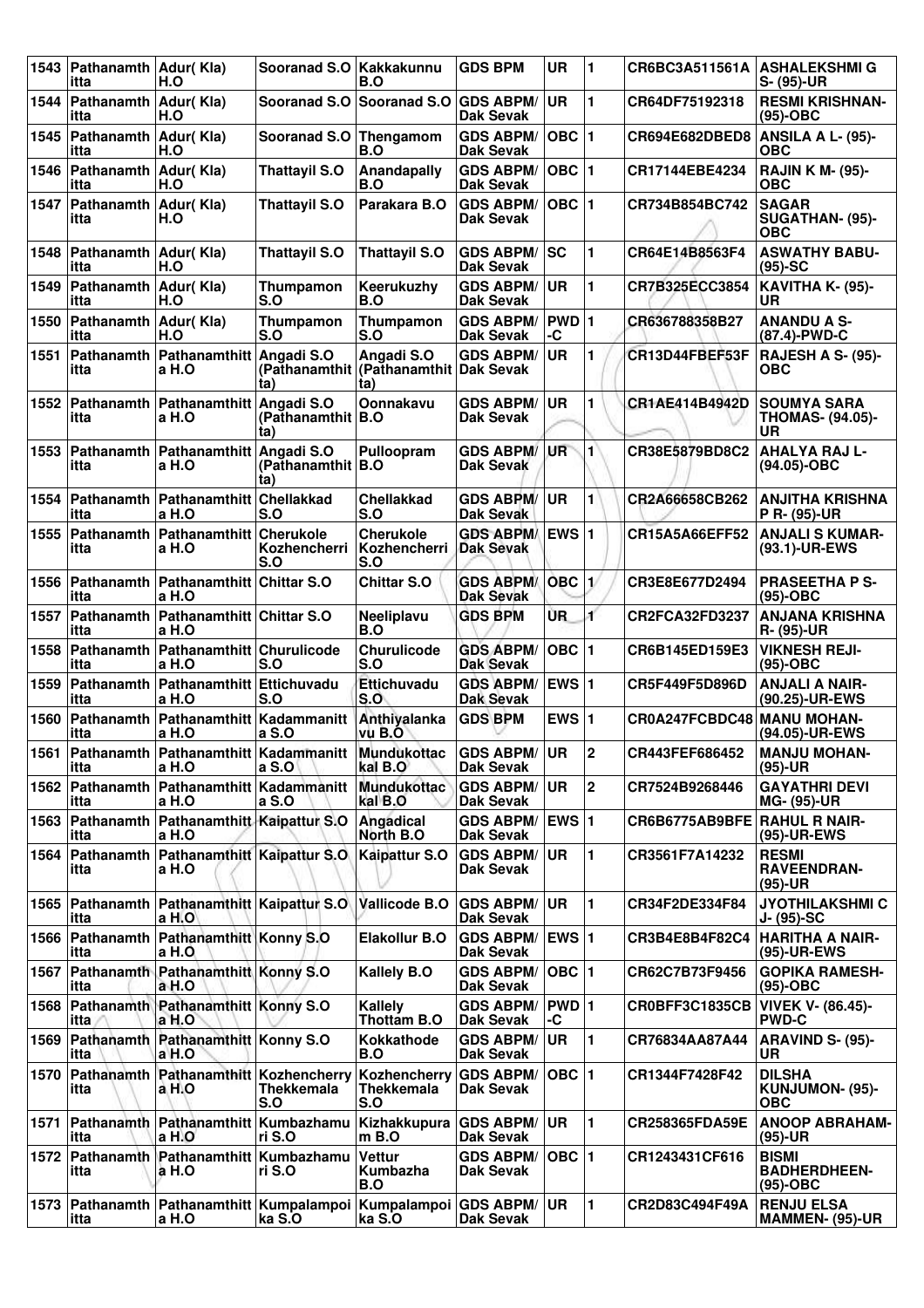| 1543 | Pathanamthitta | Adur( Kla) H.O | Sooranad S.O | Kakkakunnu B.O | GDS BPM | UR | 1 | CR6BC3A511561A | ASHALEKSHMI G S- (95)-UR |
|---|---|---|---|---|---|---|---|---|---|
| 1544 | Pathanamthitta | Adur( Kla) H.O | Sooranad S.O | Sooranad S.O | GDS ABPM/ Dak Sevak | UR | 1 | CR64DF75192318 | RESMI KRISHNAN- (95)-OBC |
| 1545 | Pathanamthitta | Adur( Kla) H.O | Sooranad S.O | Thengamom B.O | GDS ABPM/ Dak Sevak | OBC | 1 | CR694E682DBED8 | ANSILA A L- (95)-OBC |
| 1546 | Pathanamthitta | Adur( Kla) H.O | Thattayil S.O | Anandapally B.O | GDS ABPM/ Dak Sevak | OBC | 1 | CR17144EBE4234 | RAJIN K M- (95)-OBC |
| 1547 | Pathanamthitta | Adur( Kla) H.O | Thattayil S.O | Parakara B.O | GDS ABPM/ Dak Sevak | OBC | 1 | CR734B854BC742 | SAGAR SUGATHAN- (95)-OBC |
| 1548 | Pathanamthitta | Adur( Kla) H.O | Thattayil S.O | Thattayil S.O | GDS ABPM/ Dak Sevak | SC | 1 | CR64E14B8563F4 | ASWATHY BABU- (95)-SC |
| 1549 | Pathanamthitta | Adur( Kla) H.O | Thumpamon S.O | Keerukuzhy B.O | GDS ABPM/ Dak Sevak | UR | 1 | CR7B325ECC3854 | KAVITHA K- (95)-UR |
| 1550 | Pathanamthitta | Adur( Kla) H.O | Thumpamon S.O | Thumpamon S.O | GDS ABPM/ Dak Sevak | PWD-C | 1 | CR636788358B27 | ANANDU A S- (87.4)-PWD-C |
| 1551 | Pathanamthitta | Pathanamthitta H.O | Angadi S.O (Pathanamthitta) | Angadi S.O (Pathanamthitta) | GDS ABPM/ Dak Sevak | UR | 1 | CR13D44FBEF53F | RAJESH A S- (95)-OBC |
| 1552 | Pathanamthitta | Pathanamthitta H.O | Angadi S.O (Pathanamthitta) | Oonnakavu B.O | GDS ABPM/ Dak Sevak | UR | 1 | CR1AE414B4942D | SOUMYA SARA THOMAS- (94.05)-UR |
| 1553 | Pathanamthitta | Pathanamthitta H.O | Angadi S.O (Pathanamthitta) | Pulloopram B.O | GDS ABPM/ Dak Sevak | UR | 1 | CR38E5879BD8C2 | AHALYA RAJ L- (94.05)-OBC |
| 1554 | Pathanamthitta | Pathanamthitta H.O | Chellakkad S.O | Chellakkad S.O | GDS ABPM/ Dak Sevak | UR | 1 | CR2A66658CB262 | ANJITHA KRISHNA P R- (95)-UR |
| 1555 | Pathanamthitta | Pathanamthitta H.O | Cherukole Kozhencherri S.O | Cherukole Kozhencherri S.O | GDS ABPM/ Dak Sevak | EWS | 1 | CR15A5A66EFF52 | ANJALI S KUMAR- (93.1)-UR-EWS |
| 1556 | Pathanamthitta | Pathanamthitta H.O | Chittar S.O | Chittar S.O | GDS ABPM/ Dak Sevak | OBC | 1 | CR3E8E677D2494 | PRASEETHA P S- (95)-OBC |
| 1557 | Pathanamthitta | Pathanamthitta H.O | Chittar S.O | Neeliplavu B.O | GDS BPM | UR | 1 | CR2FCA32FD3237 | ANJANA KRISHNA R- (95)-UR |
| 1558 | Pathanamthitta | Pathanamthitta H.O | Churulicode S.O | Churulicode S.O | GDS ABPM/ Dak Sevak | OBC | 1 | CR6B145ED159E3 | VIKNESH REJI- (95)-OBC |
| 1559 | Pathanamthitta | Pathanamthitta H.O | Ettichuvadu S.O | Ettichuvadu S.O | GDS ABPM/ Dak Sevak | EWS | 1 | CR5F449F5D896D | ANJALI A NAIR- (90.25)-UR-EWS |
| 1560 | Pathanamthitta | Pathanamthitta H.O | Kadammanitta S.O | Anthiyalankavu B.O | GDS BPM | EWS | 1 | CR0A247FCBDC48 | MANU MOHAN- (94.05)-UR-EWS |
| 1561 | Pathanamthitta | Pathanamthitta H.O | Kadammanitta S.O | Mundukottackal B.O | GDS ABPM/ Dak Sevak | UR | 2 | CR443FEF686452 | MANJU MOHAN- (95)-UR |
| 1562 | Pathanamthitta | Pathanamthitta H.O | Kadammanitta S.O | Mundukottackal B.O | GDS ABPM/ Dak Sevak | UR | 2 | CR7524B9268446 | GAYATHRI DEVI MG- (95)-UR |
| 1563 | Pathanamthitta | Pathanamthitta H.O | Kaipattur S.O | Angadical North B.O | GDS ABPM/ Dak Sevak | EWS | 1 | CR6B6775AB9BFE | RAHUL R NAIR- (95)-UR-EWS |
| 1564 | Pathanamthitta | Pathanamthitta H.O | Kaipattur S.O | Kaipattur S.O | GDS ABPM/ Dak Sevak | UR | 1 | CR3561F7A14232 | RESMI RAVEENDRAN- (95)-UR |
| 1565 | Pathanamthitta | Pathanamthitta H.O | Kaipattur S.O | Vallicode B.O | GDS ABPM/ Dak Sevak | UR | 1 | CR34F2DE334F84 | JYOTHILAKSHMI C J- (95)-SC |
| 1566 | Pathanamthitta | Pathanamthitta H.O | Konny S.O | Elakollur B.O | GDS ABPM/ Dak Sevak | EWS | 1 | CR3B4E8B4F82C4 | HARITHA A NAIR- (95)-UR-EWS |
| 1567 | Pathanamthitta | Pathanamthitta H.O | Konny S.O | Kallely B.O | GDS ABPM/ Dak Sevak | OBC | 1 | CR62C7B73F9456 | GOPIKA RAMESH- (95)-OBC |
| 1568 | Pathanamthitta | Pathanamthitta H.O | Konny S.O | Kallely Thottam B.O | GDS ABPM/ Dak Sevak | PWD-C | 1 | CR0BFF3C1835CB | VIVEK V- (86.45)-PWD-C |
| 1569 | Pathanamthitta | Pathanamthitta H.O | Konny S.O | Kokkathode B.O | GDS ABPM/ Dak Sevak | UR | 1 | CR76834AA87A44 | ARAVIND S- (95)-UR |
| 1570 | Pathanamthitta | Pathanamthitta H.O | Kozhencherry Thekkemala S.O | Kozhencherry Thekkemala S.O | GDS ABPM/ Dak Sevak | OBC | 1 | CR1344F7428F42 | DILSHA KUNJUMON- (95)-OBC |
| 1571 | Pathanamthitta | Pathanamthitta H.O | Kumbazhamuri S.O | Kizhakkupuram B.O | GDS ABPM/ Dak Sevak | UR | 1 | CR258365FDA59E | ANOOP ABRAHAM- (95)-UR |
| 1572 | Pathanamthitta | Pathanamthitta H.O | Kumbazhamuri S.O | Vettur Kumbazha B.O | GDS ABPM/ Dak Sevak | OBC | 1 | CR1243431CF616 | BISMI BADHERDHEEN- (95)-OBC |
| 1573 | Pathanamthitta | Pathanamthitta H.O | Kumpalampoika S.O | Kumpalampoika S.O | GDS ABPM/ Dak Sevak | UR | 1 | CR2D83C494F49A | RENJU ELSA MAMMEN- (95)-UR |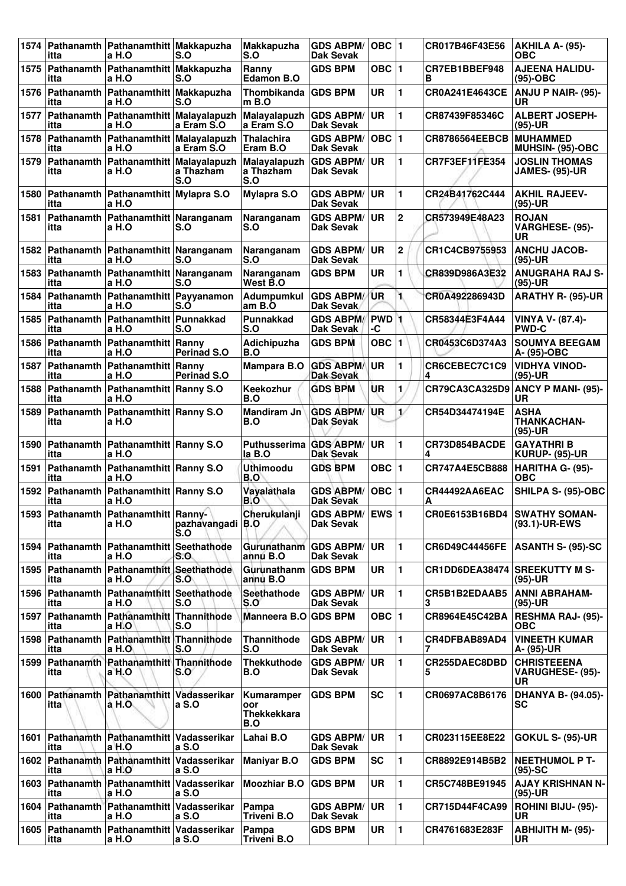| 1574 | Pathanamthitta | Pathanamthitta H.O | Makkapuzha S.O | Makkapuzha S.O | GDS ABPM/ Dak Sevak | OBC | 1 | CR017B46F43E56 | AKHILA A- (95)-OBC |
|---|---|---|---|---|---|---|---|---|---|
| 1575 | Pathanamthitta | Pathanamthitta H.O | Makkapuzha S.O | Ranny Edamon B.O | GDS BPM | OBC | 1 | CR7EB1BBEF948B | AJEENA HALIDU-(95)-OBC |
| 1576 | Pathanamthitta | Pathanamthitta H.O | Makkapuzha S.O | Thombikandam B.O | GDS BPM | UR | 1 | CR0A241E4643CE | ANJU P NAIR- (95)-UR |
| 1577 | Pathanamthitta | Pathanamthitta H.O | Malayalapuzha Eram S.O | Malayalapuzha Eram S.O | GDS ABPM/ Dak Sevak | UR | 1 | CR87439F85346C | ALBERT JOSEPH-(95)-UR |
| 1578 | Pathanamthitta | Pathanamthitta H.O | Malayalapuzha Eram S.O | Thalachira Eram B.O | GDS ABPM/ Dak Sevak | OBC | 1 | CR8786564EEBCB | MUHAMMED MUHSIN- (95)-OBC |
| 1579 | Pathanamthitta | Pathanamthitta H.O | Malayalapuzha Thazham S.O | Malayalapuzha Thazham S.O | GDS ABPM/ Dak Sevak | UR | 1 | CR7F3EF11FE354 | JOSLIN THOMAS JAMES- (95)-UR |
| 1580 | Pathanamthitta | Pathanamthitta H.O | Mylapra S.O | Mylapra S.O | GDS ABPM/ Dak Sevak | UR | 1 | CR24B41762C444 | AKHIL RAJEEV-(95)-UR |
| 1581 | Pathanamthitta | Pathanamthitta H.O | Naranganam S.O | Naranganam S.O | GDS ABPM/ Dak Sevak | UR | 2 | CR573949E48A23 | ROJAN VARGHESE- (95)-UR |
| 1582 | Pathanamthitta | Pathanamthitta H.O | Naranganam S.O | Naranganam S.O | GDS ABPM/ Dak Sevak | UR | 2 | CR1C4CB9755953 | ANCHU JACOB-(95)-UR |
| 1583 | Pathanamthitta | Pathanamthitta H.O | Naranganam S.O | Naranganam West B.O | GDS BPM | UR | 1 | CR839D986A3E32 | ANUGRAHA RAJ S-(95)-UR |
| 1584 | Pathanamthitta | Pathanamthitta H.O | Payyanamon S.O | Adumpumkulam B.O | GDS ABPM/ Dak Sevak | UR | 1 | CR0A492286943D | ARATHY R- (95)-UR |
| 1585 | Pathanamthitta | Pathanamthitta H.O | Punnakkad S.O | Punnakkad S.O | GDS ABPM/ Dak Sevak | PWD-C | 1 | CR58344E3F4A44 | VINYA V- (87.4)-PWD-C |
| 1586 | Pathanamthitta | Pathanamthitta H.O | Ranny Perinad S.O | Adichipuzha B.O | GDS BPM | OBC | 1 | CR0453C6D374A3 | SOUMYA BEEGAM A- (95)-OBC |
| 1587 | Pathanamthitta | Pathanamthitta H.O | Ranny Perinad S.O | Mampara B.O | GDS ABPM/ Dak Sevak | UR | 1 | CR6CEBEC7C1C94 | VIDHYA VINOD-(95)-UR |
| 1588 | Pathanamthitta | Pathanamthitta H.O | Ranny S.O | Keekozhur B.O | GDS BPM | UR | 1 | CR79CA3CA325D9 | ANCY P MANI- (95)-UR |
| 1589 | Pathanamthitta | Pathanamthitta H.O | Ranny S.O | Mandiram Jn B.O | GDS ABPM/ Dak Sevak | UR | 1 | CR54D34474194E | ASHA THANKACHAN-(95)-UR |
| 1590 | Pathanamthitta | Pathanamthitta H.O | Ranny S.O | Puthusserimala B.O | GDS ABPM/ Dak Sevak | UR | 1 | CR73D854BACDE4 | GAYATHRI B KURUP- (95)-UR |
| 1591 | Pathanamthitta | Pathanamthitta H.O | Ranny S.O | Uthimoodu B.O | GDS BPM | OBC | 1 | CR747A4E5CB888 | HARITHA G- (95)-OBC |
| 1592 | Pathanamthitta | Pathanamthitta H.O | Ranny S.O | Vayalathala B.O | GDS ABPM/ Dak Sevak | OBC | 1 | CR44492AA6EACA | SHILPA S- (95)-OBC |
| 1593 | Pathanamthitta | Pathanamthitta H.O | Ranny-pazhavangadi S.O | Cherukulanji B.O | GDS ABPM/ Dak Sevak | EWS | 1 | CR0E6153B16BD4 | SWATHY SOMAN-(93.1)-UR-EWS |
| 1594 | Pathanamthitta | Pathanamthitta H.O | Seethathode S.O | Gurunathannannu B.O | GDS ABPM/ Dak Sevak | UR | 1 | CR6D49C44456FE | ASANTH S- (95)-SC |
| 1595 | Pathanamthitta | Pathanamthitta H.O | Seethathode S.O | Gurunathannannu B.O | GDS BPM | UR | 1 | CR1DD6DEA38474 | SREEKUTTY M S-(95)-UR |
| 1596 | Pathanamthitta | Pathanamthitta H.O | Seethathode S.O | Seethathode S.O | GDS ABPM/ Dak Sevak | UR | 1 | CR5B1B2EDAAB53 | ANNI ABRAHAM-(95)-UR |
| 1597 | Pathanamthitta | Pathanamthitta H.O | Thannithode S.O | Manneera B.O | GDS BPM | OBC | 1 | CR8964E45C42BA | RESHMA RAJ- (95)-OBC |
| 1598 | Pathanamthitta | Pathanamthitta H.O | Thannithode S.O | Thannithode S.O | GDS ABPM/ Dak Sevak | UR | 1 | CR4DFBAB89AD47 | VINEETH KUMAR A- (95)-UR |
| 1599 | Pathanamthitta | Pathanamthitta H.O | Thannithode S.O | Thekkuthode B.O | GDS ABPM/ Dak Sevak | UR | 1 | CR255DAEC8DBD5 | CHRISTEEENA VARUGHESE- (95)-UR |
| 1600 | Pathanamthitta | Pathanamthitta H.O | Vadasserikara S.O | Kumaramperoor Thekkekkara B.O | GDS BPM | SC | 1 | CR0697AC8B6176 | DHANYA B- (94.05)-SC |
| 1601 | Pathanamthitta | Pathanamthitta H.O | Vadasserikara S.O | Lahai B.O | GDS ABPM/ Dak Sevak | UR | 1 | CR023115EE8E22 | GOKUL S- (95)-UR |
| 1602 | Pathanamthitta | Pathanamthitta H.O | Vadasserikara S.O | Maniyar B.O | GDS BPM | SC | 1 | CR8892E914B5B2 | NEETHUMOL P T-(95)-SC |
| 1603 | Pathanamthitta | Pathanamthitta H.O | Vadasserikara S.O | Moozhiar B.O | GDS BPM | UR | 1 | CR5C748BE91945 | AJAY KRISHNAN N-(95)-UR |
| 1604 | Pathanamthitta | Pathanamthitta H.O | Vadasserikara S.O | Pampa Triveni B.O | GDS ABPM/ Dak Sevak | UR | 1 | CR715D44F4CA99 | ROHINI BIJU- (95)-UR |
| 1605 | Pathanamthitta | Pathanamthitta H.O | Vadasserikara S.O | Pampa Triveni B.O | GDS BPM | UR | 1 | CR4761683E283F | ABHIJITH M- (95)-UR |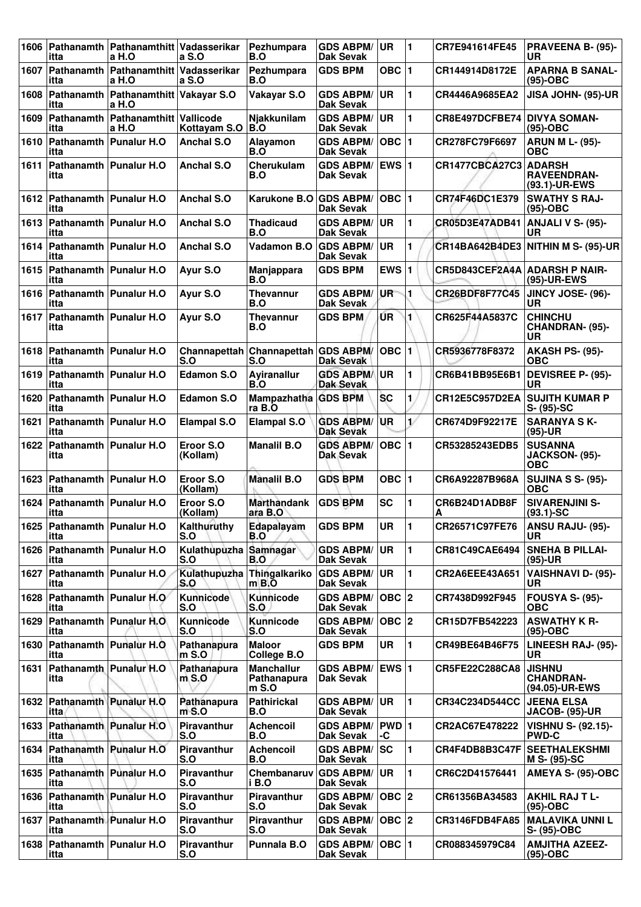| 1606 | Pathanamthitta | Pathanamthitta H.O | Vadasserikara S.O | Pezhumpara B.O | GDS ABPM/ Dak Sevak | UR | 1 | CR7E941614FE45 | PRAVEENA B- (95)-UR |
|---|---|---|---|---|---|---|---|---|---|
| 1607 | Pathanamthitta | Pathanamthitta H.O | Vadasserikara S.O | Pezhumpara B.O | GDS BPM | OBC | 1 | CR144914D8172E | APARNA B SANAL-(95)-OBC |
| 1608 | Pathanamthitta | Pathanamthitta H.O | Vakayar S.O | Vakayar S.O | GDS ABPM/ Dak Sevak | UR | 1 | CR4446A9685EA2 | JISA JOHN- (95)-UR |
| 1609 | Pathanamthitta | Pathanamthitta H.O | Vallicode Kottayam S.O | Njakkunilam B.O | GDS ABPM/ Dak Sevak | UR | 1 | CR8E497DCFBE74 | DIVYA SOMAN-(95)-OBC |
| 1610 | Pathanamthitta | Punalur H.O | Anchal S.O | Alayamon B.O | GDS ABPM/ Dak Sevak | OBC | 1 | CR278FC79F6697 | ARUN M L- (95)-OBC |
| 1611 | Pathanamthitta | Punalur H.O | Anchal S.O | Cherukulam B.O | GDS ABPM/ Dak Sevak | EWS | 1 | CR1477CBCA27C3 | ADARSH RAVEENDRAN-(93.1)-UR-EWS |
| 1612 | Pathanamthitta | Punalur H.O | Anchal S.O | Karukone B.O | GDS ABPM/ Dak Sevak | OBC | 1 | CR74F46DC1E379 | SWATHY S RAJ-(95)-OBC |
| 1613 | Pathanamthitta | Punalur H.O | Anchal S.O | Thadicaud B.O | GDS ABPM/ Dak Sevak | UR | 1 | CR05D3E47ADB41 | ANJALI V S- (95)-UR |
| 1614 | Pathanamthitta | Punalur H.O | Anchal S.O | Vadamon B.O | GDS ABPM/ Dak Sevak | UR | 1 | CR14BA642B4DE3 | NITHIN M S- (95)-UR |
| 1615 | Pathanamthitta | Punalur H.O | Ayur S.O | Manjappara B.O | GDS BPM | EWS | 1 | CR5D843CEF2A4A | ADARSH P NAIR-(95)-UR-EWS |
| 1616 | Pathanamthitta | Punalur H.O | Ayur S.O | Thevannur B.O | GDS ABPM/ Dak Sevak | UR | 1 | CR26BDF8F77C45 | JINCY JOSE- (96)-UR |
| 1617 | Pathanamthitta | Punalur H.O | Ayur S.O | Thevannur B.O | GDS BPM | UR | 1 | CR625F44A5837C | CHINCHU CHANDRAN- (95)-UR |
| 1618 | Pathanamthitta | Punalur H.O | Channapettah S.O | Channapettah S.O | GDS ABPM/ Dak Sevak | OBC | 1 | CR5936778F8372 | AKASH PS- (95)-OBC |
| 1619 | Pathanamthitta | Punalur H.O | Edamon S.O | Ayiranallur B.O | GDS ABPM/ Dak Sevak | UR | 1 | CR6B41BB95E6B1 | DEVISREE P- (95)-UR |
| 1620 | Pathanamthitta | Punalur H.O | Edamon S.O | Mampazhathara B.O | GDS BPM | SC | 1 | CR12E5C957D2EA | SUJITH KUMAR P S- (95)-SC |
| 1621 | Pathanamthitta | Punalur H.O | Elampal S.O | Elampal S.O | GDS ABPM/ Dak Sevak | UR | 1 | CR674D9F92217E | SARANYA S K-(95)-UR |
| 1622 | Pathanamthitta | Punalur H.O | Eroor S.O (Kollam) | Manalil B.O | GDS ABPM/ Dak Sevak | OBC | 1 | CR53285243EDB5 | SUSANNA JACKSON- (95)-OBC |
| 1623 | Pathanamthitta | Punalur H.O | Eroor S.O (Kollam) | Manalil B.O | GDS BPM | OBC | 1 | CR6A92287B968A | SUJINA S S- (95)-OBC |
| 1624 | Pathanamthitta | Punalur H.O | Eroor S.O (Kollam) | Marthandankara B.O | GDS BPM | SC | 1 | CR6B24D1ADB8FA | SIVARENJINI S-(93.1)-SC |
| 1625 | Pathanamthitta | Punalur H.O | Kalthuruthy S.O | Edapalayam B.O | GDS BPM | UR | 1 | CR26571C97FE76 | ANSU RAJU- (95)-UR |
| 1626 | Pathanamthitta | Punalur H.O | Kulathupuzha S.O | Samnagar B.O | GDS ABPM/ Dak Sevak | UR | 1 | CR81C49CAE6494 | SNEHA B PILLAI-(95)-UR |
| 1627 | Pathanamthitta | Punalur H.O | Kulathupuzha S.O | Thingalkarikom B.O | GDS ABPM/ Dak Sevak | UR | 1 | CR2A6EEE43A651 | VAISHNAVI D- (95)-UR |
| 1628 | Pathanamthitta | Punalur H.O | Kunnicode S.O | Kunnicode S.O | GDS ABPM/ Dak Sevak | OBC | 2 | CR7438D992F945 | FOUSYA S- (95)-OBC |
| 1629 | Pathanamthitta | Punalur H.O | Kunnicode S.O | Kunnicode S.O | GDS ABPM/ Dak Sevak | OBC | 2 | CR15D7FB542223 | ASWATHY K R-(95)-OBC |
| 1630 | Pathanamthitta | Punalur H.O | Pathanapuram S.O | Maloor College B.O | GDS BPM | UR | 1 | CR49BE64B46F75 | LINEESH RAJ- (95)-UR |
| 1631 | Pathanamthitta | Punalur H.O | Pathanapuram S.O | Manchallur Pathanapuram S.O | GDS ABPM/ Dak Sevak | EWS | 1 | CR5FE22C288CA8 | JISHNU CHANDRAN-(94.05)-UR-EWS |
| 1632 | Pathanamthitta | Punalur H.O | Pathanapuram S.O | Pathirickal B.O | GDS ABPM/ Dak Sevak | UR | 1 | CR34C234D544CC | JEENA ELSA JACOB- (95)-UR |
| 1633 | Pathanamthitta | Punalur H.O | Piravanthur S.O | Achencoil B.O | GDS ABPM/ Dak Sevak | PWD-C | 1 | CR2AC67E478222 | VISHNU S- (92.15)-PWD-C |
| 1634 | Pathanamthitta | Punalur H.O | Piravanthur S.O | Achencoil B.O | GDS ABPM/ Dak Sevak | SC | 1 | CR4F4DB8B3C47F | SEETHALEKSHMI M S- (95)-SC |
| 1635 | Pathanamthitta | Punalur H.O | Piravanthur S.O | Chembanaruvi B.O | GDS ABPM/ Dak Sevak | UR | 1 | CR6C2D41576441 | AMEYA S- (95)-OBC |
| 1636 | Pathanamthitta | Punalur H.O | Piravanthur S.O | Piravanthur S.O | GDS ABPM/ Dak Sevak | OBC | 2 | CR61356BA34583 | AKHIL RAJ T L-(95)-OBC |
| 1637 | Pathanamthitta | Punalur H.O | Piravanthur S.O | Piravanthur S.O | GDS ABPM/ Dak Sevak | OBC | 2 | CR3146FDB4FA85 | MALAVIKA UNNI L S- (95)-OBC |
| 1638 | Pathanamthitta | Punalur H.O | Piravanthur S.O | Punnala B.O | GDS ABPM/ Dak Sevak | OBC | 1 | CR088345979C84 | AMJITHA AZEEZ-(95)-OBC |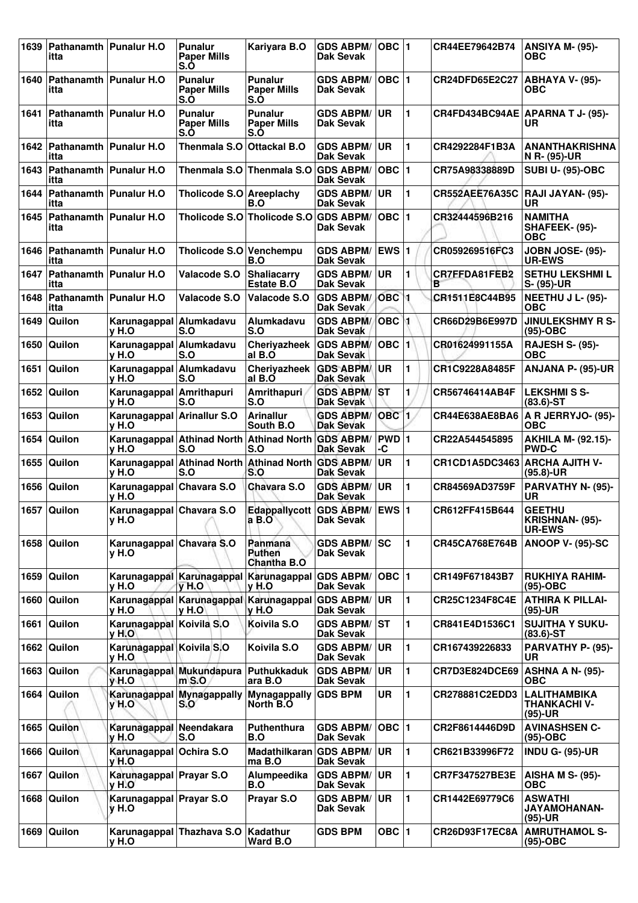| 1639 | Pathanamthitta | Punalur H.O | Punalur Paper Mills S.O | Kariyara B.O | GDS ABPM/ Dak Sevak | OBC | 1 | CR44EE79642B74 | ANSIYA M- (95)-OBC |
|---|---|---|---|---|---|---|---|---|---|
| 1640 | Pathanamthitta | Punalur H.O | Punalur Paper Mills S.O | Punalur Paper Mills S.O | GDS ABPM/ Dak Sevak | OBC | 1 | CR24DFD65E2C27 | ABHAYA V- (95)-OBC |
| 1641 | Pathanamthitta | Punalur H.O | Punalur Paper Mills S.O | Punalur Paper Mills S.O | GDS ABPM/ Dak Sevak | UR | 1 | CR4FD434BC94AE | APARNA T J- (95)-UR |
| 1642 | Pathanamthitta | Punalur H.O | Thenmala S.O | Ottackal B.O | GDS ABPM/ Dak Sevak | UR | 1 | CR4292284F1B3A | ANANTHAKRISHNA N R- (95)-UR |
| 1643 | Pathanamthitta | Punalur H.O | Thenmala S.O | Thenmala S.O | GDS ABPM/ Dak Sevak | OBC | 1 | CR75A98338889D | SUBI U- (95)-OBC |
| 1644 | Pathanamthitta | Punalur H.O | Tholicode S.O | Areeplachy B.O | GDS ABPM/ Dak Sevak | UR | 1 | CR552AEE76A35C | RAJI JAYAN- (95)-UR |
| 1645 | Pathanamthitta | Punalur H.O | Tholicode S.O | Tholicode S.O | GDS ABPM/ Dak Sevak | OBC | 1 | CR32444596B216 | NAMITHA SHAFEEK- (95)-OBC |
| 1646 | Pathanamthitta | Punalur H.O | Tholicode S.O | Venchempu B.O | GDS ABPM/ Dak Sevak | EWS | 1 | CR059269516FC3 | JOBN JOSE- (95)-UR-EWS |
| 1647 | Pathanamthitta | Punalur H.O | Valacode S.O | Shaliacarry Estate B.O | GDS ABPM/ Dak Sevak | UR | 1 | CR7FFDA81FEB2B | SETHU LEKSHMI L S- (95)-UR |
| 1648 | Pathanamthitta | Punalur H.O | Valacode S.O | Valacode S.O | GDS ABPM/ Dak Sevak | OBC | 1 | CR1511E8C44B95 | NEETHU J L- (95)-OBC |
| 1649 | Quilon | Karunagappally H.O | Alumkadavu S.O | Alumkadavu S.O | GDS ABPM/ Dak Sevak | OBC | 1 | CR66D29B6E997D | JINULEKSHMY R S-(95)-OBC |
| 1650 | Quilon | Karunagappally H.O | Alumkadavu S.O | Cheriyazheekal B.O | GDS ABPM/ Dak Sevak | OBC | 1 | CR01624991155A | RAJESH S- (95)-OBC |
| 1651 | Quilon | Karunagappally H.O | Alumkadavu S.O | Cheriyazheekal B.O | GDS ABPM/ Dak Sevak | UR | 1 | CR1C9228A8485F | ANJANA P- (95)-UR |
| 1652 | Quilon | Karunagappally H.O | Amrithapuri S.O | Amrithapuri S.O | GDS ABPM/ Dak Sevak | ST | 1 | CR56746414AB4F | LEKSHMI S S-(83.6)-ST |
| 1653 | Quilon | Karunagappally H.O | Arinallur S.O | Arinallur South B.O | GDS ABPM/ Dak Sevak | OBC | 1 | CR44E638AE8BA6 | A R JERRYJO- (95)-OBC |
| 1654 | Quilon | Karunagappally H.O | Athinad North S.O | Athinad North S.O | GDS ABPM/ Dak Sevak | PWD-C | 1 | CR22A544545895 | AKHILA M- (92.15)-PWD-C |
| 1655 | Quilon | Karunagappally H.O | Athinad North S.O | Athinad North S.O | GDS ABPM/ Dak Sevak | UR | 1 | CR1CD1A5DC3463 | ARCHA AJITH V-(95.8)-UR |
| 1656 | Quilon | Karunagappally H.O | Chavara S.O | Chavara S.O | GDS ABPM/ Dak Sevak | UR | 1 | CR84569AD3759F | PARVATHY N- (95)-UR |
| 1657 | Quilon | Karunagappally H.O | Chavara S.O | Edappallycotta B.O | GDS ABPM/ Dak Sevak | EWS | 1 | CR612FF415B644 | GEETHU KRISHNAN- (95)-UR-EWS |
| 1658 | Quilon | Karunagappally H.O | Chavara S.O | Panmana Puthen Chantha B.O | GDS ABPM/ Dak Sevak | SC | 1 | CR45CA768E764B | ANOOP V- (95)-SC |
| 1659 | Quilon | Karunagappally H.O | Karunagappally H.O | Karunagappally H.O | GDS ABPM/ Dak Sevak | OBC | 1 | CR149F671843B7 | RUKHIYA RAHIM-(95)-OBC |
| 1660 | Quilon | Karunagappally H.O | Karunagappally H.O | Karunagappally H.O | GDS ABPM/ Dak Sevak | UR | 1 | CR25C1234F8C4E | ATHIRA K PILLAI-(95)-UR |
| 1661 | Quilon | Karunagappally H.O | Koivila S.O | Koivila S.O | GDS ABPM/ Dak Sevak | ST | 1 | CR841E4D1536C1 | SUJITHA Y SUKU-(83.6)-ST |
| 1662 | Quilon | Karunagappally H.O | Koivila S.O | Koivila S.O | GDS ABPM/ Dak Sevak | UR | 1 | CR167439226833 | PARVATHY P- (95)-UR |
| 1663 | Quilon | Karunagappally H.O | Mukundapuram S.O | Puthukkadukara B.O | GDS ABPM/ Dak Sevak | UR | 1 | CR7D3E824DCE69 | ASHNA A N- (95)-OBC |
| 1664 | Quilon | Karunagappally H.O | Mynagappally S.O | Mynagappally North B.O | GDS BPM | UR | 1 | CR278881C2EDD3 | LALITHAMBIKA THANKACHI V-(95)-UR |
| 1665 | Quilon | Karunagappally H.O | Neendakara S.O | Puthenthura B.O | GDS ABPM/ Dak Sevak | OBC | 1 | CR2F8614446D9D | AVINASHSEN C-(95)-OBC |
| 1666 | Quilon | Karunagappally H.O | Ochira S.O | Madathilkaranma B.O | GDS ABPM/ Dak Sevak | UR | 1 | CR621B33996F72 | INDU G- (95)-UR |
| 1667 | Quilon | Karunagappally H.O | Prayar S.O | Alumpeedika B.O | GDS ABPM/ Dak Sevak | UR | 1 | CR7F347527BE3E | AISHA M S- (95)-OBC |
| 1668 | Quilon | Karunagappally H.O | Prayar S.O | Prayar S.O | GDS ABPM/ Dak Sevak | UR | 1 | CR1442E69779C6 | ASWATHI JAYAMOHANAN-(95)-UR |
| 1669 | Quilon | Karunagappally H.O | Thazhava S.O | Kadathur Ward B.O | GDS BPM | OBC | 1 | CR26D93F17EC8A | AMRUTHAMOL S-(95)-OBC |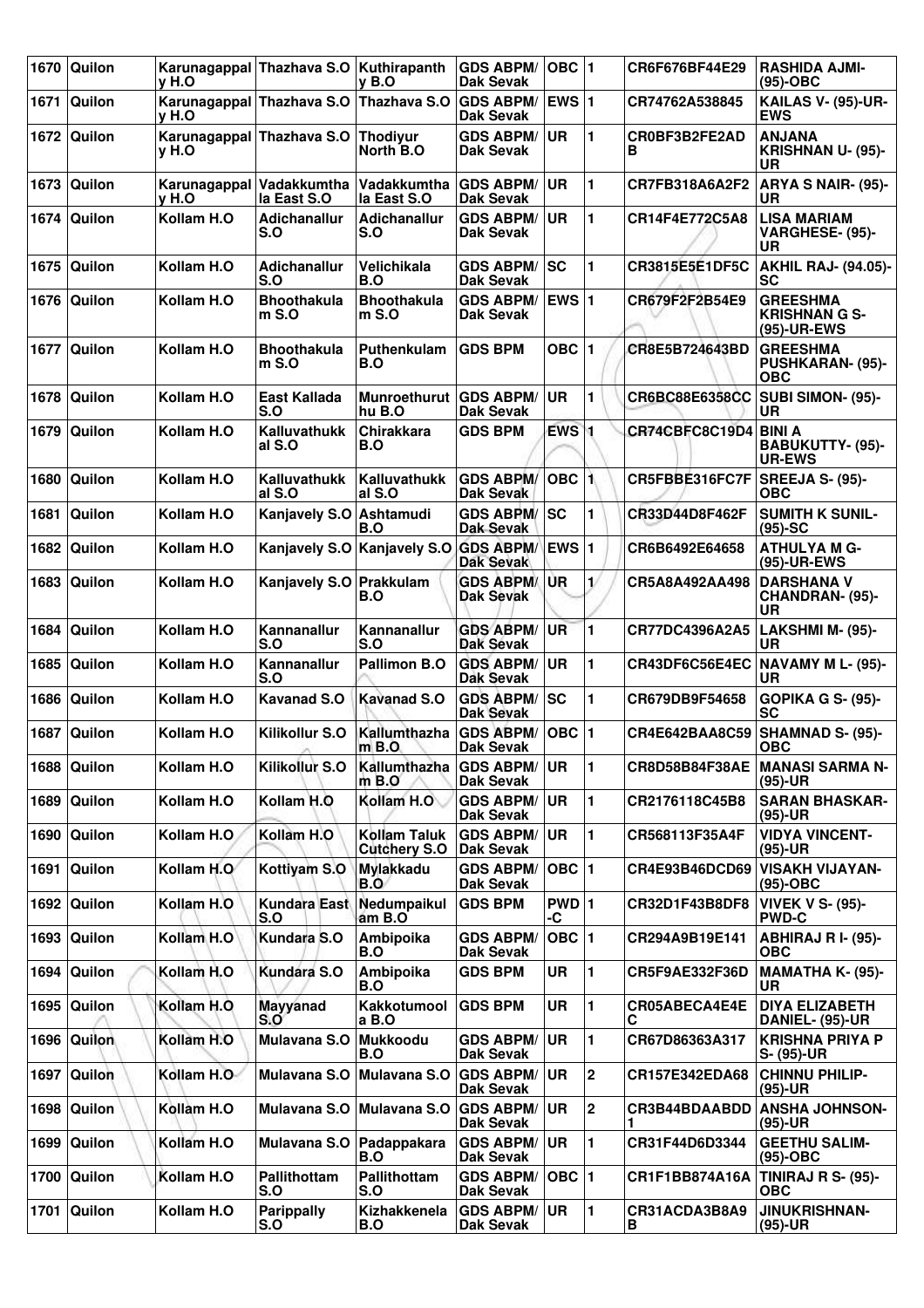| 1670 | Quilon | Karunagappally H.O | Thazhava S.O | Kuthirapanthy B.O | GDS ABPM/ Dak Sevak | OBC | 1 | CR6F676BF44E29 | RASHIDA AJMI- (95)-OBC |
|---|---|---|---|---|---|---|---|---|---|
| 1671 | Quilon | Karunagappally H.O | Thazhava S.O | Thazhava S.O | GDS ABPM/ Dak Sevak | EWS | 1 | CR74762A538845 | KAILAS V- (95)-UR-EWS |
| 1672 | Quilon | Karunagappally H.O | Thazhava S.O | Thodiyur North B.O | GDS ABPM/ Dak Sevak | UR | 1 | CR0BF3B2FE2ADB | ANJANA KRISHNAN U- (95)-UR |
| 1673 | Quilon | Karunagappally H.O | Vadakkumthala East S.O | Vadakkumthala East S.O | GDS ABPM/ Dak Sevak | UR | 1 | CR7FB318A6A2F2 | ARYA S NAIR- (95)-UR |
| 1674 | Quilon | Kollam H.O | Adichanallur S.O | Adichanallur S.O | GDS ABPM/ Dak Sevak | UR | 1 | CR14F4E772C5A8 | LISA MARIAM VARGHESE- (95)-UR |
| 1675 | Quilon | Kollam H.O | Adichanallur S.O | Velichikala B.O | GDS ABPM/ Dak Sevak | SC | 1 | CR3815E5E1DF5C | AKHIL RAJ- (94.05)-SC |
| 1676 | Quilon | Kollam H.O | Bhoothakulam S.O | Bhoothakulam S.O | GDS ABPM/ Dak Sevak | EWS | 1 | CR679F2F2B54E9 | GREESHMA KRISHNAN G S- (95)-UR-EWS |
| 1677 | Quilon | Kollam H.O | Bhoothakulam S.O | Puthenkulam B.O | GDS BPM | OBC | 1 | CR8E5B724643BD | GREESHMA PUSHKARAN- (95)-OBC |
| 1678 | Quilon | Kollam H.O | East Kallada S.O | Munroethuruthu B.O | GDS ABPM/ Dak Sevak | UR | 1 | CR6BC88E6358CC | SUBI SIMON- (95)-UR |
| 1679 | Quilon | Kollam H.O | Kalluvathukkal S.O | Chirakkara B.O | GDS BPM | EWS | 1 | CR74CBFC8C19D4 | BINI A BABUKUTTY- (95)-UR-EWS |
| 1680 | Quilon | Kollam H.O | Kalluvathukkal S.O | Kalluvathukkal S.O | GDS ABPM/ Dak Sevak | OBC | 1 | CR5FBBE316FC7F | SREEJA S- (95)-OBC |
| 1681 | Quilon | Kollam H.O | Kanjavely S.O | Ashtamudi B.O | GDS ABPM/ Dak Sevak | SC | 1 | CR33D44D8F462F | SUMITH K SUNIL- (95)-SC |
| 1682 | Quilon | Kollam H.O | Kanjavely S.O | Kanjavely S.O | GDS ABPM/ Dak Sevak | EWS | 1 | CR6B6492E64658 | ATHULYA M G- (95)-UR-EWS |
| 1683 | Quilon | Kollam H.O | Kanjavely S.O | Prakkulam B.O | GDS ABPM/ Dak Sevak | UR | 1 | CR5A8A492AA498 | DARSHANA V CHANDRAN- (95)-UR |
| 1684 | Quilon | Kollam H.O | Kannanallur S.O | Kannanallur S.O | GDS ABPM/ Dak Sevak | UR | 1 | CR77DC4396A2A5 | LAKSHMI M- (95)-UR |
| 1685 | Quilon | Kollam H.O | Kannanallur S.O | Pallimon B.O | GDS ABPM/ Dak Sevak | UR | 1 | CR43DF6C56E4EC | NAVAMY M L- (95)-UR |
| 1686 | Quilon | Kollam H.O | Kavanad S.O | Kavanad S.O | GDS ABPM/ Dak Sevak | SC | 1 | CR679DB9F54658 | GOPIKA G S- (95)-SC |
| 1687 | Quilon | Kollam H.O | Kilikollur S.O | Kallumthazham B.O | GDS ABPM/ Dak Sevak | OBC | 1 | CR4E642BAA8C59 | SHAMNAD S- (95)-OBC |
| 1688 | Quilon | Kollam H.O | Kilikollur S.O | Kallumthazham B.O | GDS ABPM/ Dak Sevak | UR | 1 | CR8D58B84F38AE | MANASI SARMA N- (95)-UR |
| 1689 | Quilon | Kollam H.O | Kollam H.O | Kollam H.O | GDS ABPM/ Dak Sevak | UR | 1 | CR2176118C45B8 | SARAN BHASKAR- (95)-UR |
| 1690 | Quilon | Kollam H.O | Kollam H.O | Kollam Taluk Cutchery S.O | GDS ABPM/ Dak Sevak | UR | 1 | CR568113F35A4F | VIDYA VINCENT- (95)-UR |
| 1691 | Quilon | Kollam H.O | Kottiyam S.O | Mylakkadu B.O | GDS ABPM/ Dak Sevak | OBC | 1 | CR4E93B46DCD69 | VISAKH VIJAYAN- (95)-OBC |
| 1692 | Quilon | Kollam H.O | Kundara East S.O | Nedumpaikulam B.O | GDS BPM | PWD-C | 1 | CR32D1F43B8DF8 | VIVEK V S- (95)-PWD-C |
| 1693 | Quilon | Kollam H.O | Kundara S.O | Ambipoika B.O | GDS ABPM/ Dak Sevak | OBC | 1 | CR294A9B19E141 | ABHIRAJ R I- (95)-OBC |
| 1694 | Quilon | Kollam H.O | Kundara S.O | Ambipoika B.O | GDS BPM | UR | 1 | CR5F9AE332F36D | MAMATHA K- (95)-UR |
| 1695 | Quilon | Kollam H.O | Mayyanad S.O | Kakkotumoola B.O | GDS BPM | UR | 1 | CR05ABECA4E4EC | DIYA ELIZABETH DANIEL- (95)-UR |
| 1696 | Quilon | Kollam H.O | Mulavana S.O | Mukkoodu B.O | GDS ABPM/ Dak Sevak | UR | 1 | CR67D86363A317 | KRISHNA PRIYA P S- (95)-UR |
| 1697 | Quilon | Kollam H.O | Mulavana S.O | Mulavana S.O | GDS ABPM/ Dak Sevak | UR | 2 | CR157E342EDA68 | CHINNU PHILIP- (95)-UR |
| 1698 | Quilon | Kollam H.O | Mulavana S.O | Mulavana S.O | GDS ABPM/ Dak Sevak | UR | 2 | CR3B44BDAABDD1 | ANSHA JOHNSON- (95)-UR |
| 1699 | Quilon | Kollam H.O | Mulavana S.O | Padappakara B.O | GDS ABPM/ Dak Sevak | UR | 1 | CR31F44D6D3344 | GEETHU SALIM- (95)-OBC |
| 1700 | Quilon | Kollam H.O | Pallithottam S.O | Pallithottam S.O | GDS ABPM/ Dak Sevak | OBC | 1 | CR1F1BB874A16A | TINIRAJ R S- (95)-OBC |
| 1701 | Quilon | Kollam H.O | Parippally S.O | Kizhakkenela B.O | GDS ABPM/ Dak Sevak | UR | 1 | CR31ACDA3B8A9B | JINUKRISHNAN- (95)-UR |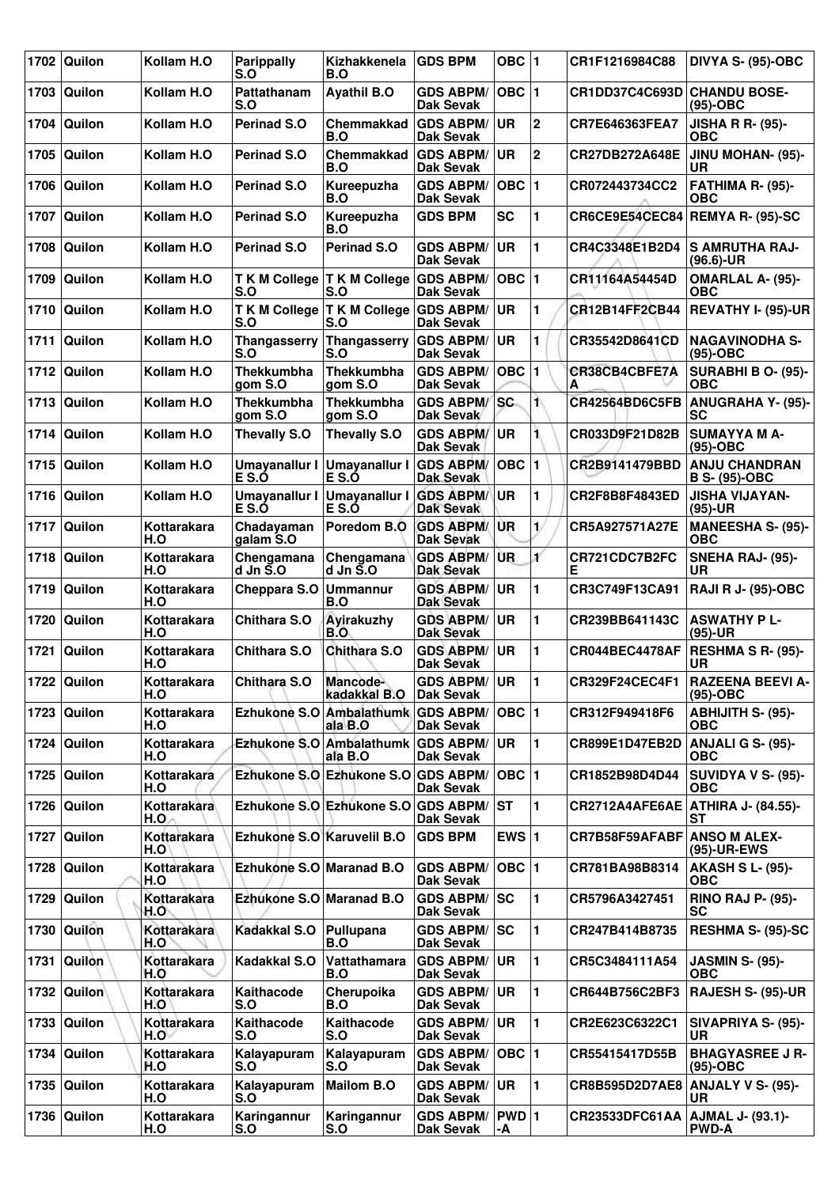| 1702 | Quilon | Kollam H.O | Parippally S.O | Kizhakkenela B.O | GDS BPM | OBC | 1 | CR1F1216984C88 | DIVYA S- (95)-OBC |
|---|---|---|---|---|---|---|---|---|---|
| 1703 | Quilon | Kollam H.O | Pattathanam S.O | Ayathil B.O | GDS ABPM/ Dak Sevak | OBC | 1 | CR1DD37C4C693D | CHANDU BOSE- (95)-OBC |
| 1704 | Quilon | Kollam H.O | Perinad S.O | Chemmakkad B.O | GDS ABPM/ Dak Sevak | UR | 2 | CR7E646363FEA7 | JISHA R R- (95)-OBC |
| 1705 | Quilon | Kollam H.O | Perinad S.O | Chemmakkad B.O | GDS ABPM/ Dak Sevak | UR | 2 | CR27DB272A648E | JINU MOHAN- (95)-UR |
| 1706 | Quilon | Kollam H.O | Perinad S.O | Kureepuzha B.O | GDS ABPM/ Dak Sevak | OBC | 1 | CR072443734CC2 | FATHIMA R- (95)-OBC |
| 1707 | Quilon | Kollam H.O | Perinad S.O | Kureepuzha B.O | GDS BPM | SC | 1 | CR6CE9E54CEC84 | REMYA R- (95)-SC |
| 1708 | Quilon | Kollam H.O | Perinad S.O | Perinad S.O | GDS ABPM/ Dak Sevak | UR | 1 | CR4C3348E1B2D4 | S AMRUTHA RAJ- (96.6)-UR |
| 1709 | Quilon | Kollam H.O | T K M College S.O | T K M College S.O | GDS ABPM/ Dak Sevak | OBC | 1 | CR11164A54454D | OMARLAL A- (95)-OBC |
| 1710 | Quilon | Kollam H.O | T K M College S.O | T K M College S.O | GDS ABPM/ Dak Sevak | UR | 1 | CR12B14FF2CB44 | REVATHY I- (95)-UR |
| 1711 | Quilon | Kollam H.O | Thangasserry S.O | Thangasserry S.O | GDS ABPM/ Dak Sevak | UR | 1 | CR35542D8641CD | NAGAVINODHA S- (95)-OBC |
| 1712 | Quilon | Kollam H.O | Thekkumbha gom S.O | Thekkumbha gom S.O | GDS ABPM/ Dak Sevak | OBC | 1 | CR38CB4CBFE7A A | SURABHI B O- (95)-OBC |
| 1713 | Quilon | Kollam H.O | Thekkumbha gom S.O | Thekkumbha gom S.O | GDS ABPM/ Dak Sevak | SC | 1 | CR42564BD6C5FB | ANUGRAHA Y- (95)-SC |
| 1714 | Quilon | Kollam H.O | Thevally S.O | Thevally S.O | GDS ABPM/ Dak Sevak | UR | 1 | CR033D9F21D82B | SUMAYYA M A- (95)-OBC |
| 1715 | Quilon | Kollam H.O | Umayanallur I E S.O | Umayanallur I E S.O | GDS ABPM/ Dak Sevak | OBC | 1 | CR2B9141479BBD | ANJU CHANDRAN B S- (95)-OBC |
| 1716 | Quilon | Kollam H.O | Umayanallur I E S.O | Umayanallur I E S.O | GDS ABPM/ Dak Sevak | UR | 1 | CR2F8B8F4843ED | JISHA VIJAYAN- (95)-UR |
| 1717 | Quilon | Kottarakara H.O | Chadayaman galam S.O | Poredom B.O | GDS ABPM/ Dak Sevak | UR | 1 | CR5A927571A27E | MANEESHA S- (95)-OBC |
| 1718 | Quilon | Kottarakara H.O | Chengamana d Jn S.O | Chengamana d Jn S.O | GDS ABPM/ Dak Sevak | UR | 1 | CR721CDC7B2FC E | SNEHA RAJ- (95)-UR |
| 1719 | Quilon | Kottarakara H.O | Cheppara S.O | Ummannur B.O | GDS ABPM/ Dak Sevak | UR | 1 | CR3C749F13CA91 | RAJI R J- (95)-OBC |
| 1720 | Quilon | Kottarakara H.O | Chithara S.O | Ayirakuzhy B.O | GDS ABPM/ Dak Sevak | UR | 1 | CR239BB641143C | ASWATHY P L- (95)-UR |
| 1721 | Quilon | Kottarakara H.O | Chithara S.O | Chithara S.O | GDS ABPM/ Dak Sevak | UR | 1 | CR044BEC4478AF | RESHMA S R- (95)-UR |
| 1722 | Quilon | Kottarakara H.O | Chithara S.O | Mancode-kadakkal B.O | GDS ABPM/ Dak Sevak | UR | 1 | CR329F24CEC4F1 | RAZEENA BEEVI A- (95)-OBC |
| 1723 | Quilon | Kottarakara H.O | Ezhukone S.O | Ambalathumk ala B.O | GDS ABPM/ Dak Sevak | OBC | 1 | CR312F949418F6 | ABHIJITH S- (95)-OBC |
| 1724 | Quilon | Kottarakara H.O | Ezhukone S.O | Ambalathumk ala B.O | GDS ABPM/ Dak Sevak | UR | 1 | CR899E1D47EB2D | ANJALI G S- (95)-OBC |
| 1725 | Quilon | Kottarakara H.O | Ezhukone S.O | Ezhukone S.O | GDS ABPM/ Dak Sevak | OBC | 1 | CR1852B98D4D44 | SUVIDYA V S- (95)-OBC |
| 1726 | Quilon | Kottarakara H.O | Ezhukone S.O | Ezhukone S.O | GDS ABPM/ Dak Sevak | ST | 1 | CR2712A4AFE6AE | ATHIRA J- (84.55)-ST |
| 1727 | Quilon | Kottarakara H.O | Ezhukone S.O | Karuvelil B.O | GDS BPM | EWS | 1 | CR7B58F59AFABF | ANSO M ALEX- (95)-UR-EWS |
| 1728 | Quilon | Kottarakara H.O | Ezhukone S.O | Maranad B.O | GDS ABPM/ Dak Sevak | OBC | 1 | CR781BA98B8314 | AKASH S L- (95)-OBC |
| 1729 | Quilon | Kottarakara H.O | Ezhukone S.O | Maranad B.O | GDS ABPM/ Dak Sevak | SC | 1 | CR5796A3427451 | RINO RAJ P- (95)-SC |
| 1730 | Quilon | Kottarakara H.O | Kadakkal S.O | Pullupana B.O | GDS ABPM/ Dak Sevak | SC | 1 | CR247B414B8735 | RESHMA S- (95)-SC |
| 1731 | Quilon | Kottarakara H.O | Kadakkal S.O | Vattathamara B.O | GDS ABPM/ Dak Sevak | UR | 1 | CR5C3484111A54 | JASMIN S- (95)-OBC |
| 1732 | Quilon | Kottarakara H.O | Kaithacode S.O | Cherupoika B.O | GDS ABPM/ Dak Sevak | UR | 1 | CR644B756C2BF3 | RAJESH S- (95)-UR |
| 1733 | Quilon | Kottarakara H.O | Kaithacode S.O | Kaithacode S.O | GDS ABPM/ Dak Sevak | UR | 1 | CR2E623C6322C1 | SIVAPRIYA S- (95)-UR |
| 1734 | Quilon | Kottarakara H.O | Kalayapuram S.O | Kalayapuram S.O | GDS ABPM/ Dak Sevak | OBC | 1 | CR55415417D55B | BHAGYASREE J R- (95)-OBC |
| 1735 | Quilon | Kottarakara H.O | Kalayapuram S.O | Mailom B.O | GDS ABPM/ Dak Sevak | UR | 1 | CR8B595D2D7AE8 | ANJALY V S- (95)-UR |
| 1736 | Quilon | Kottarakara H.O | Karingannur S.O | Karingannur S.O | GDS ABPM/ Dak Sevak | PWD -A | 1 | CR23533DFC61AA | AJMAL J- (93.1)-PWD-A |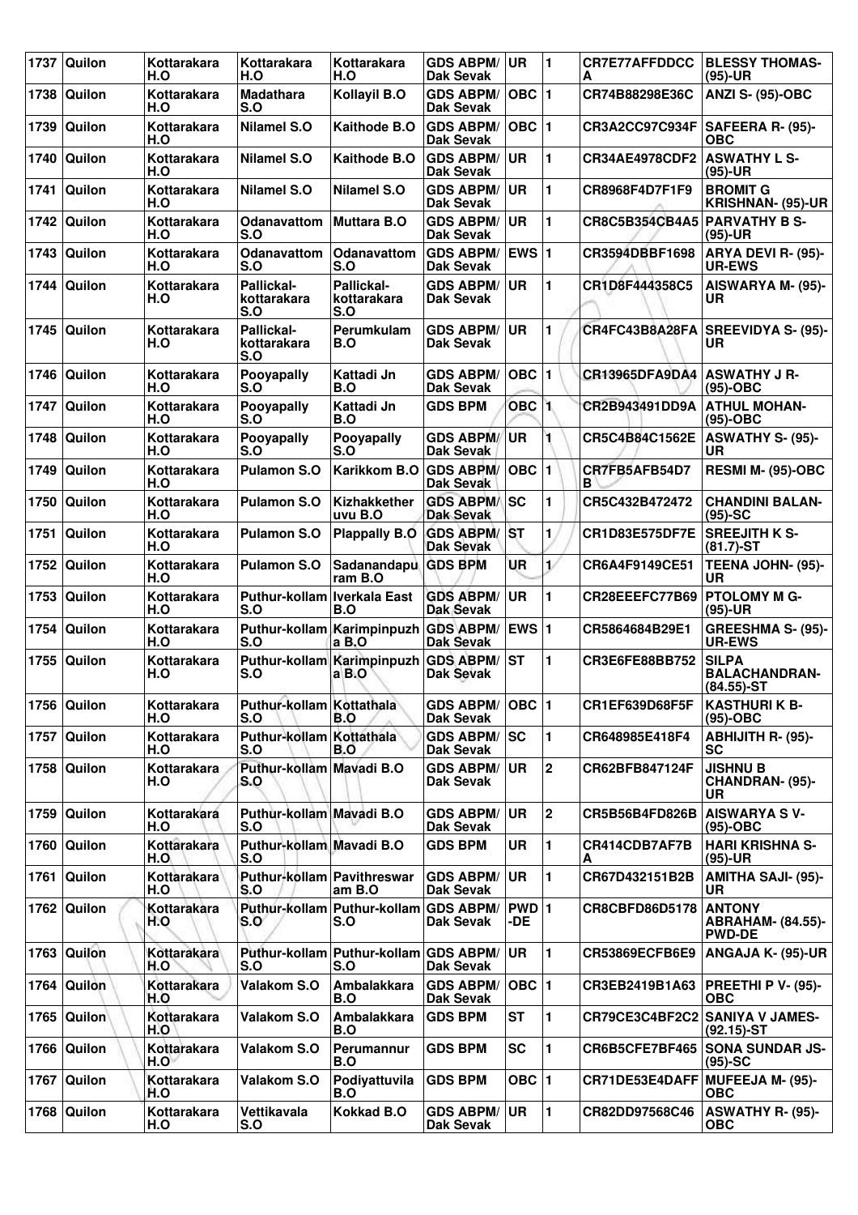| 1737 | Quilon | Kottarakara H.O | Kottarakara H.O | Kottarakara H.O | GDS ABPM/ Dak Sevak | UR | 1 | CR7E77AFFDDCCA | BLESSY THOMAS- (95)-UR |
|---|---|---|---|---|---|---|---|---|---|
| 1738 | Quilon | Kottarakara H.O | Madathara S.O | Kollayil B.O | GDS ABPM/ Dak Sevak | OBC | 1 | CR74B88298E36C | ANZI S- (95)-OBC |
| 1739 | Quilon | Kottarakara H.O | Nilamel S.O | Kaithode B.O | GDS ABPM/ Dak Sevak | OBC | 1 | CR3A2CC97C934F | SAFEERA R- (95)-OBC |
| 1740 | Quilon | Kottarakara H.O | Nilamel S.O | Kaithode B.O | GDS ABPM/ Dak Sevak | UR | 1 | CR34AE4978CDF2 | ASWATHY L S- (95)-UR |
| 1741 | Quilon | Kottarakara H.O | Nilamel S.O | Nilamel S.O | GDS ABPM/ Dak Sevak | UR | 1 | CR8968F4D7F1F9 | BROMIT G KRISHNAN- (95)-UR |
| 1742 | Quilon | Kottarakara H.O | Odanavattom S.O | Muttara B.O | GDS ABPM/ Dak Sevak | UR | 1 | CR8C5B354CB4A5 | PARVATHY B S- (95)-UR |
| 1743 | Quilon | Kottarakara H.O | Odanavattom S.O | Odanavattom S.O | GDS ABPM/ Dak Sevak | EWS | 1 | CR3594DBBF1698 | ARYA DEVI R- (95)-UR-EWS |
| 1744 | Quilon | Kottarakara H.O | Pallickal-kottarakara S.O | Pallickal-kottarakara S.O | GDS ABPM/ Dak Sevak | UR | 1 | CR1D8F444358C5 | AISWARYA M- (95)-UR |
| 1745 | Quilon | Kottarakara H.O | Pallickal-kottarakara S.O | Perumkulam B.O | GDS ABPM/ Dak Sevak | UR | 1 | CR4FC43B8A28FA | SREEVIDYA S- (95)-UR |
| 1746 | Quilon | Kottarakara H.O | Pooyapally S.O | Kattadi Jn B.O | GDS ABPM/ Dak Sevak | OBC | 1 | CR13965DFA9DA4 | ASWATHY J R- (95)-OBC |
| 1747 | Quilon | Kottarakara H.O | Pooyapally S.O | Kattadi Jn B.O | GDS BPM | OBC | 1 | CR2B943491DD9A | ATHUL MOHAN- (95)-OBC |
| 1748 | Quilon | Kottarakara H.O | Pooyapally S.O | Pooyapally S.O | GDS ABPM/ Dak Sevak | UR | 1 | CR5C4B84C1562E | ASWATHY S- (95)-UR |
| 1749 | Quilon | Kottarakara H.O | Pulamon S.O | Karikkom B.O | GDS ABPM/ Dak Sevak | OBC | 1 | CR7FB5AFB54D7B | RESMI M- (95)-OBC |
| 1750 | Quilon | Kottarakara H.O | Pulamon S.O | Kizhakkether uvu B.O | GDS ABPM/ Dak Sevak | SC | 1 | CR5C432B472472 | CHANDINI BALAN- (95)-SC |
| 1751 | Quilon | Kottarakara H.O | Pulamon S.O | Plappally B.O | GDS ABPM/ Dak Sevak | ST | 1 | CR1D83E575DF7E | SREEJITH K S- (81.7)-ST |
| 1752 | Quilon | Kottarakara H.O | Pulamon S.O | Sadanandapuram B.O | GDS BPM | UR | 1 | CR6A4F9149CE51 | TEENA JOHN- (95)-UR |
| 1753 | Quilon | Kottarakara H.O | Puthur-kollam S.O | Iverkala East B.O | GDS ABPM/ Dak Sevak | UR | 1 | CR28EEEFC77B69 | PTOLOMY M G- (95)-UR |
| 1754 | Quilon | Kottarakara H.O | Puthur-kollam S.O | Karimpinpuzha B.O | GDS ABPM/ Dak Sevak | EWS | 1 | CR5864684B29E1 | GREESHMA S- (95)-UR-EWS |
| 1755 | Quilon | Kottarakara H.O | Puthur-kollam S.O | Karimpinpuzha B.O | GDS ABPM/ Dak Sevak | ST | 1 | CR3E6FE88BB752 | SILPA BALACHANDRAN- (84.55)-ST |
| 1756 | Quilon | Kottarakara H.O | Puthur-kollam S.O | Kottathala B.O | GDS ABPM/ Dak Sevak | OBC | 1 | CR1EF639D68F5F | KASTHURI K B- (95)-OBC |
| 1757 | Quilon | Kottarakara H.O | Puthur-kollam S.O | Kottathala B.O | GDS ABPM/ Dak Sevak | SC | 1 | CR648985E418F4 | ABHIJITH R- (95)-SC |
| 1758 | Quilon | Kottarakara H.O | Puthur-kollam S.O | Mavadi B.O | GDS ABPM/ Dak Sevak | UR | 2 | CR62BFB847124F | JISHNU B CHANDRAN- (95)-UR |
| 1759 | Quilon | Kottarakara H.O | Puthur-kollam S.O | Mavadi B.O | GDS ABPM/ Dak Sevak | UR | 2 | CR5B56B4FD826B | AISWARYA S V- (95)-OBC |
| 1760 | Quilon | Kottarakara H.O | Puthur-kollam S.O | Mavadi B.O | GDS BPM | UR | 1 | CR414CDB7AF7BA | HARI KRISHNA S- (95)-UR |
| 1761 | Quilon | Kottarakara H.O | Puthur-kollam S.O | Pavithreswaram B.O | GDS ABPM/ Dak Sevak | UR | 1 | CR67D432151B2B | AMITHA SAJI- (95)-UR |
| 1762 | Quilon | Kottarakara H.O | Puthur-kollam S.O | Puthur-kollam S.O | GDS ABPM/ Dak Sevak | PWD-DE | 1 | CR8CBFD86D5178 | ANTONY ABRAHAM- (84.55)-PWD-DE |
| 1763 | Quilon | Kottarakara H.O | Puthur-kollam S.O | Puthur-kollam S.O | GDS ABPM/ Dak Sevak | UR | 1 | CR53869ECFB6E9 | ANGAJA K- (95)-UR |
| 1764 | Quilon | Kottarakara H.O | Valakom S.O | Ambalakkara B.O | GDS ABPM/ Dak Sevak | OBC | 1 | CR3EB2419B1A63 | PREETHI P V- (95)-OBC |
| 1765 | Quilon | Kottarakara H.O | Valakom S.O | Ambalakkara B.O | GDS BPM | ST | 1 | CR79CE3C4BF2C2 | SANIYA V JAMES- (92.15)-ST |
| 1766 | Quilon | Kottarakara H.O | Valakom S.O | Perumannur B.O | GDS BPM | SC | 1 | CR6B5CFE7BF465 | SONA SUNDAR JS- (95)-SC |
| 1767 | Quilon | Kottarakara H.O | Valakom S.O | Podiyattuvila B.O | GDS BPM | OBC | 1 | CR71DE53E4DAFF | MUFEEJA M- (95)-OBC |
| 1768 | Quilon | Kottarakara H.O | Vettikavala S.O | Kokkad B.O | GDS ABPM/ Dak Sevak | UR | 1 | CR82DD97568C46 | ASWATHY R- (95)-OBC |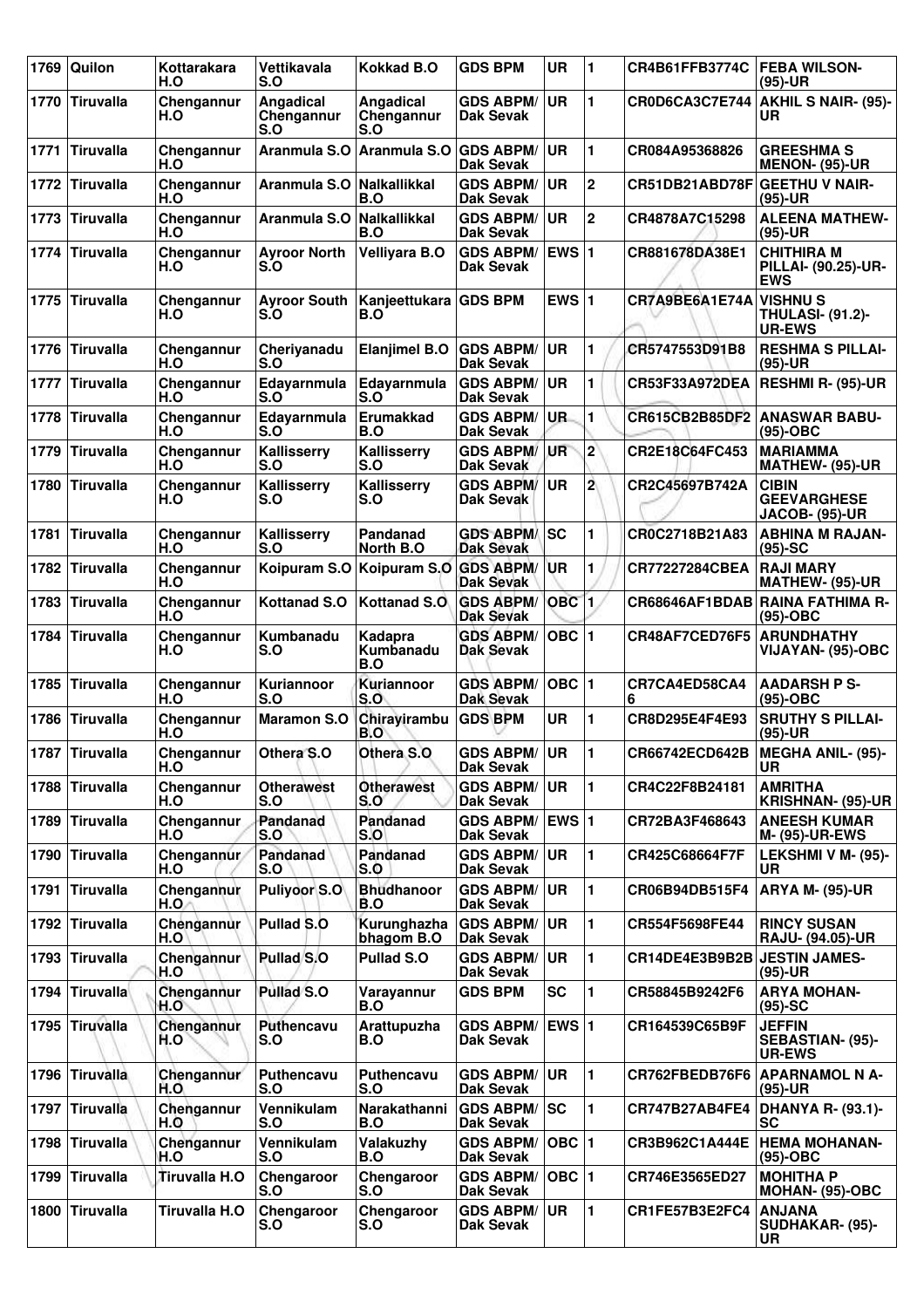| 1769 | Quilon | Kottarakara H.O | Vettikavala S.O | Kokkad B.O | GDS BPM | UR | 1 | CR4B61FFB3774C | FEBA WILSON- (95)-UR |
|---|---|---|---|---|---|---|---|---|---|
| 1770 | Tiruvalla | Chengannur H.O | Angadical Chengannur S.O | Angadical Chengannur S.O | GDS ABPM/ Dak Sevak | UR | 1 | CR0D6CA3C7E744 | AKHIL S NAIR- (95)-UR |
| 1771 | Tiruvalla | Chengannur H.O | Aranmula S.O | Aranmula S.O | GDS ABPM/ Dak Sevak | UR | 1 | CR084A95368826 | GREESHMA S MENON- (95)-UR |
| 1772 | Tiruvalla | Chengannur H.O | Aranmula S.O | Nalkallikkal B.O | GDS ABPM/ Dak Sevak | UR | 2 | CR51DB21ABD78F | GEETHU V NAIR- (95)-UR |
| 1773 | Tiruvalla | Chengannur H.O | Aranmula S.O | Nalkallikkal B.O | GDS ABPM/ Dak Sevak | UR | 2 | CR4878A7C15298 | ALEENA MATHEW- (95)-UR |
| 1774 | Tiruvalla | Chengannur H.O | Ayroor North S.O | Velliyara B.O | GDS ABPM/ Dak Sevak | EWS | 1 | CR881678DA38E1 | CHITHIRA M PILLAI- (90.25)-UR-EWS |
| 1775 | Tiruvalla | Chengannur H.O | Ayroor South S.O | Kanjeettukara B.O | GDS BPM | EWS | 1 | CR7A9BE6A1E74A | VISHNU S THULASI- (91.2)-UR-EWS |
| 1776 | Tiruvalla | Chengannur H.O | Cheriyanadu S.O | Elanjimel B.O | GDS ABPM/ Dak Sevak | UR | 1 | CR5747553D91B8 | RESHMA S PILLAI- (95)-UR |
| 1777 | Tiruvalla | Chengannur H.O | Edayarnmula S.O | Edayarnmula S.O | GDS ABPM/ Dak Sevak | UR | 1 | CR53F33A972DEA | RESHMI R- (95)-UR |
| 1778 | Tiruvalla | Chengannur H.O | Edayarnmula S.O | Erumakkad B.O | GDS ABPM/ Dak Sevak | UR | 1 | CR615CB2B85DF2 | ANASWAR BABU- (95)-OBC |
| 1779 | Tiruvalla | Chengannur H.O | Kallisserry S.O | Kallisserry S.O | GDS ABPM/ Dak Sevak | UR | 2 | CR2E18C64FC453 | MARIAMMA MATHEW- (95)-UR |
| 1780 | Tiruvalla | Chengannur H.O | Kallisserry S.O | Kallisserry S.O | GDS ABPM/ Dak Sevak | UR | 2 | CR2C45697B742A | CIBIN GEEVARGHESE JACOB- (95)-UR |
| 1781 | Tiruvalla | Chengannur H.O | Kallisserry S.O | Pandanad North B.O | GDS ABPM/ Dak Sevak | SC | 1 | CR0C2718B21A83 | ABHINA M RAJAN- (95)-SC |
| 1782 | Tiruvalla | Chengannur H.O | Koipuram S.O | Koipuram S.O | GDS ABPM/ Dak Sevak | UR | 1 | CR77227284CBEA | RAJI MARY MATHEW- (95)-UR |
| 1783 | Tiruvalla | Chengannur H.O | Kottanad S.O | Kottanad S.O | GDS ABPM/ Dak Sevak | OBC | 1 | CR68646AF1BDAB | RAINA FATHIMA R- (95)-OBC |
| 1784 | Tiruvalla | Chengannur H.O | Kumbanadu S.O | Kadapra Kumbanadu B.O | GDS ABPM/ Dak Sevak | OBC | 1 | CR48AF7CED76F5 | ARUNDHATHY VIJAYAN- (95)-OBC |
| 1785 | Tiruvalla | Chengannur H.O | Kuriannoor S.O | Kuriannoor S.O | GDS ABPM/ Dak Sevak | OBC | 1 | CR7CA4ED58CA46 | AADARSH P S- (95)-OBC |
| 1786 | Tiruvalla | Chengannur H.O | Maramon S.O | Chirayirambu B.O | GDS BPM | UR | 1 | CR8D295E4F4E93 | SRUTHY S PILLAI- (95)-UR |
| 1787 | Tiruvalla | Chengannur H.O | Othera S.O | Othera S.O | GDS ABPM/ Dak Sevak | UR | 1 | CR66742ECD642B | MEGHA ANIL- (95)-UR |
| 1788 | Tiruvalla | Chengannur H.O | Otherawest S.O | Otherawest S.O | GDS ABPM/ Dak Sevak | UR | 1 | CR4C22F8B24181 | AMRITHA KRISHNAN- (95)-UR |
| 1789 | Tiruvalla | Chengannur H.O | Pandanad S.O | Pandanad S.O | GDS ABPM/ Dak Sevak | EWS | 1 | CR72BA3F468643 | ANEESH KUMAR M- (95)-UR-EWS |
| 1790 | Tiruvalla | Chengannur H.O | Pandanad S.O | Pandanad S.O | GDS ABPM/ Dak Sevak | UR | 1 | CR425C68664F7F | LEKSHMI V M- (95)-UR |
| 1791 | Tiruvalla | Chengannur H.O | Puliyoor S.O | Bhudhanoor B.O | GDS ABPM/ Dak Sevak | UR | 1 | CR06B94DB515F4 | ARYA M- (95)-UR |
| 1792 | Tiruvalla | Chengannur H.O | Pullad S.O | Kurunghazha bhagom B.O | GDS ABPM/ Dak Sevak | UR | 1 | CR554F5698FE44 | RINCY SUSAN RAJU- (94.05)-UR |
| 1793 | Tiruvalla | Chengannur H.O | Pullad S.O | Pullad S.O | GDS ABPM/ Dak Sevak | UR | 1 | CR14DE4E3B9B2B | JESTIN JAMES- (95)-UR |
| 1794 | Tiruvalla | Chengannur H.O | Pullad S.O | Varayannur B.O | GDS BPM | SC | 1 | CR58845B9242F6 | ARYA MOHAN- (95)-SC |
| 1795 | Tiruvalla | Chengannur H.O | Puthencavu S.O | Arattupuzha B.O | GDS ABPM/ Dak Sevak | EWS | 1 | CR164539C65B9F | JEFFIN SEBASTIAN- (95)-UR-EWS |
| 1796 | Tiruvalla | Chengannur H.O | Puthencavu S.O | Puthencavu S.O | GDS ABPM/ Dak Sevak | UR | 1 | CR762FBEDB76F6 | APARNAMOL N A- (95)-UR |
| 1797 | Tiruvalla | Chengannur H.O | Vennikulam S.O | Narakathanni B.O | GDS ABPM/ Dak Sevak | SC | 1 | CR747B27AB4FE4 | DHANYA R- (93.1)-SC |
| 1798 | Tiruvalla | Chengannur H.O | Vennikulam S.O | Valakuzhy B.O | GDS ABPM/ Dak Sevak | OBC | 1 | CR3B962C1A444E | HEMA MOHANAN- (95)-OBC |
| 1799 | Tiruvalla | Tiruvalla H.O | Chengaroor S.O | Chengaroor S.O | GDS ABPM/ Dak Sevak | OBC | 1 | CR746E3565ED27 | MOHITHA P MOHAN- (95)-OBC |
| 1800 | Tiruvalla | Tiruvalla H.O | Chengaroor S.O | Chengaroor S.O | GDS ABPM/ Dak Sevak | UR | 1 | CR1FE57B3E2FC4 | ANJANA SUDHAKAR- (95)-UR |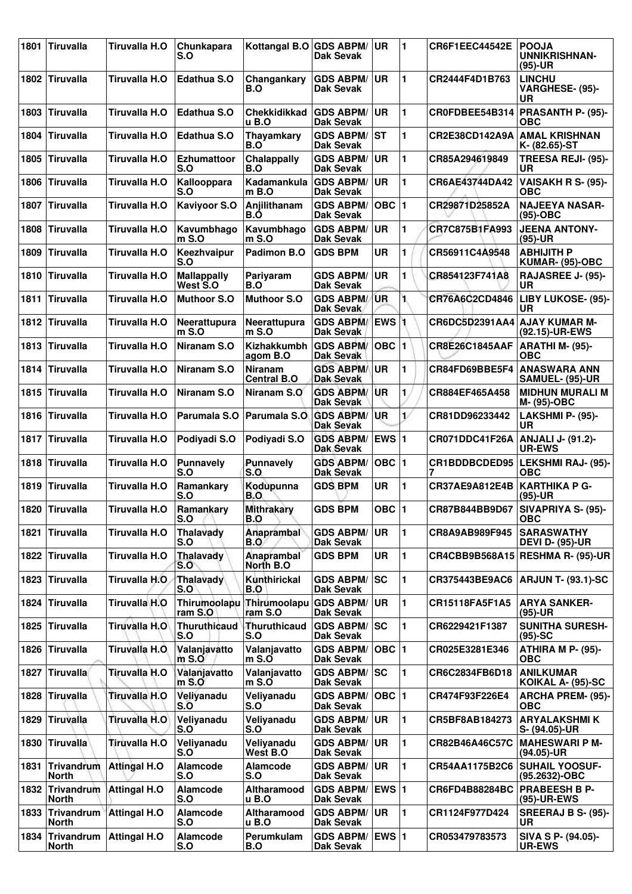| 1801 | Tiruvalla | Tiruvalla H.O | Chunkapara S.O | Kottangal B.O | GDS ABPM/ Dak Sevak | UR | 1 | CR6F1EEC44542E | POOJA UNNIKRISHNAN- (95)-UR |
|---|---|---|---|---|---|---|---|---|---|
| 1802 | Tiruvalla | Tiruvalla H.O | Edathua S.O | Changankary B.O | GDS ABPM/ Dak Sevak | UR | 1 | CR2444F4D1B763 | LINCHU VARGHESE- (95)- UR |
| 1803 | Tiruvalla | Tiruvalla H.O | Edathua S.O | Chekkidikkad u B.O | GDS ABPM/ Dak Sevak | UR | 1 | CR0FDBEE54B314 | PRASANTH P- (95)- OBC |
| 1804 | Tiruvalla | Tiruvalla H.O | Edathua S.O | Thayamkary B.O | GDS ABPM/ Dak Sevak | ST | 1 | CR2E38CD142A9A | AMAL KRISHNAN K- (82.65)-ST |
| 1805 | Tiruvalla | Tiruvalla H.O | Ezhumattoor S.O | Chalappally B.O | GDS ABPM/ Dak Sevak | UR | 1 | CR85A294619849 | TREESA REJI- (95)- UR |
| 1806 | Tiruvalla | Tiruvalla H.O | Kallooppara S.O | Kadamankula m B.O | GDS ABPM/ Dak Sevak | UR | 1 | CR6AE43744DA42 | VAISAKH R S- (95)- OBC |
| 1807 | Tiruvalla | Tiruvalla H.O | Kaviyoor S.O | Anjilithanam B.O | GDS ABPM/ Dak Sevak | OBC | 1 | CR29871D25852A | NAJEEYA NASAR- (95)-OBC |
| 1808 | Tiruvalla | Tiruvalla H.O | Kavumbhago m S.O | Kavumbhago m S.O | GDS ABPM/ Dak Sevak | UR | 1 | CR7C875B1FA993 | JEENA ANTONY- (95)-UR |
| 1809 | Tiruvalla | Tiruvalla H.O | Keezhvaipur S.O | Padimon B.O | GDS BPM | UR | 1 | CR56911C4A9548 | ABHIJITH P KUMAR- (95)-OBC |
| 1810 | Tiruvalla | Tiruvalla H.O | Mallappally West S.O | Pariyaram B.O | GDS ABPM/ Dak Sevak | UR | 1 | CR854123F741A8 | RAJASREE J- (95)- UR |
| 1811 | Tiruvalla | Tiruvalla H.O | Muthoor S.O | Muthoor S.O | GDS ABPM/ Dak Sevak | UR | 1 | CR76A6C2CD4846 | LIBY LUKOSE- (95)- UR |
| 1812 | Tiruvalla | Tiruvalla H.O | Neerattupura m S.O | Neerattupura m S.O | GDS ABPM/ Dak Sevak | EWS | 1 | CR6DC5D2391AA4 | AJAY KUMAR M- (92.15)-UR-EWS |
| 1813 | Tiruvalla | Tiruvalla H.O | Niranam S.O | Kizhakkumbh agom B.O | GDS ABPM/ Dak Sevak | OBC | 1 | CR8E26C1845AAF | ARATHI M- (95)- OBC |
| 1814 | Tiruvalla | Tiruvalla H.O | Niranam S.O | Niranam Central B.O | GDS ABPM/ Dak Sevak | UR | 1 | CR84FD69BBE5F4 | ANASWARA ANN SAMUEL- (95)-UR |
| 1815 | Tiruvalla | Tiruvalla H.O | Niranam S.O | Niranam S.O | GDS ABPM/ Dak Sevak | UR | 1 | CR884EF465A458 | MIDHUN MURALI M M- (95)-OBC |
| 1816 | Tiruvalla | Tiruvalla H.O | Parumala S.O | Parumala S.O | GDS ABPM/ Dak Sevak | UR | 1 | CR81DD96233442 | LAKSHMI P- (95)- UR |
| 1817 | Tiruvalla | Tiruvalla H.O | Podiyadi S.O | Podiyadi S.O | GDS ABPM/ Dak Sevak | EWS | 1 | CR071DDC41F26A | ANJALI J- (91.2)- UR-EWS |
| 1818 | Tiruvalla | Tiruvalla H.O | Punnavely S.O | Punnavely S.O | GDS ABPM/ Dak Sevak | OBC | 1 | CR1BDDBCDED95 7 | LEKSHMI RAJ- (95)- OBC |
| 1819 | Tiruvalla | Tiruvalla H.O | Ramankary S.O | Kodupunna B.O | GDS BPM | UR | 1 | CR37AE9A812E4B | KARTHIKA P G- (95)-UR |
| 1820 | Tiruvalla | Tiruvalla H.O | Ramankary S.O | Mithrakary B.O | GDS BPM | OBC | 1 | CR87B844BB9D67 | SIVAPRIYA S- (95)- OBC |
| 1821 | Tiruvalla | Tiruvalla H.O | Thalavady S.O | Anaprambal B.O | GDS ABPM/ Dak Sevak | UR | 1 | CR8A9AB989F945 | SARASWATHY DEVI D- (95)-UR |
| 1822 | Tiruvalla | Tiruvalla H.O | Thalavady S.O | Anaprambal North B.O | GDS BPM | UR | 1 | CR4CBB9B568A15 | RESHMA R- (95)-UR |
| 1823 | Tiruvalla | Tiruvalla H.O | Thalavady S.O | Kunthirickal B.O | GDS ABPM/ Dak Sevak | SC | 1 | CR375443BE9AC6 | ARJUN T- (93.1)-SC |
| 1824 | Tiruvalla | Tiruvalla H.O | Thirumoolapu ram S.O | Thirumoolapu ram S.O | GDS ABPM/ Dak Sevak | UR | 1 | CR15118FA5F1A5 | ARYA SANKER- (95)-UR |
| 1825 | Tiruvalla | Tiruvalla H.O | Thuruthicaud S.O | Thuruthicaud S.O | GDS ABPM/ Dak Sevak | SC | 1 | CR6229421F1387 | SUNITHA SURESH- (95)-SC |
| 1826 | Tiruvalla | Tiruvalla H.O | Valanjavatto m S.O | Valanjavatto m S.O | GDS ABPM/ Dak Sevak | OBC | 1 | CR025E3281E346 | ATHIRA M P- (95)- OBC |
| 1827 | Tiruvalla | Tiruvalla H.O | Valanjavatto m S.O | Valanjavatto m S.O | GDS ABPM/ Dak Sevak | SC | 1 | CR6C2834FB6D18 | ANILKUMAR KOIKAL A- (95)-SC |
| 1828 | Tiruvalla | Tiruvalla H.O | Veliyanadu S.O | Veliyanadu S.O | GDS ABPM/ Dak Sevak | OBC | 1 | CR474F93F226E4 | ARCHA PREM- (95)- OBC |
| 1829 | Tiruvalla | Tiruvalla H.O | Veliyanadu S.O | Veliyanadu S.O | GDS ABPM/ Dak Sevak | UR | 1 | CR5BF8AB184273 | ARYALAKSHMI K S- (94.05)-UR |
| 1830 | Tiruvalla | Tiruvalla H.O | Veliyanadu S.O | Veliyanadu West B.O | GDS ABPM/ Dak Sevak | UR | 1 | CR82B46A46C57C | MAHESWARI P M- (94.05)-UR |
| 1831 | Trivandrum North | Attingal H.O | Alamcode S.O | Alamcode S.O | GDS ABPM/ Dak Sevak | UR | 1 | CR54AA1175B2C6 | SUHAIL YOOSUF- (95.2632)-OBC |
| 1832 | Trivandrum North | Attingal H.O | Alamcode S.O | Altharamood u B.O | GDS ABPM/ Dak Sevak | EWS | 1 | CR6FD4B88284BC | PRABEESH B P- (95)-UR-EWS |
| 1833 | Trivandrum North | Attingal H.O | Alamcode S.O | Altharamood u B.O | GDS ABPM/ Dak Sevak | UR | 1 | CR1124F977D424 | SREERAJ B S- (95)- UR |
| 1834 | Trivandrum North | Attingal H.O | Alamcode S.O | Perumkulam B.O | GDS ABPM/ Dak Sevak | EWS | 1 | CR053479783573 | SIVA S P- (94.05)- UR-EWS |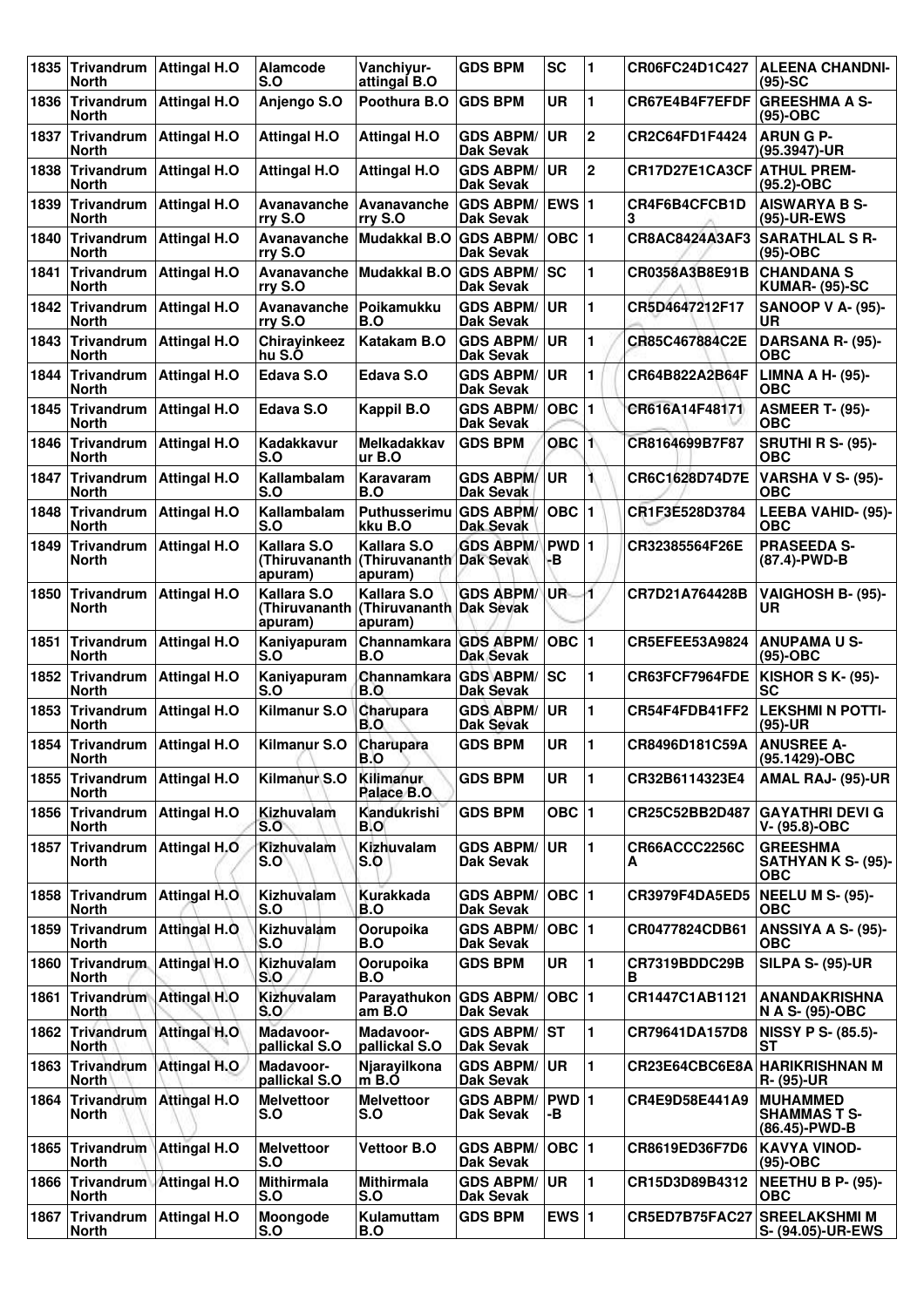| 1835 | Trivandrum North | Attingal H.O | Alamcode S.O | Vanchiyur-attingal B.O | GDS BPM | SC | 1 | CR06FC24D1C427 | ALEENA CHANDNI-(95)-SC |
|---|---|---|---|---|---|---|---|---|---|
| 1836 | Trivandrum North | Attingal H.O | Anjengo S.O | Poothura B.O | GDS BPM | UR | 1 | CR67E4B4F7EFDF | GREESHMA A S-(95)-OBC |
| 1837 | Trivandrum North | Attingal H.O | Attingal H.O | Attingal H.O | GDS ABPM/ Dak Sevak | UR | 2 | CR2C64FD1F4424 | ARUN G P-(95.3947)-UR |
| 1838 | Trivandrum North | Attingal H.O | Attingal H.O | Attingal H.O | GDS ABPM/ Dak Sevak | UR | 2 | CR17D27E1CA3CF | ATHUL PREM-(95.2)-OBC |
| 1839 | Trivandrum North | Attingal H.O | Avanavanche rry S.O | Avanavanche rry S.O | GDS ABPM/ Dak Sevak | EWS | 1 | CR4F6B4CFCB1D3 | AISWARYA B S-(95)-UR-EWS |
| 1840 | Trivandrum North | Attingal H.O | Avanavanche rry S.O | Mudakkal B.O | GDS ABPM/ Dak Sevak | OBC | 1 | CR8AC8424A3AF3 | SARATHLAL S R-(95)-OBC |
| 1841 | Trivandrum North | Attingal H.O | Avanavanche rry S.O | Mudakkal B.O | GDS ABPM/ Dak Sevak | SC | 1 | CR0358A3B8E91B | CHANDANA S KUMAR- (95)-SC |
| 1842 | Trivandrum North | Attingal H.O | Avanavanche rry S.O | Poikamukku B.O | GDS ABPM/ Dak Sevak | UR | 1 | CR5D4647212F17 | SANOOP V A- (95)-UR |
| 1843 | Trivandrum North | Attingal H.O | Chirayinkeez hu S.O | Katakam B.O | GDS ABPM/ Dak Sevak | UR | 1 | CR85C467884C2E | DARSANA R- (95)-OBC |
| 1844 | Trivandrum North | Attingal H.O | Edava S.O | Edava S.O | GDS ABPM/ Dak Sevak | UR | 1 | CR64B822A2B64F | LIMNA A H- (95)-OBC |
| 1845 | Trivandrum North | Attingal H.O | Edava S.O | Kappil B.O | GDS ABPM/ Dak Sevak | OBC | 1 | CR616A14F48171 | ASMEER T- (95)-OBC |
| 1846 | Trivandrum North | Attingal H.O | Kadakkavur S.O | Melkadakkav ur B.O | GDS BPM | OBC | 1 | CR8164699B7F87 | SRUTHI R S- (95)-OBC |
| 1847 | Trivandrum North | Attingal H.O | Kallambalam S.O | Karavaram B.O | GDS ABPM/ Dak Sevak | UR | 1 | CR6C1628D74D7E | VARSHA V S- (95)-OBC |
| 1848 | Trivandrum North | Attingal H.O | Kallambalam S.O | Puthusserimu kku B.O | GDS ABPM/ Dak Sevak | OBC | 1 | CR1F3E528D3784 | LEEBA VAHID- (95)-OBC |
| 1849 | Trivandrum North | Attingal H.O | Kallara S.O (Thiruvananth apuram) | Kallara S.O (Thiruvananth apuram) | GDS ABPM/ Dak Sevak | PWD-B | 1 | CR32385564F26E | PRASEEDA S-(87.4)-PWD-B |
| 1850 | Trivandrum North | Attingal H.O | Kallara S.O (Thiruvananth apuram) | Kallara S.O (Thiruvananth apuram) | GDS ABPM/ Dak Sevak | UR | 1 | CR7D21A764428B | VAIGHOSH B- (95)-UR |
| 1851 | Trivandrum North | Attingal H.O | Kaniyapuram S.O | Channamkara B.O | GDS ABPM/ Dak Sevak | OBC | 1 | CR5EFEE53A9824 | ANUPAMA U S-(95)-OBC |
| 1852 | Trivandrum North | Attingal H.O | Kaniyapuram S.O | Channamkara B.O | GDS ABPM/ Dak Sevak | SC | 1 | CR63FCF7964FDE | KISHOR S K- (95)-SC |
| 1853 | Trivandrum North | Attingal H.O | Kilmanur S.O | Charupara B.O | GDS ABPM/ Dak Sevak | UR | 1 | CR54F4FDB41FF2 | LEKSHMI N POTTI-(95)-UR |
| 1854 | Trivandrum North | Attingal H.O | Kilmanur S.O | Charupara B.O | GDS BPM | UR | 1 | CR8496D181C59A | ANUSREE A-(95.1429)-OBC |
| 1855 | Trivandrum North | Attingal H.O | Kilmanur S.O | Kilimanur Palace B.O | GDS BPM | UR | 1 | CR32B6114323E4 | AMAL RAJ- (95)-UR |
| 1856 | Trivandrum North | Attingal H.O | Kizhuvalam S.O | Kandukrishi B.O | GDS BPM | OBC | 1 | CR25C52BB2D487 | GAYATHRI DEVI G V- (95.8)-OBC |
| 1857 | Trivandrum North | Attingal H.O | Kizhuvalam S.O | Kizhuvalam S.O | GDS ABPM/ Dak Sevak | UR | 1 | CR66ACCC2256CA | GREESHMA SATHYAN K S- (95)-OBC |
| 1858 | Trivandrum North | Attingal H.O | Kizhuvalam S.O | Kurakkada B.O | GDS ABPM/ Dak Sevak | OBC | 1 | CR3979F4DA5ED5 | NEELU M S- (95)-OBC |
| 1859 | Trivandrum North | Attingal H.O | Kizhuvalam S.O | Oorupoika B.O | GDS ABPM/ Dak Sevak | OBC | 1 | CR0477824CDB61 | ANSSIYA A S- (95)-OBC |
| 1860 | Trivandrum North | Attingal H.O | Kizhuvalam S.O | Oorupoika B.O | GDS BPM | UR | 1 | CR7319BDDC29BB | SILPA S- (95)-UR |
| 1861 | Trivandrum North | Attingal H.O | Kizhuvalam S.O | Parayathukon am B.O | GDS ABPM/ Dak Sevak | OBC | 1 | CR1447C1AB1121 | ANANDAKRISHNA N A S- (95)-OBC |
| 1862 | Trivandrum North | Attingal H.O | Madavoor-pallickal S.O | Madavoor-pallickal S.O | GDS ABPM/ Dak Sevak | ST | 1 | CR79641DA157D8 | NISSY P S- (85.5)-ST |
| 1863 | Trivandrum North | Attingal H.O | Madavoor-pallickal S.O | Njarayilkona m B.O | GDS ABPM/ Dak Sevak | UR | 1 | CR23E64CBC6E8A | HARIKRISHNAN M R- (95)-UR |
| 1864 | Trivandrum North | Attingal H.O | Melvettoor S.O | Melvettoor S.O | GDS ABPM/ Dak Sevak | PWD-B | 1 | CR4E9D58E441A9 | MUHAMMED SHAMMAS T S-(86.45)-PWD-B |
| 1865 | Trivandrum North | Attingal H.O | Melvettoor S.O | Vettoor B.O | GDS ABPM/ Dak Sevak | OBC | 1 | CR8619ED36F7D6 | KAVYA VINOD-(95)-OBC |
| 1866 | Trivandrum North | Attingal H.O | Mithirmala S.O | Mithirmala S.O | GDS ABPM/ Dak Sevak | UR | 1 | CR15D3D89B4312 | NEETHU B P- (95)-OBC |
| 1867 | Trivandrum North | Attingal H.O | Moongode S.O | Kulamuttam B.O | GDS BPM | EWS | 1 | CR5ED7B75FAC27 | SREELAKSHMI M S- (94.05)-UR-EWS |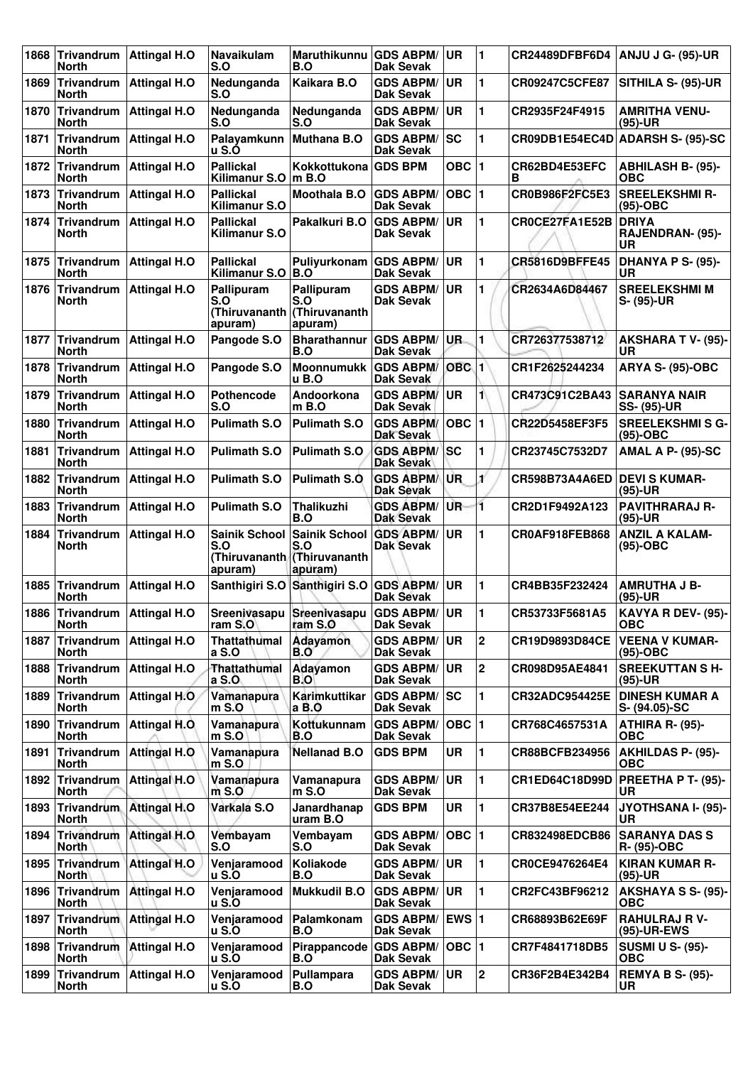| 1868 | Trivandrum North | Attingal H.O | Navaikulam S.O | Maruthikunnu B.O | GDS ABPM/ Dak Sevak | UR | 1 | CR24489DFBF6D4 | ANJU J G- (95)-UR |
|---|---|---|---|---|---|---|---|---|---|
| 1869 | Trivandrum North | Attingal H.O | Nedunganda S.O | Kaikara B.O | GDS ABPM/ Dak Sevak | UR | 1 | CR09247C5CFE87 | SITHILA S- (95)-UR |
| 1870 | Trivandrum North | Attingal H.O | Nedunganda S.O | Nedunganda S.O | GDS ABPM/ Dak Sevak | UR | 1 | CR2935F24F4915 | AMRITHA VENU- (95)-UR |
| 1871 | Trivandrum North | Attingal H.O | Palayamkunn u S.O | Muthana B.O | GDS ABPM/ Dak Sevak | SC | 1 | CR09DB1E54EC4D | ADARSH S- (95)-SC |
| 1872 | Trivandrum North | Attingal H.O | Pallickal Kilimanur S.O | Kokkottukona m B.O | GDS BPM | OBC | 1 | CR62BD4E53EFC B | ABHILASH B- (95)-OBC |
| 1873 | Trivandrum North | Attingal H.O | Pallickal Kilimanur S.O | Moothala B.O | GDS ABPM/ Dak Sevak | OBC | 1 | CR0B986F2FC5E3 | SREELEKSHMI R- (95)-OBC |
| 1874 | Trivandrum North | Attingal H.O | Pallickal Kilimanur S.O | Pakalkuri B.O | GDS ABPM/ Dak Sevak | UR | 1 | CR0CE27FA1E52B | DRIYA RAJENDRAN- (95)-UR |
| 1875 | Trivandrum North | Attingal H.O | Pallickal Kilimanur S.O | Puliyurkonam B.O | GDS ABPM/ Dak Sevak | UR | 1 | CR5816D9BFFE45 | DHANYA P S- (95)-UR |
| 1876 | Trivandrum North | Attingal H.O | Pallipuram S.O (Thiruvananth apuram) | Pallipuram S.O (Thiruvananth apuram) | GDS ABPM/ Dak Sevak | UR | 1 | CR2634A6D84467 | SREELEKSHMI M S- (95)-UR |
| 1877 | Trivandrum North | Attingal H.O | Pangode S.O | Bharathannur B.O | GDS ABPM/ Dak Sevak | UR | 1 | CR726377538712 | AKSHARA T V- (95)-UR |
| 1878 | Trivandrum North | Attingal H.O | Pangode S.O | Moonnumukk u B.O | GDS ABPM/ Dak Sevak | OBC | 1 | CR1F2625244234 | ARYA S- (95)-OBC |
| 1879 | Trivandrum North | Attingal H.O | Pothencode S.O | Andoorkona m B.O | GDS ABPM/ Dak Sevak | UR | 1 | CR473C91C2BA43 | SARANYA NAIR SS- (95)-UR |
| 1880 | Trivandrum North | Attingal H.O | Pulimath S.O | Pulimath S.O | GDS ABPM/ Dak Sevak | OBC | 1 | CR22D5458EF3F5 | SREELEKSHMI S G- (95)-OBC |
| 1881 | Trivandrum North | Attingal H.O | Pulimath S.O | Pulimath S.O | GDS ABPM/ Dak Sevak | SC | 1 | CR23745C7532D7 | AMAL A P- (95)-SC |
| 1882 | Trivandrum North | Attingal H.O | Pulimath S.O | Pulimath S.O | GDS ABPM/ Dak Sevak | UR | 1 | CR598B73A4A6ED | DEVI S KUMAR- (95)-UR |
| 1883 | Trivandrum North | Attingal H.O | Pulimath S.O | Thalikuzhi B.O | GDS ABPM/ Dak Sevak | UR | 1 | CR2D1F9492A123 | PAVITHRARAJ R- (95)-UR |
| 1884 | Trivandrum North | Attingal H.O | Sainik School S.O (Thiruvananth apuram) | Sainik School S.O (Thiruvananth apuram) | GDS ABPM/ Dak Sevak | UR | 1 | CR0AF918FEB868 | ANZIL A KALAM- (95)-OBC |
| 1885 | Trivandrum North | Attingal H.O | Santhigiri S.O | Santhigiri S.O | GDS ABPM/ Dak Sevak | UR | 1 | CR4BB35F232424 | AMRUTHA J B- (95)-UR |
| 1886 | Trivandrum North | Attingal H.O | Sreenivasapu ram S.O | Sreenivasapu ram S.O | GDS ABPM/ Dak Sevak | UR | 1 | CR53733F5681A5 | KAVYA R DEV- (95)-OBC |
| 1887 | Trivandrum North | Attingal H.O | Thattathumal a S.O | Adayamon B.O | GDS ABPM/ Dak Sevak | UR | 2 | CR19D9893D84CE | VEENA V KUMAR- (95)-OBC |
| 1888 | Trivandrum North | Attingal H.O | Thattathumal a S.O | Adayamon B.O | GDS ABPM/ Dak Sevak | UR | 2 | CR098D95AE4841 | SREEKUTTAN S H- (95)-UR |
| 1889 | Trivandrum North | Attingal H.O | Vamanapura m S.O | Karimkuttikar a B.O | GDS ABPM/ Dak Sevak | SC | 1 | CR32ADC954425E | DINESH KUMAR A S- (94.05)-SC |
| 1890 | Trivandrum North | Attingal H.O | Vamanapura m S.O | Kottukunnam B.O | GDS ABPM/ Dak Sevak | OBC | 1 | CR768C4657531A | ATHIRA R- (95)-OBC |
| 1891 | Trivandrum North | Attingal H.O | Vamanapura m S.O | Nellanad B.O | GDS BPM | UR | 1 | CR88BCFB234956 | AKHILDAS P- (95)-OBC |
| 1892 | Trivandrum North | Attingal H.O | Vamanapura m S.O | Vamanapura m S.O | GDS ABPM/ Dak Sevak | UR | 1 | CR1ED64C18D99D | PREETHA P T- (95)-UR |
| 1893 | Trivandrum North | Attingal H.O | Varkala S.O | Janardhanap uram B.O | GDS BPM | UR | 1 | CR37B8E54EE244 | JYOTHSANA I- (95)-UR |
| 1894 | Trivandrum North | Attingal H.O | Vembayam S.O | Vembayam S.O | GDS ABPM/ Dak Sevak | OBC | 1 | CR832498EDCB86 | SARANYA DAS S R- (95)-OBC |
| 1895 | Trivandrum North | Attingal H.O | Venjaramood u S.O | Koliakode B.O | GDS ABPM/ Dak Sevak | UR | 1 | CR0CE9476264E4 | KIRAN KUMAR R- (95)-UR |
| 1896 | Trivandrum North | Attingal H.O | Venjaramood u S.O | Mukkudil B.O | GDS ABPM/ Dak Sevak | UR | 1 | CR2FC43BF96212 | AKSHAYA S S- (95)-OBC |
| 1897 | Trivandrum North | Attingal H.O | Venjaramood u S.O | Palamkonam B.O | GDS ABPM/ Dak Sevak | EWS | 1 | CR68893B62E69F | RAHULRAJ R V- (95)-UR-EWS |
| 1898 | Trivandrum North | Attingal H.O | Venjaramood u S.O | Pirappancode B.O | GDS ABPM/ Dak Sevak | OBC | 1 | CR7F4841718DB5 | SUSMI U S- (95)-OBC |
| 1899 | Trivandrum North | Attingal H.O | Venjaramood u S.O | Pullampara B.O | GDS ABPM/ Dak Sevak | UR | 2 | CR36F2B4E342B4 | REMYA B S- (95)-UR |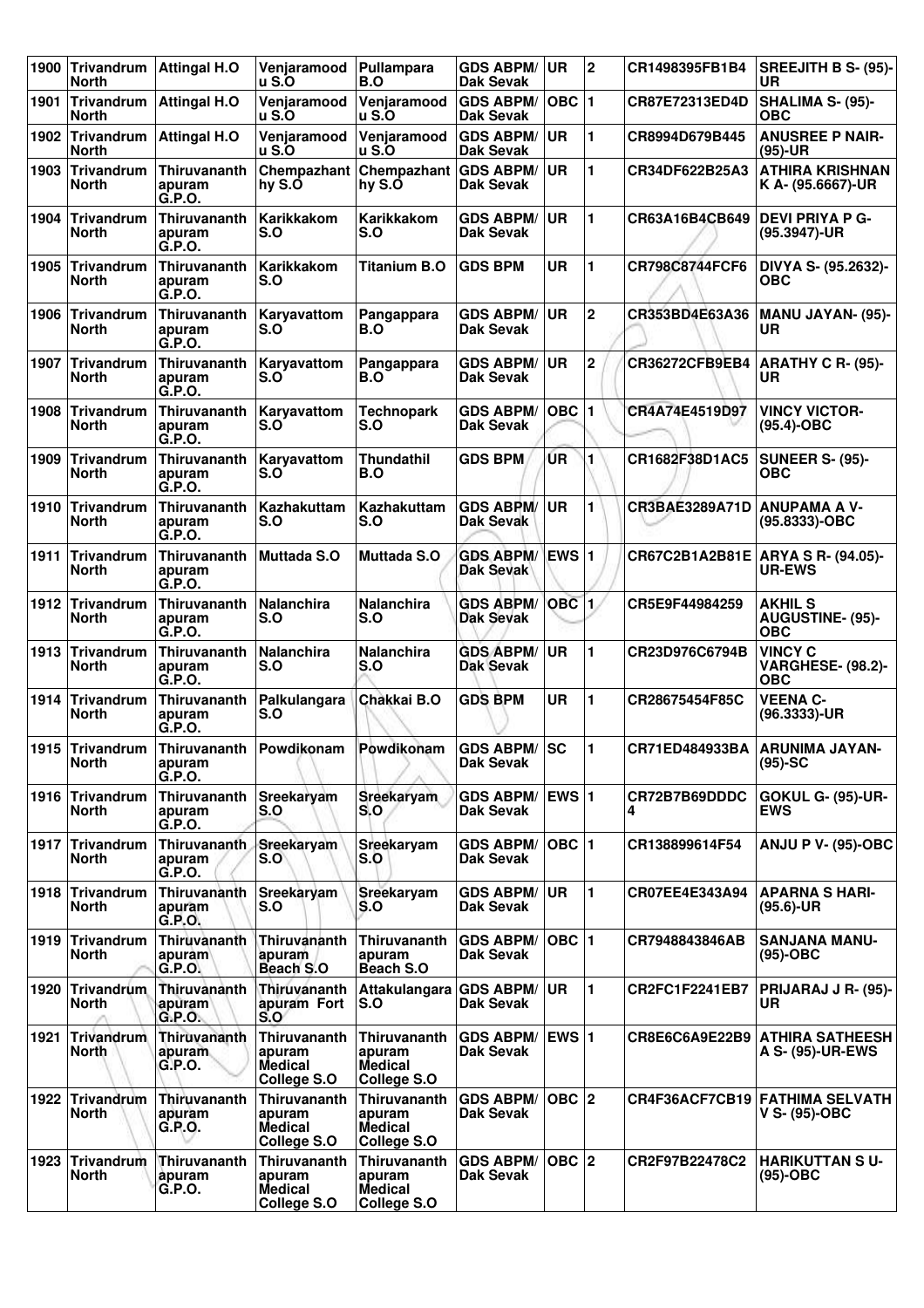| 1900 | Trivandrum North | Attingal H.O | Venjaramood u S.O | Pullampara B.O | GDS ABPM/ Dak Sevak | UR | 2 | CR1498395FB1B4 | SREEJITH B S- (95)-UR |
|---|---|---|---|---|---|---|---|---|---|
| 1901 | Trivandrum North | Attingal H.O | Venjaramood u S.O | Venjaramood u S.O | GDS ABPM/ Dak Sevak | OBC | 1 | CR87E72313ED4D | SHALIMA S- (95)-OBC |
| 1902 | Trivandrum North | Attingal H.O | Venjaramood u S.O | Venjaramood u S.O | GDS ABPM/ Dak Sevak | UR | 1 | CR8994D679B445 | ANUSREE P NAIR-(95)-UR |
| 1903 | Trivandrum North | Thiruvananth apuram G.P.O. | Chempazhant hy S.O | Chempazhant hy S.O | GDS ABPM/ Dak Sevak | UR | 1 | CR34DF622B25A3 | ATHIRA KRISHNAN K A- (95.6667)-UR |
| 1904 | Trivandrum North | Thiruvananth apuram G.P.O. | Karikkakom S.O | Karikkakom S.O | GDS ABPM/ Dak Sevak | UR | 1 | CR63A16B4CB649 | DEVI PRIYA P G-(95.3947)-UR |
| 1905 | Trivandrum North | Thiruvananth apuram G.P.O. | Karikkakom S.O | Titanium B.O | GDS BPM | UR | 1 | CR798C8744FCF6 | DIVYA S- (95.2632)-OBC |
| 1906 | Trivandrum North | Thiruvananth apuram G.P.O. | Karyavattom S.O | Pangappara B.O | GDS ABPM/ Dak Sevak | UR | 2 | CR353BD4E63A36 | MANU JAYAN- (95)-UR |
| 1907 | Trivandrum North | Thiruvananth apuram G.P.O. | Karyavattom S.O | Pangappara B.O | GDS ABPM/ Dak Sevak | UR | 2 | CR36272CFB9EB4 | ARATHY C R- (95)-UR |
| 1908 | Trivandrum North | Thiruvananth apuram G.P.O. | Karyavattom S.O | Technopark S.O | GDS ABPM/ Dak Sevak | OBC | 1 | CR4A74E4519D97 | VINCY VICTOR-(95.4)-OBC |
| 1909 | Trivandrum North | Thiruvananth apuram G.P.O. | Karyavattom S.O | Thundathil B.O | GDS BPM | UR | 1 | CR1682F38D1AC5 | SUNEER S- (95)-OBC |
| 1910 | Trivandrum North | Thiruvananth apuram G.P.O. | Kazhakuttam S.O | Kazhakuttam S.O | GDS ABPM/ Dak Sevak | UR | 1 | CR3BAE3289A71D | ANUPAMA A V-(95.8333)-OBC |
| 1911 | Trivandrum North | Thiruvananth apuram G.P.O. | Muttada S.O | Muttada S.O | GDS ABPM/ Dak Sevak | EWS | 1 | CR67C2B1A2B81E | ARYA S R- (94.05)-UR-EWS |
| 1912 | Trivandrum North | Thiruvananth apuram G.P.O. | Nalanchira S.O | Nalanchira S.O | GDS ABPM/ Dak Sevak | OBC | 1 | CR5E9F44984259 | AKHIL S AUGUSTINE- (95)-OBC |
| 1913 | Trivandrum North | Thiruvananth apuram G.P.O. | Nalanchira S.O | Nalanchira S.O | GDS ABPM/ Dak Sevak | UR | 1 | CR23D976C6794B | VINCY C VARGHESE- (98.2)-OBC |
| 1914 | Trivandrum North | Thiruvananth apuram G.P.O. | Palkulangara S.O | Chakkai B.O | GDS BPM | UR | 1 | CR28675454F85C | VEENA C-(96.3333)-UR |
| 1915 | Trivandrum North | Thiruvananth apuram G.P.O. | Powdikonam | Powdikonam | GDS ABPM/ Dak Sevak | SC | 1 | CR71ED484933BA | ARUNIMA JAYAN-(95)-SC |
| 1916 | Trivandrum North | Thiruvananth apuram G.P.O. | Sreekaryam S.O | Sreekaryam S.O | GDS ABPM/ Dak Sevak | EWS | 1 | CR72B7B69DDDC 4 | GOKUL G- (95)-UR-EWS |
| 1917 | Trivandrum North | Thiruvananth apuram G.P.O. | Sreekaryam S.O | Sreekaryam S.O | GDS ABPM/ Dak Sevak | OBC | 1 | CR138899614F54 | ANJU P V- (95)-OBC |
| 1918 | Trivandrum North | Thiruvananth apuram G.P.O. | Sreekaryam S.O | Sreekaryam S.O | GDS ABPM/ Dak Sevak | UR | 1 | CR07EE4E343A94 | APARNA S HARI-(95.6)-UR |
| 1919 | Trivandrum North | Thiruvananth apuram G.P.O. | Thiruvananth apuram Beach S.O | Thiruvananth apuram Beach S.O | GDS ABPM/ Dak Sevak | OBC | 1 | CR7948843846AB | SANJANA MANU-(95)-OBC |
| 1920 | Trivandrum North | Thiruvananth apuram G.P.O. | Thiruvananth apuram Fort S.O | Attakulangara S.O | GDS ABPM/ Dak Sevak | UR | 1 | CR2FC1F2241EB7 | PRIJARAJ J R- (95)-UR |
| 1921 | Trivandrum North | Thiruvananth apuram G.P.O. | Thiruvananth apuram Medical College S.O | Thiruvananth apuram Medical College S.O | GDS ABPM/ Dak Sevak | EWS | 1 | CR8E6C6A9E22B9 | ATHIRA SATHEESH A S- (95)-UR-EWS |
| 1922 | Trivandrum North | Thiruvananth apuram G.P.O. | Thiruvananth apuram Medical College S.O | Thiruvananth apuram Medical College S.O | GDS ABPM/ Dak Sevak | OBC | 2 | CR4F36ACF7CB19 | FATHIMA SELVATH V S- (95)-OBC |
| 1923 | Trivandrum North | Thiruvananth apuram G.P.O. | Thiruvananth apuram Medical College S.O | Thiruvananth apuram Medical College S.O | GDS ABPM/ Dak Sevak | OBC | 2 | CR2F97B22478C2 | HARIKUTTAN S U-(95)-OBC |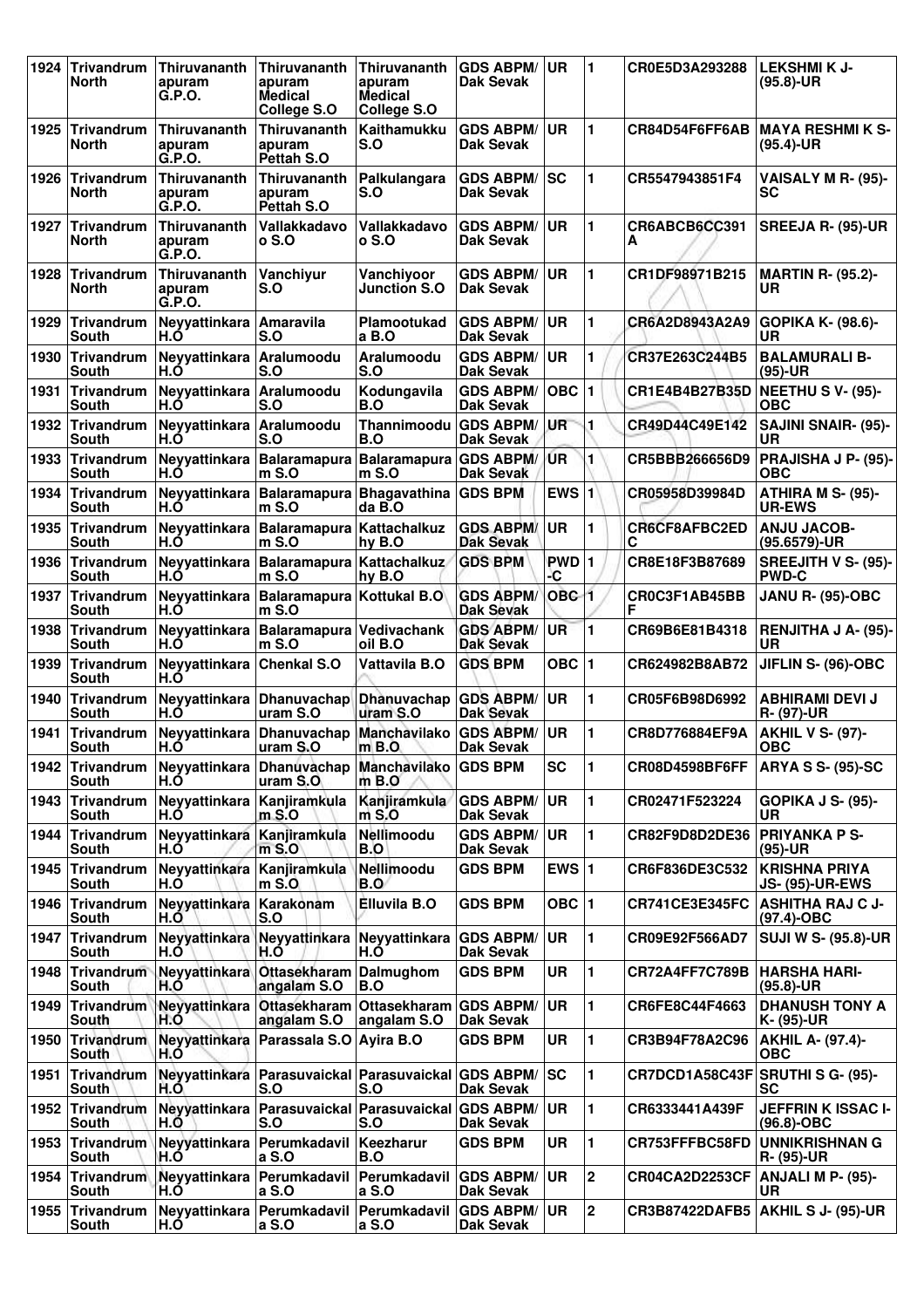| 1924 | Trivandrum North | Thiruvananth apuram G.P.O. | Thiruvananth apuram Medical College S.O | Thiruvananth apuram Medical College S.O | GDS ABPM/ Dak Sevak | UR | 1 | CR0E5D3A293288 | LEKSHMI K J- (95.8)-UR |
|---|---|---|---|---|---|---|---|---|---|
| 1925 | Trivandrum North | Thiruvananth apuram G.P.O. | Thiruvananth apuram Pettah S.O | Kaithamukku S.O | GDS ABPM/ Dak Sevak | UR | 1 | CR84D54F6FF6AB | MAYA RESHMI K S- (95.4)-UR |
| 1926 | Trivandrum North | Thiruvananth apuram G.P.O. | Thiruvananth apuram Pettah S.O | Palkulangara S.O | GDS ABPM/ Dak Sevak | SC | 1 | CR5547943851F4 | VAISALY M R- (95)-SC |
| 1927 | Trivandrum North | Thiruvananth apuram G.P.O. | Vallakkadavo o S.O | Vallakkadavo o S.O | GDS ABPM/ Dak Sevak | UR | 1 | CR6ABCB6CC391 A | SREEJA R- (95)-UR |
| 1928 | Trivandrum North | Thiruvananth apuram G.P.O. | Vanchiyur S.O | Vanchiyoor Junction S.O | GDS ABPM/ Dak Sevak | UR | 1 | CR1DF98971B215 | MARTIN R- (95.2)-UR |
| 1929 | Trivandrum South | Neyyattinkara H.O | Amaravila S.O | Plamootukad a B.O | GDS ABPM/ Dak Sevak | UR | 1 | CR6A2D8943A2A9 | GOPIKA K- (98.6)-UR |
| 1930 | Trivandrum South | Neyyattinkara H.O | Aralumoodu S.O | Aralumoodu S.O | GDS ABPM/ Dak Sevak | UR | 1 | CR37E263C244B5 | BALAMURALI B- (95)-UR |
| 1931 | Trivandrum South | Neyyattinkara H.O | Aralumoodu S.O | Kodungavila B.O | GDS ABPM/ Dak Sevak | OBC | 1 | CR1E4B4B27B35D | NEETHU S V- (95)-OBC |
| 1932 | Trivandrum South | Neyyattinkara H.O | Aralumoodu S.O | Thannimoodu B.O | GDS ABPM/ Dak Sevak | UR | 1 | CR49D44C49E142 | SAJINI SNAIR- (95)-UR |
| 1933 | Trivandrum South | Neyyattinkara H.O | Balaramapura m S.O | Balaramapura m S.O | GDS ABPM/ Dak Sevak | UR | 1 | CR5BBB266656D9 | PRAJISHA J P- (95)-OBC |
| 1934 | Trivandrum South | Neyyattinkara H.O | Balaramapura m S.O | Bhagavathina da B.O | GDS BPM | EWS | 1 | CR05958D39984D | ATHIRA M S- (95)-UR-EWS |
| 1935 | Trivandrum South | Neyyattinkara H.O | Balaramapura m S.O | Kattachalkuz hy B.O | GDS ABPM/ Dak Sevak | UR | 1 | CR6CF8AFBC2ED C | ANJU JACOB- (95.6579)-UR |
| 1936 | Trivandrum South | Neyyattinkara H.O | Balaramapura m S.O | Kattachalkuz hy B.O | GDS BPM | PWD -C | 1 | CR8E18F3B87689 | SREEJITH V S- (95)-PWD-C |
| 1937 | Trivandrum South | Neyyattinkara H.O | Balaramapura m S.O | Kottukal B.O | GDS ABPM/ Dak Sevak | OBC | 1 | CR0C3F1AB45BB F | JANU R- (95)-OBC |
| 1938 | Trivandrum South | Neyyattinkara H.O | Balaramapura m S.O | Vedivachank oil B.O | GDS ABPM/ Dak Sevak | UR | 1 | CR69B6E81B4318 | RENJITHA J A- (95)-UR |
| 1939 | Trivandrum South | Neyyattinkara H.O | Chenkal S.O | Vattavila B.O | GDS BPM | OBC | 1 | CR624982B8AB72 | JIFLIN S- (96)-OBC |
| 1940 | Trivandrum South | Neyyattinkara H.O | Dhanuvachap uram S.O | Dhanuvachap uram S.O | GDS ABPM/ Dak Sevak | UR | 1 | CR05F6B98D6992 | ABHIRAMI DEVI J R- (97)-UR |
| 1941 | Trivandrum South | Neyyattinkara H.O | Dhanuvachap uram S.O | Manchavilako m B.O | GDS ABPM/ Dak Sevak | UR | 1 | CR8D776884EF9A | AKHIL V S- (97)-OBC |
| 1942 | Trivandrum South | Neyyattinkara H.O | Dhanuvachap uram S.O | Manchavilako m B.O | GDS BPM | SC | 1 | CR08D4598BF6FF | ARYA S S- (95)-SC |
| 1943 | Trivandrum South | Neyyattinkara H.O | Kanjiramkula m S.O | Kanjiramkula m S.O | GDS ABPM/ Dak Sevak | UR | 1 | CR02471F523224 | GOPIKA J S- (95)-UR |
| 1944 | Trivandrum South | Neyyattinkara H.O | Kanjiramkula m S.O | Nellimoodu B.O | GDS ABPM/ Dak Sevak | UR | 1 | CR82F9D8D2DE36 | PRIYANKA P S- (95)-UR |
| 1945 | Trivandrum South | Neyyattinkara H.O | Kanjiramkula m S.O | Nellimoodu B.O | GDS BPM | EWS | 1 | CR6F836DE3C532 | KRISHNA PRIYA JS- (95)-UR-EWS |
| 1946 | Trivandrum South | Neyyattinkara H.O | Karakonam S.O | Elluvila B.O | GDS BPM | OBC | 1 | CR741CE3E345FC | ASHITHA RAJ C J- (97.4)-OBC |
| 1947 | Trivandrum South | Neyyattinkara H.O | Neyyattinkara H.O | Neyyattinkara H.O | GDS ABPM/ Dak Sevak | UR | 1 | CR09E92F566AD7 | SUJI W S- (95.8)-UR |
| 1948 | Trivandrum South | Neyyattinkara H.O | Ottasekharam angalam S.O | Dalmughom B.O | GDS BPM | UR | 1 | CR72A4FF7C789B | HARSHA HARI- (95.8)-UR |
| 1949 | Trivandrum South | Neyyattinkara H.O | Ottasekharam angalam S.O | Ottasekharam angalam S.O | GDS ABPM/ Dak Sevak | UR | 1 | CR6FE8C44F4663 | DHANUSH TONY A K- (95)-UR |
| 1950 | Trivandrum South | Neyyattinkara H.O | Parassala S.O | Ayira B.O | GDS BPM | UR | 1 | CR3B94F78A2C96 | AKHIL A- (97.4)-OBC |
| 1951 | Trivandrum South | Neyyattinkara H.O | Parasuvaickal S.O | Parasuvaickal S.O | GDS ABPM/ Dak Sevak | SC | 1 | CR7DCD1A58C43F | SRUTHI S G- (95)-SC |
| 1952 | Trivandrum South | Neyyattinkara H.O | Parasuvaickal S.O | Parasuvaickal S.O | GDS ABPM/ Dak Sevak | UR | 1 | CR6333441A439F | JEFFRIN K ISSAC I- (96.8)-OBC |
| 1953 | Trivandrum South | Neyyattinkara H.O | Perumkadavil a S.O | Keezharur B.O | GDS BPM | UR | 1 | CR753FFFBC58FD | UNNIKRISHNAN G R- (95)-UR |
| 1954 | Trivandrum South | Neyyattinkara H.O | Perumkadavil a S.O | Perumkadavil a S.O | GDS ABPM/ Dak Sevak | UR | 2 | CR04CA2D2253CF | ANJALI M P- (95)-UR |
| 1955 | Trivandrum South | Neyyattinkara H.O | Perumkadavil a S.O | Perumkadavil a S.O | GDS ABPM/ Dak Sevak | UR | 2 | CR3B87422DAFB5 | AKHIL S J- (95)-UR |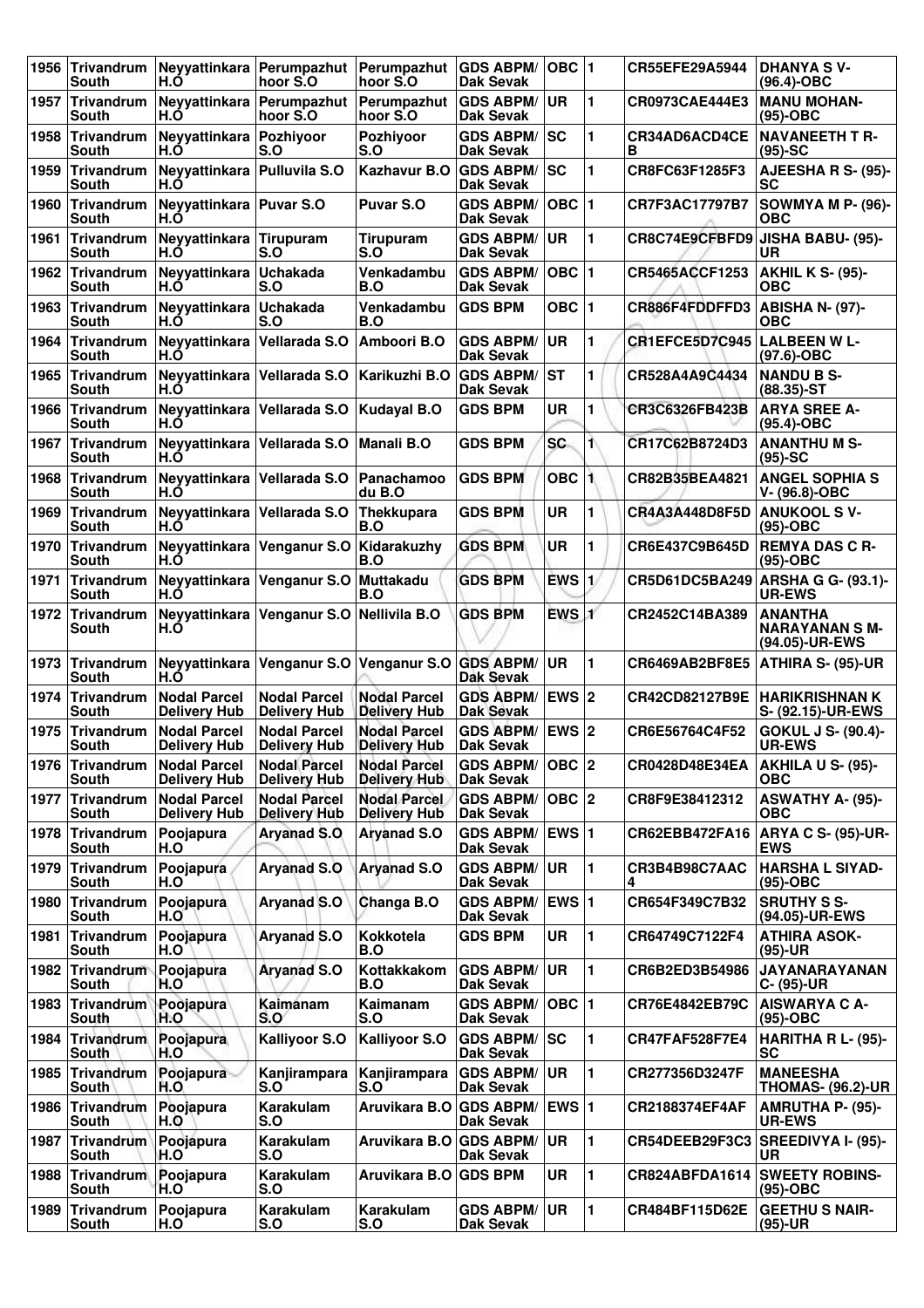| 1956 | Trivandrum South | Neyyattinkara H.O | Perumpazhut hoor S.O | Perumpazhut hoor S.O | GDS ABPM/ Dak Sevak | OBC | 1 | CR55EFE29A5944 | DHANYA S V- (96.4)-OBC |
|---|---|---|---|---|---|---|---|---|---|
| 1957 | Trivandrum South | Neyyattinkara H.O | Perumpazhut hoor S.O | Perumpazhut hoor S.O | GDS ABPM/ Dak Sevak | UR | 1 | CR0973CAE444E3 | MANU MOHAN- (95)-OBC |
| 1958 | Trivandrum South | Neyyattinkara H.O | Pozhiyoor S.O | Pozhiyoor S.O | GDS ABPM/ Dak Sevak | SC | 1 | CR34AD6ACD4CE B | NAVANEETH T R- (95)-SC |
| 1959 | Trivandrum South | Neyyattinkara H.O | Pulluvila S.O | Kazhavur B.O | GDS ABPM/ Dak Sevak | SC | 1 | CR8FC63F1285F3 | AJEESHA R S- (95)- SC |
| 1960 | Trivandrum South | Neyyattinkara H.O | Puvar S.O | Puvar S.O | GDS ABPM/ Dak Sevak | OBC | 1 | CR7F3AC17797B7 | SOWMYA M P- (96)- OBC |
| 1961 | Trivandrum South | Neyyattinkara H.O | Tirupuram S.O | Tirupuram S.O | GDS ABPM/ Dak Sevak | UR | 1 | CR8C74E9CFBFD9 | JISHA BABU- (95)- UR |
| 1962 | Trivandrum South | Neyyattinkara H.O | Uchakada S.O | Venkadambu B.O | GDS ABPM/ Dak Sevak | OBC | 1 | CR5465ACCF1253 | AKHIL K S- (95)- OBC |
| 1963 | Trivandrum South | Neyyattinkara H.O | Uchakada S.O | Venkadambu B.O | GDS BPM | OBC | 1 | CR886F4FDDFFD3 | ABISHA N- (97)- OBC |
| 1964 | Trivandrum South | Neyyattinkara H.O | Vellarada S.O | Amboori B.O | GDS ABPM/ Dak Sevak | UR | 1 | CR1EFCE5D7C945 | LALBEEN W L- (97.6)-OBC |
| 1965 | Trivandrum South | Neyyattinkara H.O | Vellarada S.O | Karikuzhi B.O | GDS ABPM/ Dak Sevak | ST | 1 | CR528A4A9C4434 | NANDU B S- (88.35)-ST |
| 1966 | Trivandrum South | Neyyattinkara H.O | Vellarada S.O | Kudayal B.O | GDS BPM | UR | 1 | CR3C6326FB423B | ARYA SREE A- (95.4)-OBC |
| 1967 | Trivandrum South | Neyyattinkara H.O | Vellarada S.O | Manali B.O | GDS BPM | SC | 1 | CR17C62B8724D3 | ANANTHU M S- (95)-SC |
| 1968 | Trivandrum South | Neyyattinkara H.O | Vellarada S.O | Panachamoo du B.O | GDS BPM | OBC | 1 | CR82B35BEA4821 | ANGEL SOPHIA S V- (96.8)-OBC |
| 1969 | Trivandrum South | Neyyattinkara H.O | Vellarada S.O | Thekkupara B.O | GDS BPM | UR | 1 | CR4A3A448D8F5D | ANUKOOL S V- (95)-OBC |
| 1970 | Trivandrum South | Neyyattinkara H.O | Venganur S.O | Kidarakuzhy B.O | GDS BPM | UR | 1 | CR6E437C9B645D | REMYA DAS C R- (95)-OBC |
| 1971 | Trivandrum South | Neyyattinkara H.O | Venganur S.O | Muttakadu B.O | GDS BPM | EWS | 1 | CR5D61DC5BA249 | ARSHA G G- (93.1)- UR-EWS |
| 1972 | Trivandrum South | Neyyattinkara H.O | Venganur S.O | Nellivila B.O | GDS BPM | EWS | 1 | CR2452C14BA389 | ANANTHA NARAYANAN S M- (94.05)-UR-EWS |
| 1973 | Trivandrum South | Neyyattinkara H.O | Venganur S.O | Venganur S.O | GDS ABPM/ Dak Sevak | UR | 1 | CR6469AB2BF8E5 | ATHIRA S- (95)-UR |
| 1974 | Trivandrum South | Nodal Parcel Delivery Hub | Nodal Parcel Delivery Hub | Nodal Parcel Delivery Hub | GDS ABPM/ Dak Sevak | EWS | 2 | CR42CD82127B9E | HARIKRISHNAN K S- (92.15)-UR-EWS |
| 1975 | Trivandrum South | Nodal Parcel Delivery Hub | Nodal Parcel Delivery Hub | Nodal Parcel Delivery Hub | GDS ABPM/ Dak Sevak | EWS | 2 | CR6E56764C4F52 | GOKUL J S- (90.4)- UR-EWS |
| 1976 | Trivandrum South | Nodal Parcel Delivery Hub | Nodal Parcel Delivery Hub | Nodal Parcel Delivery Hub | GDS ABPM/ Dak Sevak | OBC | 2 | CR0428D48E34EA | AKHILA U S- (95)- OBC |
| 1977 | Trivandrum South | Nodal Parcel Delivery Hub | Nodal Parcel Delivery Hub | Nodal Parcel Delivery Hub | GDS ABPM/ Dak Sevak | OBC | 2 | CR8F9E38412312 | ASWATHY A- (95)- OBC |
| 1978 | Trivandrum South | Poojapura H.O | Aryanad S.O | Aryanad S.O | GDS ABPM/ Dak Sevak | EWS | 1 | CR62EBB472FA16 | ARYA C S- (95)-UR- EWS |
| 1979 | Trivandrum South | Poojapura H.O | Aryanad S.O | Aryanad S.O | GDS ABPM/ Dak Sevak | UR | 1 | CR3B4B98C7AAC 4 | HARSHA L SIYAD- (95)-OBC |
| 1980 | Trivandrum South | Poojapura H.O | Aryanad S.O | Changa B.O | GDS ABPM/ Dak Sevak | EWS | 1 | CR654F349C7B32 | SRUTHY S S- (94.05)-UR-EWS |
| 1981 | Trivandrum South | Poojapura H.O | Aryanad S.O | Kokkotela B.O | GDS BPM | UR | 1 | CR64749C7122F4 | ATHIRA ASOK- (95)-UR |
| 1982 | Trivandrum South | Poojapura H.O | Aryanad S.O | Kottakkakom B.O | GDS ABPM/ Dak Sevak | UR | 1 | CR6B2ED3B54986 | JAYANARAYANAN C- (95)-UR |
| 1983 | Trivandrum South | Poojapura H.O | Kaimanam S.O | Kaimanam S.O | GDS ABPM/ Dak Sevak | OBC | 1 | CR76E4842EB79C | AISWARYA C A- (95)-OBC |
| 1984 | Trivandrum South | Poojapura H.O | Kalliyoor S.O | Kalliyoor S.O | GDS ABPM/ Dak Sevak | SC | 1 | CR47FAF528F7E4 | HARITHA R L- (95)- SC |
| 1985 | Trivandrum South | Poojapura H.O | Kanjirampara S.O | Kanjirampara S.O | GDS ABPM/ Dak Sevak | UR | 1 | CR277356D3247F | MANEESHA THOMAS- (96.2)-UR |
| 1986 | Trivandrum South | Poojapura H.O | Karakulam S.O | Aruvikara B.O | GDS ABPM/ Dak Sevak | EWS | 1 | CR2188374EF4AF | AMRUTHA P- (95)- UR-EWS |
| 1987 | Trivandrum South | Poojapura H.O | Karakulam S.O | Aruvikara B.O | GDS ABPM/ Dak Sevak | UR | 1 | CR54DEEB29F3C3 | SREEDIVYA I- (95)- UR |
| 1988 | Trivandrum South | Poojapura H.O | Karakulam S.O | Aruvikara B.O | GDS BPM | UR | 1 | CR824ABFDA1614 | SWEETY ROBINS- (95)-OBC |
| 1989 | Trivandrum South | Poojapura H.O | Karakulam S.O | Karakulam S.O | GDS ABPM/ Dak Sevak | UR | 1 | CR484BF115D62E | GEETHU S NAIR- (95)-UR |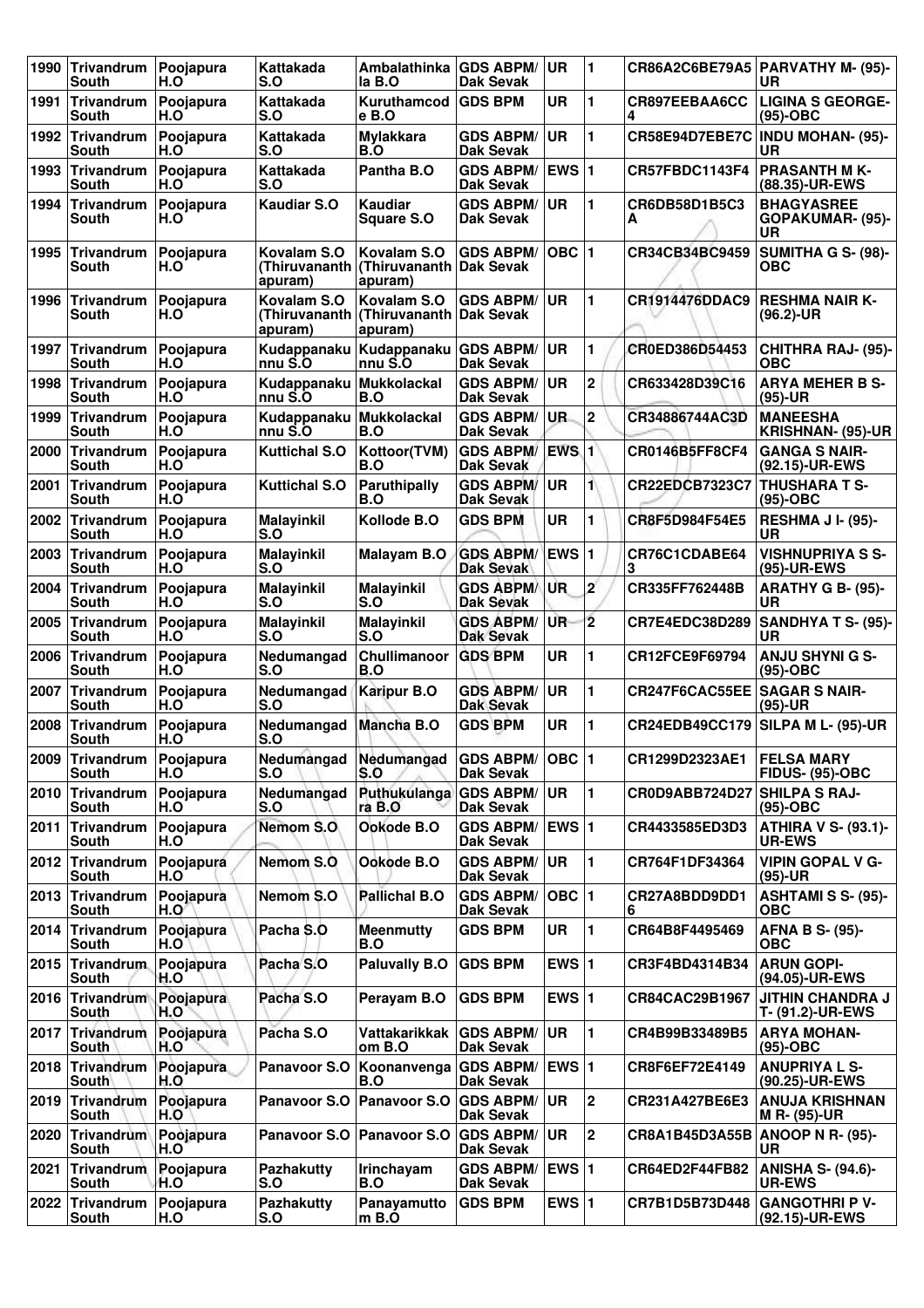| 1990 | Trivandrum South | Poojapura H.O | Kattakada S.O | Ambalathinkala B.O | GDS ABPM/ Dak Sevak | UR | 1 | CR86A2C6BE79A5 | PARVATHY M- (95)-UR |
|---|---|---|---|---|---|---|---|---|---|
| 1991 | Trivandrum South | Poojapura H.O | Kattakada S.O | Kuruthamcode B.O | GDS BPM | UR | 1 | CR897EEBAA6CC4 | LIGINA S GEORGE-(95)-OBC |
| 1992 | Trivandrum South | Poojapura H.O | Kattakada S.O | Mylakkara B.O | GDS ABPM/ Dak Sevak | UR | 1 | CR58E94D7EBE7C | INDU MOHAN- (95)-UR |
| 1993 | Trivandrum South | Poojapura H.O | Kattakada S.O | Pantha B.O | GDS ABPM/ Dak Sevak | EWS | 1 | CR57FBDC1143F4 | PRASANTH M K-(88.35)-UR-EWS |
| 1994 | Trivandrum South | Poojapura H.O | Kaudiar S.O | Kaudiar Square S.O | GDS ABPM/ Dak Sevak | UR | 1 | CR6DB58D1B5C3A | BHAGYASREE GOPAKUMAR- (95)-UR |
| 1995 | Trivandrum South | Poojapura H.O | Kovalam S.O (Thiruvananthapuram) | Kovalam S.O (Thiruvananthapuram) | GDS ABPM/ Dak Sevak | OBC | 1 | CR34CB34BC9459 | SUMITHA G S- (98)-OBC |
| 1996 | Trivandrum South | Poojapura H.O | Kovalam S.O (Thiruvananthapuram) | Kovalam S.O (Thiruvananthapuram) | GDS ABPM/ Dak Sevak | UR | 1 | CR1914476DDAC9 | RESHMA NAIR K-(96.2)-UR |
| 1997 | Trivandrum South | Poojapura H.O | Kudappanakunnu S.O | Kudappanakunnu S.O | GDS ABPM/ Dak Sevak | UR | 1 | CR0ED386D54453 | CHITHRA RAJ- (95)-OBC |
| 1998 | Trivandrum South | Poojapura H.O | Kudappanakunnu S.O | Mukkolackal B.O | GDS ABPM/ Dak Sevak | UR | 2 | CR633428D39C16 | ARYA MEHER B S-(95)-UR |
| 1999 | Trivandrum South | Poojapura H.O | Kudappanakunnu S.O | Mukkolackal B.O | GDS ABPM/ Dak Sevak | UR | 2 | CR34886744AC3D | MANEESHA KRISHNAN- (95)-UR |
| 2000 | Trivandrum South | Poojapura H.O | Kuttichal S.O | Kottoor(TVM) B.O | GDS ABPM/ Dak Sevak | EWS | 1 | CR0146B5FF8CF4 | GANGA S NAIR-(92.15)-UR-EWS |
| 2001 | Trivandrum South | Poojapura H.O | Kuttichal S.O | Paruthipally B.O | GDS ABPM/ Dak Sevak | UR | 1 | CR22EDCB7323C7 | THUSHARA T S-(95)-OBC |
| 2002 | Trivandrum South | Poojapura H.O | Malayinkil S.O | Kollode B.O | GDS BPM | UR | 1 | CR8F5D984F54E5 | RESHMA J I- (95)-UR |
| 2003 | Trivandrum South | Poojapura H.O | Malayinkil S.O | Malayam B.O | GDS ABPM/ Dak Sevak | EWS | 1 | CR76C1CDABE643 | VISHNUPRIYA S S-(95)-UR-EWS |
| 2004 | Trivandrum South | Poojapura H.O | Malayinkil S.O | Malayinkil S.O | GDS ABPM/ Dak Sevak | UR | 2 | CR335FF762448B | ARATHY G B- (95)-UR |
| 2005 | Trivandrum South | Poojapura H.O | Malayinkil S.O | Malayinkil S.O | GDS ABPM/ Dak Sevak | UR | 2 | CR7E4EDC38D289 | SANDHYA T S- (95)-UR |
| 2006 | Trivandrum South | Poojapura H.O | Nedumangad S.O | Chullimanoor B.O | GDS BPM | UR | 1 | CR12FCE9F69794 | ANJU SHYNI G S-(95)-OBC |
| 2007 | Trivandrum South | Poojapura H.O | Nedumangad S.O | Karipur B.O | GDS ABPM/ Dak Sevak | UR | 1 | CR247F6CAC55EE | SAGAR S NAIR-(95)-UR |
| 2008 | Trivandrum South | Poojapura H.O | Nedumangad S.O | Mancha B.O | GDS BPM | UR | 1 | CR24EDB49CC179 | SILPA M L- (95)-UR |
| 2009 | Trivandrum South | Poojapura H.O | Nedumangad S.O | Nedumangad S.O | GDS ABPM/ Dak Sevak | OBC | 1 | CR1299D2323AE1 | FELSA MARY FIDUS- (95)-OBC |
| 2010 | Trivandrum South | Poojapura H.O | Nedumangad S.O | Puthukulangara B.O | GDS ABPM/ Dak Sevak | UR | 1 | CR0D9ABB724D27 | SHILPA S RAJ-(95)-OBC |
| 2011 | Trivandrum South | Poojapura H.O | Nemom S.O | Ookode B.O | GDS ABPM/ Dak Sevak | EWS | 1 | CR4433585ED3D3 | ATHIRA V S- (93.1)-UR-EWS |
| 2012 | Trivandrum South | Poojapura H.O | Nemom S.O | Ookode B.O | GDS ABPM/ Dak Sevak | UR | 1 | CR764F1DF34364 | VIPIN GOPAL V G-(95)-UR |
| 2013 | Trivandrum South | Poojapura H.O | Nemom S.O | Pallichal B.O | GDS ABPM/ Dak Sevak | OBC | 1 | CR27A8BDD9DD16 | ASHTAMI S S- (95)-OBC |
| 2014 | Trivandrum South | Poojapura H.O | Pacha S.O | Meenmutty B.O | GDS BPM | UR | 1 | CR64B8F4495469 | AFNA B S- (95)-OBC |
| 2015 | Trivandrum South | Poojapura H.O | Pacha S.O | Paluvally B.O | GDS BPM | EWS | 1 | CR3F4BD4314B34 | ARUN GOPI-(94.05)-UR-EWS |
| 2016 | Trivandrum South | Poojapura H.O | Pacha S.O | Perayam B.O | GDS BPM | EWS | 1 | CR84CAC29B1967 | JITHIN CHANDRA J T- (91.2)-UR-EWS |
| 2017 | Trivandrum South | Poojapura H.O | Pacha S.O | Vattakarikkakom B.O | GDS ABPM/ Dak Sevak | UR | 1 | CR4B99B33489B5 | ARYA MOHAN-(95)-OBC |
| 2018 | Trivandrum South | Poojapura H.O | Panavoor S.O | Koonanvenga B.O | GDS ABPM/ Dak Sevak | EWS | 1 | CR8F6EF72E4149 | ANUPRIYA L S-(90.25)-UR-EWS |
| 2019 | Trivandrum South | Poojapura H.O | Panavoor S.O | Panavoor S.O | GDS ABPM/ Dak Sevak | UR | 2 | CR231A427BE6E3 | ANUJA KRISHNAN M R- (95)-UR |
| 2020 | Trivandrum South | Poojapura H.O | Panavoor S.O | Panavoor S.O | GDS ABPM/ Dak Sevak | UR | 2 | CR8A1B45D3A55B | ANOOP N R- (95)-UR |
| 2021 | Trivandrum South | Poojapura H.O | Pazhakutty S.O | Irinchayam B.O | GDS ABPM/ Dak Sevak | EWS | 1 | CR64ED2F44FB82 | ANISHA S- (94.6)-UR-EWS |
| 2022 | Trivandrum South | Poojapura H.O | Pazhakutty S.O | Panayamuttom B.O | GDS BPM | EWS | 1 | CR7B1D5B73D448 | GANGOTHRI P V-(92.15)-UR-EWS |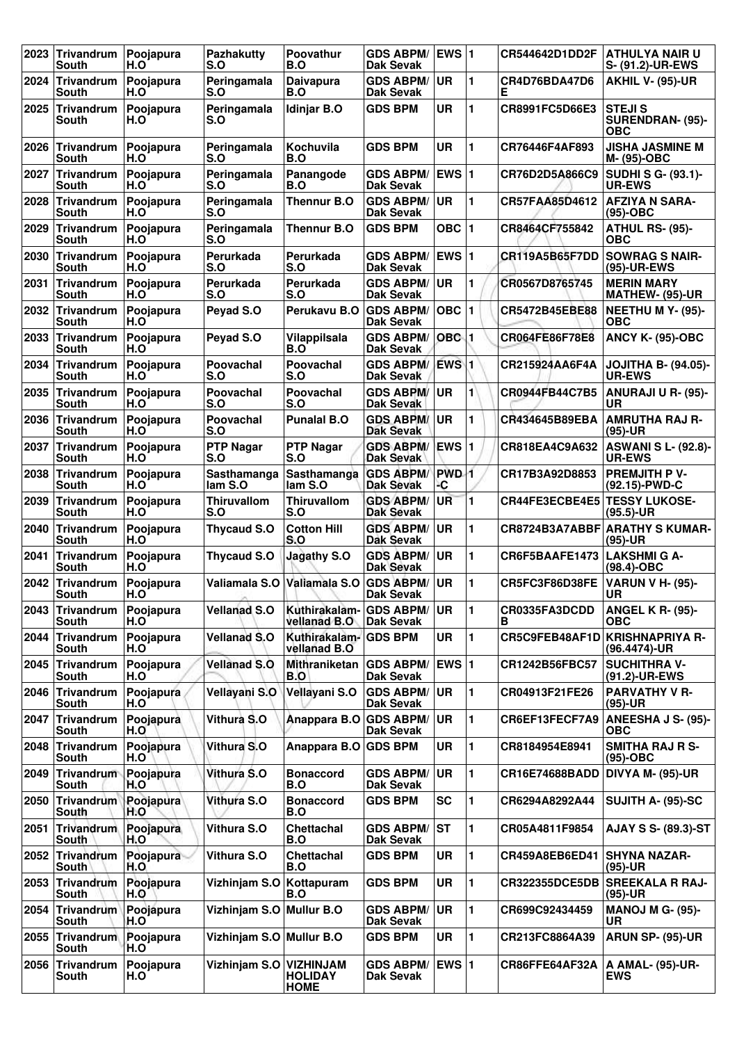| 2023 | Trivandrum South | Poojapura H.O | Pazhakutty S.O | Poovathur B.O | GDS ABPM/ Dak Sevak | EWS | 1 | CR544642D1DD2F | ATHULYA NAIR U S- (91.2)-UR-EWS |
|---|---|---|---|---|---|---|---|---|---|
| 2024 | Trivandrum South | Poojapura H.O | Peringamala S.O | Daivapura B.O | GDS ABPM/ Dak Sevak | UR | 1 | CR4D76BDA47D6E | AKHIL V- (95)-UR |
| 2025 | Trivandrum South | Poojapura H.O | Peringamala S.O | Idinjar B.O | GDS BPM | UR | 1 | CR8991FC5D66E3 | STEJI S SURENDRAN- (95)-OBC |
| 2026 | Trivandrum South | Poojapura H.O | Peringamala S.O | Kochuvila B.O | GDS BPM | UR | 1 | CR76446F4AF893 | JISHA JASMINE M M- (95)-OBC |
| 2027 | Trivandrum South | Poojapura H.O | Peringamala S.O | Panangode B.O | GDS ABPM/ Dak Sevak | EWS | 1 | CR76D2D5A866C9 | SUDHI S G- (93.1)-UR-EWS |
| 2028 | Trivandrum South | Poojapura H.O | Peringamala S.O | Thennur B.O | GDS ABPM/ Dak Sevak | UR | 1 | CR57FAA85D4612 | AFZIYA N SARA- (95)-OBC |
| 2029 | Trivandrum South | Poojapura H.O | Peringamala S.O | Thennur B.O | GDS BPM | OBC | 1 | CR8464CF755842 | ATHUL RS- (95)-OBC |
| 2030 | Trivandrum South | Poojapura H.O | Perurkada S.O | Perurkada S.O | GDS ABPM/ Dak Sevak | EWS | 1 | CR119A5B65F7DD | SOWRAG S NAIR- (95)-UR-EWS |
| 2031 | Trivandrum South | Poojapura H.O | Perurkada S.O | Perurkada S.O | GDS ABPM/ Dak Sevak | UR | 1 | CR0567D8765745 | MERIN MARY MATHEW- (95)-UR |
| 2032 | Trivandrum South | Poojapura H.O | Peyad S.O | Perukavu B.O | GDS ABPM/ Dak Sevak | OBC | 1 | CR5472B45EBE88 | NEETHU M Y- (95)-OBC |
| 2033 | Trivandrum South | Poojapura H.O | Peyad S.O | Vilappilsala B.O | GDS ABPM/ Dak Sevak | OBC | 1 | CR064FE86F78E8 | ANCY K- (95)-OBC |
| 2034 | Trivandrum South | Poojapura H.O | Poovachal S.O | Poovachal S.O | GDS ABPM/ Dak Sevak | EWS | 1 | CR215924AA6F4A | JOJITHA B- (94.05)-UR-EWS |
| 2035 | Trivandrum South | Poojapura H.O | Poovachal S.O | Poovachal S.O | GDS ABPM/ Dak Sevak | UR | 1 | CR0944FB44C7B5 | ANURAJI U R- (95)-UR |
| 2036 | Trivandrum South | Poojapura H.O | Poovachal S.O | Punalal B.O | GDS ABPM/ Dak Sevak | UR | 1 | CR434645B89EBA | AMRUTHA RAJ R- (95)-UR |
| 2037 | Trivandrum South | Poojapura H.O | PTP Nagar S.O | PTP Nagar S.O | GDS ABPM/ Dak Sevak | EWS | 1 | CR818EA4C9A632 | ASWANI S L- (92.8)-UR-EWS |
| 2038 | Trivandrum South | Poojapura H.O | Sasthamangalam S.O | Sasthamangalam S.O | GDS ABPM/ Dak Sevak | PWD-C | 1 | CR17B3A92D8853 | PREMJITH P V- (92.15)-PWD-C |
| 2039 | Trivandrum South | Poojapura H.O | Thiruvallom S.O | Thiruvallom S.O | GDS ABPM/ Dak Sevak | UR | 1 | CR44FE3ECBE4E5 | TESSY LUKOSE- (95.5)-UR |
| 2040 | Trivandrum South | Poojapura H.O | Thycaud S.O | Cotton Hill S.O | GDS ABPM/ Dak Sevak | UR | 1 | CR8724B3A7ABBF | ARATHY S KUMAR- (95)-UR |
| 2041 | Trivandrum South | Poojapura H.O | Thycaud S.O | Jagathy S.O | GDS ABPM/ Dak Sevak | UR | 1 | CR6F5BAAFE1473 | LAKSHMI G A- (98.4)-OBC |
| 2042 | Trivandrum South | Poojapura H.O | Valiamala S.O | Valiamala S.O | GDS ABPM/ Dak Sevak | UR | 1 | CR5FC3F86D38FE | VARUN V H- (95)-UR |
| 2043 | Trivandrum South | Poojapura H.O | Vellanad S.O | Kuthirakalam-vellanad B.O | GDS ABPM/ Dak Sevak | UR | 1 | CR0335FA3DCDDB | ANGEL K R- (95)-OBC |
| 2044 | Trivandrum South | Poojapura H.O | Vellanad S.O | Kuthirakalam-vellanad B.O | GDS BPM | UR | 1 | CR5C9FEB48AF1D | KRISHNAPRIYA R- (96.4474)-UR |
| 2045 | Trivandrum South | Poojapura H.O | Vellanad S.O | Mithraniketan B.O | GDS ABPM/ Dak Sevak | EWS | 1 | CR1242B56FBC57 | SUCHITHRA V- (91.2)-UR-EWS |
| 2046 | Trivandrum South | Poojapura H.O | Vellayani S.O | Vellayani S.O | GDS ABPM/ Dak Sevak | UR | 1 | CR04913F21FE26 | PARVATHY V R- (95)-UR |
| 2047 | Trivandrum South | Poojapura H.O | Vithura S.O | Anappara B.O | GDS ABPM/ Dak Sevak | UR | 1 | CR6EF13FECF7A9 | ANEESHA J S- (95)-OBC |
| 2048 | Trivandrum South | Poojapura H.O | Vithura S.O | Anappara B.O | GDS BPM | UR | 1 | CR8184954E8941 | SMITHA RAJ R S- (95)-OBC |
| 2049 | Trivandrum South | Poojapura H.O | Vithura S.O | Bonaccord B.O | GDS ABPM/ Dak Sevak | UR | 1 | CR16E74688BADD | DIVYA M- (95)-UR |
| 2050 | Trivandrum South | Poojapura H.O | Vithura S.O | Bonaccord B.O | GDS BPM | SC | 1 | CR6294A8292A44 | SUJITH A- (95)-SC |
| 2051 | Trivandrum South | Poojapura H.O | Vithura S.O | Chettachal B.O | GDS ABPM/ Dak Sevak | ST | 1 | CR05A4811F9854 | AJAY S S- (89.3)-ST |
| 2052 | Trivandrum South | Poojapura H.O | Vithura S.O | Chettachal B.O | GDS BPM | UR | 1 | CR459A8EB6ED41 | SHYNA NAZAR- (95)-UR |
| 2053 | Trivandrum South | Poojapura H.O | Vizhinjam S.O | Kottapuram B.O | GDS BPM | UR | 1 | CR322355DCE5DB | SREEKALA R RAJ- (95)-UR |
| 2054 | Trivandrum South | Poojapura H.O | Vizhinjam S.O | Mullur B.O | GDS ABPM/ Dak Sevak | UR | 1 | CR699C92434459 | MANOJ M G- (95)-UR |
| 2055 | Trivandrum South | Poojapura H.O | Vizhinjam S.O | Mullur B.O | GDS BPM | UR | 1 | CR213FC8864A39 | ARUN SP- (95)-UR |
| 2056 | Trivandrum South | Poojapura H.O | Vizhinjam S.O | VIZHINJAM HOLIDAY HOME | GDS ABPM/ Dak Sevak | EWS | 1 | CR86FFE64AF32A | A AMAL- (95)-UR-EWS |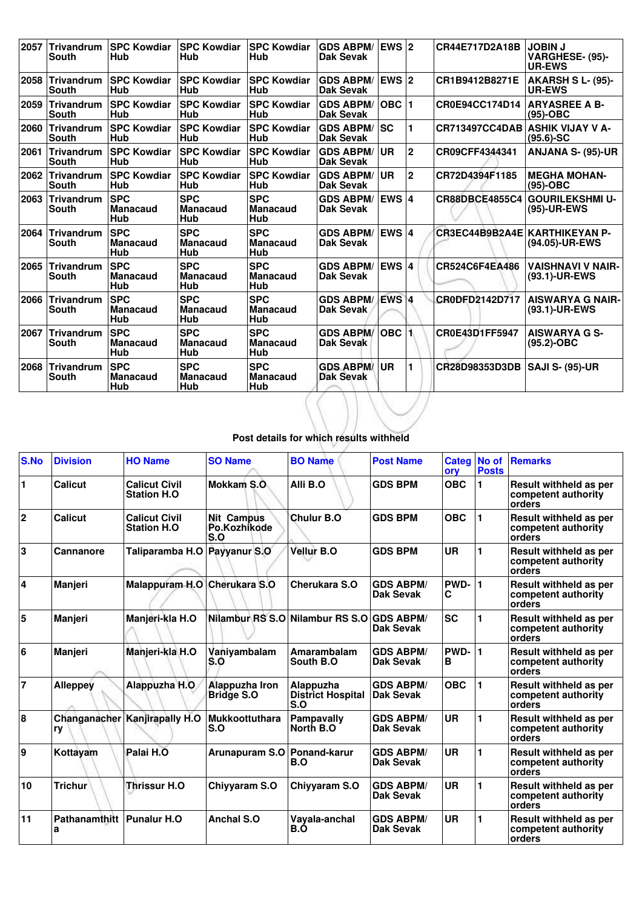| 2057 | Trivandrum South | SPC Kowdiar Hub | SPC Kowdiar Hub | SPC Kowdiar Hub | GDS ABPM/ Dak Sevak | EWS | 2 | CR44E717D2A18B | JOBIN J VARGHESE- (95)-UR-EWS |
|---|---|---|---|---|---|---|---|---|---|
| 2058 | Trivandrum South | SPC Kowdiar Hub | SPC Kowdiar Hub | SPC Kowdiar Hub | GDS ABPM/ Dak Sevak | EWS | 2 | CR1B9412B8271E | AKARSH S L- (95)-UR-EWS |
| 2059 | Trivandrum South | SPC Kowdiar Hub | SPC Kowdiar Hub | SPC Kowdiar Hub | GDS ABPM/ Dak Sevak | OBC | 1 | CR0E94CC174D14 | ARYASREE A B-(95)-OBC |
| 2060 | Trivandrum South | SPC Kowdiar Hub | SPC Kowdiar Hub | SPC Kowdiar Hub | GDS ABPM/ Dak Sevak | SC | 1 | CR713497CC4DAB | ASHIK VIJAY V A-(95.6)-SC |
| 2061 | Trivandrum South | SPC Kowdiar Hub | SPC Kowdiar Hub | SPC Kowdiar Hub | GDS ABPM/ Dak Sevak | UR | 2 | CR09CFF4344341 | ANJANA S- (95)-UR |
| 2062 | Trivandrum South | SPC Kowdiar Hub | SPC Kowdiar Hub | SPC Kowdiar Hub | GDS ABPM/ Dak Sevak | UR | 2 | CR72D4394F1185 | MEGHA MOHAN-(95)-OBC |
| 2063 | Trivandrum South | SPC Manacaud Hub | SPC Manacaud Hub | SPC Manacaud Hub | GDS ABPM/ Dak Sevak | EWS | 4 | CR88DBCE4855C4 | GOURILEKSHMI U-(95)-UR-EWS |
| 2064 | Trivandrum South | SPC Manacaud Hub | SPC Manacaud Hub | SPC Manacaud Hub | GDS ABPM/ Dak Sevak | EWS | 4 | CR3EC44B9B2A4E | KARTHIKEYAN P-(94.05)-UR-EWS |
| 2065 | Trivandrum South | SPC Manacaud Hub | SPC Manacaud Hub | SPC Manacaud Hub | GDS ABPM/ Dak Sevak | EWS | 4 | CR524C6F4EA486 | VAISHNAVI V NAIR-(93.1)-UR-EWS |
| 2066 | Trivandrum South | SPC Manacaud Hub | SPC Manacaud Hub | SPC Manacaud Hub | GDS ABPM/ Dak Sevak | EWS | 4 | CR0DFD2142D717 | AISWARYA G NAIR-(93.1)-UR-EWS |
| 2067 | Trivandrum South | SPC Manacaud Hub | SPC Manacaud Hub | SPC Manacaud Hub | GDS ABPM/ Dak Sevak | OBC | 1 | CR0E43D1FF5947 | AISWARYA G S-(95.2)-OBC |
| 2068 | Trivandrum South | SPC Manacaud Hub | SPC Manacaud Hub | SPC Manacaud Hub | GDS ABPM/ Dak Sevak | UR | 1 | CR28D98353D3DB | SAJI S- (95)-UR |

**Post details for which results withheld**

| S.No | Division | HO Name | SO Name | BO Name | Post Name | Category | No of Posts | Remarks |
|---|---|---|---|---|---|---|---|---|
| 1 | Calicut | Calicut Civil Station H.O | Mokkam S.O | Alli B.O | GDS BPM | OBC | 1 | Result withheld as per competent authority orders |
| 2 | Calicut | Calicut Civil Station H.O | Nit Campus Po.Kozhikode S.O | Chulur B.O | GDS BPM | OBC | 1 | Result withheld as per competent authority orders |
| 3 | Cannanore | Taliparamba H.O | Payyanur S.O | Vellur B.O | GDS BPM | UR | 1 | Result withheld as per competent authority orders |
| 4 | Manjeri | Malappuram H.O | Cherukara S.O | Cherukara S.O | GDS ABPM/ Dak Sevak | PWD-C | 1 | Result withheld as per competent authority orders |
| 5 | Manjeri | Manjeri-kla H.O | Nilambur RS S.O | Nilambur RS S.O | GDS ABPM/ Dak Sevak | SC | 1 | Result withheld as per competent authority orders |
| 6 | Manjeri | Manjeri-kla H.O | Vaniyambalam S.O | Amarambalam South B.O | GDS ABPM/ Dak Sevak | PWD-B | 1 | Result withheld as per competent authority orders |
| 7 | Alleppey | Alappuzha H.O | Alappuzha Iron Bridge S.O | Alappuzha District Hospital S.O | GDS ABPM/ Dak Sevak | OBC | 1 | Result withheld as per competent authority orders |
| 8 | Changanachery | Kanjirapally H.O | Mukkoottuthara S.O | Pampavally North B.O | GDS ABPM/ Dak Sevak | UR | 1 | Result withheld as per competent authority orders |
| 9 | Kottayam | Palai H.O | Arunapuram S.O | Ponand-karur B.O | GDS ABPM/ Dak Sevak | UR | 1 | Result withheld as per competent authority orders |
| 10 | Trichur | Thrissur H.O | Chiyyaram S.O | Chiyyaram S.O | GDS ABPM/ Dak Sevak | UR | 1 | Result withheld as per competent authority orders |
| 11 | Pathanamthitta | Punalur H.O | Anchal S.O | Vayala-anchal B.O | GDS ABPM/ Dak Sevak | UR | 1 | Result withheld as per competent authority orders |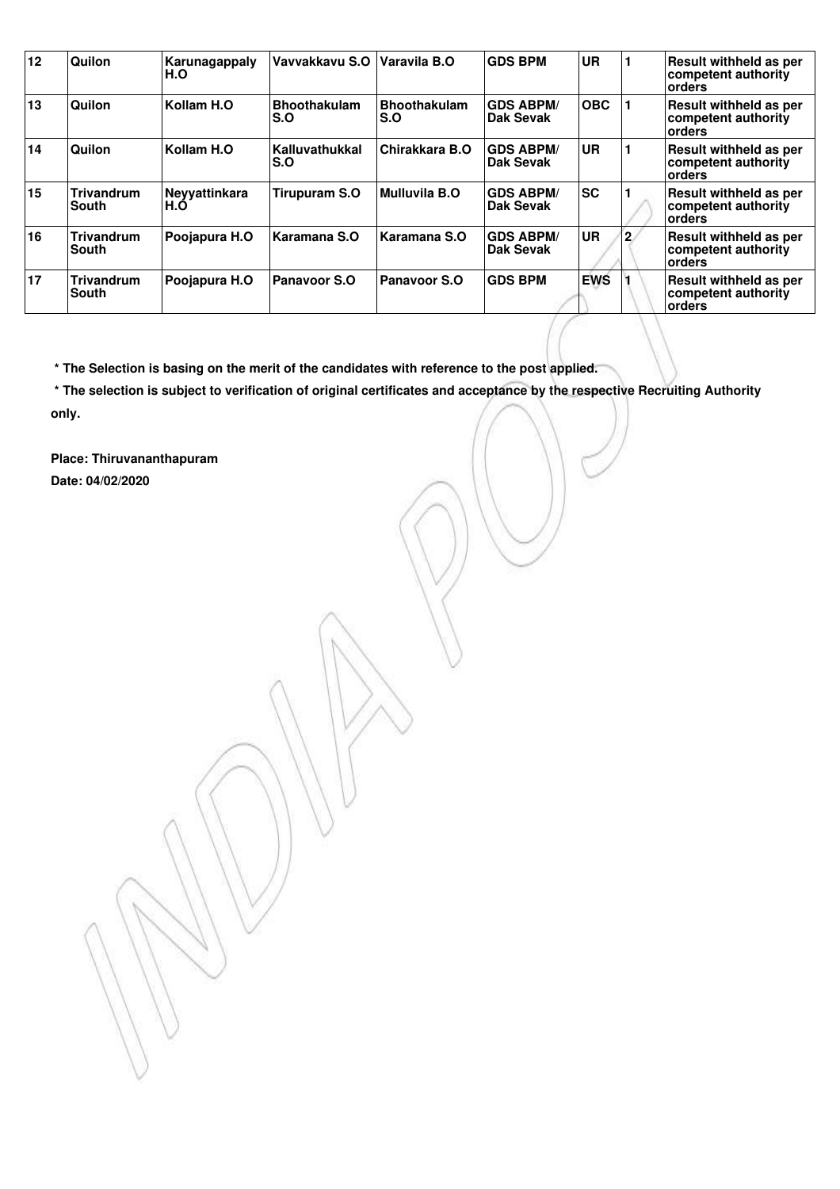| | | | | | | | | |
|---|---|---|---|---|---|---|---|---|
| 12 | Quilon | Karunagappaly H.O | Vavvakkavu S.O | Varavila B.O | GDS BPM | UR | 1 | Result withheld as per competent authority orders |
| 13 | Quilon | Kollam H.O | Bhoothakulam S.O | Bhoothakulam S.O | GDS ABPM/ Dak Sevak | OBC | 1 | Result withheld as per competent authority orders |
| 14 | Quilon | Kollam H.O | Kalluvathukkal S.O | Chirakkara B.O | GDS ABPM/ Dak Sevak | UR | 1 | Result withheld as per competent authority orders |
| 15 | Trivandrum South | Neyyattinkara H.O | Tirupuram S.O | Mulluvila B.O | GDS ABPM/ Dak Sevak | SC | 1 | Result withheld as per competent authority orders |
| 16 | Trivandrum South | Poojapura H.O | Karamana S.O | Karamana S.O | GDS ABPM/ Dak Sevak | UR | 2 | Result withheld as per competent authority orders |
| 17 | Trivandrum South | Poojapura H.O | Panavoor S.O | Panavoor S.O | GDS BPM | EWS | 1 | Result withheld as per competent authority orders |

**\* The Selection is basing on the merit of the candidates with reference to the post applied.**

**\* The selection is subject to verification of original certificates and acceptance by the respective Recruiting Authority only.**

**Place: Thiruvananthapuram**

**Date: 04/02/2020**